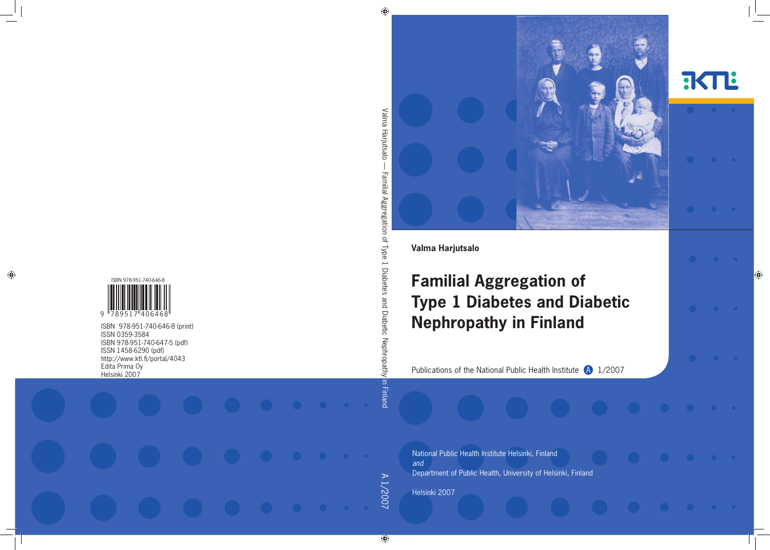Valma Harjutsalo

# Familial Aggregation of Type 1 Diabetes and Diabetic Nephropathy in Finland

Publications of the National Public Health Institute A 1/2007

National Public Health Institute Helsinki, Finland
*and*
Department of Public Health, University of Helsinki, Finland

Helsinki 2007

Valma Harjutsalo — Familial Aggregation of Type 1 Diabetes and Diabetic Nephropathy in Finland

A 1/2007

ISBN 978-951-740-646-8

ISBN 978-951-740-646-8 (print)
ISSN 0359-3584
ISBN 978-951-740-647-5 (pdf)
ISSN 1458-6290 (pdf)
http://www.ktl.fi/portal/4043
Edita Prima Oy
Helsinki 2007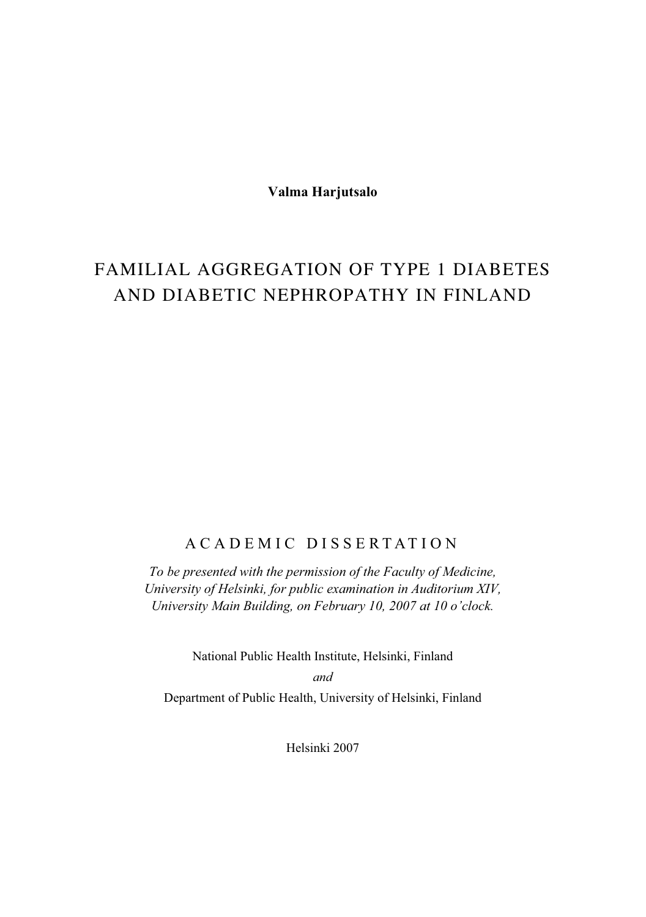**Valma Harjutsalo**

# FAMILIAL AGGREGATION OF TYPE 1 DIABETES AND DIABETIC NEPHROPATHY IN FINLAND

A C A D E M I C   D I S S E R T A T I O N

*To be presented with the permission of the Faculty of Medicine, University of Helsinki, for public examination in Auditorium XIV, University Main Building, on February 10, 2007 at 10 o'clock.*

National Public Health Institute, Helsinki, Finland

*and*

Department of Public Health, University of Helsinki, Finland

Helsinki 2007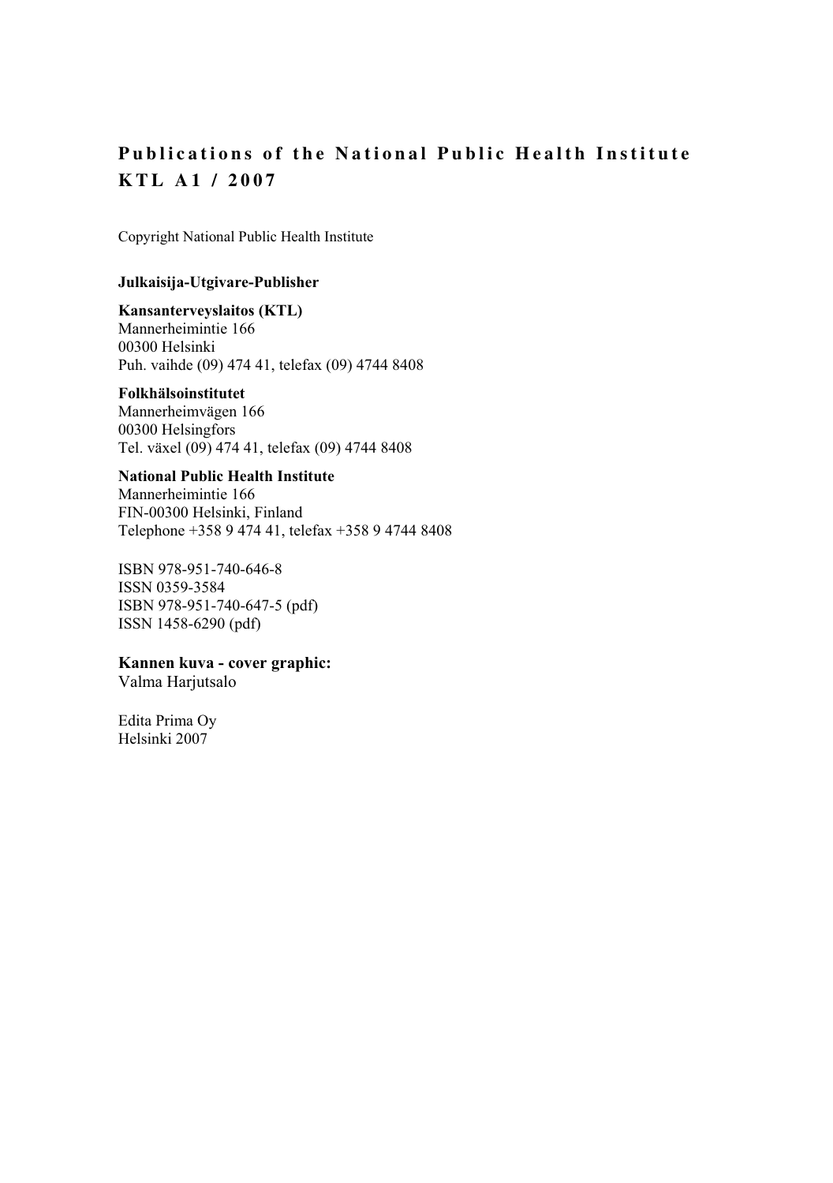**Publications of the National Public Health Institute**
**KTL A1 / 2007**

Copyright National Public Health Institute

**Julkaisija-Utgivare-Publisher**

**Kansanterveyslaitos (KTL)**
Mannerheimintie 166
00300 Helsinki
Puh. vaihde (09) 474 41, telefax (09) 4744 8408

**Folkhälsoinstitutet**
Mannerheimvägen 166
00300 Helsingfors
Tel. växel (09) 474 41, telefax (09) 4744 8408

**National Public Health Institute**
Mannerheimintie 166
FIN-00300 Helsinki, Finland
Telephone +358 9 474 41, telefax +358 9 4744 8408

ISBN 978-951-740-646-8
ISSN 0359-3584
ISBN 978-951-740-647-5 (pdf)
ISSN 1458-6290 (pdf)

**Kannen kuva - cover graphic:**
Valma Harjutsalo

Edita Prima Oy
Helsinki 2007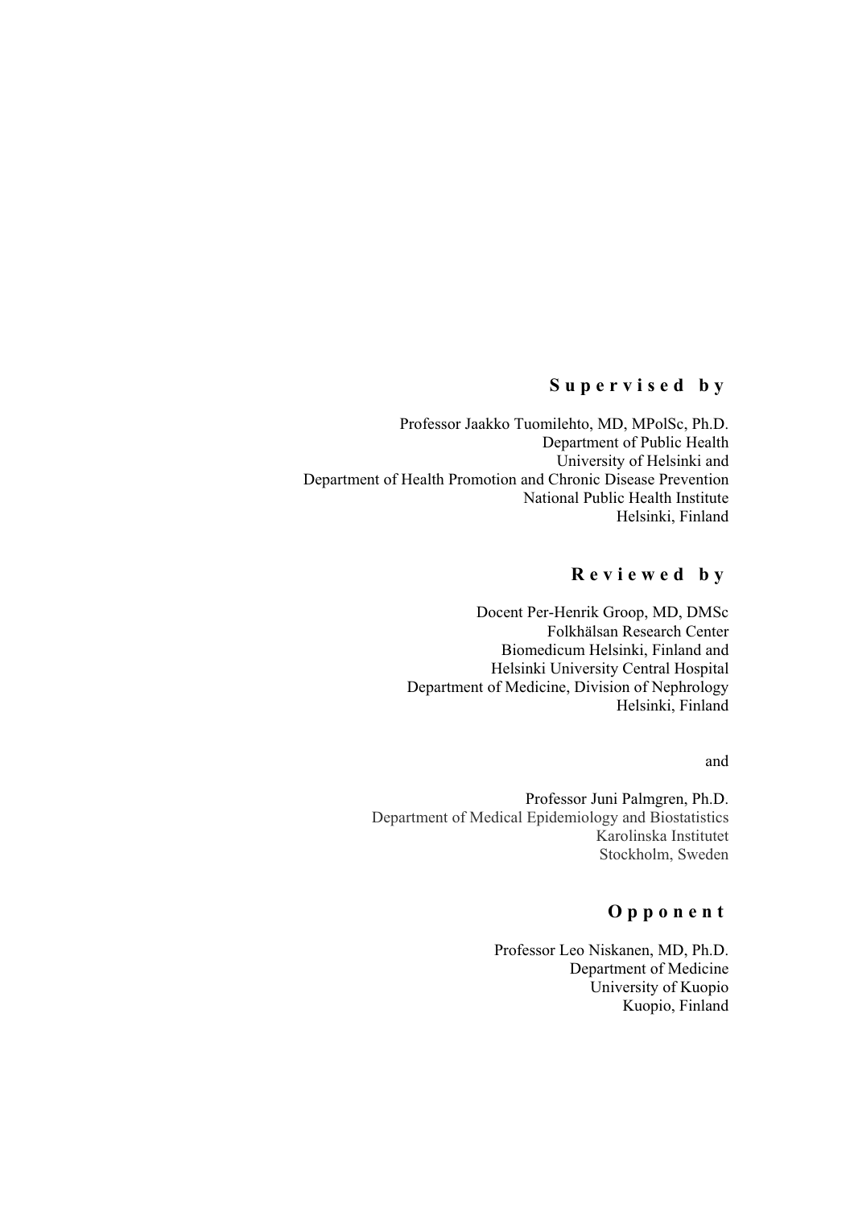## Supervised by

Professor Jaakko Tuomilehto, MD, MPolSc, Ph.D.
Department of Public Health
University of Helsinki and
Department of Health Promotion and Chronic Disease Prevention
National Public Health Institute
Helsinki, Finland

## Reviewed by

Docent Per-Henrik Groop, MD, DMSc
Folkhälsan Research Center
Biomedicum Helsinki, Finland and
Helsinki University Central Hospital
Department of Medicine, Division of Nephrology
Helsinki, Finland

and

Professor Juni Palmgren, Ph.D.
Department of Medical Epidemiology and Biostatistics
Karolinska Institutet
Stockholm, Sweden

## Opponent

Professor Leo Niskanen, MD, Ph.D.
Department of Medicine
University of Kuopio
Kuopio, Finland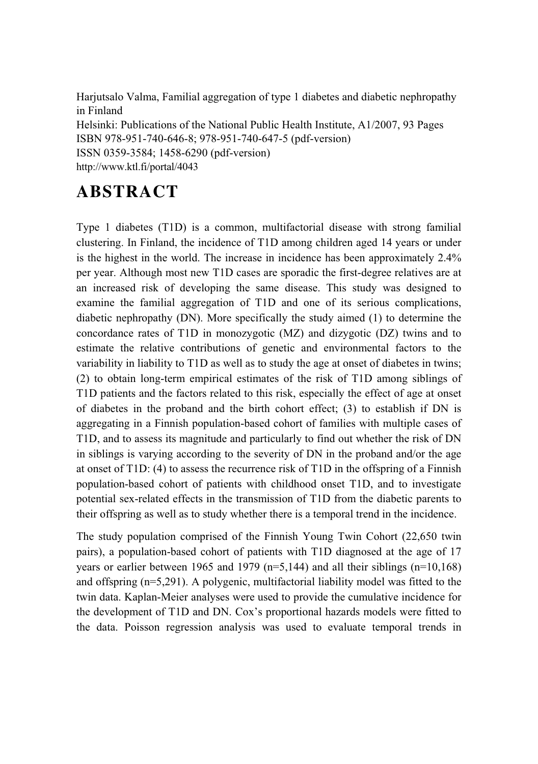Harjutsalo Valma, Familial aggregation of type 1 diabetes and diabetic nephropathy in Finland
Helsinki: Publications of the National Public Health Institute, A1/2007, 93 Pages
ISBN 978-951-740-646-8; 978-951-740-647-5 (pdf-version)
ISSN 0359-3584; 1458-6290 (pdf-version)
http://www.ktl.fi/portal/4043

# ABSTRACT

Type 1 diabetes (T1D) is a common, multifactorial disease with strong familial clustering. In Finland, the incidence of T1D among children aged 14 years or under is the highest in the world. The increase in incidence has been approximately 2.4% per year. Although most new T1D cases are sporadic the first-degree relatives are at an increased risk of developing the same disease. This study was designed to examine the familial aggregation of T1D and one of its serious complications, diabetic nephropathy (DN). More specifically the study aimed (1) to determine the concordance rates of T1D in monozygotic (MZ) and dizygotic (DZ) twins and to estimate the relative contributions of genetic and environmental factors to the variability in liability to T1D as well as to study the age at onset of diabetes in twins; (2) to obtain long-term empirical estimates of the risk of T1D among siblings of T1D patients and the factors related to this risk, especially the effect of age at onset of diabetes in the proband and the birth cohort effect; (3) to establish if DN is aggregating in a Finnish population-based cohort of families with multiple cases of T1D, and to assess its magnitude and particularly to find out whether the risk of DN in siblings is varying according to the severity of DN in the proband and/or the age at onset of T1D: (4) to assess the recurrence risk of T1D in the offspring of a Finnish population-based cohort of patients with childhood onset T1D, and to investigate potential sex-related effects in the transmission of T1D from the diabetic parents to their offspring as well as to study whether there is a temporal trend in the incidence.

The study population comprised of the Finnish Young Twin Cohort (22,650 twin pairs), a population-based cohort of patients with T1D diagnosed at the age of 17 years or earlier between 1965 and 1979 (n=5,144) and all their siblings (n=10,168) and offspring (n=5,291). A polygenic, multifactorial liability model was fitted to the twin data. Kaplan-Meier analyses were used to provide the cumulative incidence for the development of T1D and DN. Cox's proportional hazards models were fitted to the data. Poisson regression analysis was used to evaluate temporal trends in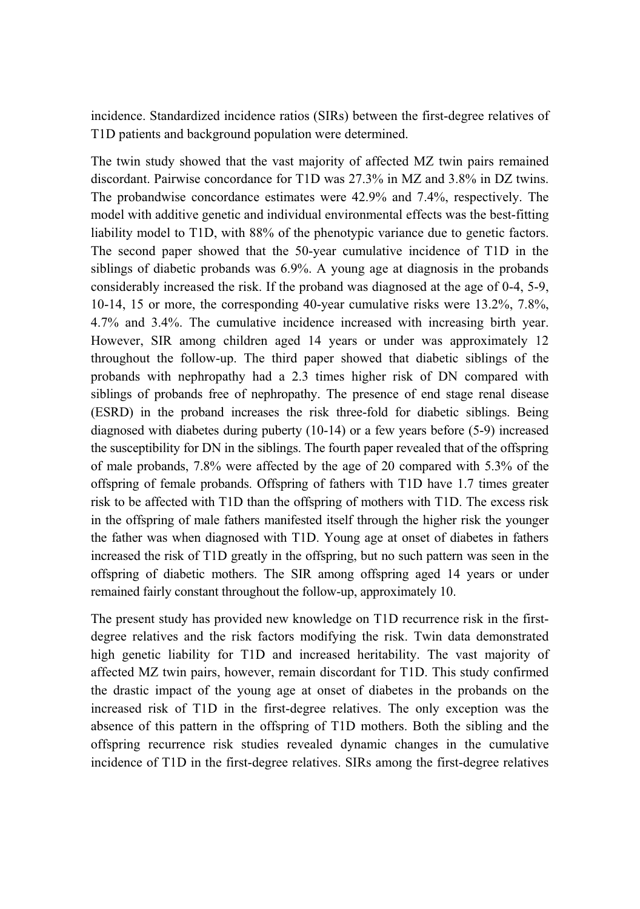incidence. Standardized incidence ratios (SIRs) between the first-degree relatives of T1D patients and background population were determined.

The twin study showed that the vast majority of affected MZ twin pairs remained discordant. Pairwise concordance for T1D was 27.3% in MZ and 3.8% in DZ twins. The probandwise concordance estimates were 42.9% and 7.4%, respectively. The model with additive genetic and individual environmental effects was the best-fitting liability model to T1D, with 88% of the phenotypic variance due to genetic factors. The second paper showed that the 50-year cumulative incidence of T1D in the siblings of diabetic probands was 6.9%. A young age at diagnosis in the probands considerably increased the risk. If the proband was diagnosed at the age of 0-4, 5-9, 10-14, 15 or more, the corresponding 40-year cumulative risks were 13.2%, 7.8%, 4.7% and 3.4%. The cumulative incidence increased with increasing birth year. However, SIR among children aged 14 years or under was approximately 12 throughout the follow-up. The third paper showed that diabetic siblings of the probands with nephropathy had a 2.3 times higher risk of DN compared with siblings of probands free of nephropathy. The presence of end stage renal disease (ESRD) in the proband increases the risk three-fold for diabetic siblings. Being diagnosed with diabetes during puberty (10-14) or a few years before (5-9) increased the susceptibility for DN in the siblings. The fourth paper revealed that of the offspring of male probands, 7.8% were affected by the age of 20 compared with 5.3% of the offspring of female probands. Offspring of fathers with T1D have 1.7 times greater risk to be affected with T1D than the offspring of mothers with T1D. The excess risk in the offspring of male fathers manifested itself through the higher risk the younger the father was when diagnosed with T1D. Young age at onset of diabetes in fathers increased the risk of T1D greatly in the offspring, but no such pattern was seen in the offspring of diabetic mothers. The SIR among offspring aged 14 years or under remained fairly constant throughout the follow-up, approximately 10.

The present study has provided new knowledge on T1D recurrence risk in the first-degree relatives and the risk factors modifying the risk. Twin data demonstrated high genetic liability for T1D and increased heritability. The vast majority of affected MZ twin pairs, however, remain discordant for T1D. This study confirmed the drastic impact of the young age at onset of diabetes in the probands on the increased risk of T1D in the first-degree relatives. The only exception was the absence of this pattern in the offspring of T1D mothers. Both the sibling and the offspring recurrence risk studies revealed dynamic changes in the cumulative incidence of T1D in the first-degree relatives. SIRs among the first-degree relatives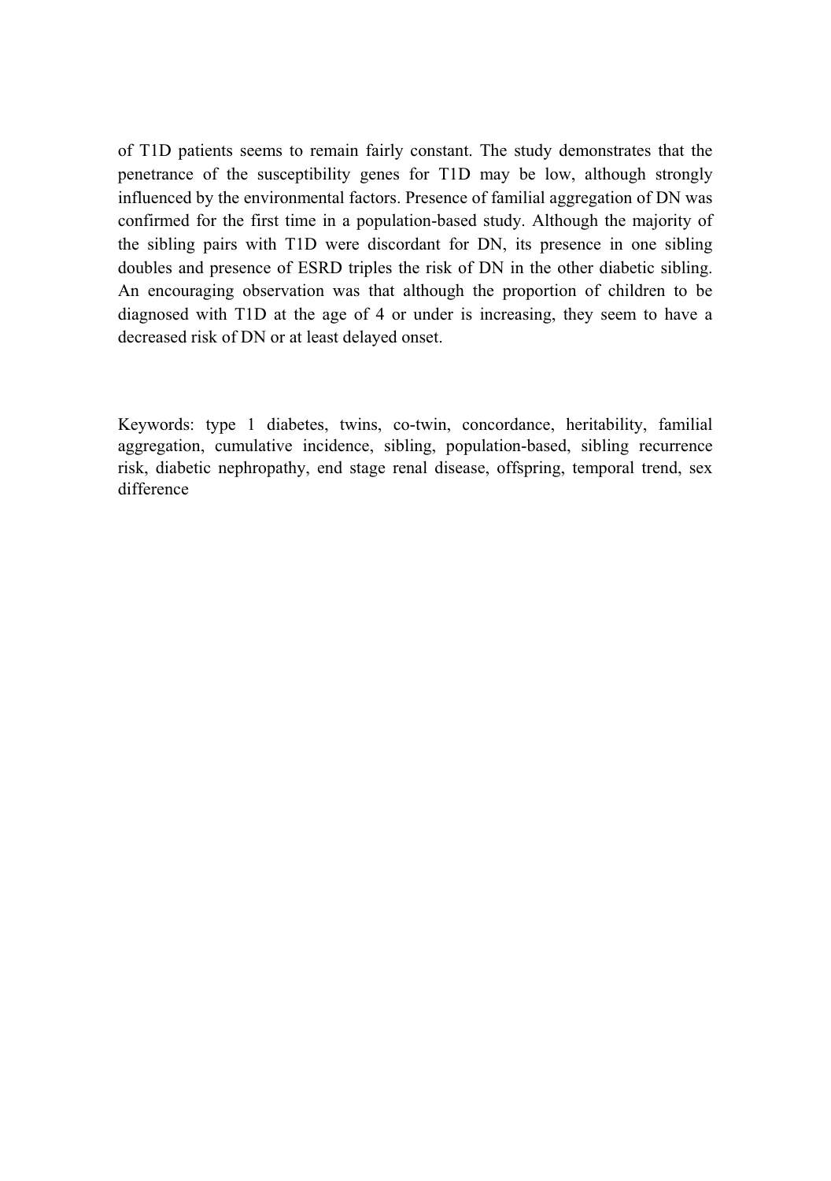of T1D patients seems to remain fairly constant. The study demonstrates that the penetrance of the susceptibility genes for T1D may be low, although strongly influenced by the environmental factors. Presence of familial aggregation of DN was confirmed for the first time in a population-based study. Although the majority of the sibling pairs with T1D were discordant for DN, its presence in one sibling doubles and presence of ESRD triples the risk of DN in the other diabetic sibling. An encouraging observation was that although the proportion of children to be diagnosed with T1D at the age of 4 or under is increasing, they seem to have a decreased risk of DN or at least delayed onset.

Keywords: type 1 diabetes, twins, co-twin, concordance, heritability, familial aggregation, cumulative incidence, sibling, population-based, sibling recurrence risk, diabetic nephropathy, end stage renal disease, offspring, temporal trend, sex difference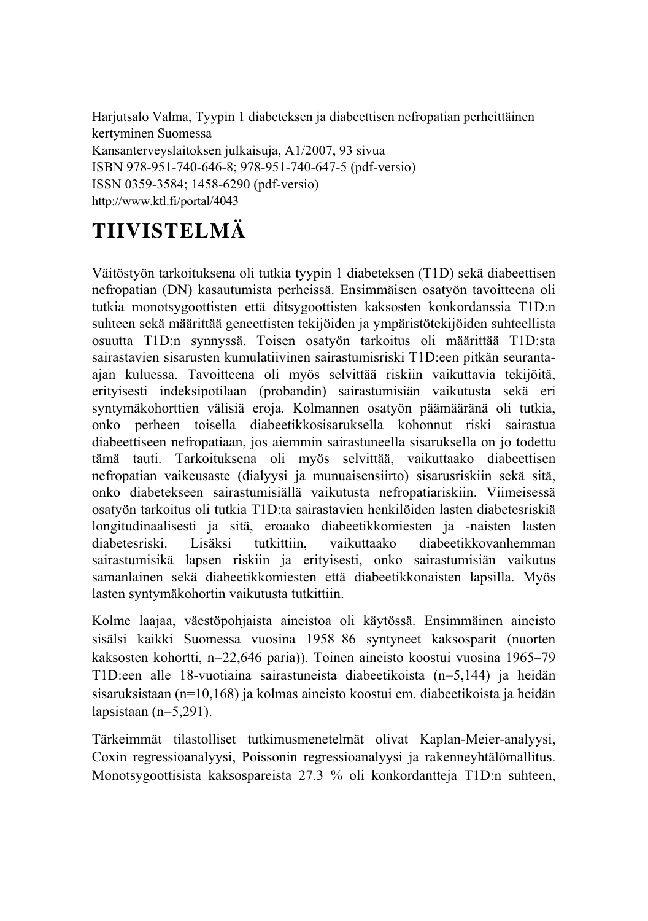Harjutsalo Valma, Tyypin 1 diabeteksen ja diabeettisen nefropatian perheittäinen kertyminen Suomessa
Kansanterveyslaitoksen julkaisuja, A1/2007, 93 sivua
ISBN 978-951-740-646-8; 978-951-740-647-5 (pdf-versio)
ISSN 0359-3584; 1458-6290 (pdf-versio)
http://www.ktl.fi/portal/4043

# TIIVISTELMÄ

Väitöstyön tarkoituksena oli tutkia tyypin 1 diabeteksen (T1D) sekä diabeettisen nefropatian (DN) kasautumista perheissä. Ensimmäisen osatyön tavoitteena oli tutkia monotsygoottisten että ditsygoottisten kaksosten konkordanssia T1D:n suhteen sekä määrittää geneettisten tekijöiden ja ympäristötekijöiden suhteellista osuutta T1D:n synnyssä. Toisen osatyön tarkoitus oli määrittää T1D:sta sairastavien sisarusten kumulatiivinen sairastumisriski T1D:een pitkän seuranta-ajan kuluessa. Tavoitteena oli myös selvittää riskiin vaikuttavia tekijöitä, erityisesti indeksipotilaan (probandin) sairastumisiän vaikutusta sekä eri syntymäkohorttien välisiä eroja. Kolmannen osatyön päämääränä oli tutkia, onko perheen toisella diabeetikkosisaruksella kohonnut riski sairastua diabeettiseen nefropatiaan, jos aiemmin sairastuneella sisaruksella on jo todettu tämä tauti. Tarkoituksena oli myös selvittää, vaikuttaako diabeettisen nefropatian vaikeusaste (dialyysi ja munuaisensiirto) sisarusriskiin sekä sitä, onko diabetekseen sairastumisiällä vaikutusta nefropatiariskiin. Viimeisessä osatyön tarkoitus oli tutkia T1D:ta sairastavien henkilöiden lasten diabetesriskiä longitudinaalisesti ja sitä, eroaako diabeetikkomiesten ja -naisten lasten diabetesriski. Lisäksi tutkittiin, vaikuttaako diabeetikkovanhemman sairastumisikä lapsen riskiin ja erityisesti, onko sairastumisiän vaikutus samanlainen sekä diabeetikkomiesten että diabeetikkonaisten lapsilla. Myös lasten syntymäkohortin vaikutusta tutkittiin.

Kolme laajaa, väestöpohjaista aineistoa oli käytössä. Ensimmäinen aineisto sisälsi kaikki Suomessa vuosina 1958–86 syntyneet kaksosparit (nuorten kaksosten kohortti, n=22,646 paria)). Toinen aineisto koostui vuosina 1965–79 T1D:een alle 18-vuotiaina sairastuneista diabeetikoista (n=5,144) ja heidän sisaruksistaan (n=10,168) ja kolmas aineisto koostui em. diabeetikoista ja heidän lapsistaan (n=5,291).

Tärkeimmät tilastolliset tutkimusmenetelmät olivat Kaplan-Meier-analyysi, Coxin regressioanalyysi, Poissonin regressioanalyysi ja rakenneyhtälömallitus. Monotsygoottisista kaksospareista 27.3 % oli konkordantteja T1D:n suhteen,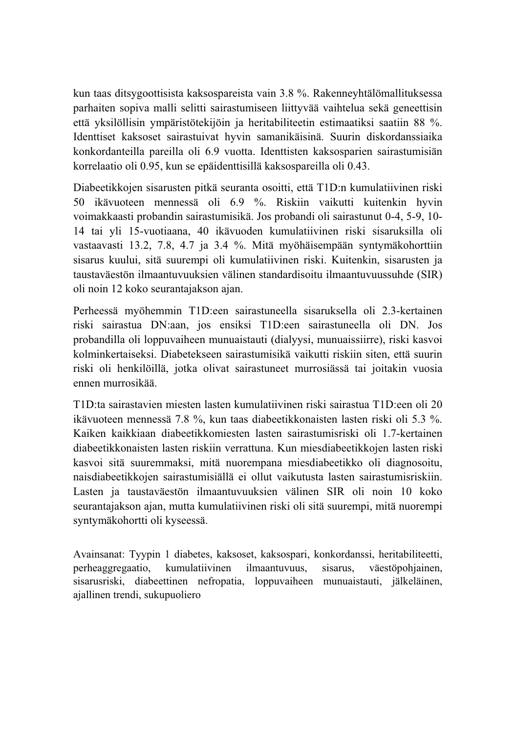kun taas ditsygoottisista kaksospareista vain 3.8 %. Rakenneyhtälömallituksessa parhaiten sopiva malli selitti sairastumiseen liittyvää vaihtelua sekä geneettisin että yksilöllisin ympäristötekijöin ja heritabiliteetin estimaatiksi saatiin 88 %. Identtiset kaksoset sairastuivat hyvin samanikäisinä. Suurin diskordanssiaika konkordanteilla pareilla oli 6.9 vuotta. Identtisten kaksosparien sairastumisiän korrelaatio oli 0.95, kun se epäidenttisillä kaksospareilla oli 0.43.

Diabeetikkojen sisarusten pitkä seuranta osoitti, että T1D:n kumulatiivinen riski 50 ikävuoteen mennessä oli 6.9 %. Riskiin vaikutti kuitenkin hyvin voimakkaasti probandin sairastumisikä. Jos probandi oli sairastunut 0-4, 5-9, 10-14 tai yli 15-vuotiaana, 40 ikävuoden kumulatiivinen riski sisaruksilla oli vastaavasti 13.2, 7.8, 4.7 ja 3.4 %. Mitä myöhäisempään syntymäkohorttiin sisarus kuului, sitä suurempi oli kumulatiivinen riski. Kuitenkin, sisarusten ja taustaväestön ilmaantuvuuksien välinen standardisoitu ilmaantuvuussuhde (SIR) oli noin 12 koko seurantajakson ajan.

Perheessä myöhemmin T1D:een sairastuneella sisaruksella oli 2.3-kertainen riski sairastua DN:aan, jos ensiksi T1D:een sairastuneella oli DN. Jos probandilla oli loppuvaiheen munuaistauti (dialyysi, munuaissiirre), riski kasvoi kolminkertaiseksi. Diabetekseen sairastumisikä vaikutti riskiin siten, että suurin riski oli henkilöillä, jotka olivat sairastuneet murrosiässä tai joitakin vuosia ennen murrosikää.

T1D:ta sairastavien miesten lasten kumulatiivinen riski sairastua T1D:een oli 20 ikävuoteen mennessä 7.8 %, kun taas diabeetikkonaisten lasten riski oli 5.3 %. Kaiken kaikkiaan diabeetikkomiesten lasten sairastumisriski oli 1.7-kertainen diabeetikkonaisten lasten riskiin verrattuna. Kun miesdiabeetikkojen lasten riski kasvoi sitä suuremmaksi, mitä nuorempana miesdiabeetikko oli diagnosoitu, naisdiabeetikkojen sairastumisiällä ei ollut vaikutusta lasten sairastumisriskiin. Lasten ja taustaväestön ilmaantuvuuksien välinen SIR oli noin 10 koko seurantajakson ajan, mutta kumulatiivinen riski oli sitä suurempi, mitä nuorempi syntymäkohortti oli kyseessä.

Avainsanat: Tyypin 1 diabetes, kaksoset, kaksospari, konkordanssi, heritabiliteetti, perheaggregaatio, kumulatiivinen ilmaantuvuus, sisarus, väestöpohjainen, sisarusriski, diabeettinen nefropatia, loppuvaiheen munuaistauti, jälkeläinen, ajallinen trendi, sukupuoliero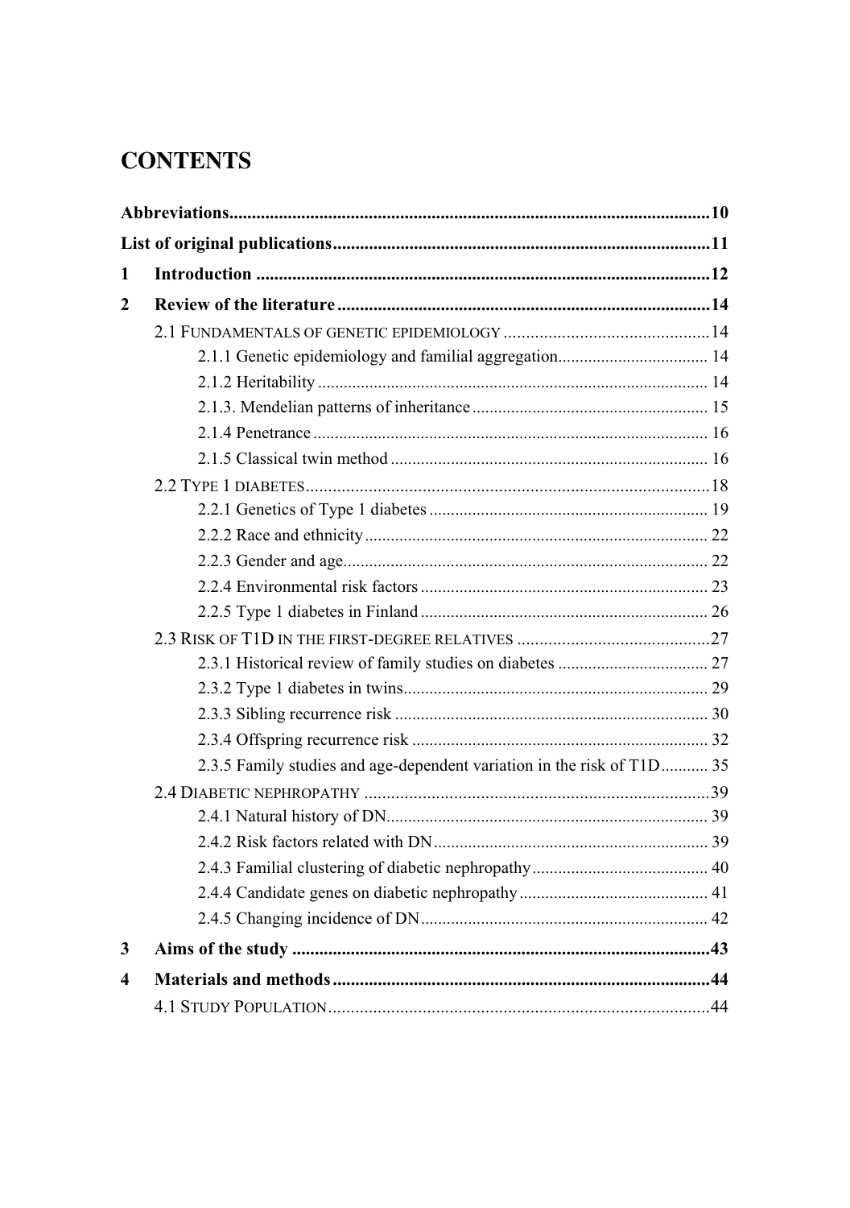# CONTENTS

**Abbreviations................................................................................................10**

**List of original publications........................................................................11**

**1 Introduction ...............................................................................................12**

**2 Review of the literature...............................................................................14**

2.1 FUNDAMENTALS OF GENETIC EPIDEMIOLOGY ..............................................14

2.1.1 Genetic epidemiology and familial aggregation.................................. 14

2.1.2 Heritability ......................................................................................... 14

2.1.3. Mendelian patterns of inheritance...................................................... 15

2.1.4 Penetrance .......................................................................................... 16

2.1.5 Classical twin method ........................................................................ 16

2.2 TYPE 1 DIABETES...........................................................................................18

2.2.1 Genetics of Type 1 diabetes ................................................................ 19

2.2.2 Race and ethnicity............................................................................... 22

2.2.3 Gender and age.................................................................................... 22

2.2.4 Environmental risk factors .................................................................. 23

2.2.5 Type 1 diabetes in Finland .................................................................. 26

2.3 RISK OF T1D IN THE FIRST-DEGREE RELATIVES ...........................................27

2.3.1 Historical review of family studies on diabetes .................................. 27

2.3.2 Type 1 diabetes in twins...................................................................... 29

2.3.3 Sibling recurrence risk ........................................................................ 30

2.3.4 Offspring recurrence risk .................................................................... 32

2.3.5 Family studies and age-dependent variation in the risk of T1D........... 35

2.4 DIABETIC NEPHROPATHY ..............................................................................39

2.4.1 Natural history of DN.......................................................................... 39

2.4.2 Risk factors related with DN............................................................... 39

2.4.3 Familial clustering of diabetic nephropathy......................................... 40

2.4.4 Candidate genes on diabetic nephropathy............................................ 41

2.4.5 Changing incidence of DN.................................................................. 42

**3 Aims of the study ........................................................................................43**

**4 Materials and methods................................................................................44**

4.1 STUDY POPULATION......................................................................................44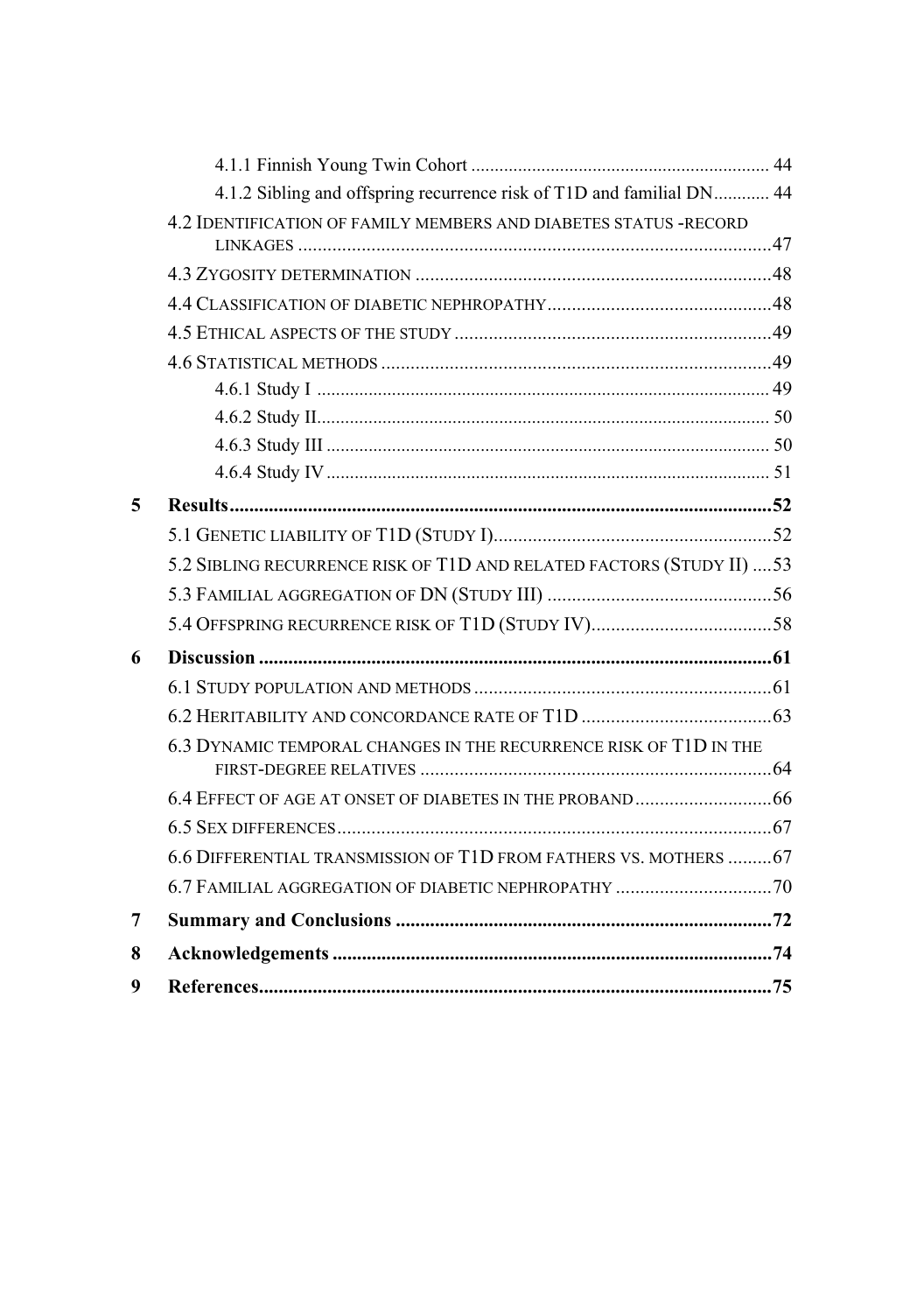4.1.1 Finnish Young Twin Cohort ............................................................. 44

4.1.2 Sibling and offspring recurrence risk of T1D and familial DN........... 44

4.2 Identification of family members and diabetes status -record linkages ................................................................................................47

4.3 Zygosity determination .........................................................................48

4.4 Classification of diabetic nephropathy.............................................48

4.5 Ethical aspects of the study ................................................................49

4.6 Statistical methods ...............................................................................49

4.6.1 Study I .............................................................................................. 49

4.6.2 Study II............................................................................................. 50

4.6.3 Study III ........................................................................................... 50

4.6.4 Study IV ........................................................................................... 51

**5 Results...........................................................................................................52**

5.1 Genetic liability of T1D (Study I).........................................................52

5.2 Sibling recurrence risk of T1D and related factors (Study II) ....53

5.3 Familial aggregation of DN (Study III) ..............................................56

5.4 Offspring recurrence risk of T1D (Study IV)......................................58

**6 Discussion ......................................................................................................61**

6.1 Study population and methods ............................................................61

6.2 Heritability and concordance rate of T1D .......................................63

6.3 Dynamic temporal changes in the recurrence risk of T1D in the first-degree relatives .......................................................................64

6.4 Effect of age at onset of diabetes in the proband............................66

6.5 Sex differences.........................................................................................67

6.6 Differential transmission of T1D from fathers vs. mothers .........67

6.7 Familial aggregation of diabetic nephropathy ................................70

**7 Summary and Conclusions ..........................................................................72**

**8 Acknowledgements .......................................................................................74**

**9 References......................................................................................................75**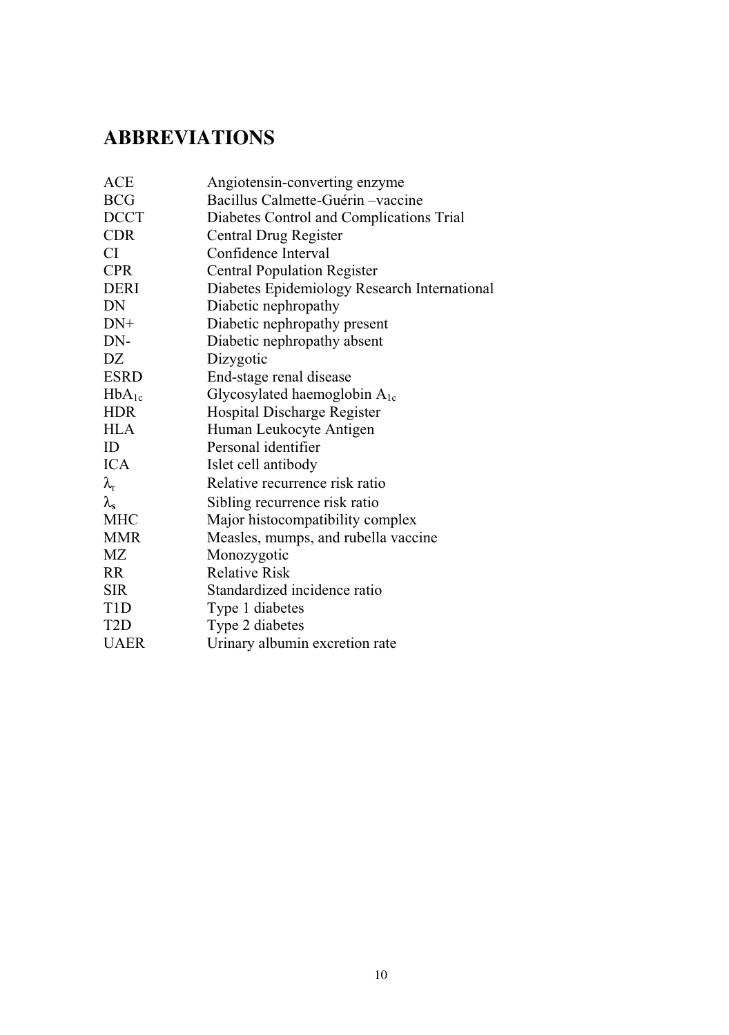# ABBREVIATIONS

| | |
|---|---|
| ACE | Angiotensin-converting enzyme |
| BCG | Bacillus Calmette-Guérin –vaccine |
| DCCT | Diabetes Control and Complications Trial |
| CDR | Central Drug Register |
| CI | Confidence Interval |
| CPR | Central Population Register |
| DERI | Diabetes Epidemiology Research International |
| DN | Diabetic nephropathy |
| DN+ | Diabetic nephropathy present |
| DN- | Diabetic nephropathy absent |
| DZ | Dizygotic |
| ESRD | End-stage renal disease |
| $HbA_{1c}$ | Glycosylated haemoglobin $A_{1c}$ |
| HDR | Hospital Discharge Register |
| HLA | Human Leukocyte Antigen |
| ID | Personal identifier |
| ICA | Islet cell antibody |
| $\lambda_r$ | Relative recurrence risk ratio |
| $\lambda_s$ | Sibling recurrence risk ratio |
| MHC | Major histocompatibility complex |
| MMR | Measles, mumps, and rubella vaccine |
| MZ | Monozygotic |
| RR | Relative Risk |
| SIR | Standardized incidence ratio |
| T1D | Type 1 diabetes |
| T2D | Type 2 diabetes |
| UAER | Urinary albumin excretion rate |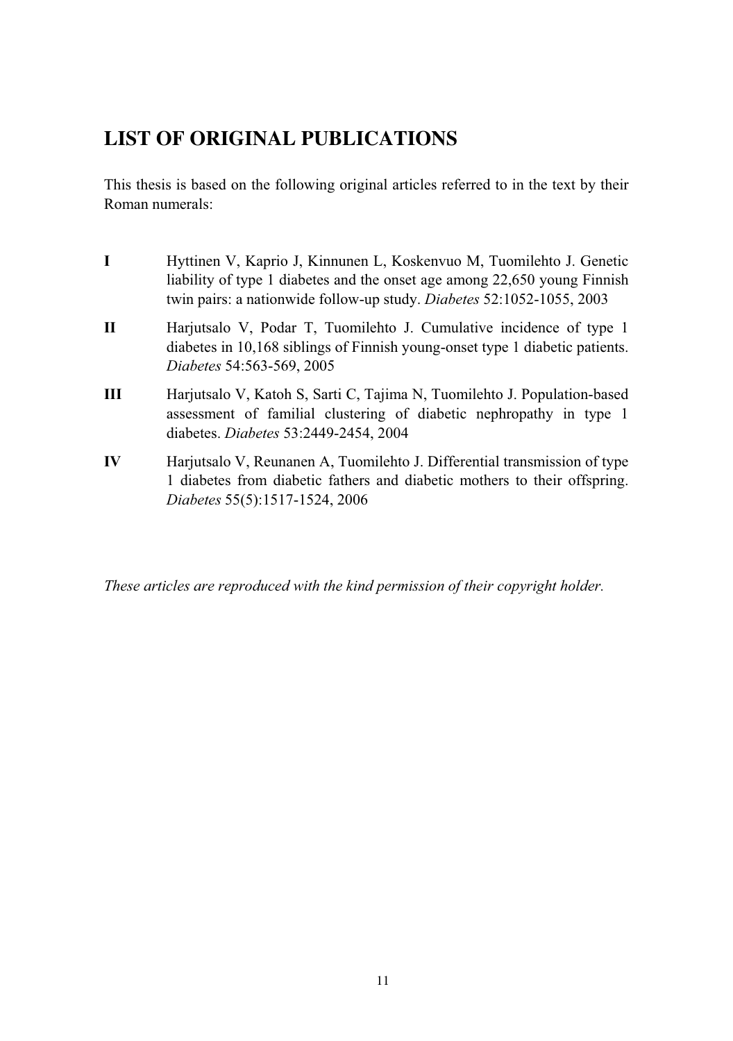# LIST OF ORIGINAL PUBLICATIONS

This thesis is based on the following original articles referred to in the text by their Roman numerals:

**I** Hyttinen V, Kaprio J, Kinnunen L, Koskenvuo M, Tuomilehto J. Genetic liability of type 1 diabetes and the onset age among 22,650 young Finnish twin pairs: a nationwide follow-up study. *Diabetes* 52:1052-1055, 2003

**II** Harjutsalo V, Podar T, Tuomilehto J. Cumulative incidence of type 1 diabetes in 10,168 siblings of Finnish young-onset type 1 diabetic patients. *Diabetes* 54:563-569, 2005

**III** Harjutsalo V, Katoh S, Sarti C, Tajima N, Tuomilehto J. Population-based assessment of familial clustering of diabetic nephropathy in type 1 diabetes. *Diabetes* 53:2449-2454, 2004

**IV** Harjutsalo V, Reunanen A, Tuomilehto J. Differential transmission of type 1 diabetes from diabetic fathers and diabetic mothers to their offspring. *Diabetes* 55(5):1517-1524, 2006

*These articles are reproduced with the kind permission of their copyright holder.*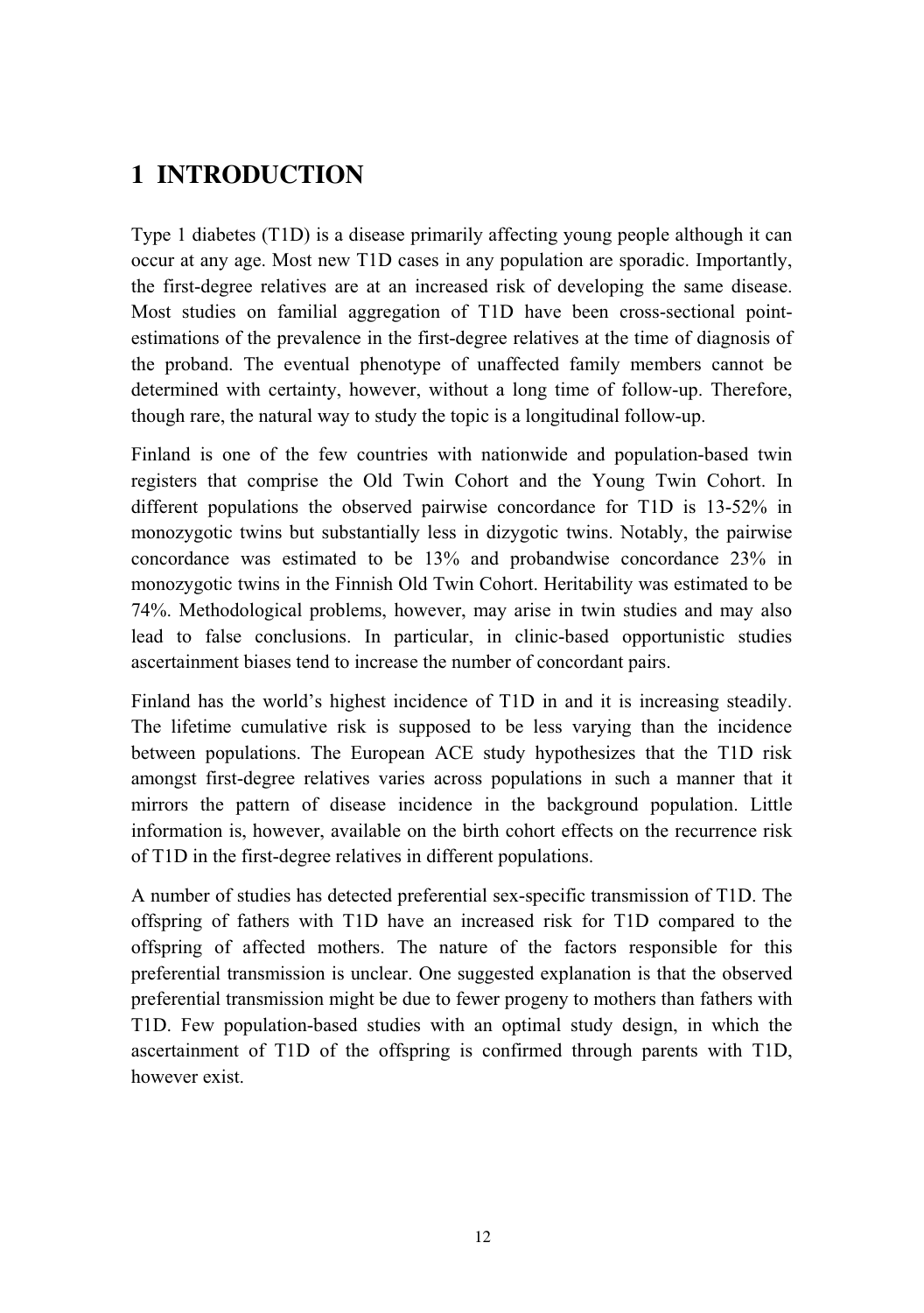# 1 INTRODUCTION

Type 1 diabetes (T1D) is a disease primarily affecting young people although it can occur at any age. Most new T1D cases in any population are sporadic. Importantly, the first-degree relatives are at an increased risk of developing the same disease. Most studies on familial aggregation of T1D have been cross-sectional point-estimations of the prevalence in the first-degree relatives at the time of diagnosis of the proband. The eventual phenotype of unaffected family members cannot be determined with certainty, however, without a long time of follow-up. Therefore, though rare, the natural way to study the topic is a longitudinal follow-up.

Finland is one of the few countries with nationwide and population-based twin registers that comprise the Old Twin Cohort and the Young Twin Cohort. In different populations the observed pairwise concordance for T1D is 13-52% in monozygotic twins but substantially less in dizygotic twins. Notably, the pairwise concordance was estimated to be 13% and probandwise concordance 23% in monozygotic twins in the Finnish Old Twin Cohort. Heritability was estimated to be 74%. Methodological problems, however, may arise in twin studies and may also lead to false conclusions. In particular, in clinic-based opportunistic studies ascertainment biases tend to increase the number of concordant pairs.

Finland has the world's highest incidence of T1D in and it is increasing steadily. The lifetime cumulative risk is supposed to be less varying than the incidence between populations. The European ACE study hypothesizes that the T1D risk amongst first-degree relatives varies across populations in such a manner that it mirrors the pattern of disease incidence in the background population. Little information is, however, available on the birth cohort effects on the recurrence risk of T1D in the first-degree relatives in different populations.

A number of studies has detected preferential sex-specific transmission of T1D. The offspring of fathers with T1D have an increased risk for T1D compared to the offspring of affected mothers. The nature of the factors responsible for this preferential transmission is unclear. One suggested explanation is that the observed preferential transmission might be due to fewer progeny to mothers than fathers with T1D. Few population-based studies with an optimal study design, in which the ascertainment of T1D of the offspring is confirmed through parents with T1D, however exist.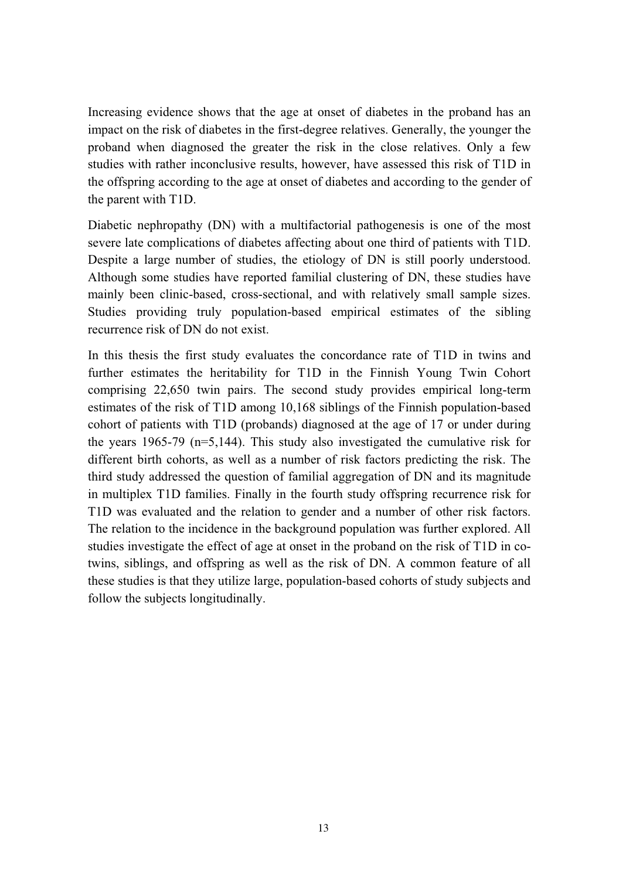Increasing evidence shows that the age at onset of diabetes in the proband has an impact on the risk of diabetes in the first-degree relatives. Generally, the younger the proband when diagnosed the greater the risk in the close relatives. Only a few studies with rather inconclusive results, however, have assessed this risk of T1D in the offspring according to the age at onset of diabetes and according to the gender of the parent with T1D.

Diabetic nephropathy (DN) with a multifactorial pathogenesis is one of the most severe late complications of diabetes affecting about one third of patients with T1D. Despite a large number of studies, the etiology of DN is still poorly understood. Although some studies have reported familial clustering of DN, these studies have mainly been clinic-based, cross-sectional, and with relatively small sample sizes. Studies providing truly population-based empirical estimates of the sibling recurrence risk of DN do not exist.

In this thesis the first study evaluates the concordance rate of T1D in twins and further estimates the heritability for T1D in the Finnish Young Twin Cohort comprising 22,650 twin pairs. The second study provides empirical long-term estimates of the risk of T1D among 10,168 siblings of the Finnish population-based cohort of patients with T1D (probands) diagnosed at the age of 17 or under during the years 1965-79 (n=5,144). This study also investigated the cumulative risk for different birth cohorts, as well as a number of risk factors predicting the risk. The third study addressed the question of familial aggregation of DN and its magnitude in multiplex T1D families. Finally in the fourth study offspring recurrence risk for T1D was evaluated and the relation to gender and a number of other risk factors. The relation to the incidence in the background population was further explored. All studies investigate the effect of age at onset in the proband on the risk of T1D in co-twins, siblings, and offspring as well as the risk of DN. A common feature of all these studies is that they utilize large, population-based cohorts of study subjects and follow the subjects longitudinally.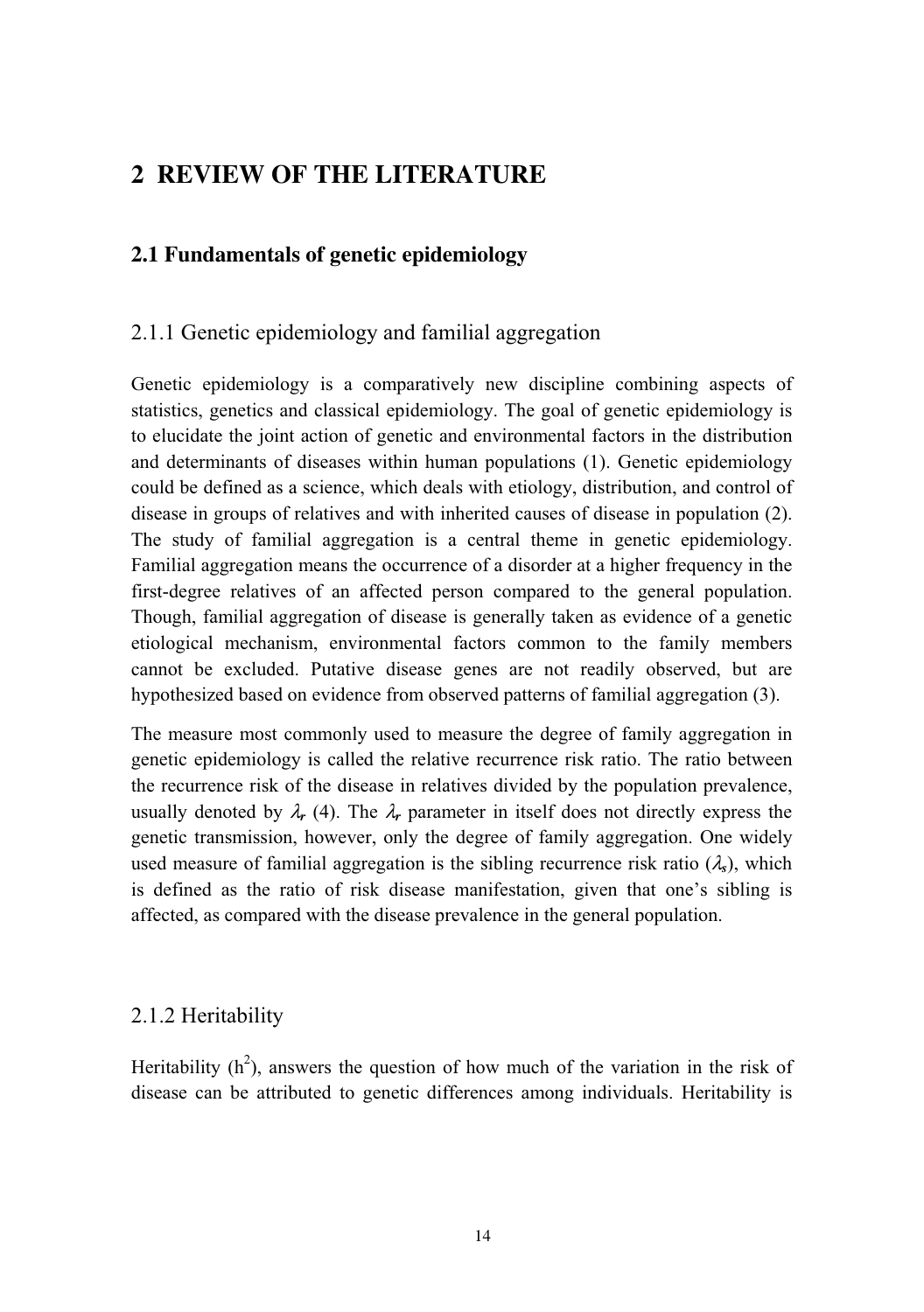# 2 REVIEW OF THE LITERATURE

## 2.1 Fundamentals of genetic epidemiology

### 2.1.1 Genetic epidemiology and familial aggregation

Genetic epidemiology is a comparatively new discipline combining aspects of statistics, genetics and classical epidemiology. The goal of genetic epidemiology is to elucidate the joint action of genetic and environmental factors in the distribution and determinants of diseases within human populations (1). Genetic epidemiology could be defined as a science, which deals with etiology, distribution, and control of disease in groups of relatives and with inherited causes of disease in population (2). The study of familial aggregation is a central theme in genetic epidemiology. Familial aggregation means the occurrence of a disorder at a higher frequency in the first-degree relatives of an affected person compared to the general population. Though, familial aggregation of disease is generally taken as evidence of a genetic etiological mechanism, environmental factors common to the family members cannot be excluded. Putative disease genes are not readily observed, but are hypothesized based on evidence from observed patterns of familial aggregation (3).

The measure most commonly used to measure the degree of family aggregation in genetic epidemiology is called the relative recurrence risk ratio. The ratio between the recurrence risk of the disease in relatives divided by the population prevalence, usually denoted by $\lambda_r$ (4). The $\lambda_r$ parameter in itself does not directly express the genetic transmission, however, only the degree of family aggregation. One widely used measure of familial aggregation is the sibling recurrence risk ratio ($\lambda_s$), which is defined as the ratio of risk disease manifestation, given that one's sibling is affected, as compared with the disease prevalence in the general population.

### 2.1.2 Heritability

Heritability ($h^2$), answers the question of how much of the variation in the risk of disease can be attributed to genetic differences among individuals. Heritability is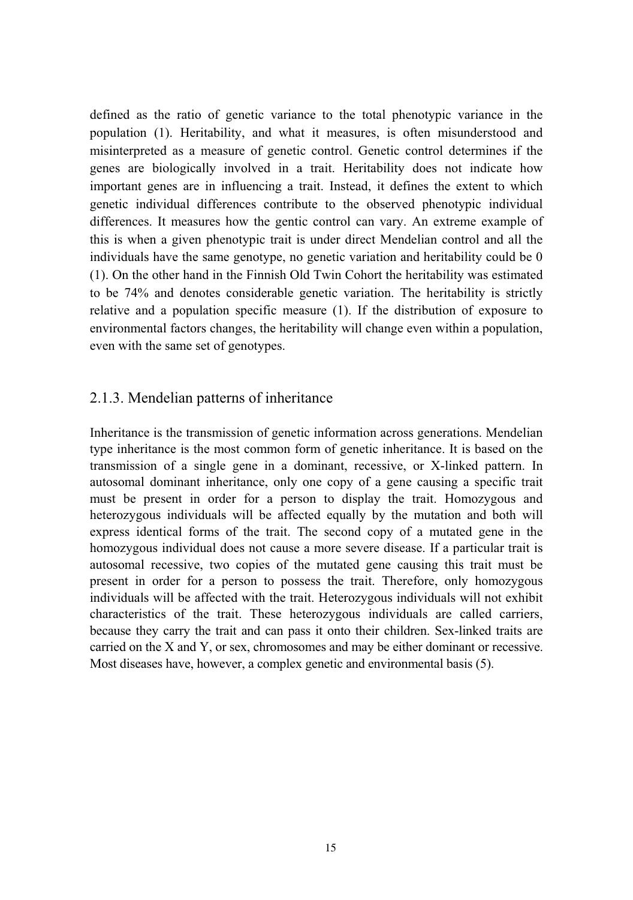defined as the ratio of genetic variance to the total phenotypic variance in the population (1). Heritability, and what it measures, is often misunderstood and misinterpreted as a measure of genetic control. Genetic control determines if the genes are biologically involved in a trait. Heritability does not indicate how important genes are in influencing a trait. Instead, it defines the extent to which genetic individual differences contribute to the observed phenotypic individual differences. It measures how the gentic control can vary. An extreme example of this is when a given phenotypic trait is under direct Mendelian control and all the individuals have the same genotype, no genetic variation and heritability could be 0 (1). On the other hand in the Finnish Old Twin Cohort the heritability was estimated to be 74% and denotes considerable genetic variation. The heritability is strictly relative and a population specific measure (1). If the distribution of exposure to environmental factors changes, the heritability will change even within a population, even with the same set of genotypes.

### 2.1.3. Mendelian patterns of inheritance

Inheritance is the transmission of genetic information across generations. Mendelian type inheritance is the most common form of genetic inheritance. It is based on the transmission of a single gene in a dominant, recessive, or X-linked pattern. In autosomal dominant inheritance, only one copy of a gene causing a specific trait must be present in order for a person to display the trait. Homozygous and heterozygous individuals will be affected equally by the mutation and both will express identical forms of the trait. The second copy of a mutated gene in the homozygous individual does not cause a more severe disease. If a particular trait is autosomal recessive, two copies of the mutated gene causing this trait must be present in order for a person to possess the trait. Therefore, only homozygous individuals will be affected with the trait. Heterozygous individuals will not exhibit characteristics of the trait. These heterozygous individuals are called carriers, because they carry the trait and can pass it onto their children. Sex-linked traits are carried on the X and Y, or sex, chromosomes and may be either dominant or recessive. Most diseases have, however, a complex genetic and environmental basis (5).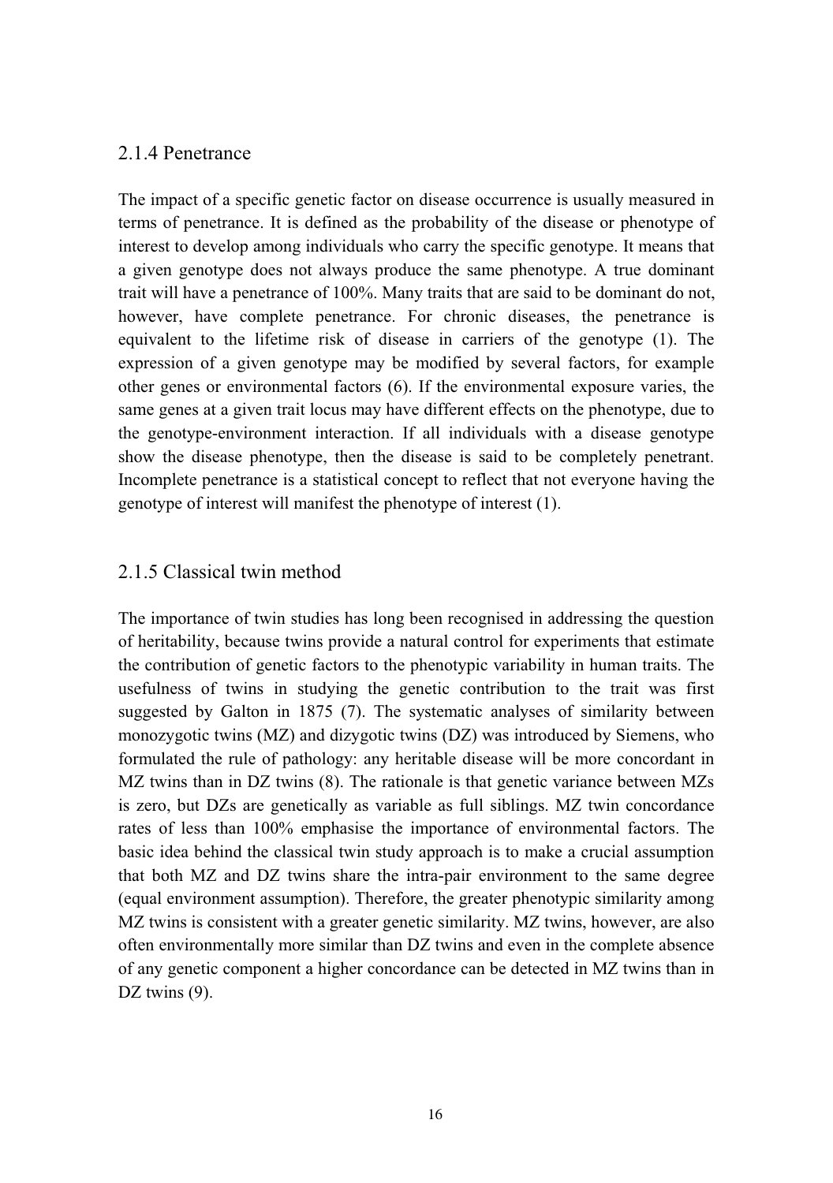### 2.1.4 Penetrance

The impact of a specific genetic factor on disease occurrence is usually measured in terms of penetrance. It is defined as the probability of the disease or phenotype of interest to develop among individuals who carry the specific genotype. It means that a given genotype does not always produce the same phenotype. A true dominant trait will have a penetrance of 100%. Many traits that are said to be dominant do not, however, have complete penetrance. For chronic diseases, the penetrance is equivalent to the lifetime risk of disease in carriers of the genotype (1). The expression of a given genotype may be modified by several factors, for example other genes or environmental factors (6). If the environmental exposure varies, the same genes at a given trait locus may have different effects on the phenotype, due to the genotype-environment interaction. If all individuals with a disease genotype show the disease phenotype, then the disease is said to be completely penetrant. Incomplete penetrance is a statistical concept to reflect that not everyone having the genotype of interest will manifest the phenotype of interest (1).

### 2.1.5 Classical twin method

The importance of twin studies has long been recognised in addressing the question of heritability, because twins provide a natural control for experiments that estimate the contribution of genetic factors to the phenotypic variability in human traits. The usefulness of twins in studying the genetic contribution to the trait was first suggested by Galton in 1875 (7). The systematic analyses of similarity between monozygotic twins (MZ) and dizygotic twins (DZ) was introduced by Siemens, who formulated the rule of pathology: any heritable disease will be more concordant in MZ twins than in DZ twins (8). The rationale is that genetic variance between MZs is zero, but DZs are genetically as variable as full siblings. MZ twin concordance rates of less than 100% emphasise the importance of environmental factors. The basic idea behind the classical twin study approach is to make a crucial assumption that both MZ and DZ twins share the intra-pair environment to the same degree (equal environment assumption). Therefore, the greater phenotypic similarity among MZ twins is consistent with a greater genetic similarity. MZ twins, however, are also often environmentally more similar than DZ twins and even in the complete absence of any genetic component a higher concordance can be detected in MZ twins than in DZ twins (9).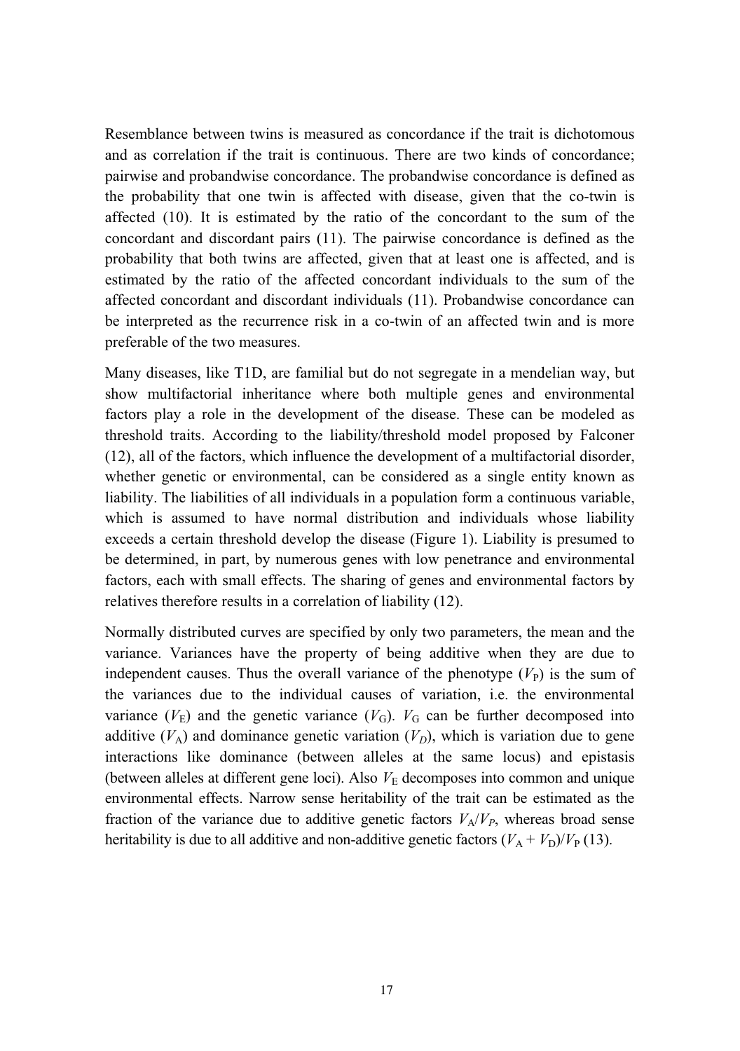Resemblance between twins is measured as concordance if the trait is dichotomous and as correlation if the trait is continuous. There are two kinds of concordance; pairwise and probandwise concordance. The probandwise concordance is defined as the probability that one twin is affected with disease, given that the co-twin is affected (10). It is estimated by the ratio of the concordant to the sum of the concordant and discordant pairs (11). The pairwise concordance is defined as the probability that both twins are affected, given that at least one is affected, and is estimated by the ratio of the affected concordant individuals to the sum of the affected concordant and discordant individuals (11). Probandwise concordance can be interpreted as the recurrence risk in a co-twin of an affected twin and is more preferable of the two measures.

Many diseases, like T1D, are familial but do not segregate in a mendelian way, but show multifactorial inheritance where both multiple genes and environmental factors play a role in the development of the disease. These can be modeled as threshold traits. According to the liability/threshold model proposed by Falconer (12), all of the factors, which influence the development of a multifactorial disorder, whether genetic or environmental, can be considered as a single entity known as liability. The liabilities of all individuals in a population form a continuous variable, which is assumed to have normal distribution and individuals whose liability exceeds a certain threshold develop the disease (Figure 1). Liability is presumed to be determined, in part, by numerous genes with low penetrance and environmental factors, each with small effects. The sharing of genes and environmental factors by relatives therefore results in a correlation of liability (12).

Normally distributed curves are specified by only two parameters, the mean and the variance. Variances have the property of being additive when they are due to independent causes. Thus the overall variance of the phenotype ($V_P$) is the sum of the variances due to the individual causes of variation, i.e. the environmental variance ($V_E$) and the genetic variance ($V_G$). $V_G$ can be further decomposed into additive ($V_A$) and dominance genetic variation ($V_D$), which is variation due to gene interactions like dominance (between alleles at the same locus) and epistasis (between alleles at different gene loci). Also $V_E$ decomposes into common and unique environmental effects. Narrow sense heritability of the trait can be estimated as the fraction of the variance due to additive genetic factors $V_A/V_P$, whereas broad sense heritability is due to all additive and non-additive genetic factors $(V_A + V_D)/V_P$ (13).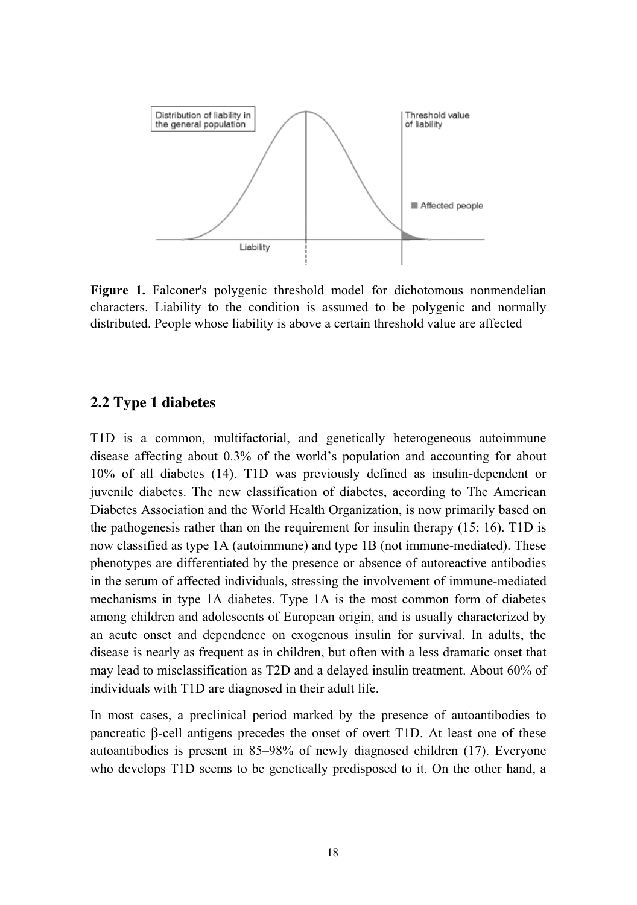**Figure 1.** Falconer's polygenic threshold model for dichotomous nonmendelian characters. Liability to the condition is assumed to be polygenic and normally distributed. People whose liability is above a certain threshold value are affected

## 2.2 Type 1 diabetes

T1D is a common, multifactorial, and genetically heterogeneous autoimmune disease affecting about 0.3% of the world's population and accounting for about 10% of all diabetes (14). T1D was previously defined as insulin-dependent or juvenile diabetes. The new classification of diabetes, according to The American Diabetes Association and the World Health Organization, is now primarily based on the pathogenesis rather than on the requirement for insulin therapy (15; 16). T1D is now classified as type 1A (autoimmune) and type 1B (not immune-mediated). These phenotypes are differentiated by the presence or absence of autoreactive antibodies in the serum of affected individuals, stressing the involvement of immune-mediated mechanisms in type 1A diabetes. Type 1A is the most common form of diabetes among children and adolescents of European origin, and is usually characterized by an acute onset and dependence on exogenous insulin for survival. In adults, the disease is nearly as frequent as in children, but often with a less dramatic onset that may lead to misclassification as T2D and a delayed insulin treatment. About 60% of individuals with T1D are diagnosed in their adult life.

In most cases, a preclinical period marked by the presence of autoantibodies to pancreatic β-cell antigens precedes the onset of overt T1D. At least one of these autoantibodies is present in 85–98% of newly diagnosed children (17). Everyone who develops T1D seems to be genetically predisposed to it. On the other hand, a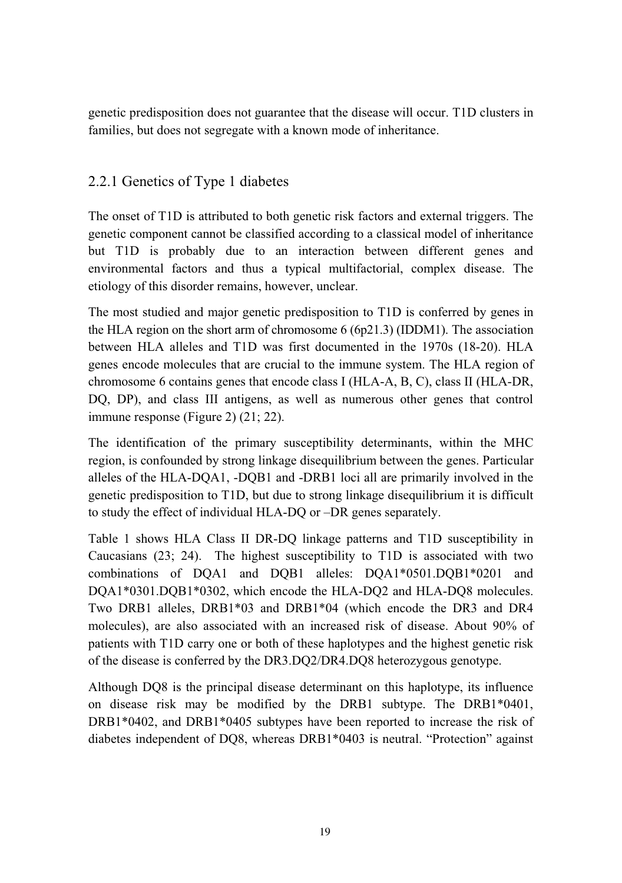genetic predisposition does not guarantee that the disease will occur. T1D clusters in families, but does not segregate with a known mode of inheritance.

## 2.2.1 Genetics of Type 1 diabetes

The onset of T1D is attributed to both genetic risk factors and external triggers. The genetic component cannot be classified according to a classical model of inheritance but T1D is probably due to an interaction between different genes and environmental factors and thus a typical multifactorial, complex disease. The etiology of this disorder remains, however, unclear.

The most studied and major genetic predisposition to T1D is conferred by genes in the HLA region on the short arm of chromosome 6 (6p21.3) (IDDM1). The association between HLA alleles and T1D was first documented in the 1970s (18-20). HLA genes encode molecules that are crucial to the immune system. The HLA region of chromosome 6 contains genes that encode class I (HLA-A, B, C), class II (HLA-DR, DQ, DP), and class III antigens, as well as numerous other genes that control immune response (Figure 2) (21; 22).

The identification of the primary susceptibility determinants, within the MHC region, is confounded by strong linkage disequilibrium between the genes. Particular alleles of the HLA-DQA1, -DQB1 and -DRB1 loci all are primarily involved in the genetic predisposition to T1D, but due to strong linkage disequilibrium it is difficult to study the effect of individual HLA-DQ or –DR genes separately.

Table 1 shows HLA Class II DR-DQ linkage patterns and T1D susceptibility in Caucasians (23; 24). The highest susceptibility to T1D is associated with two combinations of DQA1 and DQB1 alleles: DQA1*0501.DQB1*0201 and DQA1*0301.DQB1*0302, which encode the HLA-DQ2 and HLA-DQ8 molecules. Two DRB1 alleles, DRB1*03 and DRB1*04 (which encode the DR3 and DR4 molecules), are also associated with an increased risk of disease. About 90% of patients with T1D carry one or both of these haplotypes and the highest genetic risk of the disease is conferred by the DR3.DQ2/DR4.DQ8 heterozygous genotype.

Although DQ8 is the principal disease determinant on this haplotype, its influence on disease risk may be modified by the DRB1 subtype. The DRB1*0401, DRB1*0402, and DRB1*0405 subtypes have been reported to increase the risk of diabetes independent of DQ8, whereas DRB1*0403 is neutral. “Protection” against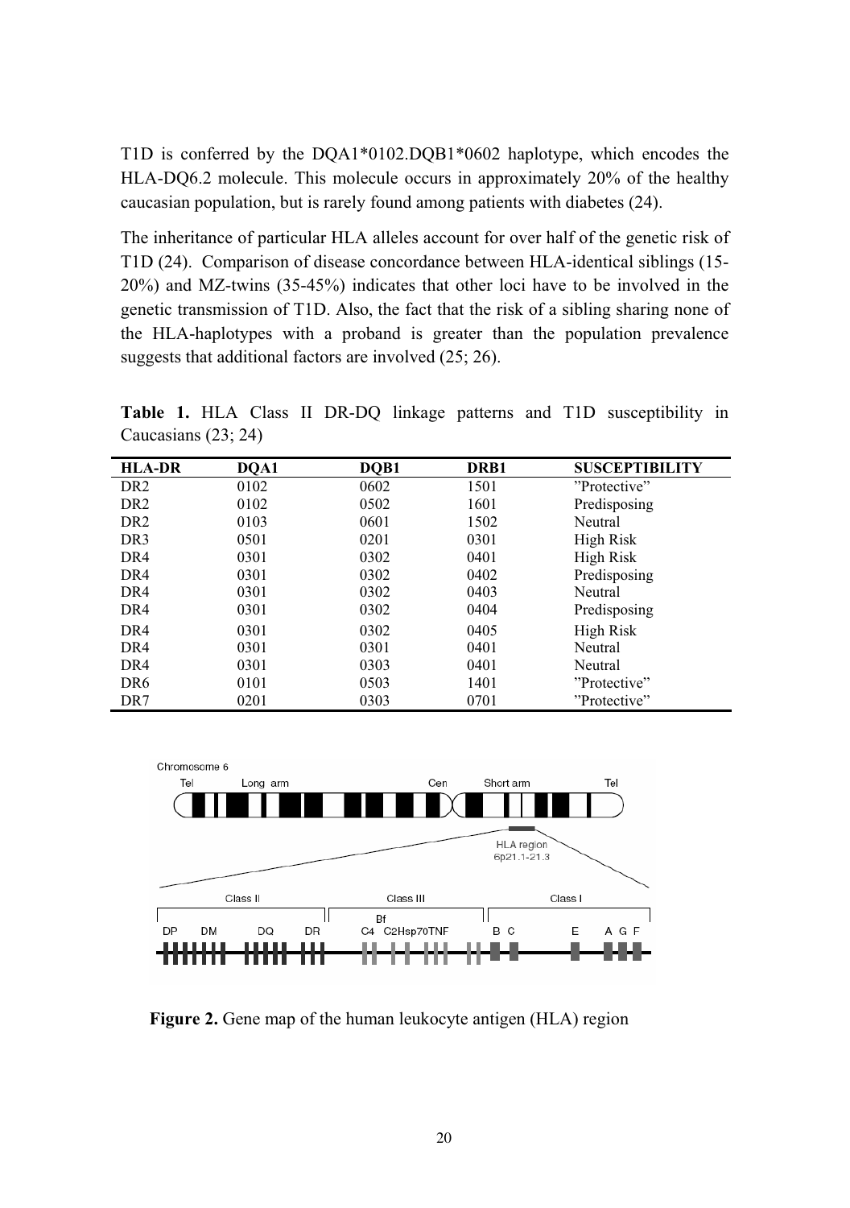T1D is conferred by the DQA1*0102.DQB1*0602 haplotype, which encodes the HLA-DQ6.2 molecule. This molecule occurs in approximately 20% of the healthy caucasian population, but is rarely found among patients with diabetes (24).

The inheritance of particular HLA alleles account for over half of the genetic risk of T1D (24). Comparison of disease concordance between HLA-identical siblings (15-20%) and MZ-twins (35-45%) indicates that other loci have to be involved in the genetic transmission of T1D. Also, the fact that the risk of a sibling sharing none of the HLA-haplotypes with a proband is greater than the population prevalence suggests that additional factors are involved (25; 26).

**Table 1.** HLA Class II DR-DQ linkage patterns and T1D susceptibility in Caucasians (23; 24)

| HLA-DR | DQA1 | DQB1 | DRB1 | SUSCEPTIBILITY |
|---|---|---|---|---|
| DR2 | 0102 | 0602 | 1501 | "Protective" |
| DR2 | 0102 | 0502 | 1601 | Predisposing |
| DR2 | 0103 | 0601 | 1502 | Neutral |
| DR3 | 0501 | 0201 | 0301 | High Risk |
| DR4 | 0301 | 0302 | 0401 | High Risk |
| DR4 | 0301 | 0302 | 0402 | Predisposing |
| DR4 | 0301 | 0302 | 0403 | Neutral |
| DR4 | 0301 | 0302 | 0404 | Predisposing |
| DR4 | 0301 | 0302 | 0405 | High Risk |
| DR4 | 0301 | 0301 | 0401 | Neutral |
| DR4 | 0301 | 0303 | 0401 | Neutral |
| DR6 | 0101 | 0503 | 1401 | "Protective" |
| DR7 | 0201 | 0303 | 0701 | "Protective" |

**Figure 2.** Gene map of the human leukocyte antigen (HLA) region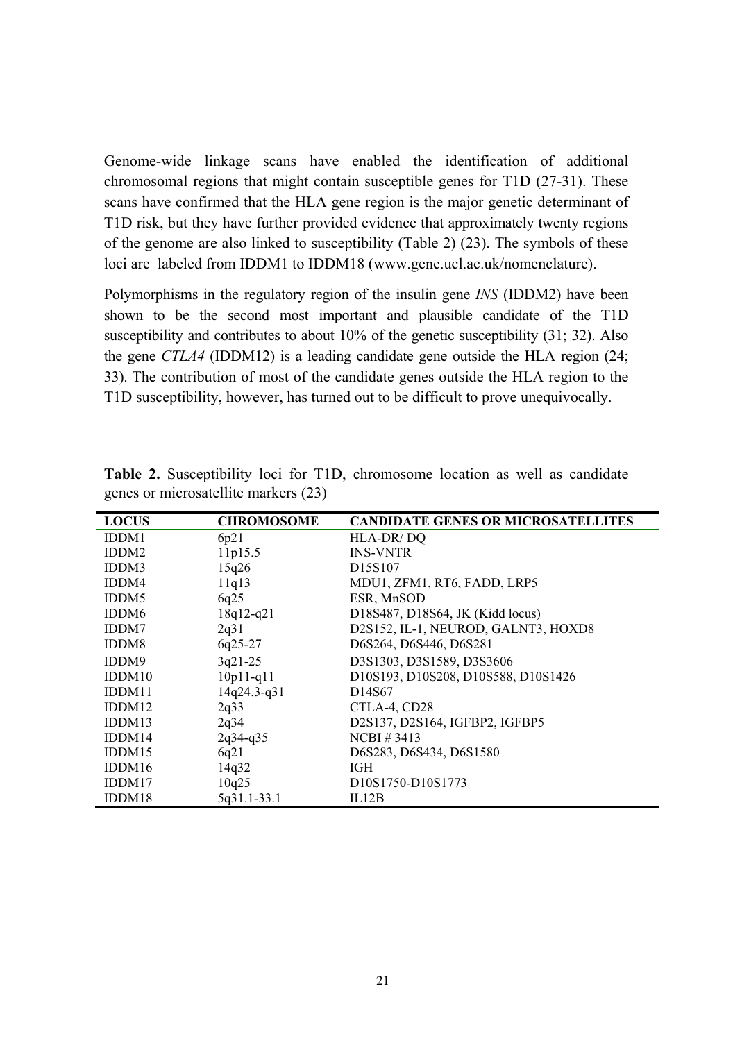Genome-wide linkage scans have enabled the identification of additional chromosomal regions that might contain susceptible genes for T1D (27-31). These scans have confirmed that the HLA gene region is the major genetic determinant of T1D risk, but they have further provided evidence that approximately twenty regions of the genome are also linked to susceptibility (Table 2) (23). The symbols of these loci are labeled from IDDM1 to IDDM18 (www.gene.ucl.ac.uk/nomenclature).

Polymorphisms in the regulatory region of the insulin gene *INS* (IDDM2) have been shown to be the second most important and plausible candidate of the T1D susceptibility and contributes to about 10% of the genetic susceptibility (31; 32). Also the gene *CTLA4* (IDDM12) is a leading candidate gene outside the HLA region (24; 33). The contribution of most of the candidate genes outside the HLA region to the T1D susceptibility, however, has turned out to be difficult to prove unequivocally.

**Table 2.** Susceptibility loci for T1D, chromosome location as well as candidate genes or microsatellite markers (23)

| LOCUS | CHROMOSOME | CANDIDATE GENES OR MICROSATELLITES |
|---|---|---|
| IDDM1 | 6p21 | HLA-DR/ DQ |
| IDDM2 | 11p15.5 | INS-VNTR |
| IDDM3 | 15q26 | D15S107 |
| IDDM4 | 11q13 | MDU1, ZFM1, RT6, FADD, LRP5 |
| IDDM5 | 6q25 | ESR, MnSOD |
| IDDM6 | 18q12-q21 | D18S487, D18S64, JK (Kidd locus) |
| IDDM7 | 2q31 | D2S152, IL-1, NEUROD, GALNT3, HOXD8 |
| IDDM8 | 6q25-27 | D6S264, D6S446, D6S281 |
| IDDM9 | 3q21-25 | D3S1303, D3S1589, D3S3606 |
| IDDM10 | 10p11-q11 | D10S193, D10S208, D10S588, D10S1426 |
| IDDM11 | 14q24.3-q31 | D14S67 |
| IDDM12 | 2q33 | CTLA-4, CD28 |
| IDDM13 | 2q34 | D2S137, D2S164, IGFBP2, IGFBP5 |
| IDDM14 | 2q34-q35 | NCBI # 3413 |
| IDDM15 | 6q21 | D6S283, D6S434, D6S1580 |
| IDDM16 | 14q32 | IGH |
| IDDM17 | 10q25 | D10S1750-D10S1773 |
| IDDM18 | 5q31.1-33.1 | IL12B |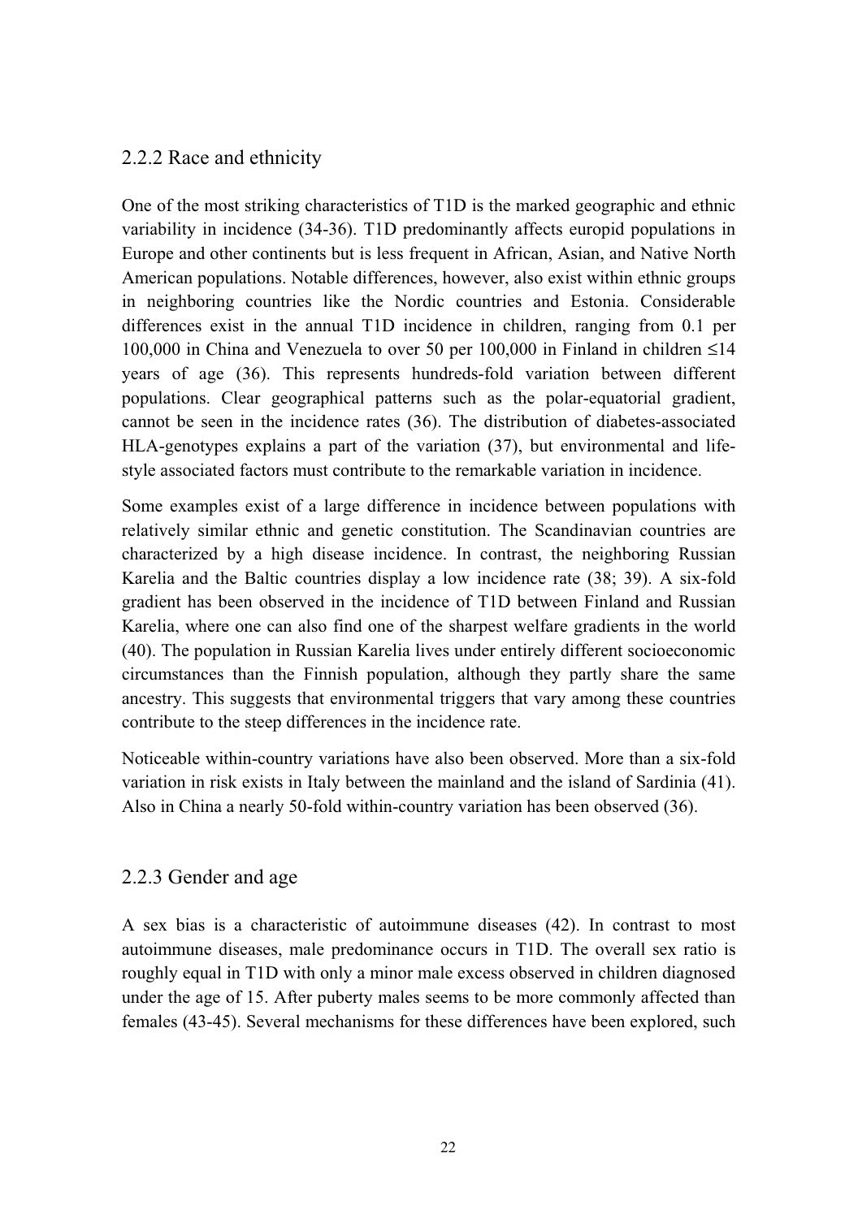### 2.2.2 Race and ethnicity

One of the most striking characteristics of T1D is the marked geographic and ethnic variability in incidence (34-36). T1D predominantly affects europid populations in Europe and other continents but is less frequent in African, Asian, and Native North American populations. Notable differences, however, also exist within ethnic groups in neighboring countries like the Nordic countries and Estonia. Considerable differences exist in the annual T1D incidence in children, ranging from 0.1 per 100,000 in China and Venezuela to over 50 per 100,000 in Finland in children ≤14 years of age (36). This represents hundreds-fold variation between different populations. Clear geographical patterns such as the polar-equatorial gradient, cannot be seen in the incidence rates (36). The distribution of diabetes-associated HLA-genotypes explains a part of the variation (37), but environmental and life-style associated factors must contribute to the remarkable variation in incidence.

Some examples exist of a large difference in incidence between populations with relatively similar ethnic and genetic constitution. The Scandinavian countries are characterized by a high disease incidence. In contrast, the neighboring Russian Karelia and the Baltic countries display a low incidence rate (38; 39). A six-fold gradient has been observed in the incidence of T1D between Finland and Russian Karelia, where one can also find one of the sharpest welfare gradients in the world (40). The population in Russian Karelia lives under entirely different socioeconomic circumstances than the Finnish population, although they partly share the same ancestry. This suggests that environmental triggers that vary among these countries contribute to the steep differences in the incidence rate.

Noticeable within-country variations have also been observed. More than a six-fold variation in risk exists in Italy between the mainland and the island of Sardinia (41). Also in China a nearly 50-fold within-country variation has been observed (36).

### 2.2.3 Gender and age

A sex bias is a characteristic of autoimmune diseases (42). In contrast to most autoimmune diseases, male predominance occurs in T1D. The overall sex ratio is roughly equal in T1D with only a minor male excess observed in children diagnosed under the age of 15. After puberty males seems to be more commonly affected than females (43-45). Several mechanisms for these differences have been explored, such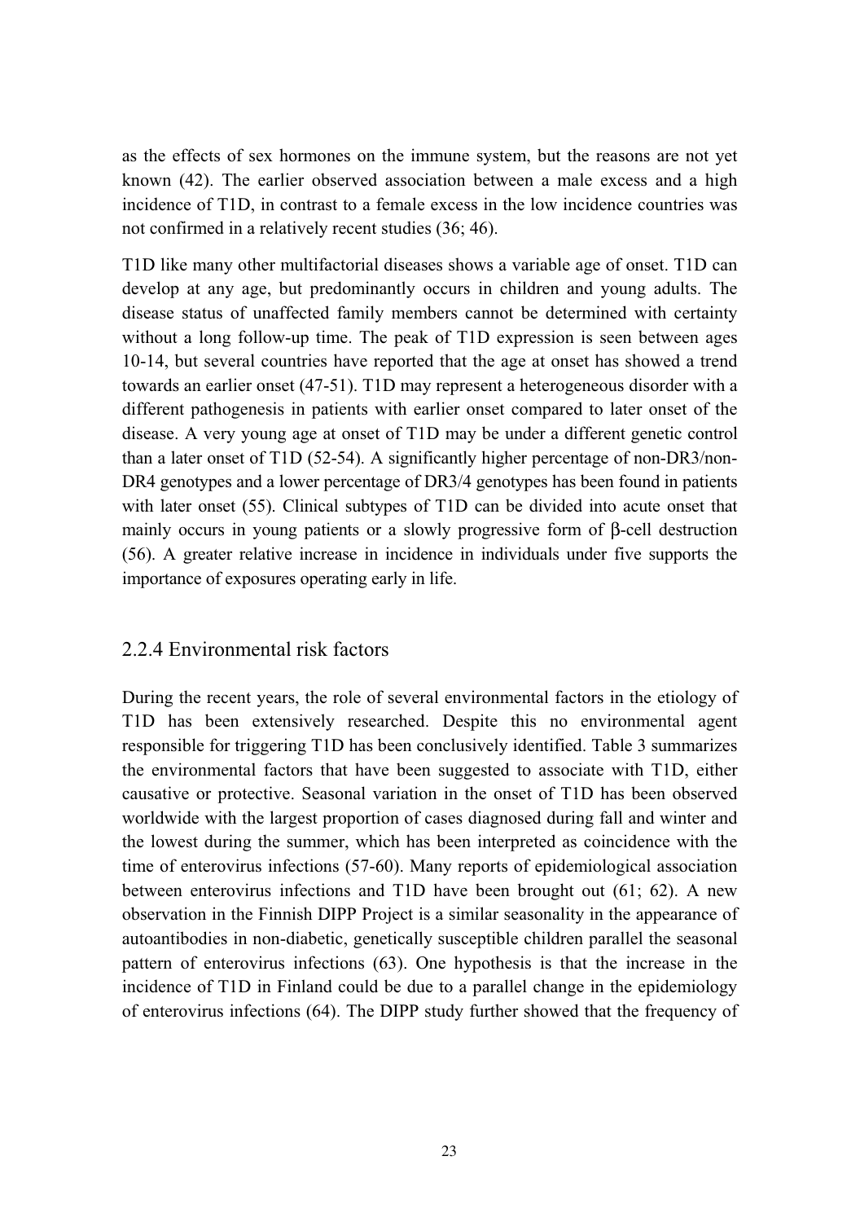as the effects of sex hormones on the immune system, but the reasons are not yet known (42). The earlier observed association between a male excess and a high incidence of T1D, in contrast to a female excess in the low incidence countries was not confirmed in a relatively recent studies (36; 46).

T1D like many other multifactorial diseases shows a variable age of onset. T1D can develop at any age, but predominantly occurs in children and young adults. The disease status of unaffected family members cannot be determined with certainty without a long follow-up time. The peak of T1D expression is seen between ages 10-14, but several countries have reported that the age at onset has showed a trend towards an earlier onset (47-51). T1D may represent a heterogeneous disorder with a different pathogenesis in patients with earlier onset compared to later onset of the disease. A very young age at onset of T1D may be under a different genetic control than a later onset of T1D (52-54). A significantly higher percentage of non-DR3/non-DR4 genotypes and a lower percentage of DR3/4 genotypes has been found in patients with later onset (55). Clinical subtypes of T1D can be divided into acute onset that mainly occurs in young patients or a slowly progressive form of β-cell destruction (56). A greater relative increase in incidence in individuals under five supports the importance of exposures operating early in life.

### 2.2.4 Environmental risk factors

During the recent years, the role of several environmental factors in the etiology of T1D has been extensively researched. Despite this no environmental agent responsible for triggering T1D has been conclusively identified. Table 3 summarizes the environmental factors that have been suggested to associate with T1D, either causative or protective. Seasonal variation in the onset of T1D has been observed worldwide with the largest proportion of cases diagnosed during fall and winter and the lowest during the summer, which has been interpreted as coincidence with the time of enterovirus infections (57-60). Many reports of epidemiological association between enterovirus infections and T1D have been brought out (61; 62). A new observation in the Finnish DIPP Project is a similar seasonality in the appearance of autoantibodies in non-diabetic, genetically susceptible children parallel the seasonal pattern of enterovirus infections (63). One hypothesis is that the increase in the incidence of T1D in Finland could be due to a parallel change in the epidemiology of enterovirus infections (64). The DIPP study further showed that the frequency of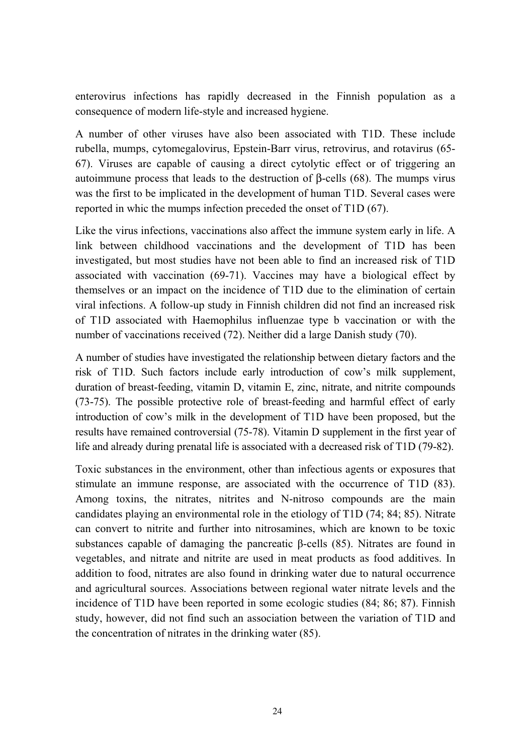enterovirus infections has rapidly decreased in the Finnish population as a consequence of modern life-style and increased hygiene.

A number of other viruses have also been associated with T1D. These include rubella, mumps, cytomegalovirus, Epstein-Barr virus, retrovirus, and rotavirus (65-67). Viruses are capable of causing a direct cytolytic effect or of triggering an autoimmune process that leads to the destruction of β-cells (68). The mumps virus was the first to be implicated in the development of human T1D. Several cases were reported in whic the mumps infection preceded the onset of T1D (67).

Like the virus infections, vaccinations also affect the immune system early in life. A link between childhood vaccinations and the development of T1D has been investigated, but most studies have not been able to find an increased risk of T1D associated with vaccination (69-71). Vaccines may have a biological effect by themselves or an impact on the incidence of T1D due to the elimination of certain viral infections. A follow-up study in Finnish children did not find an increased risk of T1D associated with Haemophilus influenzae type b vaccination or with the number of vaccinations received (72). Neither did a large Danish study (70).

A number of studies have investigated the relationship between dietary factors and the risk of T1D. Such factors include early introduction of cow's milk supplement, duration of breast-feeding, vitamin D, vitamin E, zinc, nitrate, and nitrite compounds (73-75). The possible protective role of breast-feeding and harmful effect of early introduction of cow's milk in the development of T1D have been proposed, but the results have remained controversial (75-78). Vitamin D supplement in the first year of life and already during prenatal life is associated with a decreased risk of T1D (79-82).

Toxic substances in the environment, other than infectious agents or exposures that stimulate an immune response, are associated with the occurrence of T1D (83). Among toxins, the nitrates, nitrites and N-nitroso compounds are the main candidates playing an environmental role in the etiology of T1D (74; 84; 85). Nitrate can convert to nitrite and further into nitrosamines, which are known to be toxic substances capable of damaging the pancreatic β-cells (85). Nitrates are found in vegetables, and nitrate and nitrite are used in meat products as food additives. In addition to food, nitrates are also found in drinking water due to natural occurrence and agricultural sources. Associations between regional water nitrate levels and the incidence of T1D have been reported in some ecologic studies (84; 86; 87). Finnish study, however, did not find such an association between the variation of T1D and the concentration of nitrates in the drinking water (85).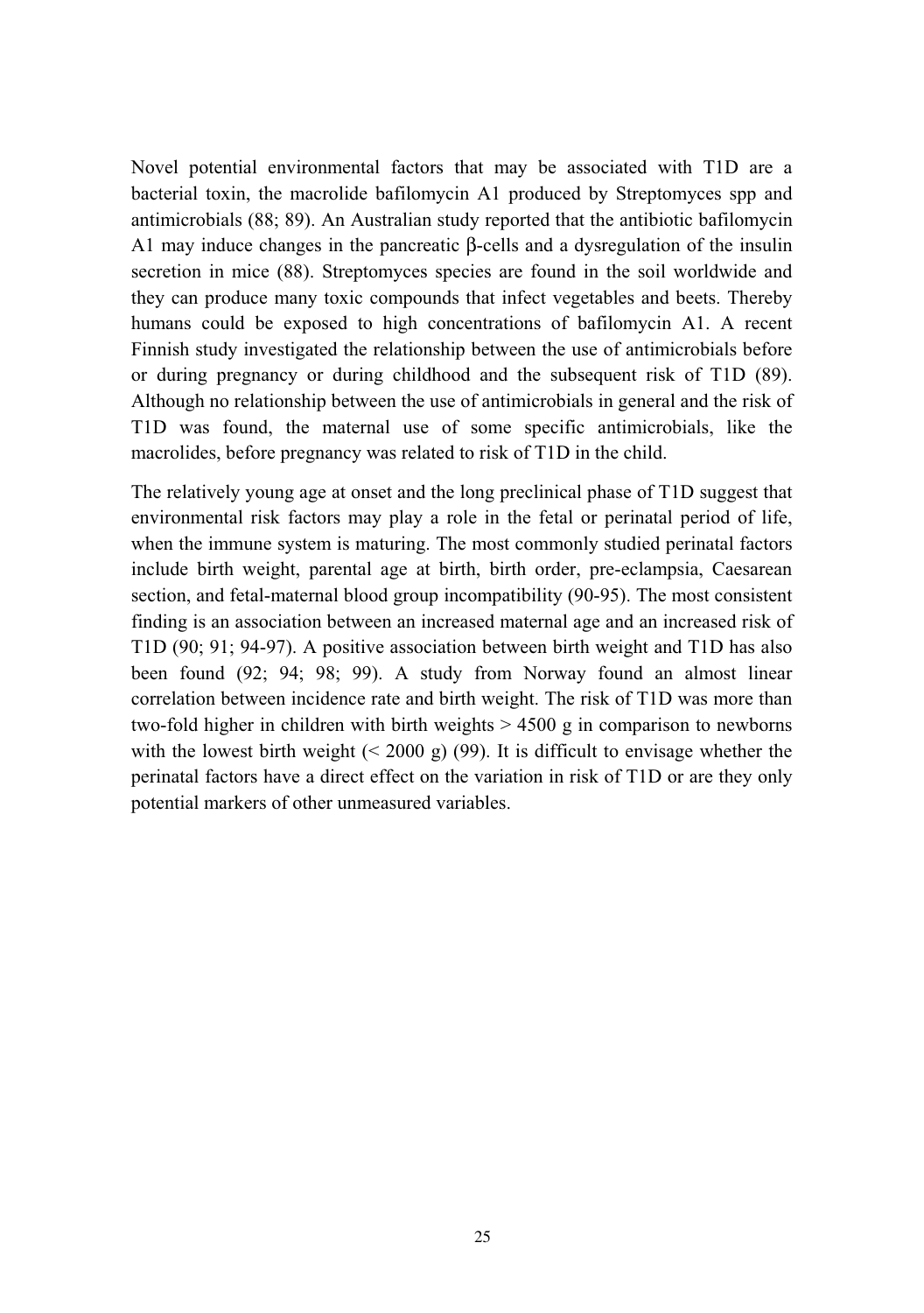Novel potential environmental factors that may be associated with T1D are a bacterial toxin, the macrolide bafilomycin A1 produced by Streptomyces spp and antimicrobials (88; 89). An Australian study reported that the antibiotic bafilomycin A1 may induce changes in the pancreatic β-cells and a dysregulation of the insulin secretion in mice (88). Streptomyces species are found in the soil worldwide and they can produce many toxic compounds that infect vegetables and beets. Thereby humans could be exposed to high concentrations of bafilomycin A1. A recent Finnish study investigated the relationship between the use of antimicrobials before or during pregnancy or during childhood and the subsequent risk of T1D (89). Although no relationship between the use of antimicrobials in general and the risk of T1D was found, the maternal use of some specific antimicrobials, like the macrolides, before pregnancy was related to risk of T1D in the child.

The relatively young age at onset and the long preclinical phase of T1D suggest that environmental risk factors may play a role in the fetal or perinatal period of life, when the immune system is maturing. The most commonly studied perinatal factors include birth weight, parental age at birth, birth order, pre-eclampsia, Caesarean section, and fetal-maternal blood group incompatibility (90-95). The most consistent finding is an association between an increased maternal age and an increased risk of T1D (90; 91; 94-97). A positive association between birth weight and T1D has also been found (92; 94; 98; 99). A study from Norway found an almost linear correlation between incidence rate and birth weight. The risk of T1D was more than two-fold higher in children with birth weights > 4500 g in comparison to newborns with the lowest birth weight (< 2000 g) (99). It is difficult to envisage whether the perinatal factors have a direct effect on the variation in risk of T1D or are they only potential markers of other unmeasured variables.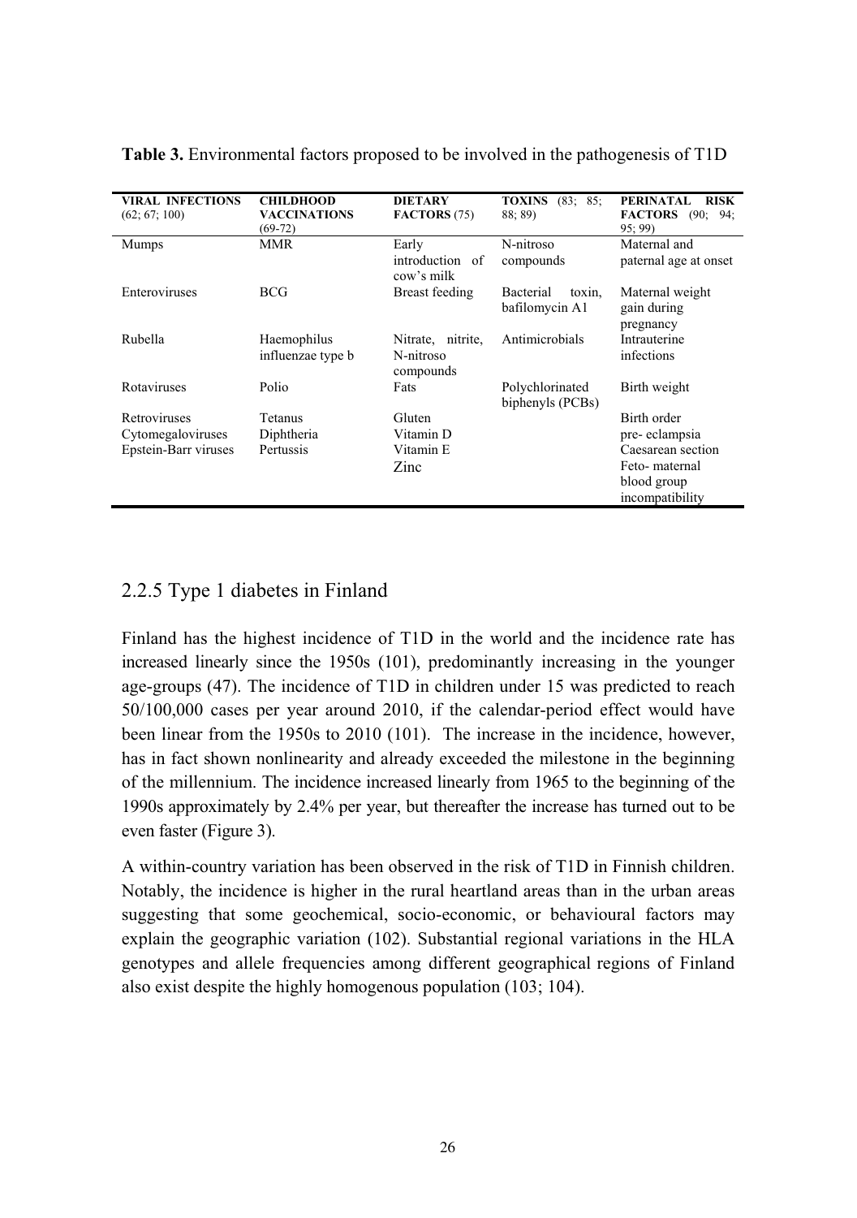**Table 3.** Environmental factors proposed to be involved in the pathogenesis of T1D

| VIRAL INFECTIONS (62; 67; 100) | CHILDHOOD VACCINATIONS (69-72) | DIETARY FACTORS (75) | TOXINS (83; 85; 88; 89) | PERINATAL RISK FACTORS (90; 94; 95; 99) |
|---|---|---|---|---|
| Mumps | MMR | Early introduction of cow's milk | N-nitroso compounds | Maternal and paternal age at onset |
| Enteroviruses | BCG | Breast feeding | Bacterial toxin, bafilomycin A1 | Maternal weight gain during pregnancy |
| Rubella | Haemophilus influenzae type b | Nitrate, nitrite, N-nitroso compounds | Antimicrobials | Intrauterine infections |
| Rotaviruses | Polio | Fats | Polychlorinated biphenyls (PCBs) | Birth weight |
| Retroviruses | Tetanus | Gluten | | Birth order |
| Cytomegaloviruses | Diphtheria | Vitamin D | | pre- eclampsia |
| Epstein-Barr viruses | Pertussis | Vitamin E | | Caesarean section |
| | | Zinc | | Feto- maternal blood group incompatibility |

## 2.2.5 Type 1 diabetes in Finland

Finland has the highest incidence of T1D in the world and the incidence rate has increased linearly since the 1950s (101), predominantly increasing in the younger age-groups (47). The incidence of T1D in children under 15 was predicted to reach 50/100,000 cases per year around 2010, if the calendar-period effect would have been linear from the 1950s to 2010 (101). The increase in the incidence, however, has in fact shown nonlinearity and already exceeded the milestone in the beginning of the millennium. The incidence increased linearly from 1965 to the beginning of the 1990s approximately by 2.4% per year, but thereafter the increase has turned out to be even faster (Figure 3).

A within-country variation has been observed in the risk of T1D in Finnish children. Notably, the incidence is higher in the rural heartland areas than in the urban areas suggesting that some geochemical, socio-economic, or behavioural factors may explain the geographic variation (102). Substantial regional variations in the HLA genotypes and allele frequencies among different geographical regions of Finland also exist despite the highly homogenous population (103; 104).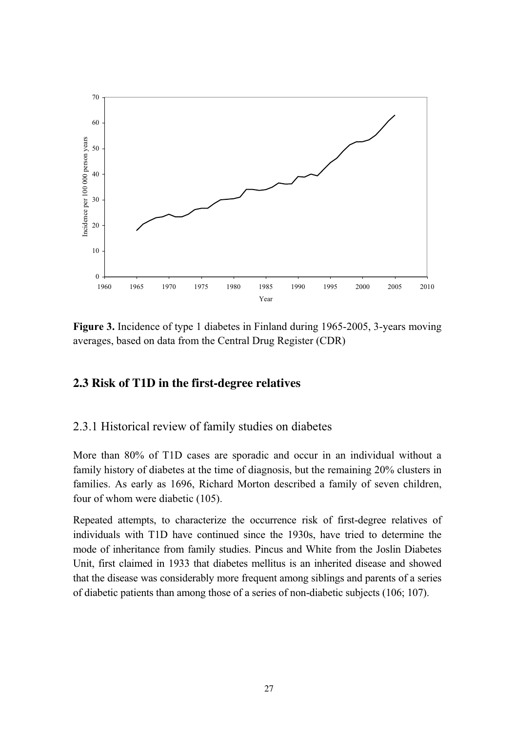**Figure 3.** Incidence of type 1 diabetes in Finland during 1965-2005, 3-years moving averages, based on data from the Central Drug Register (CDR)

## 2.3 Risk of T1D in the first-degree relatives

### 2.3.1 Historical review of family studies on diabetes

More than 80% of T1D cases are sporadic and occur in an individual without a family history of diabetes at the time of diagnosis, but the remaining 20% clusters in families. As early as 1696, Richard Morton described a family of seven children, four of whom were diabetic (105).

Repeated attempts, to characterize the occurrence risk of first-degree relatives of individuals with T1D have continued since the 1930s, have tried to determine the mode of inheritance from family studies. Pincus and White from the Joslin Diabetes Unit, first claimed in 1933 that diabetes mellitus is an inherited disease and showed that the disease was considerably more frequent among siblings and parents of a series of diabetic patients than among those of a series of non-diabetic subjects (106; 107).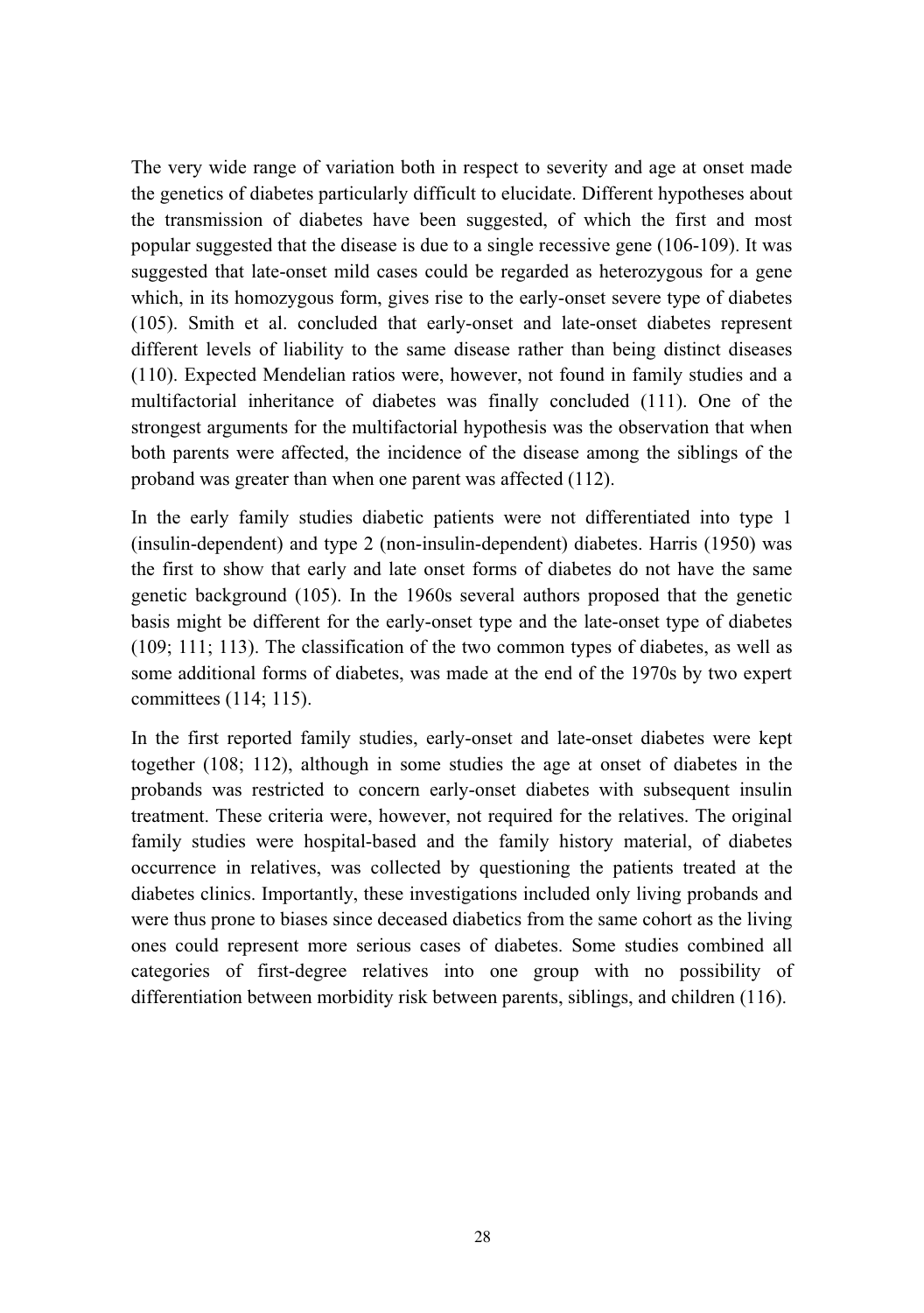The very wide range of variation both in respect to severity and age at onset made the genetics of diabetes particularly difficult to elucidate. Different hypotheses about the transmission of diabetes have been suggested, of which the first and most popular suggested that the disease is due to a single recessive gene (106-109). It was suggested that late-onset mild cases could be regarded as heterozygous for a gene which, in its homozygous form, gives rise to the early-onset severe type of diabetes (105). Smith et al. concluded that early-onset and late-onset diabetes represent different levels of liability to the same disease rather than being distinct diseases (110). Expected Mendelian ratios were, however, not found in family studies and a multifactorial inheritance of diabetes was finally concluded (111). One of the strongest arguments for the multifactorial hypothesis was the observation that when both parents were affected, the incidence of the disease among the siblings of the proband was greater than when one parent was affected (112).

In the early family studies diabetic patients were not differentiated into type 1 (insulin-dependent) and type 2 (non-insulin-dependent) diabetes. Harris (1950) was the first to show that early and late onset forms of diabetes do not have the same genetic background (105). In the 1960s several authors proposed that the genetic basis might be different for the early-onset type and the late-onset type of diabetes (109; 111; 113). The classification of the two common types of diabetes, as well as some additional forms of diabetes, was made at the end of the 1970s by two expert committees (114; 115).

In the first reported family studies, early-onset and late-onset diabetes were kept together (108; 112), although in some studies the age at onset of diabetes in the probands was restricted to concern early-onset diabetes with subsequent insulin treatment. These criteria were, however, not required for the relatives. The original family studies were hospital-based and the family history material, of diabetes occurrence in relatives, was collected by questioning the patients treated at the diabetes clinics. Importantly, these investigations included only living probands and were thus prone to biases since deceased diabetics from the same cohort as the living ones could represent more serious cases of diabetes. Some studies combined all categories of first-degree relatives into one group with no possibility of differentiation between morbidity risk between parents, siblings, and children (116).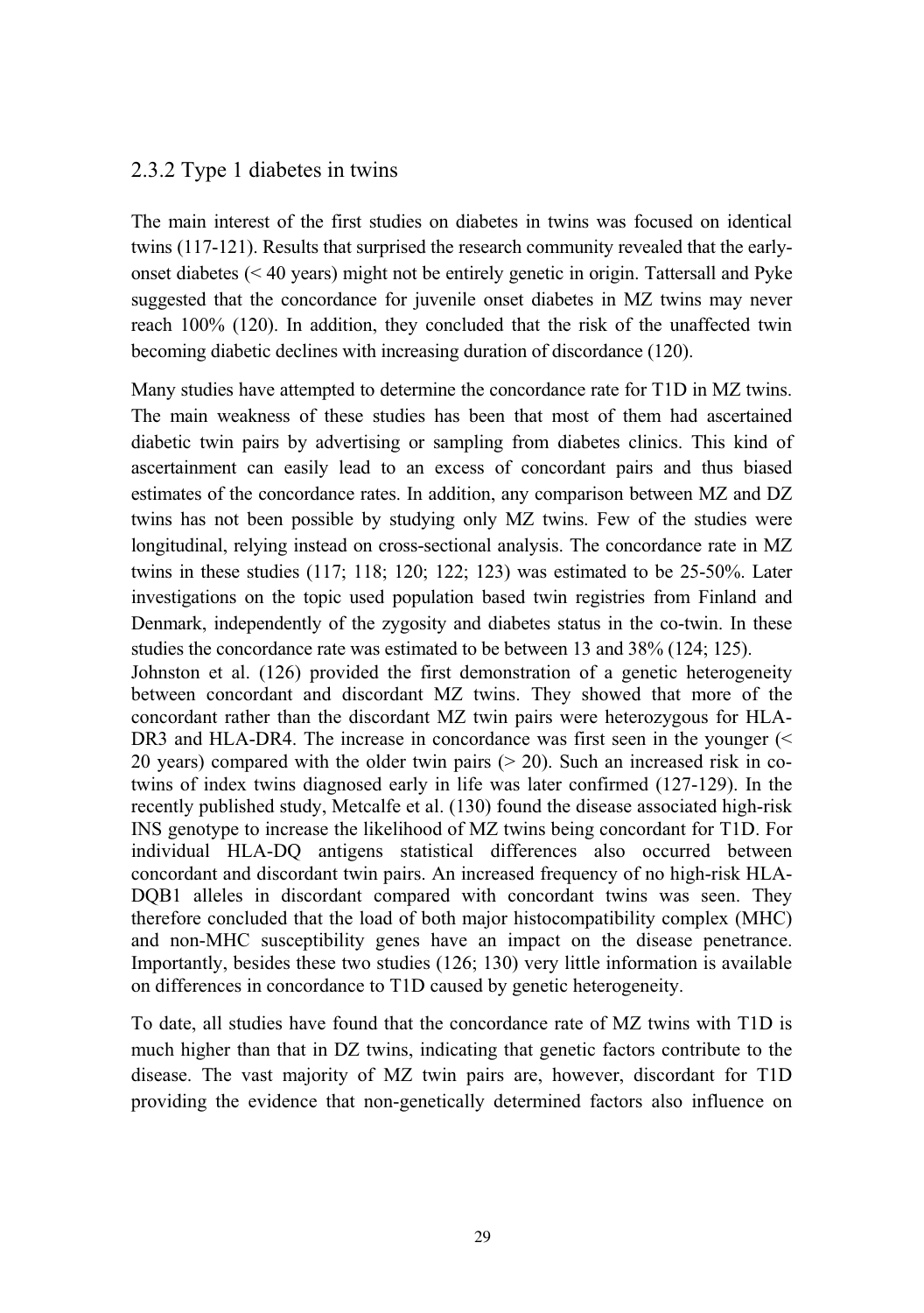### 2.3.2 Type 1 diabetes in twins

The main interest of the first studies on diabetes in twins was focused on identical twins (117-121). Results that surprised the research community revealed that the early-onset diabetes (< 40 years) might not be entirely genetic in origin. Tattersall and Pyke suggested that the concordance for juvenile onset diabetes in MZ twins may never reach 100% (120). In addition, they concluded that the risk of the unaffected twin becoming diabetic declines with increasing duration of discordance (120).

Many studies have attempted to determine the concordance rate for T1D in MZ twins. The main weakness of these studies has been that most of them had ascertained diabetic twin pairs by advertising or sampling from diabetes clinics. This kind of ascertainment can easily lead to an excess of concordant pairs and thus biased estimates of the concordance rates. In addition, any comparison between MZ and DZ twins has not been possible by studying only MZ twins. Few of the studies were longitudinal, relying instead on cross-sectional analysis. The concordance rate in MZ twins in these studies (117; 118; 120; 122; 123) was estimated to be 25-50%. Later investigations on the topic used population based twin registries from Finland and Denmark, independently of the zygosity and diabetes status in the co-twin. In these studies the concordance rate was estimated to be between 13 and 38% (124; 125).

Johnston et al. (126) provided the first demonstration of a genetic heterogeneity between concordant and discordant MZ twins. They showed that more of the concordant rather than the discordant MZ twin pairs were heterozygous for HLA-DR3 and HLA-DR4. The increase in concordance was first seen in the younger (< 20 years) compared with the older twin pairs (> 20). Such an increased risk in co-twins of index twins diagnosed early in life was later confirmed (127-129). In the recently published study, Metcalfe et al. (130) found the disease associated high-risk INS genotype to increase the likelihood of MZ twins being concordant for T1D. For individual HLA-DQ antigens statistical differences also occurred between concordant and discordant twin pairs. An increased frequency of no high-risk HLA-DQB1 alleles in discordant compared with concordant twins was seen. They therefore concluded that the load of both major histocompatibility complex (MHC) and non-MHC susceptibility genes have an impact on the disease penetrance. Importantly, besides these two studies (126; 130) very little information is available on differences in concordance to T1D caused by genetic heterogeneity.

To date, all studies have found that the concordance rate of MZ twins with T1D is much higher than that in DZ twins, indicating that genetic factors contribute to the disease. The vast majority of MZ twin pairs are, however, discordant for T1D providing the evidence that non-genetically determined factors also influence on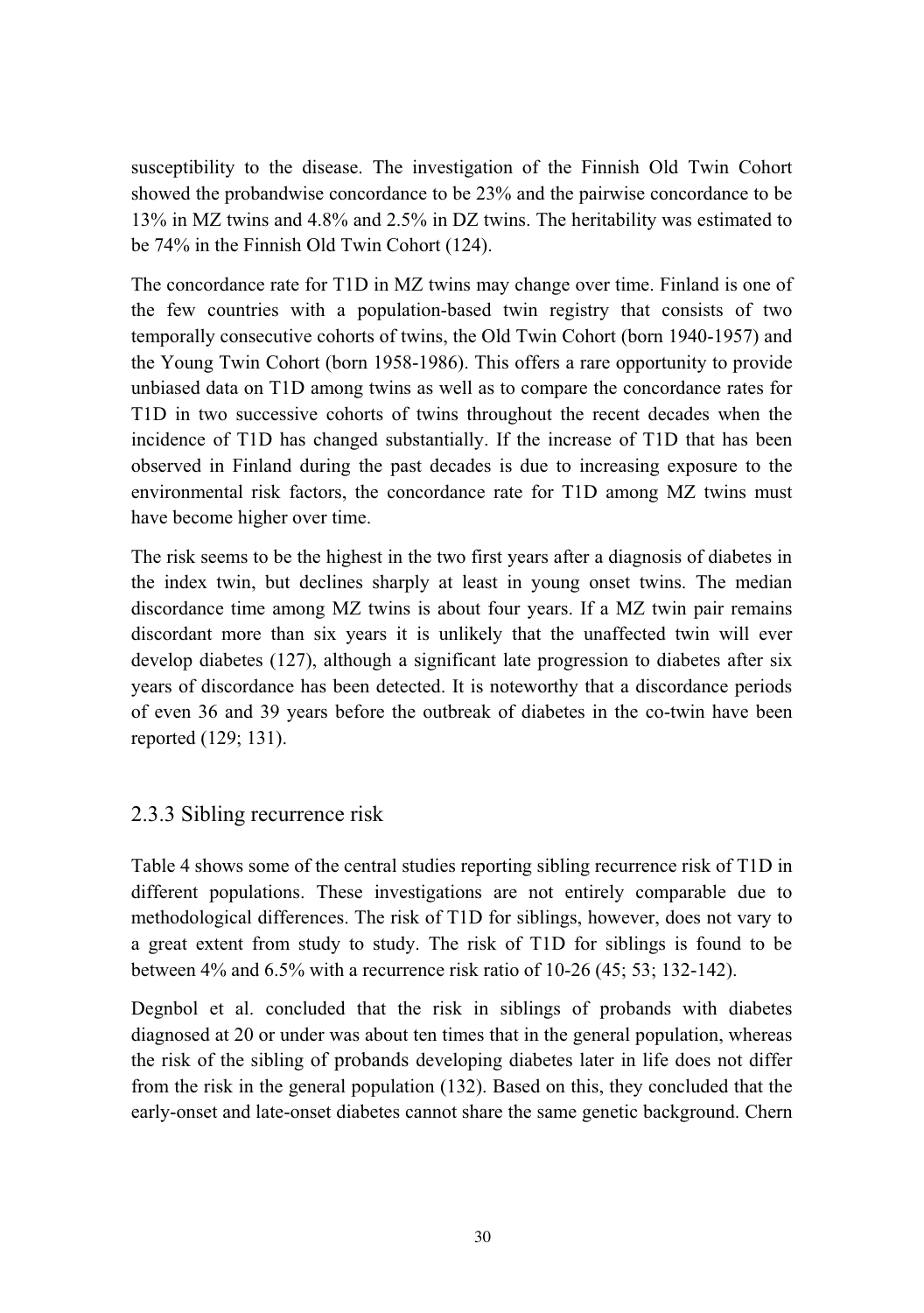susceptibility to the disease. The investigation of the Finnish Old Twin Cohort showed the probandwise concordance to be 23% and the pairwise concordance to be 13% in MZ twins and 4.8% and 2.5% in DZ twins. The heritability was estimated to be 74% in the Finnish Old Twin Cohort (124).

The concordance rate for T1D in MZ twins may change over time. Finland is one of the few countries with a population-based twin registry that consists of two temporally consecutive cohorts of twins, the Old Twin Cohort (born 1940-1957) and the Young Twin Cohort (born 1958-1986). This offers a rare opportunity to provide unbiased data on T1D among twins as well as to compare the concordance rates for T1D in two successive cohorts of twins throughout the recent decades when the incidence of T1D has changed substantially. If the increase of T1D that has been observed in Finland during the past decades is due to increasing exposure to the environmental risk factors, the concordance rate for T1D among MZ twins must have become higher over time.

The risk seems to be the highest in the two first years after a diagnosis of diabetes in the index twin, but declines sharply at least in young onset twins. The median discordance time among MZ twins is about four years. If a MZ twin pair remains discordant more than six years it is unlikely that the unaffected twin will ever develop diabetes (127), although a significant late progression to diabetes after six years of discordance has been detected. It is noteworthy that a discordance periods of even 36 and 39 years before the outbreak of diabetes in the co-twin have been reported (129; 131).

### 2.3.3 Sibling recurrence risk

Table 4 shows some of the central studies reporting sibling recurrence risk of T1D in different populations. These investigations are not entirely comparable due to methodological differences. The risk of T1D for siblings, however, does not vary to a great extent from study to study. The risk of T1D for siblings is found to be between 4% and 6.5% with a recurrence risk ratio of 10-26 (45; 53; 132-142).

Degnbol et al. concluded that the risk in siblings of probands with diabetes diagnosed at 20 or under was about ten times that in the general population, whereas the risk of the sibling of probands developing diabetes later in life does not differ from the risk in the general population (132). Based on this, they concluded that the early-onset and late-onset diabetes cannot share the same genetic background. Chern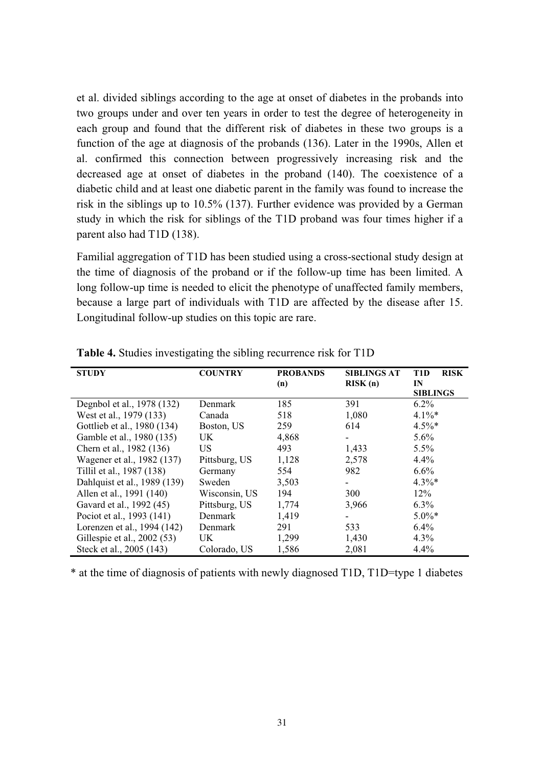et al. divided siblings according to the age at onset of diabetes in the probands into two groups under and over ten years in order to test the degree of heterogeneity in each group and found that the different risk of diabetes in these two groups is a function of the age at diagnosis of the probands (136). Later in the 1990s, Allen et al. confirmed this connection between progressively increasing risk and the decreased age at onset of diabetes in the proband (140). The coexistence of a diabetic child and at least one diabetic parent in the family was found to increase the risk in the siblings up to 10.5% (137). Further evidence was provided by a German study in which the risk for siblings of the T1D proband was four times higher if a parent also had T1D (138).

Familial aggregation of T1D has been studied using a cross-sectional study design at the time of diagnosis of the proband or if the follow-up time has been limited. A long follow-up time is needed to elicit the phenotype of unaffected family members, because a large part of individuals with T1D are affected by the disease after 15. Longitudinal follow-up studies on this topic are rare.

**Table 4.** Studies investigating the sibling recurrence risk for T1D

| STUDY | COUNTRY | PROBANDS (n) | SIBLINGS AT RISK (n) | T1D RISK IN SIBLINGS |
|---|---|---|---|---|
| Degnbol et al., 1978 (132) | Denmark | 185 | 391 | 6.2% |
| West et al., 1979 (133) | Canada | 518 | 1,080 | 4.1%* |
| Gottlieb et al., 1980 (134) | Boston, US | 259 | 614 | 4.5%* |
| Gamble et al., 1980 (135) | UK | 4,868 | - | 5.6% |
| Chern et al., 1982 (136) | US | 493 | 1,433 | 5.5% |
| Wagener et al., 1982 (137) | Pittsburg, US | 1,128 | 2,578 | 4.4% |
| Tillil et al., 1987 (138) | Germany | 554 | 982 | 6.6% |
| Dahlquist et al., 1989 (139) | Sweden | 3,503 | - | 4.3%* |
| Allen et al., 1991 (140) | Wisconsin, US | 194 | 300 | 12% |
| Gavard et al., 1992 (45) | Pittsburg, US | 1,774 | 3,966 | 6.3% |
| Pociot et al., 1993 (141) | Denmark | 1,419 | - | 5.0%* |
| Lorenzen et al., 1994 (142) | Denmark | 291 | 533 | 6.4% |
| Gillespie et al., 2002 (53) | UK | 1,299 | 1,430 | 4.3% |
| Steck et al., 2005 (143) | Colorado, US | 1,586 | 2,081 | 4.4% |

* at the time of diagnosis of patients with newly diagnosed T1D, T1D=type 1 diabetes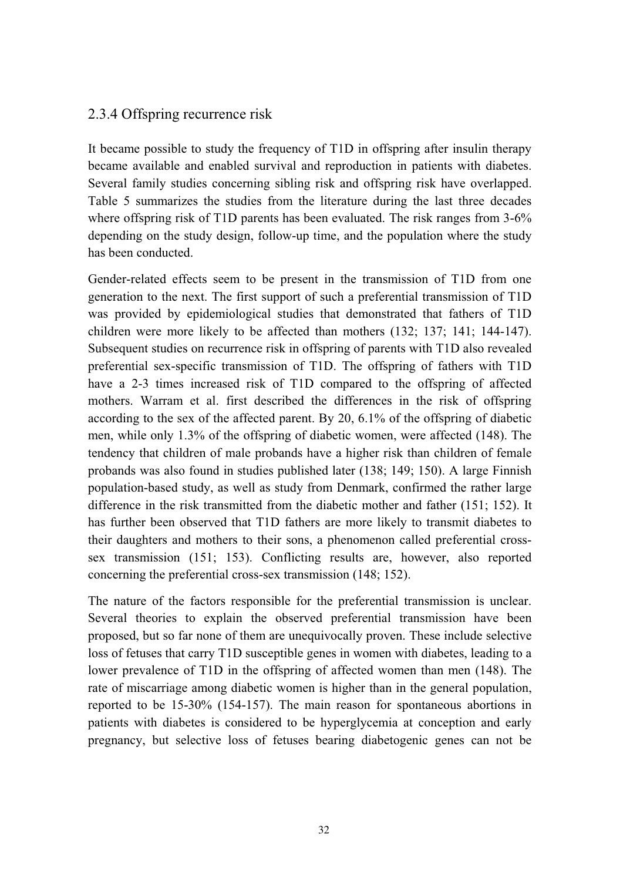### 2.3.4 Offspring recurrence risk

It became possible to study the frequency of T1D in offspring after insulin therapy became available and enabled survival and reproduction in patients with diabetes. Several family studies concerning sibling risk and offspring risk have overlapped. Table 5 summarizes the studies from the literature during the last three decades where offspring risk of T1D parents has been evaluated. The risk ranges from 3-6% depending on the study design, follow-up time, and the population where the study has been conducted.

Gender-related effects seem to be present in the transmission of T1D from one generation to the next. The first support of such a preferential transmission of T1D was provided by epidemiological studies that demonstrated that fathers of T1D children were more likely to be affected than mothers (132; 137; 141; 144-147). Subsequent studies on recurrence risk in offspring of parents with T1D also revealed preferential sex-specific transmission of T1D. The offspring of fathers with T1D have a 2-3 times increased risk of T1D compared to the offspring of affected mothers. Warram et al. first described the differences in the risk of offspring according to the sex of the affected parent. By 20, 6.1% of the offspring of diabetic men, while only 1.3% of the offspring of diabetic women, were affected (148). The tendency that children of male probands have a higher risk than children of female probands was also found in studies published later (138; 149; 150). A large Finnish population-based study, as well as study from Denmark, confirmed the rather large difference in the risk transmitted from the diabetic mother and father (151; 152). It has further been observed that T1D fathers are more likely to transmit diabetes to their daughters and mothers to their sons, a phenomenon called preferential cross-sex transmission (151; 153). Conflicting results are, however, also reported concerning the preferential cross-sex transmission (148; 152).

The nature of the factors responsible for the preferential transmission is unclear. Several theories to explain the observed preferential transmission have been proposed, but so far none of them are unequivocally proven. These include selective loss of fetuses that carry T1D susceptible genes in women with diabetes, leading to a lower prevalence of T1D in the offspring of affected women than men (148). The rate of miscarriage among diabetic women is higher than in the general population, reported to be 15-30% (154-157). The main reason for spontaneous abortions in patients with diabetes is considered to be hyperglycemia at conception and early pregnancy, but selective loss of fetuses bearing diabetogenic genes can not be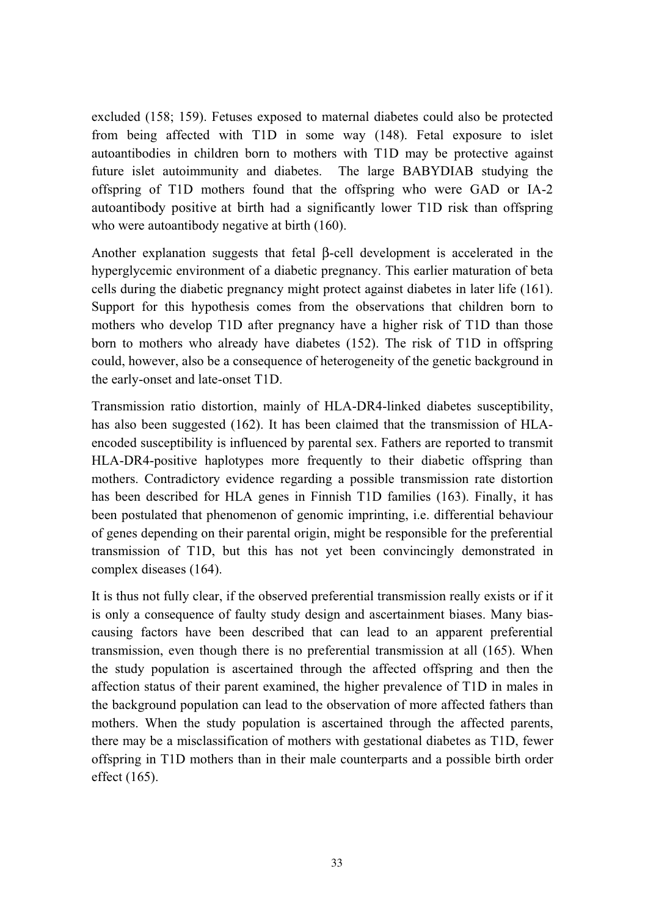excluded (158; 159). Fetuses exposed to maternal diabetes could also be protected from being affected with T1D in some way (148). Fetal exposure to islet autoantibodies in children born to mothers with T1D may be protective against future islet autoimmunity and diabetes. The large BABYDIAB studying the offspring of T1D mothers found that the offspring who were GAD or IA-2 autoantibody positive at birth had a significantly lower T1D risk than offspring who were autoantibody negative at birth (160).

Another explanation suggests that fetal β-cell development is accelerated in the hyperglycemic environment of a diabetic pregnancy. This earlier maturation of beta cells during the diabetic pregnancy might protect against diabetes in later life (161). Support for this hypothesis comes from the observations that children born to mothers who develop T1D after pregnancy have a higher risk of T1D than those born to mothers who already have diabetes (152). The risk of T1D in offspring could, however, also be a consequence of heterogeneity of the genetic background in the early-onset and late-onset T1D.

Transmission ratio distortion, mainly of HLA-DR4-linked diabetes susceptibility, has also been suggested (162). It has been claimed that the transmission of HLA-encoded susceptibility is influenced by parental sex. Fathers are reported to transmit HLA-DR4-positive haplotypes more frequently to their diabetic offspring than mothers. Contradictory evidence regarding a possible transmission rate distortion has been described for HLA genes in Finnish T1D families (163). Finally, it has been postulated that phenomenon of genomic imprinting, i.e. differential behaviour of genes depending on their parental origin, might be responsible for the preferential transmission of T1D, but this has not yet been convincingly demonstrated in complex diseases (164).

It is thus not fully clear, if the observed preferential transmission really exists or if it is only a consequence of faulty study design and ascertainment biases. Many bias-causing factors have been described that can lead to an apparent preferential transmission, even though there is no preferential transmission at all (165). When the study population is ascertained through the affected offspring and then the affection status of their parent examined, the higher prevalence of T1D in males in the background population can lead to the observation of more affected fathers than mothers. When the study population is ascertained through the affected parents, there may be a misclassification of mothers with gestational diabetes as T1D, fewer offspring in T1D mothers than in their male counterparts and a possible birth order effect (165).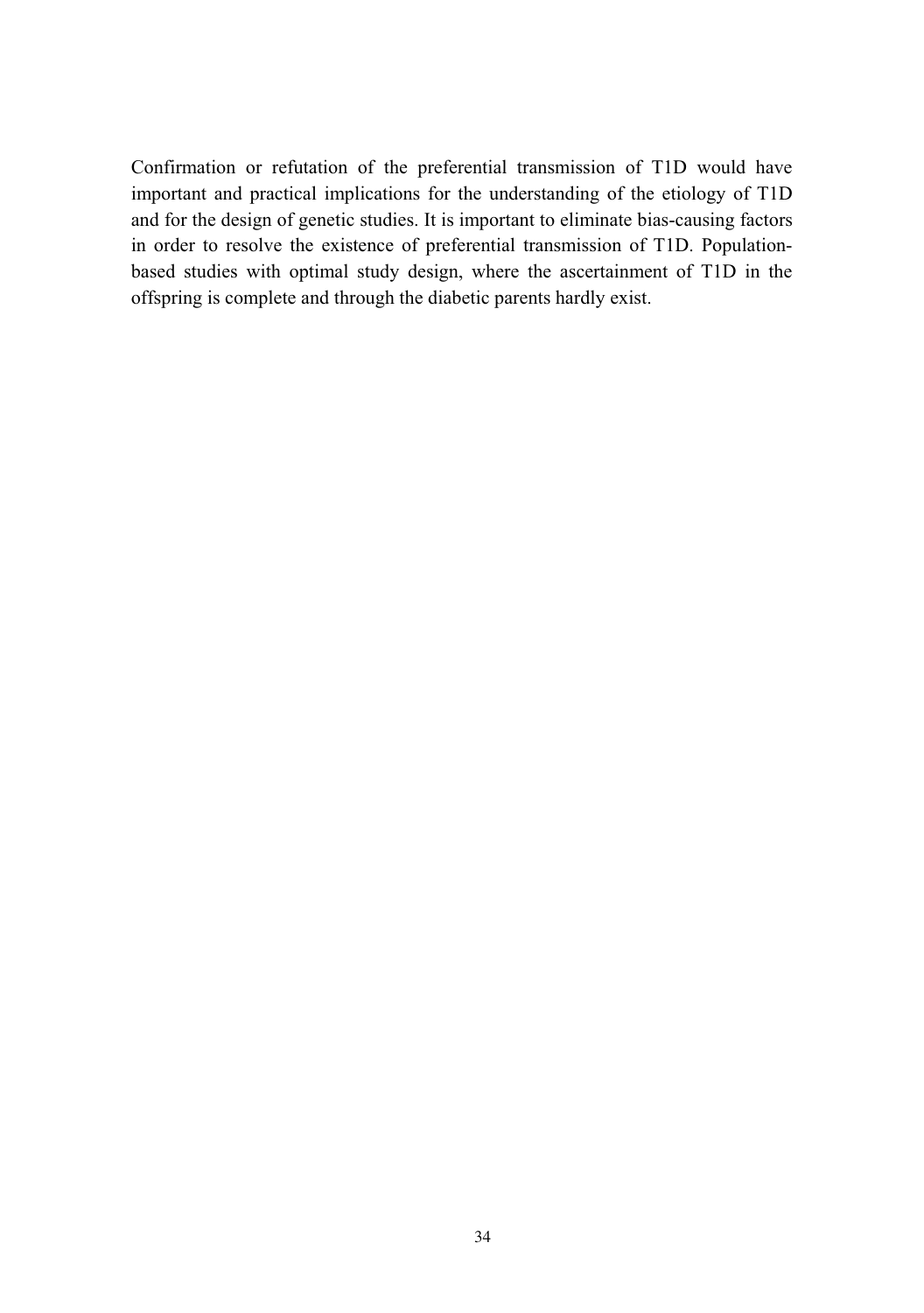Confirmation or refutation of the preferential transmission of T1D would have important and practical implications for the understanding of the etiology of T1D and for the design of genetic studies. It is important to eliminate bias-causing factors in order to resolve the existence of preferential transmission of T1D. Population-based studies with optimal study design, where the ascertainment of T1D in the offspring is complete and through the diabetic parents hardly exist.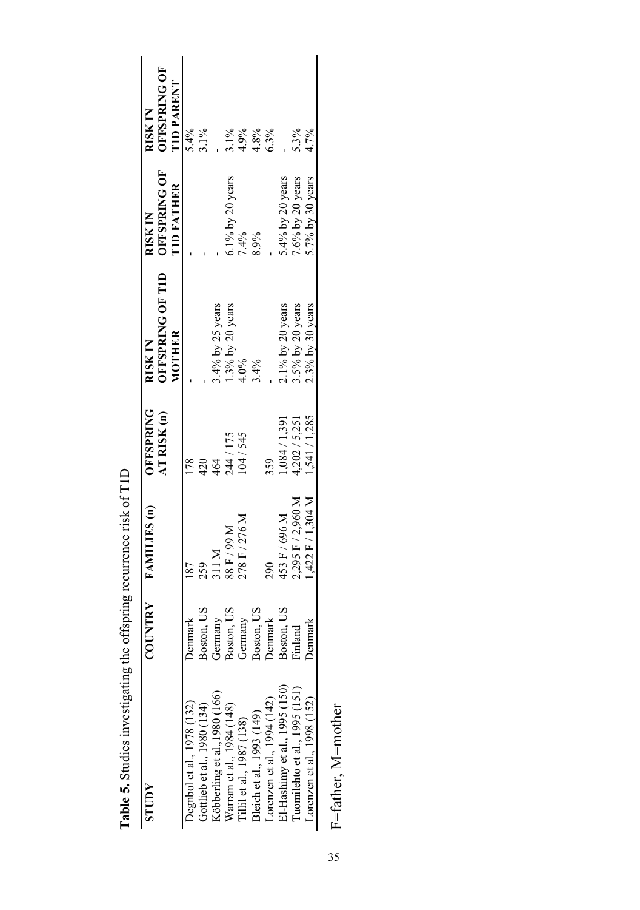**Table 5.** Studies investigating the offspring recurrence risk of T1D

| STUDY | COUNTRY | FAMILIES (n) | OFFSPRING AT RISK (n) | RISK IN OFFSPRING OF T1D MOTHER | RISK IN OFFSPRING OF T1D FATHER | RISK IN OFFSPRING OF T1D PARENT |
|---|---|---|---|---|---|---|
| Degnbol et al., 1978 (132) | Denmark | 187 | 178 | - | - | 5.4% |
| Gottlieb et al., 1980 (134) | Boston, US | 259 | 420 | - | - | 3.1% |
| Köbberling et al.,1980 (166) | Germany | 311 M | 464 | 3.4% by 25 years | - | - |
| Warram et al., 1984 (148) | Boston, US | 88 F / 99 M | 244 / 175 | 1.3% by 20 years | 6.1% by 20 years | 3.1% |
| Tillil et al., 1987 (138) | Germany | 278 F / 276 M | 104 / 545 | 4.0% | 7.4% | 4.9% |
| Bleich et al., 1993 (149) | Boston, US | | | 3.4% | 8.9% | 4.8% |
| Lorenzen et al., 1994 (142) | Denmark | 290 | 359 | - | - | 6.3% |
| El-Hashimy et al., 1995 (150) | Boston, US | 453 F / 696 M | 1,084 / 1,391 | 2.1% by 20 years | 5.4% by 20 years | - |
| Tuomilehto et al., 1995 (151) | Finland | 2,295 F / 2,960 M | 4,202 / 5,251 | 3.5% by 20 years | 7.6% by 20 years | 5.3% |
| Lorenzen et al., 1998 (152) | Denmark | 1,422 F / 1,304 M | 1,541 / 1,285 | 2.3% by 30 years | 5.7% by 30 years | 4.7% |

F=father, M=mother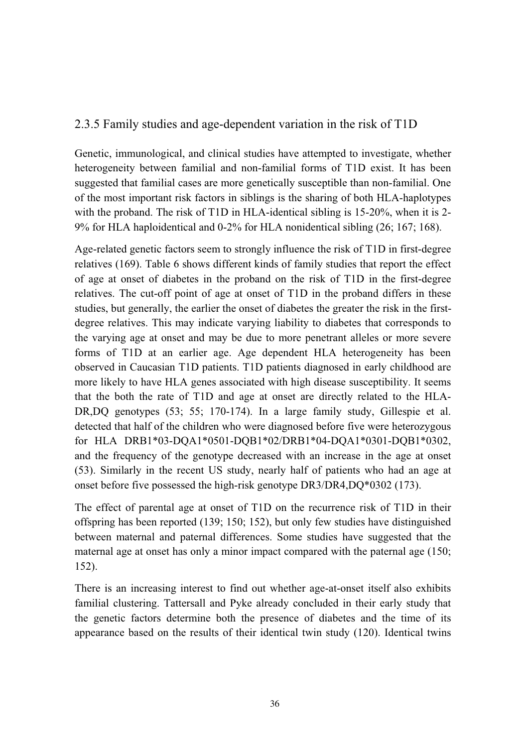## 2.3.5 Family studies and age-dependent variation in the risk of T1D

Genetic, immunological, and clinical studies have attempted to investigate, whether heterogeneity between familial and non-familial forms of T1D exist. It has been suggested that familial cases are more genetically susceptible than non-familial. One of the most important risk factors in siblings is the sharing of both HLA-haplotypes with the proband. The risk of T1D in HLA-identical sibling is 15-20%, when it is 2-9% for HLA haploidentical and 0-2% for HLA nonidentical sibling (26; 167; 168).

Age-related genetic factors seem to strongly influence the risk of T1D in first-degree relatives (169). Table 6 shows different kinds of family studies that report the effect of age at onset of diabetes in the proband on the risk of T1D in the first-degree relatives. The cut-off point of age at onset of T1D in the proband differs in these studies, but generally, the earlier the onset of diabetes the greater the risk in the first-degree relatives. This may indicate varying liability to diabetes that corresponds to the varying age at onset and may be due to more penetrant alleles or more severe forms of T1D at an earlier age. Age dependent HLA heterogeneity has been observed in Caucasian T1D patients. T1D patients diagnosed in early childhood are more likely to have HLA genes associated with high disease susceptibility. It seems that the both the rate of T1D and age at onset are directly related to the HLA-DR,DQ genotypes (53; 55; 170-174). In a large family study, Gillespie et al. detected that half of the children who were diagnosed before five were heterozygous for HLA DRB1*03-DQA1*0501-DQB1*02/DRB1*04-DQA1*0301-DQB1*0302, and the frequency of the genotype decreased with an increase in the age at onset (53). Similarly in the recent US study, nearly half of patients who had an age at onset before five possessed the high-risk genotype DR3/DR4,DQ*0302 (173).

The effect of parental age at onset of T1D on the recurrence risk of T1D in their offspring has been reported (139; 150; 152), but only few studies have distinguished between maternal and paternal differences. Some studies have suggested that the maternal age at onset has only a minor impact compared with the paternal age (150; 152).

There is an increasing interest to find out whether age-at-onset itself also exhibits familial clustering. Tattersall and Pyke already concluded in their early study that the genetic factors determine both the presence of diabetes and the time of its appearance based on the results of their identical twin study (120). Identical twins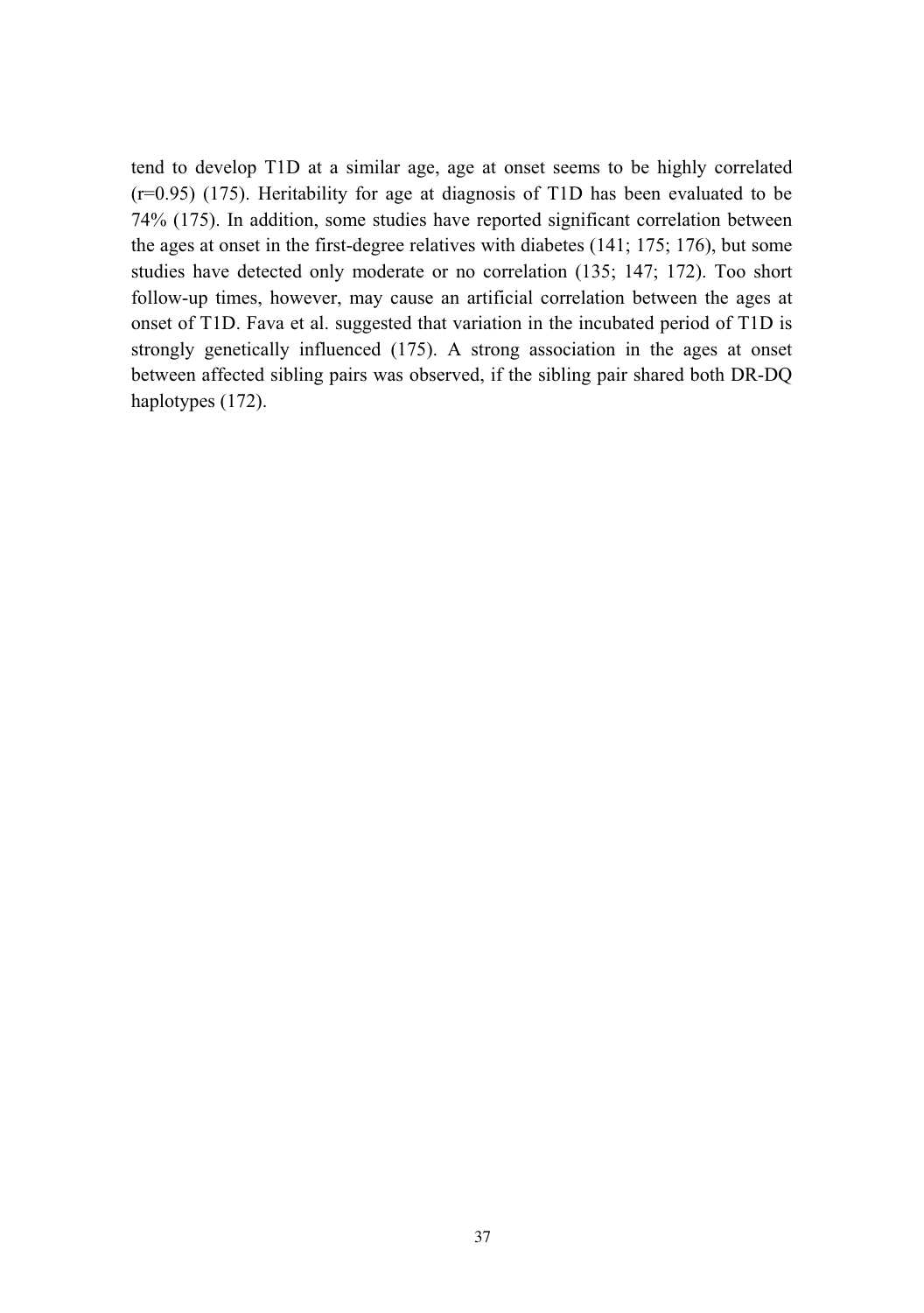tend to develop T1D at a similar age, age at onset seems to be highly correlated (r=0.95) (175). Heritability for age at diagnosis of T1D has been evaluated to be 74% (175). In addition, some studies have reported significant correlation between the ages at onset in the first-degree relatives with diabetes (141; 175; 176), but some studies have detected only moderate or no correlation (135; 147; 172). Too short follow-up times, however, may cause an artificial correlation between the ages at onset of T1D. Fava et al. suggested that variation in the incubated period of T1D is strongly genetically influenced (175). A strong association in the ages at onset between affected sibling pairs was observed, if the sibling pair shared both DR-DQ haplotypes (172).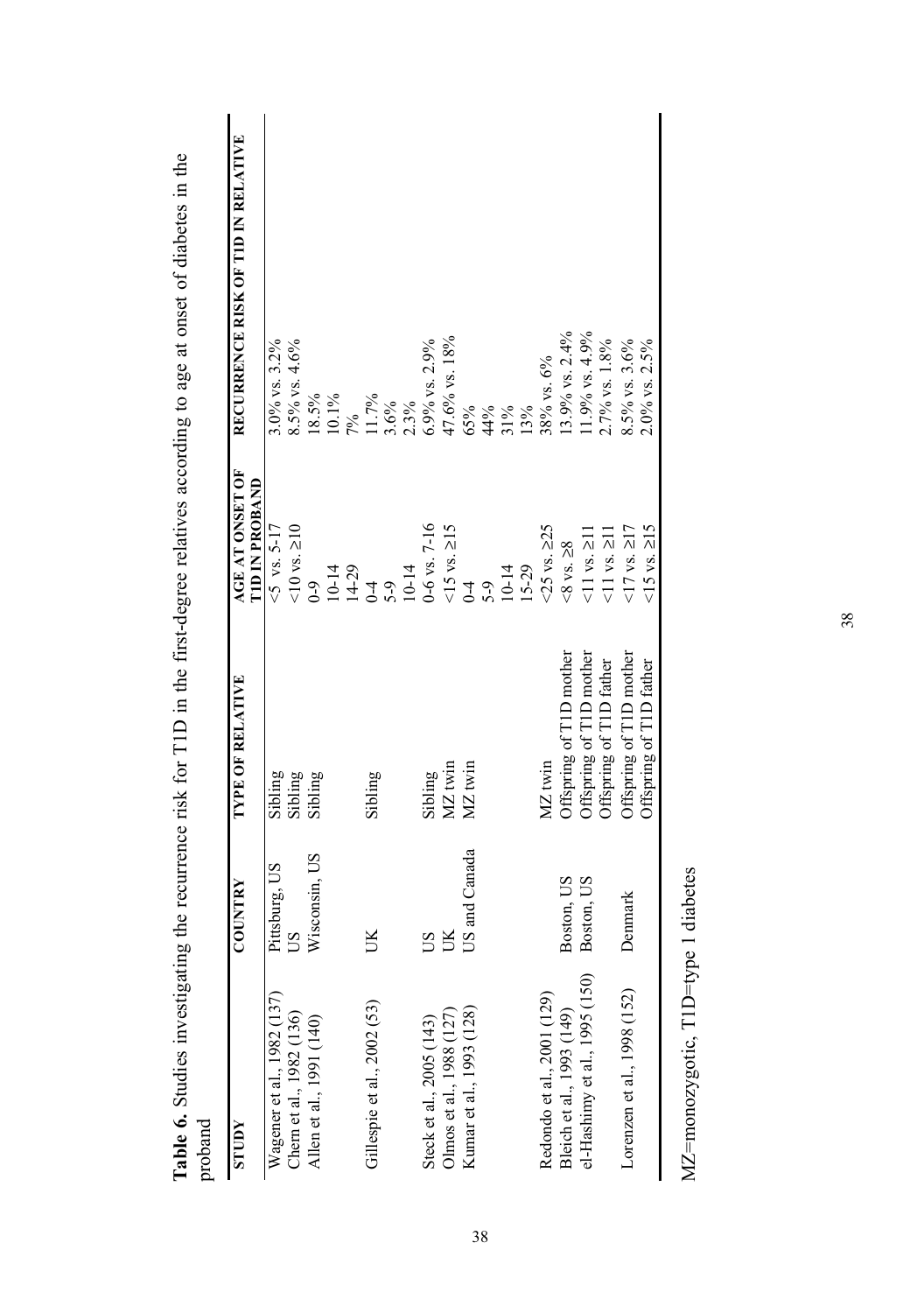**Table 6.** Studies investigating the recurrence risk for T1D in the first-degree relatives according to age at onset of diabetes in the proband

| STUDY | COUNTRY | TYPE OF RELATIVE | AGE AT ONSET OF T1D IN PROBAND | RECURRENCE RISK OF T1D IN RELATIVE |
|---|---|---|---|---|
| Wagener et al., 1982 (137) | Pittsburg, US | Sibling | <5 vs. 5-17 | 3.0% vs. 3.2% |
| Chern et al., 1982 (136) | US | Sibling | <10 vs. ≥10 | 8.5% vs. 4.6% |
| Allen et al., 1991 (140) | Wisconsin, US | Sibling | 0-9 | 18.5% |
| | | | 10-14 | 10.1% |
| | | | 14-29 | 7% |
| Gillespie et al., 2002 (53) | UK | Sibling | 0-4 | 11.7% |
| | | | 5-9 | 3.6% |
| | | | 10-14 | 2.3% |
| Steck et al., 2005 (143) | US | Sibling | 0-6 vs. 7-16 | 6.9% vs. 2.9% |
| Olmos et al., 1988 (127) | UK | MZ twin | <15 vs. ≥15 | 47.6% vs. 18% |
| Kumar et al., 1993 (128) | US and Canada | MZ twin | 0-4 | 65% |
| | | | 5-9 | 44% |
| | | | 10-14 | 31% |
| | | | 15-29 | 13% |
| Redondo et al., 2001 (129) | | MZ twin | <25 vs. ≥25 | 38% vs. 6% |
| Bleich et al., 1993 (149) | Boston, US | Offspring of T1D mother | <8 vs. ≥8 | 13.9% vs. 2.4% |
| el-Hashimy et al., 1995 (150) | Boston, US | Offspring of T1D mother | <11 vs. ≥11 | 11.9% vs. 4.9% |
| | | Offspring of T1D father | <11 vs. ≥11 | 2.7% vs. 1.8% |
| Lorenzen et al., 1998 (152) | Denmark | Offspring of T1D mother | <17 vs. ≥17 | 8.5% vs. 3.6% |
| | | Offspring of T1D father | <15 vs. ≥15 | 2.0% vs. 2.5% |

MZ=monozygotic, T1D=type 1 diabetes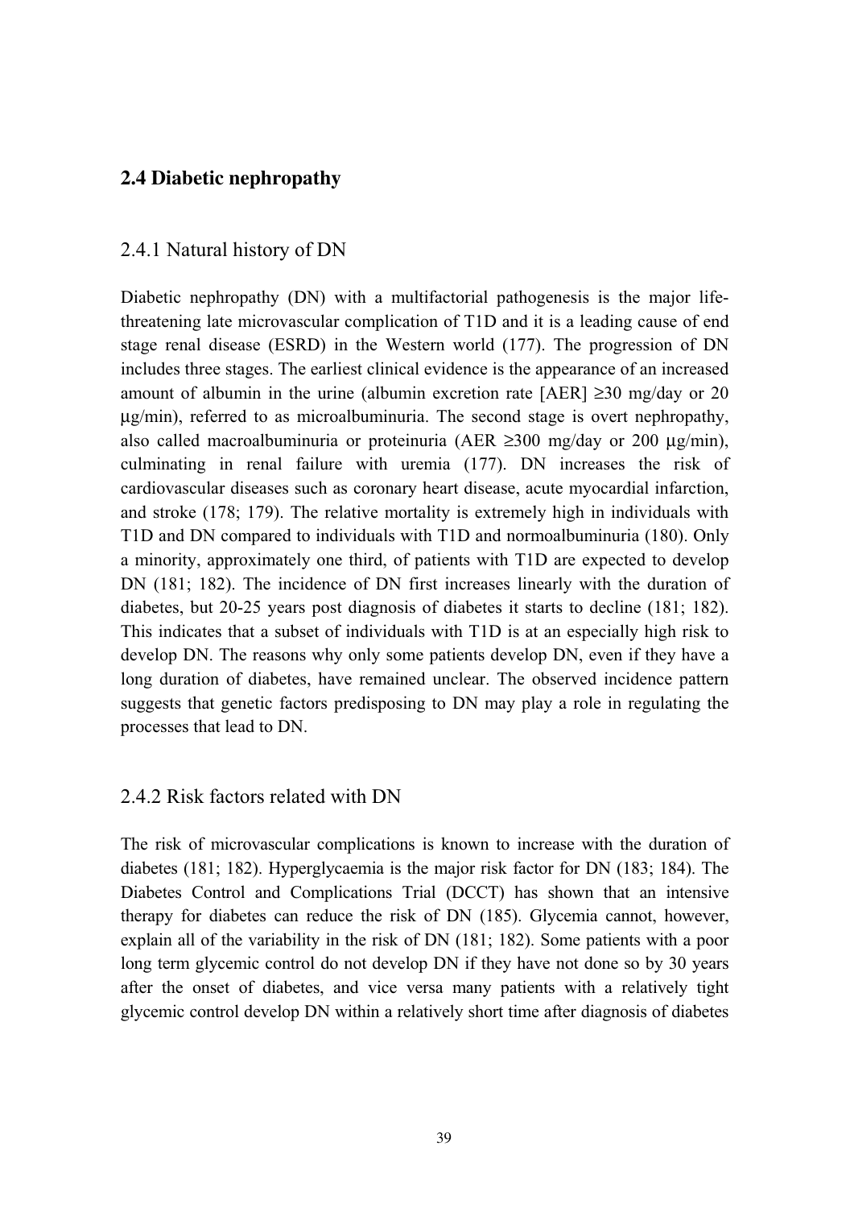## 2.4 Diabetic nephropathy

### 2.4.1 Natural history of DN

Diabetic nephropathy (DN) with a multifactorial pathogenesis is the major life-threatening late microvascular complication of T1D and it is a leading cause of end stage renal disease (ESRD) in the Western world (177). The progression of DN includes three stages. The earliest clinical evidence is the appearance of an increased amount of albumin in the urine (albumin excretion rate [AER] ≥30 mg/day or 20 μg/min), referred to as microalbuminuria. The second stage is overt nephropathy, also called macroalbuminuria or proteinuria (AER ≥300 mg/day or 200 μg/min), culminating in renal failure with uremia (177). DN increases the risk of cardiovascular diseases such as coronary heart disease, acute myocardial infarction, and stroke (178; 179). The relative mortality is extremely high in individuals with T1D and DN compared to individuals with T1D and normoalbuminuria (180). Only a minority, approximately one third, of patients with T1D are expected to develop DN (181; 182). The incidence of DN first increases linearly with the duration of diabetes, but 20-25 years post diagnosis of diabetes it starts to decline (181; 182). This indicates that a subset of individuals with T1D is at an especially high risk to develop DN. The reasons why only some patients develop DN, even if they have a long duration of diabetes, have remained unclear. The observed incidence pattern suggests that genetic factors predisposing to DN may play a role in regulating the processes that lead to DN.

### 2.4.2 Risk factors related with DN

The risk of microvascular complications is known to increase with the duration of diabetes (181; 182). Hyperglycaemia is the major risk factor for DN (183; 184). The Diabetes Control and Complications Trial (DCCT) has shown that an intensive therapy for diabetes can reduce the risk of DN (185). Glycemia cannot, however, explain all of the variability in the risk of DN (181; 182). Some patients with a poor long term glycemic control do not develop DN if they have not done so by 30 years after the onset of diabetes, and vice versa many patients with a relatively tight glycemic control develop DN within a relatively short time after diagnosis of diabetes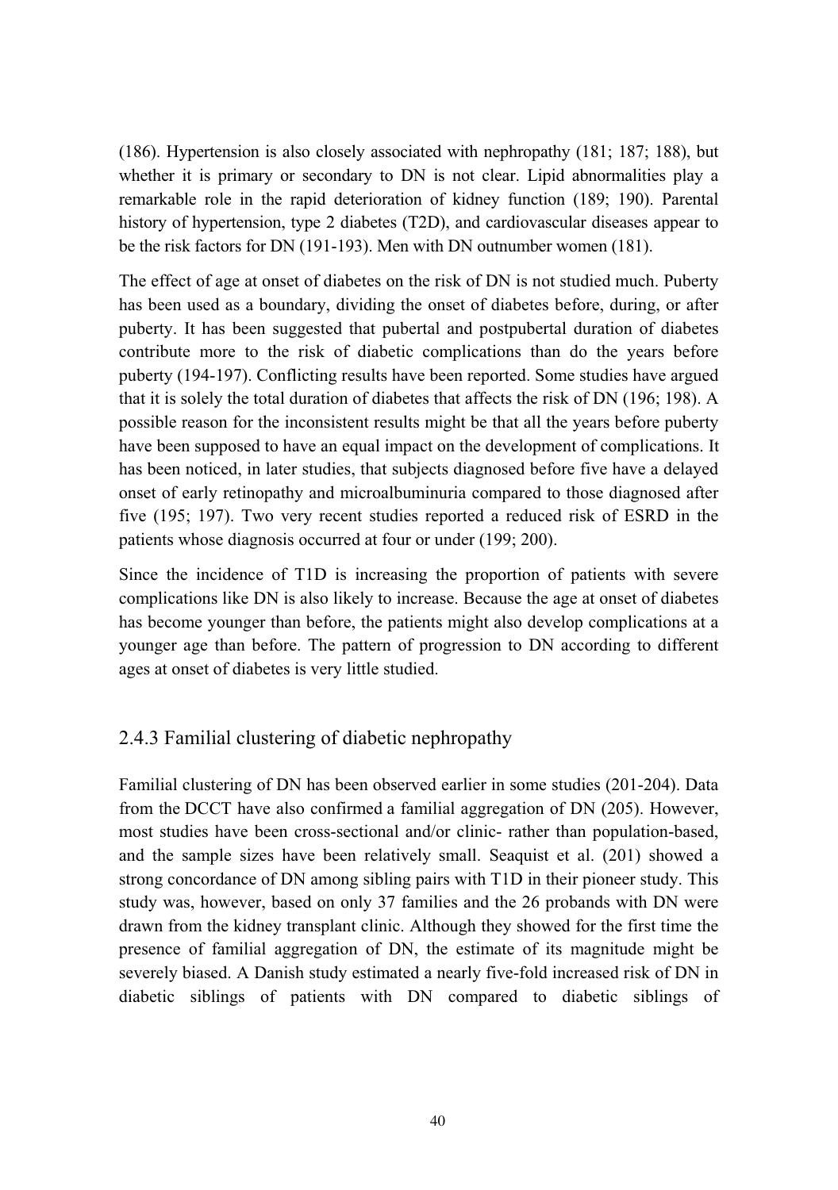(186). Hypertension is also closely associated with nephropathy (181; 187; 188), but whether it is primary or secondary to DN is not clear. Lipid abnormalities play a remarkable role in the rapid deterioration of kidney function (189; 190). Parental history of hypertension, type 2 diabetes (T2D), and cardiovascular diseases appear to be the risk factors for DN (191-193). Men with DN outnumber women (181).

The effect of age at onset of diabetes on the risk of DN is not studied much. Puberty has been used as a boundary, dividing the onset of diabetes before, during, or after puberty. It has been suggested that pubertal and postpubertal duration of diabetes contribute more to the risk of diabetic complications than do the years before puberty (194-197). Conflicting results have been reported. Some studies have argued that it is solely the total duration of diabetes that affects the risk of DN (196; 198). A possible reason for the inconsistent results might be that all the years before puberty have been supposed to have an equal impact on the development of complications. It has been noticed, in later studies, that subjects diagnosed before five have a delayed onset of early retinopathy and microalbuminuria compared to those diagnosed after five (195; 197). Two very recent studies reported a reduced risk of ESRD in the patients whose diagnosis occurred at four or under (199; 200).

Since the incidence of T1D is increasing the proportion of patients with severe complications like DN is also likely to increase. Because the age at onset of diabetes has become younger than before, the patients might also develop complications at a younger age than before. The pattern of progression to DN according to different ages at onset of diabetes is very little studied.

### 2.4.3 Familial clustering of diabetic nephropathy

Familial clustering of DN has been observed earlier in some studies (201-204). Data from the DCCT have also confirmed a familial aggregation of DN (205). However, most studies have been cross-sectional and/or clinic- rather than population-based, and the sample sizes have been relatively small. Seaquist et al. (201) showed a strong concordance of DN among sibling pairs with T1D in their pioneer study. This study was, however, based on only 37 families and the 26 probands with DN were drawn from the kidney transplant clinic. Although they showed for the first time the presence of familial aggregation of DN, the estimate of its magnitude might be severely biased. A Danish study estimated a nearly five-fold increased risk of DN in diabetic siblings of patients with DN compared to diabetic siblings of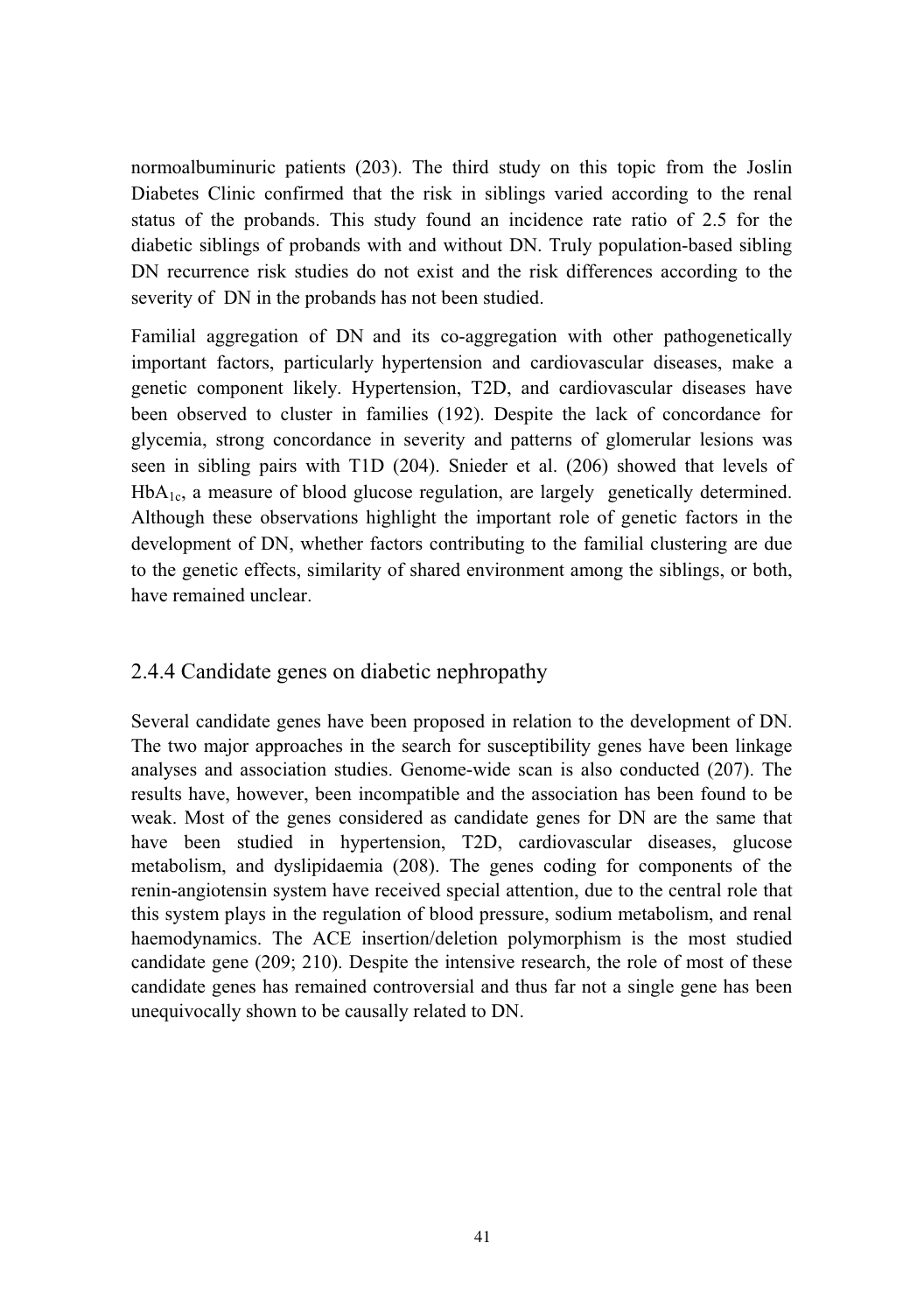normoalbuminuric patients (203). The third study on this topic from the Joslin Diabetes Clinic confirmed that the risk in siblings varied according to the renal status of the probands. This study found an incidence rate ratio of 2.5 for the diabetic siblings of probands with and without DN. Truly population-based sibling DN recurrence risk studies do not exist and the risk differences according to the severity of DN in the probands has not been studied.

Familial aggregation of DN and its co-aggregation with other pathogenetically important factors, particularly hypertension and cardiovascular diseases, make a genetic component likely. Hypertension, T2D, and cardiovascular diseases have been observed to cluster in families (192). Despite the lack of concordance for glycemia, strong concordance in severity and patterns of glomerular lesions was seen in sibling pairs with T1D (204). Snieder et al. (206) showed that levels of $HbA_{1c}$, a measure of blood glucose regulation, are largely genetically determined. Although these observations highlight the important role of genetic factors in the development of DN, whether factors contributing to the familial clustering are due to the genetic effects, similarity of shared environment among the siblings, or both, have remained unclear.

### 2.4.4 Candidate genes on diabetic nephropathy

Several candidate genes have been proposed in relation to the development of DN. The two major approaches in the search for susceptibility genes have been linkage analyses and association studies. Genome-wide scan is also conducted (207). The results have, however, been incompatible and the association has been found to be weak. Most of the genes considered as candidate genes for DN are the same that have been studied in hypertension, T2D, cardiovascular diseases, glucose metabolism, and dyslipidaemia (208). The genes coding for components of the renin-angiotensin system have received special attention, due to the central role that this system plays in the regulation of blood pressure, sodium metabolism, and renal haemodynamics. The ACE insertion/deletion polymorphism is the most studied candidate gene (209; 210). Despite the intensive research, the role of most of these candidate genes has remained controversial and thus far not a single gene has been unequivocally shown to be causally related to DN.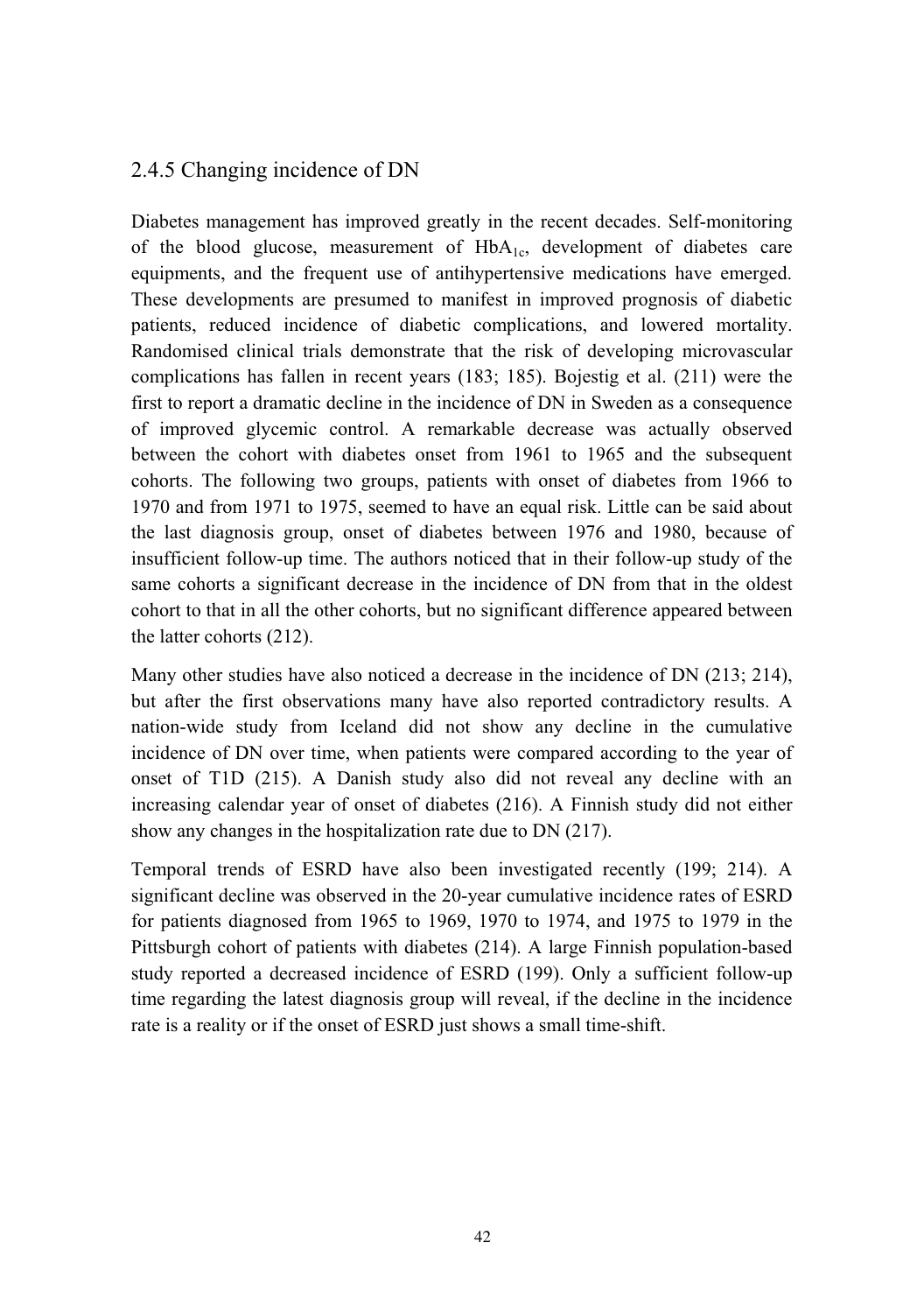### 2.4.5 Changing incidence of DN

Diabetes management has improved greatly in the recent decades. Self-monitoring of the blood glucose, measurement of $HbA_{1c}$, development of diabetes care equipments, and the frequent use of antihypertensive medications have emerged. These developments are presumed to manifest in improved prognosis of diabetic patients, reduced incidence of diabetic complications, and lowered mortality. Randomised clinical trials demonstrate that the risk of developing microvascular complications has fallen in recent years (183; 185). Bojestig et al. (211) were the first to report a dramatic decline in the incidence of DN in Sweden as a consequence of improved glycemic control. A remarkable decrease was actually observed between the cohort with diabetes onset from 1961 to 1965 and the subsequent cohorts. The following two groups, patients with onset of diabetes from 1966 to 1970 and from 1971 to 1975, seemed to have an equal risk. Little can be said about the last diagnosis group, onset of diabetes between 1976 and 1980, because of insufficient follow-up time. The authors noticed that in their follow-up study of the same cohorts a significant decrease in the incidence of DN from that in the oldest cohort to that in all the other cohorts, but no significant difference appeared between the latter cohorts (212).

Many other studies have also noticed a decrease in the incidence of DN (213; 214), but after the first observations many have also reported contradictory results. A nation-wide study from Iceland did not show any decline in the cumulative incidence of DN over time, when patients were compared according to the year of onset of T1D (215). A Danish study also did not reveal any decline with an increasing calendar year of onset of diabetes (216). A Finnish study did not either show any changes in the hospitalization rate due to DN (217).

Temporal trends of ESRD have also been investigated recently (199; 214). A significant decline was observed in the 20-year cumulative incidence rates of ESRD for patients diagnosed from 1965 to 1969, 1970 to 1974, and 1975 to 1979 in the Pittsburgh cohort of patients with diabetes (214). A large Finnish population-based study reported a decreased incidence of ESRD (199). Only a sufficient follow-up time regarding the latest diagnosis group will reveal, if the decline in the incidence rate is a reality or if the onset of ESRD just shows a small time-shift.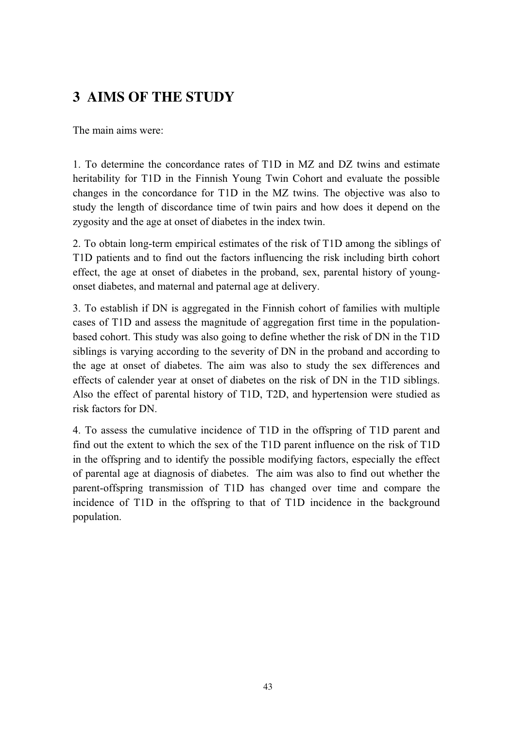# 3 AIMS OF THE STUDY

The main aims were:

1. To determine the concordance rates of T1D in MZ and DZ twins and estimate heritability for T1D in the Finnish Young Twin Cohort and evaluate the possible changes in the concordance for T1D in the MZ twins. The objective was also to study the length of discordance time of twin pairs and how does it depend on the zygosity and the age at onset of diabetes in the index twin.

2. To obtain long-term empirical estimates of the risk of T1D among the siblings of T1D patients and to find out the factors influencing the risk including birth cohort effect, the age at onset of diabetes in the proband, sex, parental history of young-onset diabetes, and maternal and paternal age at delivery.

3. To establish if DN is aggregated in the Finnish cohort of families with multiple cases of T1D and assess the magnitude of aggregation first time in the population-based cohort. This study was also going to define whether the risk of DN in the T1D siblings is varying according to the severity of DN in the proband and according to the age at onset of diabetes. The aim was also to study the sex differences and effects of calender year at onset of diabetes on the risk of DN in the T1D siblings. Also the effect of parental history of T1D, T2D, and hypertension were studied as risk factors for DN.

4. To assess the cumulative incidence of T1D in the offspring of T1D parent and find out the extent to which the sex of the T1D parent influence on the risk of T1D in the offspring and to identify the possible modifying factors, especially the effect of parental age at diagnosis of diabetes. The aim was also to find out whether the parent-offspring transmission of T1D has changed over time and compare the incidence of T1D in the offspring to that of T1D incidence in the background population.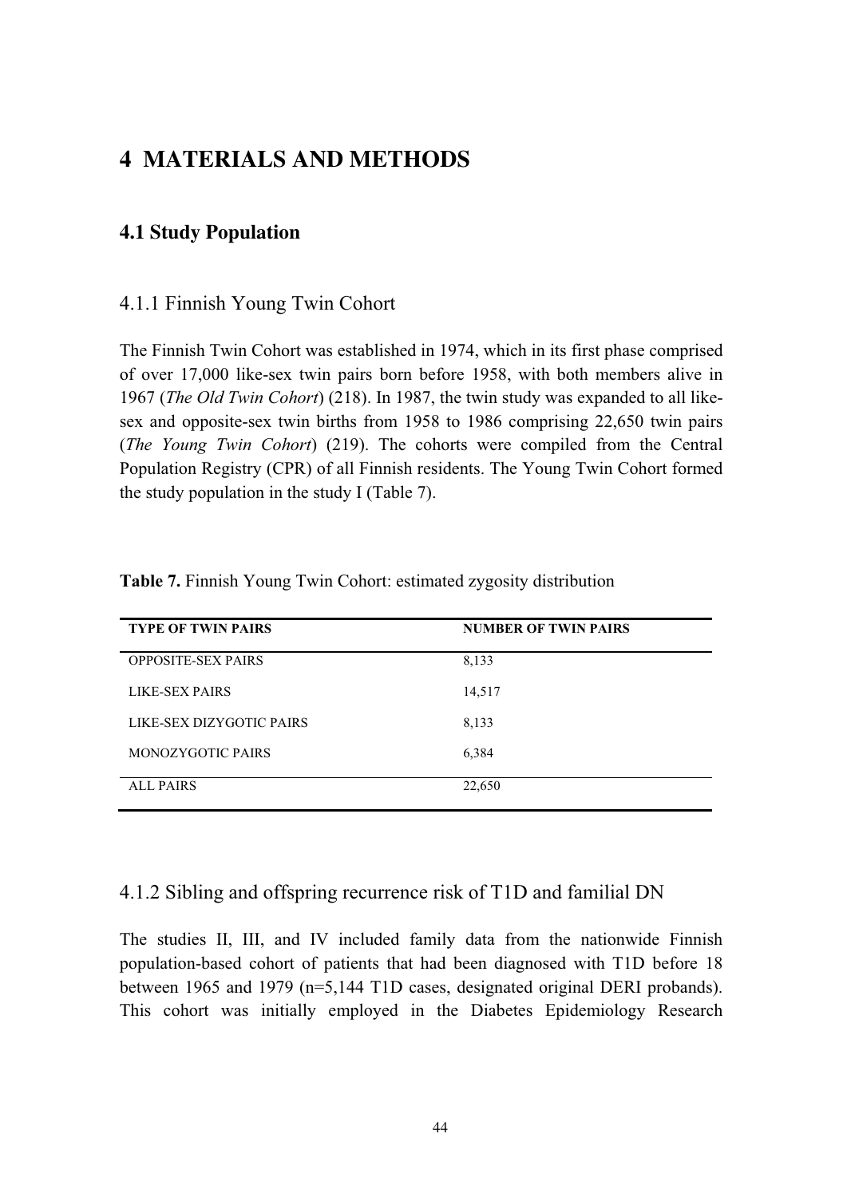# 4 MATERIALS AND METHODS

## 4.1 Study Population

### 4.1.1 Finnish Young Twin Cohort

The Finnish Twin Cohort was established in 1974, which in its first phase comprised of over 17,000 like-sex twin pairs born before 1958, with both members alive in 1967 (*The Old Twin Cohort*) (218). In 1987, the twin study was expanded to all like-sex and opposite-sex twin births from 1958 to 1986 comprising 22,650 twin pairs (*The Young Twin Cohort*) (219). The cohorts were compiled from the Central Population Registry (CPR) of all Finnish residents. The Young Twin Cohort formed the study population in the study I (Table 7).

**Table 7.** Finnish Young Twin Cohort: estimated zygosity distribution

| TYPE OF TWIN PAIRS | NUMBER OF TWIN PAIRS |
|---|---|
| OPPOSITE-SEX PAIRS | 8,133 |
| LIKE-SEX PAIRS | 14,517 |
| LIKE-SEX DIZYGOTIC PAIRS | 8,133 |
| MONOZYGOTIC PAIRS | 6,384 |
| ALL PAIRS | 22,650 |

### 4.1.2 Sibling and offspring recurrence risk of T1D and familial DN

The studies II, III, and IV included family data from the nationwide Finnish population-based cohort of patients that had been diagnosed with T1D before 18 between 1965 and 1979 (n=5,144 T1D cases, designated original DERI probands). This cohort was initially employed in the Diabetes Epidemiology Research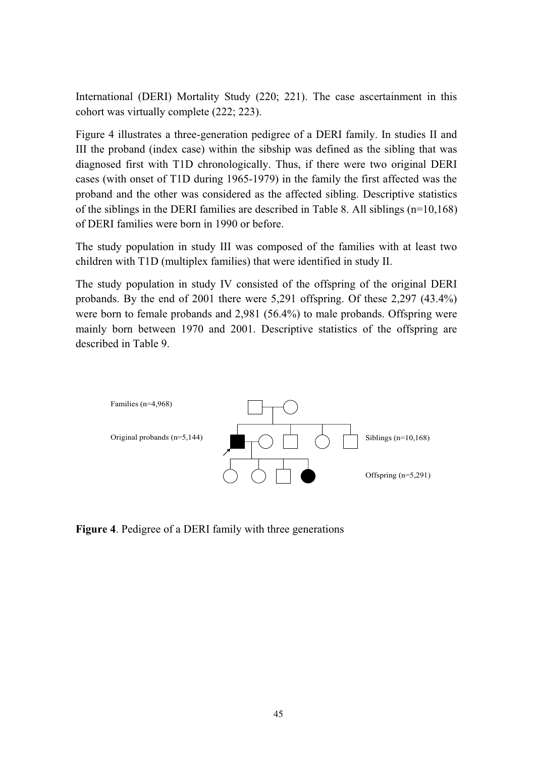International (DERI) Mortality Study (220; 221). The case ascertainment in this cohort was virtually complete (222; 223).

Figure 4 illustrates a three-generation pedigree of a DERI family. In studies II and III the proband (index case) within the sibship was defined as the sibling that was diagnosed first with T1D chronologically. Thus, if there were two original DERI cases (with onset of T1D during 1965-1979) in the family the first affected was the proband and the other was considered as the affected sibling. Descriptive statistics of the siblings in the DERI families are described in Table 8. All siblings (n=10,168) of DERI families were born in 1990 or before.

The study population in study III was composed of the families with at least two children with T1D (multiplex families) that were identified in study II.

The study population in study IV consisted of the offspring of the original DERI probands. By the end of 2001 there were 5,291 offspring. Of these 2,297 (43.4%) were born to female probands and 2,981 (56.4%) to male probands. Offspring were mainly born between 1970 and 2001. Descriptive statistics of the offspring are described in Table 9.

Families (n=4,968)

Original probands (n=5,144)

Siblings (n=10,168)

Offspring (n=5,291)

**Figure 4**. Pedigree of a DERI family with three generations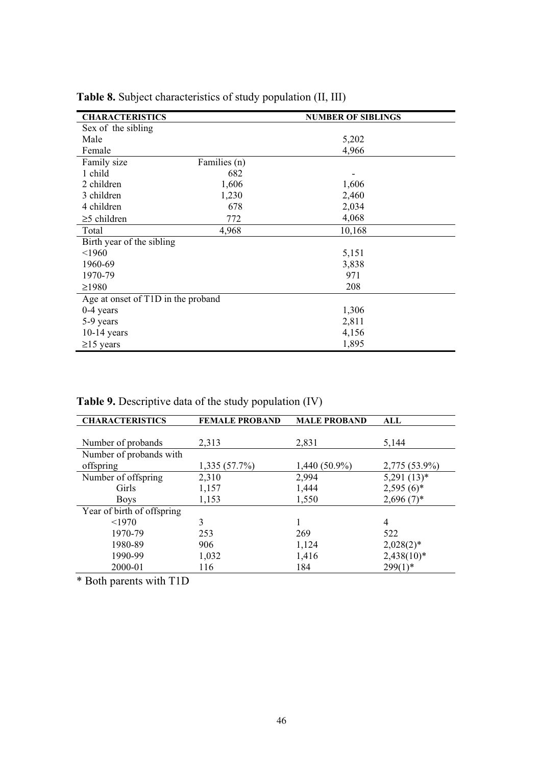**Table 8.** Subject characteristics of study population (II, III)

| CHARACTERISTICS | | NUMBER OF SIBLINGS |
|---|---|---|
| Sex of the sibling | | |
| Male | | 5,202 |
| Female | | 4,966 |
| Family size | Families (n) | |
| 1 child | 682 | - |
| 2 children | 1,606 | 1,606 |
| 3 children | 1,230 | 2,460 |
| 4 children | 678 | 2,034 |
| ≥5 children | 772 | 4,068 |
| Total | 4,968 | 10,168 |
| Birth year of the sibling | | |
| <1960 | | 5,151 |
| 1960-69 | | 3,838 |
| 1970-79 | | 971 |
| ≥1980 | | 208 |
| Age at onset of T1D in the proband | | |
| 0-4 years | | 1,306 |
| 5-9 years | | 2,811 |
| 10-14 years | | 4,156 |
| ≥15 years | | 1,895 |

**Table 9.** Descriptive data of the study population (IV)

| CHARACTERISTICS | FEMALE PROBAND | MALE PROBAND | ALL |
|---|---|---|---|
| Number of probands | 2,313 | 2,831 | 5,144 |
| Number of probands with offspring | 1,335 (57.7%) | 1,440 (50.9%) | 2,775 (53.9%) |
| Number of offspring | 2,310 | 2,994 | 5,291 (13)* |
| Girls | 1,157 | 1,444 | 2,595 (6)* |
| Boys | 1,153 | 1,550 | 2,696 (7)* |
| Year of birth of offspring | | | |
| <1970 | 3 | 1 | 4 |
| 1970-79 | 253 | 269 | 522 |
| 1980-89 | 906 | 1,124 | 2,028(2)* |
| 1990-99 | 1,032 | 1,416 | 2,438(10)* |
| 2000-01 | 116 | 184 | 299(1)* |

\* Both parents with T1D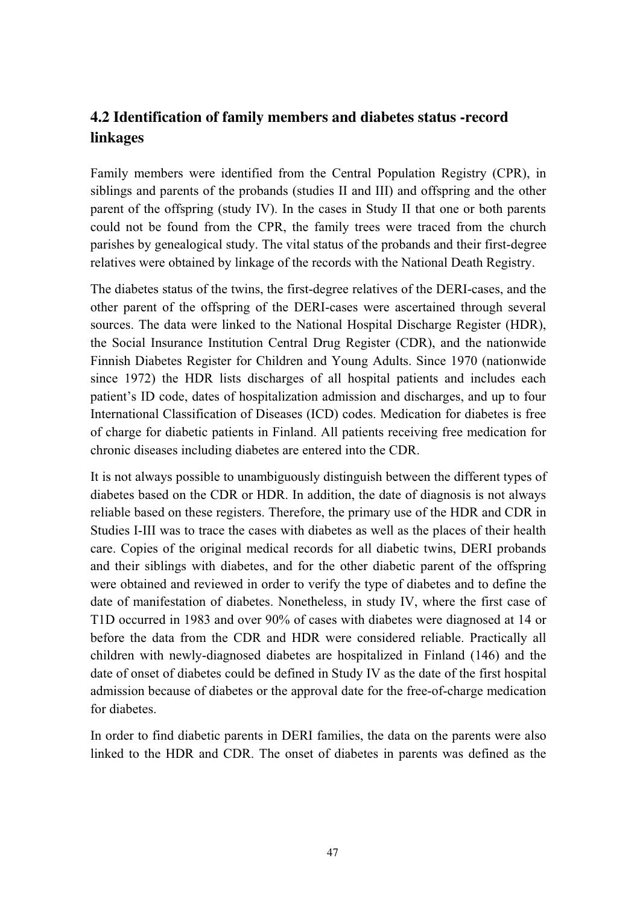## 4.2 Identification of family members and diabetes status -record linkages

Family members were identified from the Central Population Registry (CPR), in siblings and parents of the probands (studies II and III) and offspring and the other parent of the offspring (study IV). In the cases in Study II that one or both parents could not be found from the CPR, the family trees were traced from the church parishes by genealogical study. The vital status of the probands and their first-degree relatives were obtained by linkage of the records with the National Death Registry.

The diabetes status of the twins, the first-degree relatives of the DERI-cases, and the other parent of the offspring of the DERI-cases were ascertained through several sources. The data were linked to the National Hospital Discharge Register (HDR), the Social Insurance Institution Central Drug Register (CDR), and the nationwide Finnish Diabetes Register for Children and Young Adults. Since 1970 (nationwide since 1972) the HDR lists discharges of all hospital patients and includes each patient's ID code, dates of hospitalization admission and discharges, and up to four International Classification of Diseases (ICD) codes. Medication for diabetes is free of charge for diabetic patients in Finland. All patients receiving free medication for chronic diseases including diabetes are entered into the CDR.

It is not always possible to unambiguously distinguish between the different types of diabetes based on the CDR or HDR. In addition, the date of diagnosis is not always reliable based on these registers. Therefore, the primary use of the HDR and CDR in Studies I-III was to trace the cases with diabetes as well as the places of their health care. Copies of the original medical records for all diabetic twins, DERI probands and their siblings with diabetes, and for the other diabetic parent of the offspring were obtained and reviewed in order to verify the type of diabetes and to define the date of manifestation of diabetes. Nonetheless, in study IV, where the first case of T1D occurred in 1983 and over 90% of cases with diabetes were diagnosed at 14 or before the data from the CDR and HDR were considered reliable. Practically all children with newly-diagnosed diabetes are hospitalized in Finland (146) and the date of onset of diabetes could be defined in Study IV as the date of the first hospital admission because of diabetes or the approval date for the free-of-charge medication for diabetes.

In order to find diabetic parents in DERI families, the data on the parents were also linked to the HDR and CDR. The onset of diabetes in parents was defined as the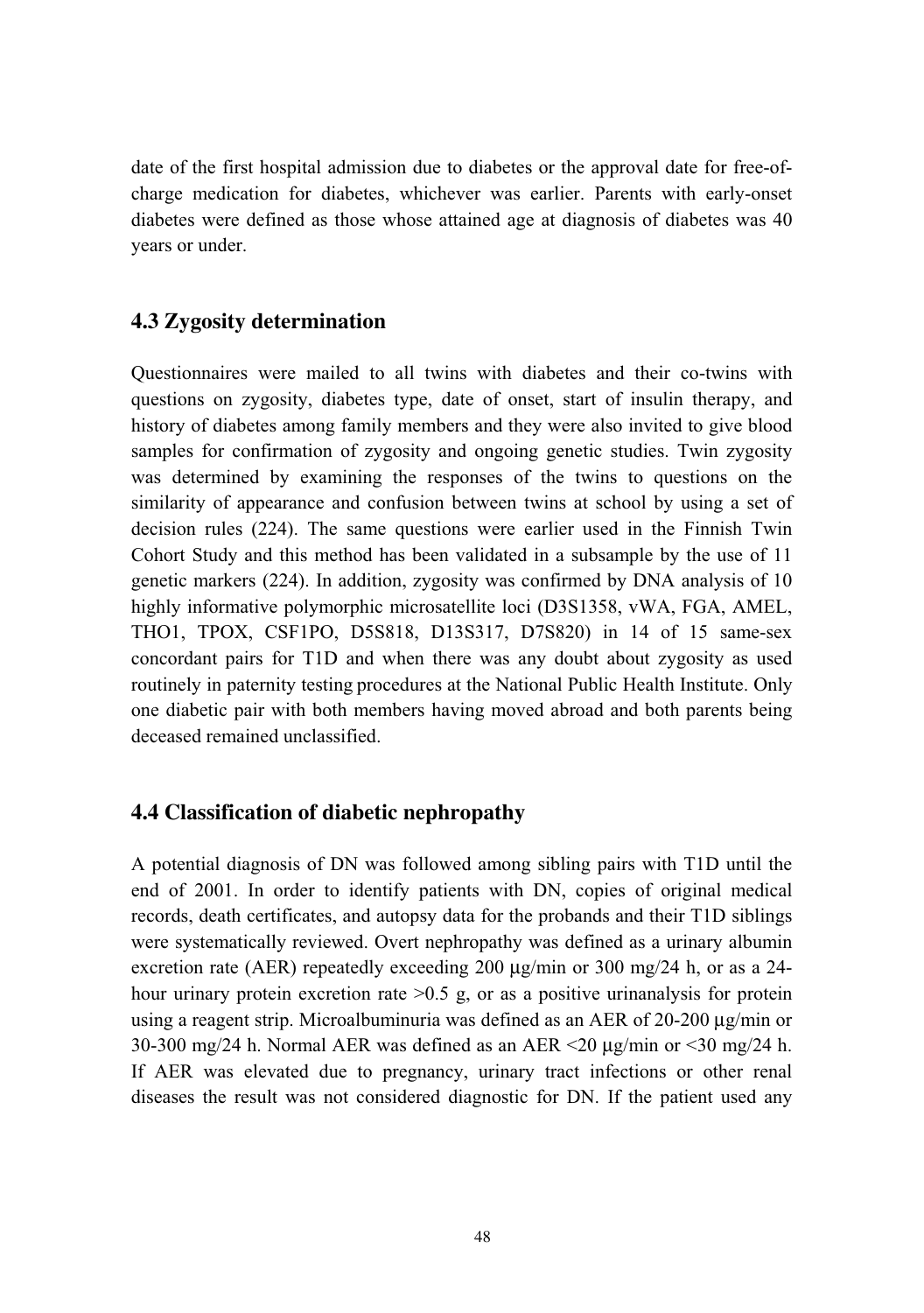date of the first hospital admission due to diabetes or the approval date for free-of-charge medication for diabetes, whichever was earlier. Parents with early-onset diabetes were defined as those whose attained age at diagnosis of diabetes was 40 years or under.

### 4.3 Zygosity determination

Questionnaires were mailed to all twins with diabetes and their co-twins with questions on zygosity, diabetes type, date of onset, start of insulin therapy, and history of diabetes among family members and they were also invited to give blood samples for confirmation of zygosity and ongoing genetic studies. Twin zygosity was determined by examining the responses of the twins to questions on the similarity of appearance and confusion between twins at school by using a set of decision rules (224). The same questions were earlier used in the Finnish Twin Cohort Study and this method has been validated in a subsample by the use of 11 genetic markers (224). In addition, zygosity was confirmed by DNA analysis of 10 highly informative polymorphic microsatellite loci (D3S1358, vWA, FGA, AMEL, THO1, TPOX, CSF1PO, D5S818, D13S317, D7S820) in 14 of 15 same-sex concordant pairs for T1D and when there was any doubt about zygosity as used routinely in paternity testing procedures at the National Public Health Institute. Only one diabetic pair with both members having moved abroad and both parents being deceased remained unclassified.

### 4.4 Classification of diabetic nephropathy

A potential diagnosis of DN was followed among sibling pairs with T1D until the end of 2001. In order to identify patients with DN, copies of original medical records, death certificates, and autopsy data for the probands and their T1D siblings were systematically reviewed. Overt nephropathy was defined as a urinary albumin excretion rate (AER) repeatedly exceeding 200 µg/min or 300 mg/24 h, or as a 24-hour urinary protein excretion rate >0.5 g, or as a positive urinanalysis for protein using a reagent strip. Microalbuminuria was defined as an AER of 20-200 µg/min or 30-300 mg/24 h. Normal AER was defined as an AER <20 µg/min or <30 mg/24 h. If AER was elevated due to pregnancy, urinary tract infections or other renal diseases the result was not considered diagnostic for DN. If the patient used any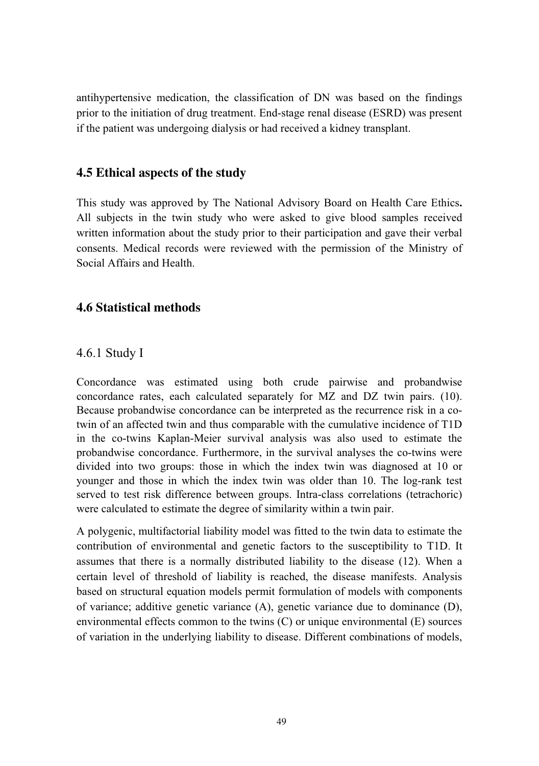antihypertensive medication, the classification of DN was based on the findings prior to the initiation of drug treatment. End-stage renal disease (ESRD) was present if the patient was undergoing dialysis or had received a kidney transplant.

## 4.5 Ethical aspects of the study

This study was approved by The National Advisory Board on Health Care Ethics**.** All subjects in the twin study who were asked to give blood samples received written information about the study prior to their participation and gave their verbal consents. Medical records were reviewed with the permission of the Ministry of Social Affairs and Health.

## 4.6 Statistical methods

### 4.6.1 Study I

Concordance was estimated using both crude pairwise and probandwise concordance rates, each calculated separately for MZ and DZ twin pairs. (10). Because probandwise concordance can be interpreted as the recurrence risk in a co-twin of an affected twin and thus comparable with the cumulative incidence of T1D in the co-twins Kaplan-Meier survival analysis was also used to estimate the probandwise concordance. Furthermore, in the survival analyses the co-twins were divided into two groups: those in which the index twin was diagnosed at 10 or younger and those in which the index twin was older than 10. The log-rank test served to test risk difference between groups. Intra-class correlations (tetrachoric) were calculated to estimate the degree of similarity within a twin pair.

A polygenic, multifactorial liability model was fitted to the twin data to estimate the contribution of environmental and genetic factors to the susceptibility to T1D. It assumes that there is a normally distributed liability to the disease (12). When a certain level of threshold of liability is reached, the disease manifests. Analysis based on structural equation models permit formulation of models with components of variance; additive genetic variance (A), genetic variance due to dominance (D), environmental effects common to the twins (C) or unique environmental (E) sources of variation in the underlying liability to disease. Different combinations of models,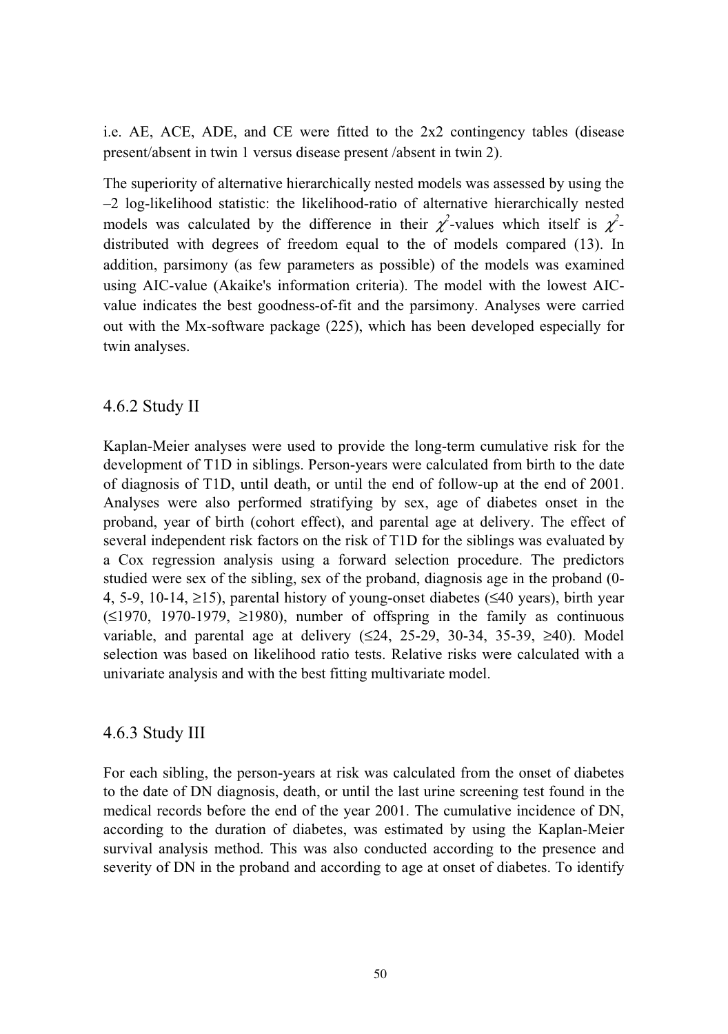i.e. AE, ACE, ADE, and CE were fitted to the 2x2 contingency tables (disease present/absent in twin 1 versus disease present /absent in twin 2).

The superiority of alternative hierarchically nested models was assessed by using the –2 log-likelihood statistic: the likelihood-ratio of alternative hierarchically nested models was calculated by the difference in their $\chi^2$-values which itself is $\chi^2$-distributed with degrees of freedom equal to the of models compared (13). In addition, parsimony (as few parameters as possible) of the models was examined using AIC-value (Akaike's information criteria). The model with the lowest AIC-value indicates the best goodness-of-fit and the parsimony. Analyses were carried out with the Mx-software package (225), which has been developed especially for twin analyses.

### 4.6.2 Study II

Kaplan-Meier analyses were used to provide the long-term cumulative risk for the development of T1D in siblings. Person-years were calculated from birth to the date of diagnosis of T1D, until death, or until the end of follow-up at the end of 2001. Analyses were also performed stratifying by sex, age of diabetes onset in the proband, year of birth (cohort effect), and parental age at delivery. The effect of several independent risk factors on the risk of T1D for the siblings was evaluated by a Cox regression analysis using a forward selection procedure. The predictors studied were sex of the sibling, sex of the proband, diagnosis age in the proband (0-4, 5-9, 10-14, ≥15), parental history of young-onset diabetes (≤40 years), birth year (≤1970, 1970-1979, ≥1980), number of offspring in the family as continuous variable, and parental age at delivery (≤24, 25-29, 30-34, 35-39, ≥40). Model selection was based on likelihood ratio tests. Relative risks were calculated with a univariate analysis and with the best fitting multivariate model.

### 4.6.3 Study III

For each sibling, the person-years at risk was calculated from the onset of diabetes to the date of DN diagnosis, death, or until the last urine screening test found in the medical records before the end of the year 2001. The cumulative incidence of DN, according to the duration of diabetes, was estimated by using the Kaplan-Meier survival analysis method. This was also conducted according to the presence and severity of DN in the proband and according to age at onset of diabetes. To identify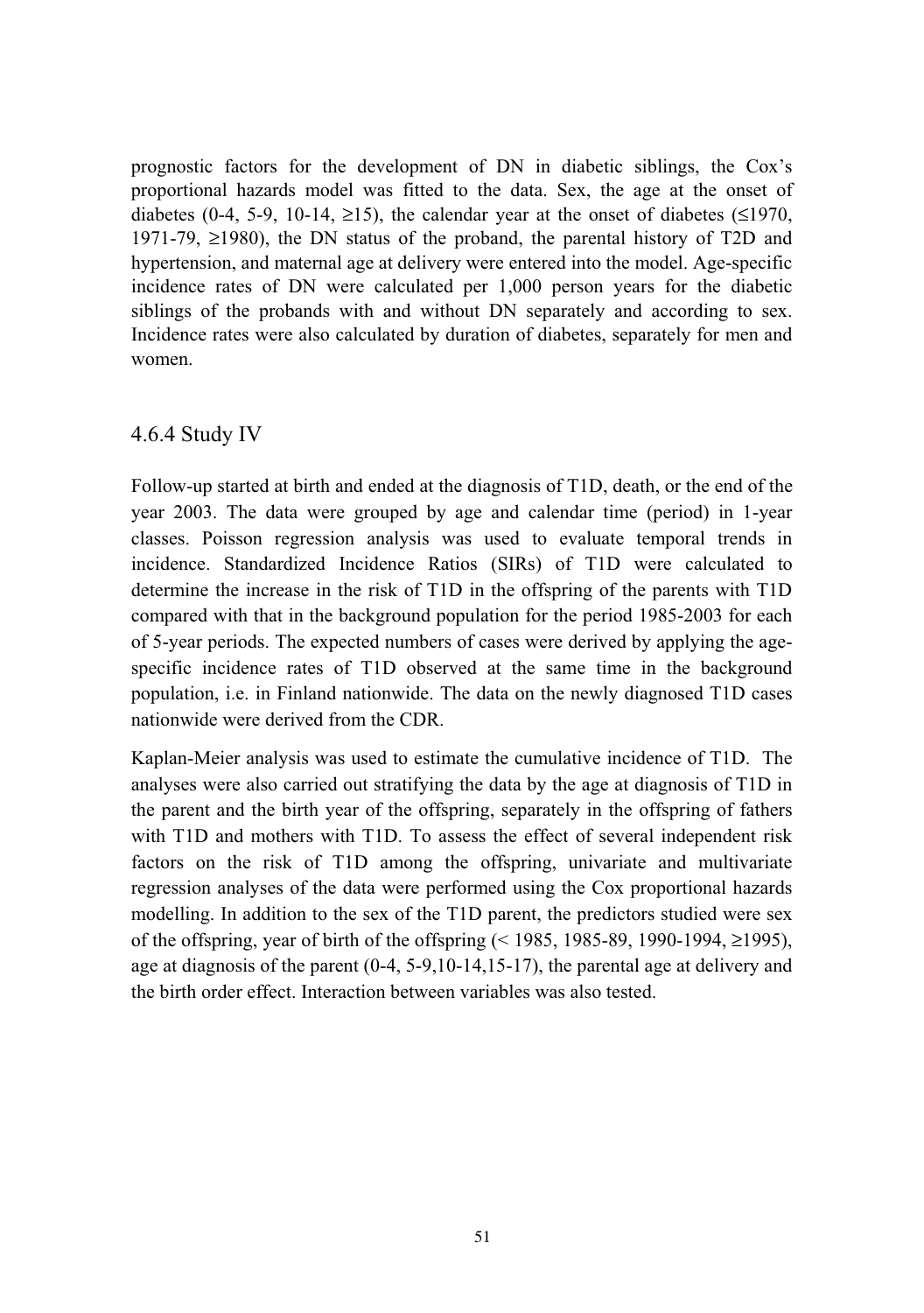prognostic factors for the development of DN in diabetic siblings, the Cox's proportional hazards model was fitted to the data. Sex, the age at the onset of diabetes (0-4, 5-9, 10-14, ≥15), the calendar year at the onset of diabetes (≤1970, 1971-79, ≥1980), the DN status of the proband, the parental history of T2D and hypertension, and maternal age at delivery were entered into the model. Age-specific incidence rates of DN were calculated per 1,000 person years for the diabetic siblings of the probands with and without DN separately and according to sex. Incidence rates were also calculated by duration of diabetes, separately for men and women.

### 4.6.4 Study IV

Follow-up started at birth and ended at the diagnosis of T1D, death, or the end of the year 2003. The data were grouped by age and calendar time (period) in 1-year classes. Poisson regression analysis was used to evaluate temporal trends in incidence. Standardized Incidence Ratios (SIRs) of T1D were calculated to determine the increase in the risk of T1D in the offspring of the parents with T1D compared with that in the background population for the period 1985-2003 for each of 5-year periods. The expected numbers of cases were derived by applying the age-specific incidence rates of T1D observed at the same time in the background population, i.e. in Finland nationwide. The data on the newly diagnosed T1D cases nationwide were derived from the CDR.

Kaplan-Meier analysis was used to estimate the cumulative incidence of T1D. The analyses were also carried out stratifying the data by the age at diagnosis of T1D in the parent and the birth year of the offspring, separately in the offspring of fathers with T1D and mothers with T1D. To assess the effect of several independent risk factors on the risk of T1D among the offspring, univariate and multivariate regression analyses of the data were performed using the Cox proportional hazards modelling. In addition to the sex of the T1D parent, the predictors studied were sex of the offspring, year of birth of the offspring (< 1985, 1985-89, 1990-1994, ≥1995), age at diagnosis of the parent (0-4, 5-9,10-14,15-17), the parental age at delivery and the birth order effect. Interaction between variables was also tested.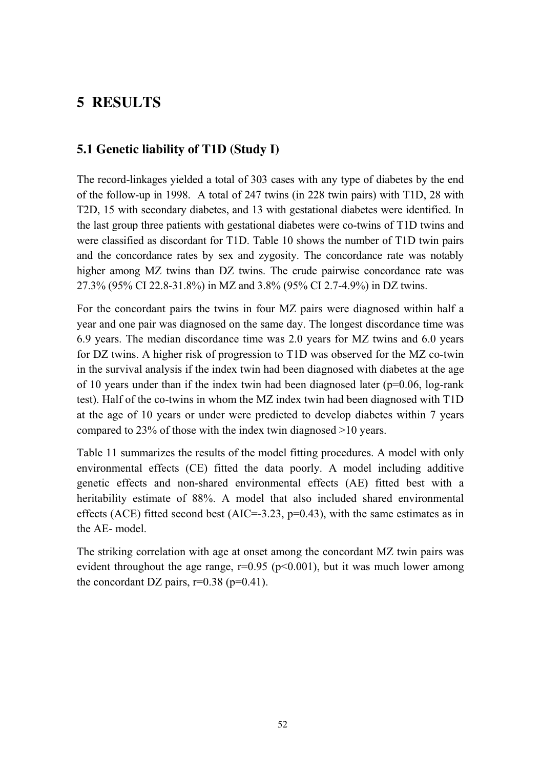# 5 RESULTS

## 5.1 Genetic liability of T1D (Study I)

The record-linkages yielded a total of 303 cases with any type of diabetes by the end of the follow-up in 1998. A total of 247 twins (in 228 twin pairs) with T1D, 28 with T2D, 15 with secondary diabetes, and 13 with gestational diabetes were identified. In the last group three patients with gestational diabetes were co-twins of T1D twins and were classified as discordant for T1D. Table 10 shows the number of T1D twin pairs and the concordance rates by sex and zygosity. The concordance rate was notably higher among MZ twins than DZ twins. The crude pairwise concordance rate was 27.3% (95% CI 22.8-31.8%) in MZ and 3.8% (95% CI 2.7-4.9%) in DZ twins.

For the concordant pairs the twins in four MZ pairs were diagnosed within half a year and one pair was diagnosed on the same day. The longest discordance time was 6.9 years. The median discordance time was 2.0 years for MZ twins and 6.0 years for DZ twins. A higher risk of progression to T1D was observed for the MZ co-twin in the survival analysis if the index twin had been diagnosed with diabetes at the age of 10 years under than if the index twin had been diagnosed later ($p=0.06$, log-rank test). Half of the co-twins in whom the MZ index twin had been diagnosed with T1D at the age of 10 years or under were predicted to develop diabetes within 7 years compared to 23% of those with the index twin diagnosed >10 years.

Table 11 summarizes the results of the model fitting procedures. A model with only environmental effects (CE) fitted the data poorly. A model including additive genetic effects and non-shared environmental effects (AE) fitted best with a heritability estimate of 88%. A model that also included shared environmental effects (ACE) fitted second best (AIC=-3.23, $p=0.43$), with the same estimates as in the AE- model.

The striking correlation with age at onset among the concordant MZ twin pairs was evident throughout the age range, $r=0.95$ ($p<0.001$), but it was much lower among the concordant DZ pairs, $r=0.38$ ($p=0.41$).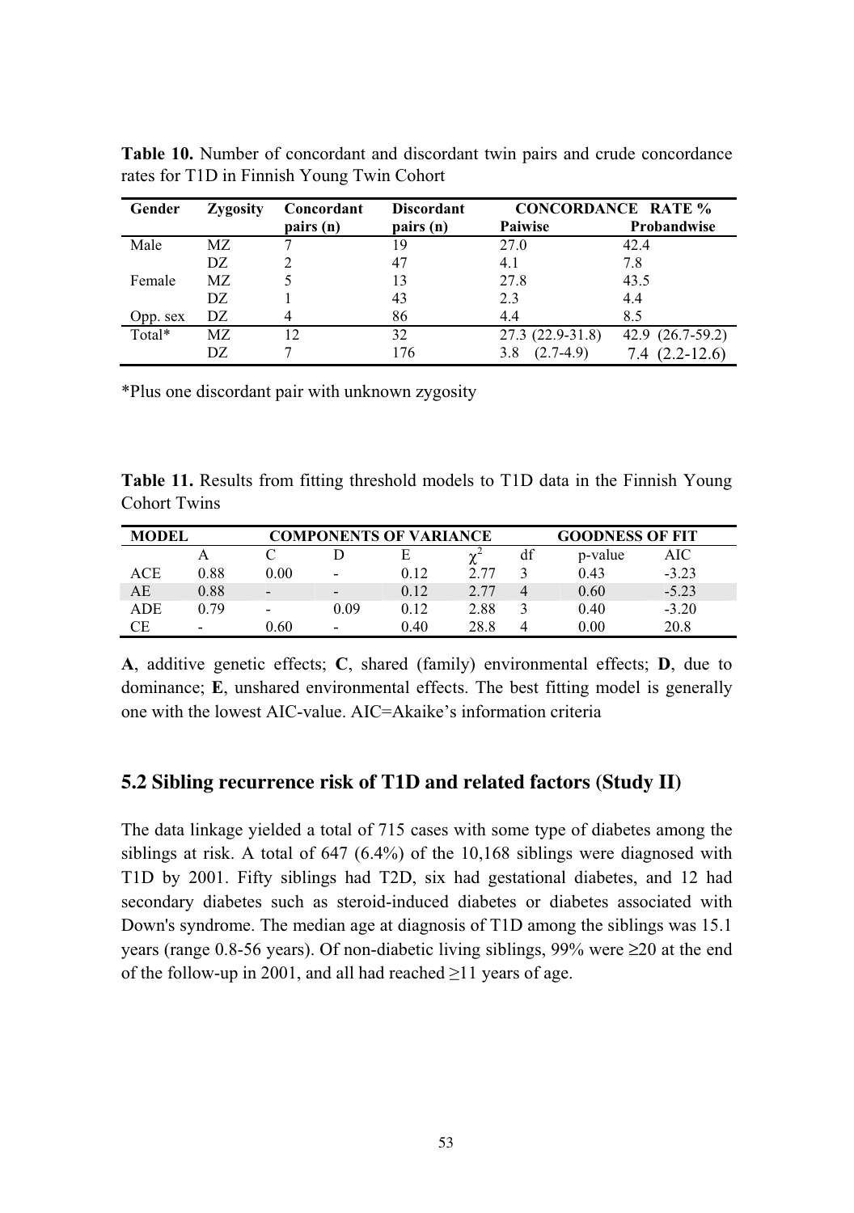**Table 10.** Number of concordant and discordant twin pairs and crude concordance rates for T1D in Finnish Young Twin Cohort

| Gender | Zygosity | Concordant pairs (n) | Discordant pairs (n) | CONCORDANCE RATE % Paiwise | Probandwise |
|---|---|---|---|---|---|
| Male | MZ | 7 | 19 | 27.0 | 42.4 |
| | DZ | 2 | 47 | 4.1 | 7.8 |
| Female | MZ | 5 | 13 | 27.8 | 43.5 |
| | DZ | 1 | 43 | 2.3 | 4.4 |
| Opp. sex | DZ | 4 | 86 | 4.4 | 8.5 |
| Total* | MZ | 12 | 32 | 27.3 (22.9-31.8) | 42.9 (26.7-59.2) |
| | DZ | 7 | 176 | 3.8 (2.7-4.9) | 7.4 (2.2-12.6) |

*Plus one discordant pair with unknown zygosity

**Table 11.** Results from fitting threshold models to T1D data in the Finnish Young Cohort Twins

| MODEL | COMPONENTS OF VARIANCE | | | | GOODNESS OF FIT | | | |
|---|---|---|---|---|---|---|---|---|
| | A | C | D | E | $\chi^2$ | df | p-value | AIC |
| ACE | 0.88 | 0.00 | - | 0.12 | 2.77 | 3 | 0.43 | -3.23 |
| AE | 0.88 | - | - | 0.12 | 2.77 | 4 | 0.60 | -5.23 |
| ADE | 0.79 | - | 0.09 | 0.12 | 2.88 | 3 | 0.40 | -3.20 |
| CE | - | 0.60 | - | 0.40 | 28.8 | 4 | 0.00 | 20.8 |

**A**, additive genetic effects; **C**, shared (family) environmental effects; **D**, due to dominance; **E**, unshared environmental effects. The best fitting model is generally one with the lowest AIC-value. AIC=Akaike's information criteria

## 5.2 Sibling recurrence risk of T1D and related factors (Study II)

The data linkage yielded a total of 715 cases with some type of diabetes among the siblings at risk. A total of 647 (6.4%) of the 10,168 siblings were diagnosed with T1D by 2001. Fifty siblings had T2D, six had gestational diabetes, and 12 had secondary diabetes such as steroid-induced diabetes or diabetes associated with Down's syndrome. The median age at diagnosis of T1D among the siblings was 15.1 years (range 0.8-56 years). Of non-diabetic living siblings, 99% were ≥20 at the end of the follow-up in 2001, and all had reached ≥11 years of age.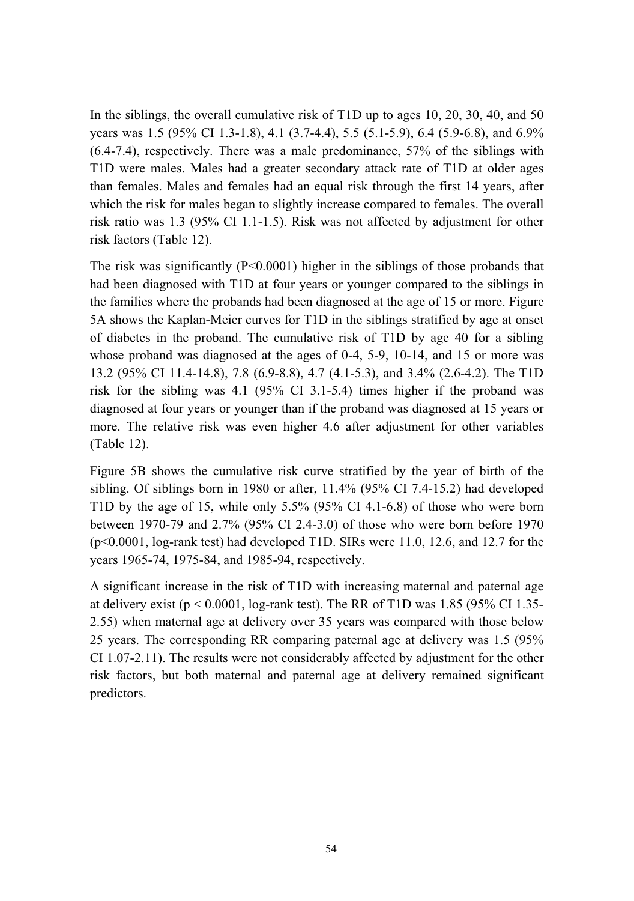In the siblings, the overall cumulative risk of T1D up to ages 10, 20, 30, 40, and 50 years was 1.5 (95% CI 1.3-1.8), 4.1 (3.7-4.4), 5.5 (5.1-5.9), 6.4 (5.9-6.8), and 6.9% (6.4-7.4), respectively. There was a male predominance, 57% of the siblings with T1D were males. Males had a greater secondary attack rate of T1D at older ages than females. Males and females had an equal risk through the first 14 years, after which the risk for males began to slightly increase compared to females. The overall risk ratio was 1.3 (95% CI 1.1-1.5). Risk was not affected by adjustment for other risk factors (Table 12).

The risk was significantly ($P<0.0001$) higher in the siblings of those probands that had been diagnosed with T1D at four years or younger compared to the siblings in the families where the probands had been diagnosed at the age of 15 or more. Figure 5A shows the Kaplan-Meier curves for T1D in the siblings stratified by age at onset of diabetes in the proband. The cumulative risk of T1D by age 40 for a sibling whose proband was diagnosed at the ages of 0-4, 5-9, 10-14, and 15 or more was 13.2 (95% CI 11.4-14.8), 7.8 (6.9-8.8), 4.7 (4.1-5.3), and 3.4% (2.6-4.2). The T1D risk for the sibling was 4.1 (95% CI 3.1-5.4) times higher if the proband was diagnosed at four years or younger than if the proband was diagnosed at 15 years or more. The relative risk was even higher 4.6 after adjustment for other variables (Table 12).

Figure 5B shows the cumulative risk curve stratified by the year of birth of the sibling. Of siblings born in 1980 or after, 11.4% (95% CI 7.4-15.2) had developed T1D by the age of 15, while only 5.5% (95% CI 4.1-6.8) of those who were born between 1970-79 and 2.7% (95% CI 2.4-3.0) of those who were born before 1970 ($p<0.0001$, log-rank test) had developed T1D. SIRs were 11.0, 12.6, and 12.7 for the years 1965-74, 1975-84, and 1985-94, respectively.

A significant increase in the risk of T1D with increasing maternal and paternal age at delivery exist ($p < 0.0001$, log-rank test). The RR of T1D was 1.85 (95% CI 1.35-2.55) when maternal age at delivery over 35 years was compared with those below 25 years. The corresponding RR comparing paternal age at delivery was 1.5 (95% CI 1.07-2.11). The results were not considerably affected by adjustment for the other risk factors, but both maternal and paternal age at delivery remained significant predictors.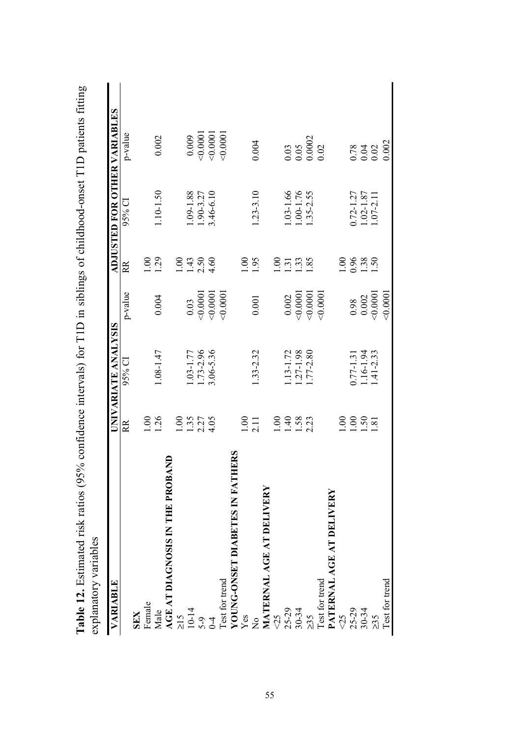**Table 12.** Estimated risk ratios (95% confidence intervals) for T1D in siblings of childhood-onset T1D patients fitting explanatory variables

| VARIABLE | UNIVARIATE ANALYSIS | | | ADJUSTED FOR OTHER VARIABLES | | |
|---|---|---|---|---|---|---|
| | RR | 95% CI | p-value | RR | 95% CI | p-value |
| **SEX** | | | | | | |
| Female | 1.00 | | | 1.00 | | |
| Male | 1.26 | 1.08-1.47 | 0.004 | 1.29 | 1.10-1.50 | 0.002 |
| **AGE AT DIAGNOSIS IN THE PROBAND** | | | | | | |
| ≥15 | 1.00 | | | 1.00 | | |
| 10-14 | 1.35 | 1.03-1.77 | 0.03 | 1.43 | 1.09-1.88 | 0.009 |
| 5-9 | 2.27 | 1.73-2.96 | <0.0001 | 2.50 | 1.90-3.27 | <0.0001 |
| 0-4 | 4.05 | 3.06-5.36 | <0.0001 | 4.60 | 3.46-6.10 | <0.0001 |
| Test for trend | | | <0.0001 | | | <0.0001 |
| **YOUNG-ONSET DIABETES IN FATHERS** | | | | | | |
| Yes | 1.00 | | | 1.00 | | |
| No | 2.11 | 1.33-2.32 | 0.001 | 1.95 | 1.23-3.10 | 0.004 |
| **MATERNAL AGE AT DELIVERY** | | | | | | |
| <25 | 1.00 | | | 1.00 | | |
| 25-29 | 1.40 | 1.13-1.72 | 0.002 | 1.31 | 1.03-1.66 | 0.03 |
| 30-34 | 1.58 | 1.27-1.98 | <0.0001 | 1.33 | 1.00-1.76 | 0.05 |
| ≥35 | 2.23 | 1.77-2.80 | <0.0001 | 1.85 | 1.35-2.55 | 0.0002 |
| Test for trend | | | <0.0001 | | | 0.02 |
| **PATERNAL AGE AT DELIVERY** | | | | | | |
| <25 | 1.00 | | | 1.00 | | |
| 25-29 | 1.00 | 0.77-1.31 | 0.98 | 0.96 | 0.72-1.27 | 0.78 |
| 30-34 | 1.50 | 1.16-1.94 | 0.002 | 1.38 | 1.02-1.87 | 0.04 |
| ≥35 | 1.81 | 1.41-2.33 | <0.0001 | 1.50 | 1.07-2.11 | 0.02 |
| Test for trend | | | <0.0001 | | | 0.002 |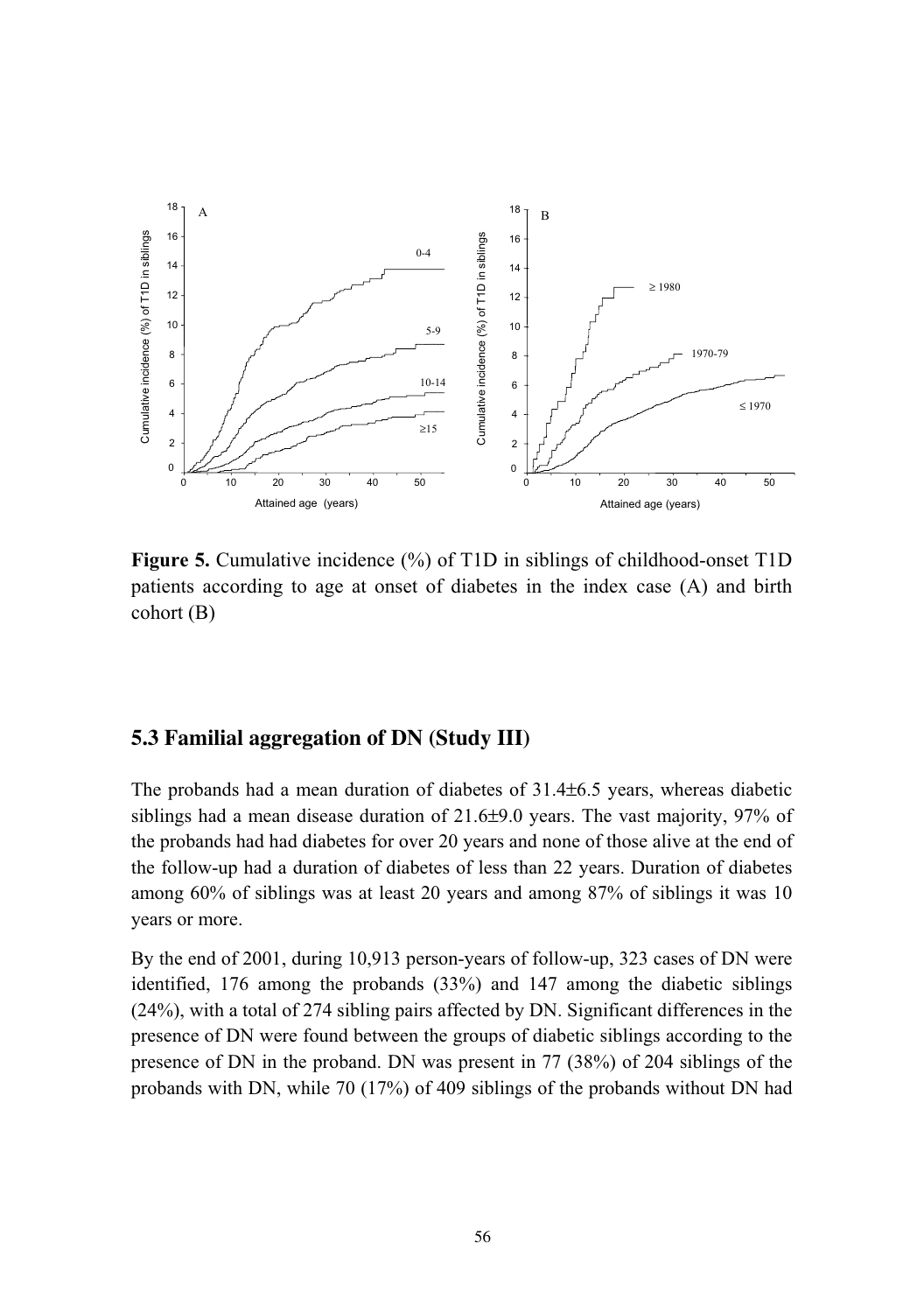**Figure 5.** Cumulative incidence (%) of T1D in siblings of childhood-onset T1D patients according to age at onset of diabetes in the index case (A) and birth cohort (B)

## 5.3 Familial aggregation of DN (Study III)

The probands had a mean duration of diabetes of 31.4±6.5 years, whereas diabetic siblings had a mean disease duration of 21.6±9.0 years. The vast majority, 97% of the probands had had diabetes for over 20 years and none of those alive at the end of the follow-up had a duration of diabetes of less than 22 years. Duration of diabetes among 60% of siblings was at least 20 years and among 87% of siblings it was 10 years or more.

By the end of 2001, during 10,913 person-years of follow-up, 323 cases of DN were identified, 176 among the probands (33%) and 147 among the diabetic siblings (24%), with a total of 274 sibling pairs affected by DN. Significant differences in the presence of DN were found between the groups of diabetic siblings according to the presence of DN in the proband. DN was present in 77 (38%) of 204 siblings of the probands with DN, while 70 (17%) of 409 siblings of the probands without DN had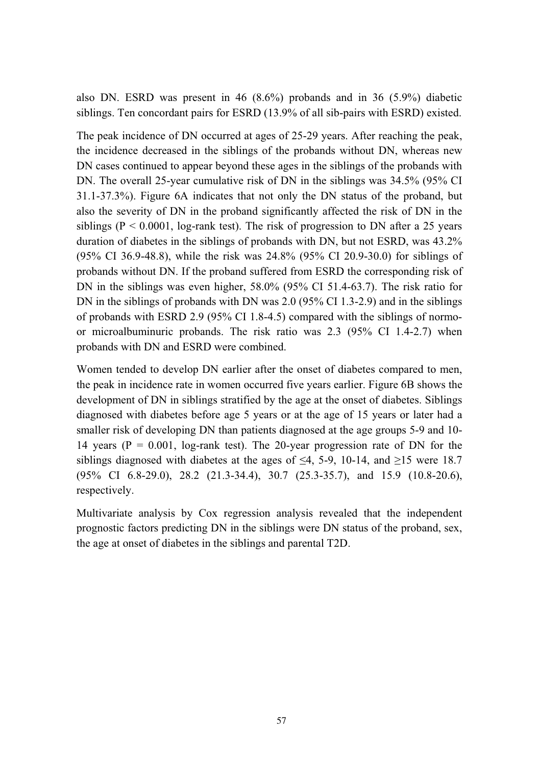also DN. ESRD was present in 46 (8.6%) probands and in 36 (5.9%) diabetic siblings. Ten concordant pairs for ESRD (13.9% of all sib-pairs with ESRD) existed.

The peak incidence of DN occurred at ages of 25-29 years. After reaching the peak, the incidence decreased in the siblings of the probands without DN, whereas new DN cases continued to appear beyond these ages in the siblings of the probands with DN. The overall 25-year cumulative risk of DN in the siblings was 34.5% (95% CI 31.1-37.3%). Figure 6A indicates that not only the DN status of the proband, but also the severity of DN in the proband significantly affected the risk of DN in the siblings ($P < 0.0001$, log-rank test). The risk of progression to DN after a 25 years duration of diabetes in the siblings of probands with DN, but not ESRD, was 43.2% (95% CI 36.9-48.8), while the risk was 24.8% (95% CI 20.9-30.0) for siblings of probands without DN. If the proband suffered from ESRD the corresponding risk of DN in the siblings was even higher, 58.0% (95% CI 51.4-63.7). The risk ratio for DN in the siblings of probands with DN was 2.0 (95% CI 1.3-2.9) and in the siblings of probands with ESRD 2.9 (95% CI 1.8-4.5) compared with the siblings of normo- or microalbuminuric probands. The risk ratio was 2.3 (95% CI 1.4-2.7) when probands with DN and ESRD were combined.

Women tended to develop DN earlier after the onset of diabetes compared to men, the peak in incidence rate in women occurred five years earlier. Figure 6B shows the development of DN in siblings stratified by the age at the onset of diabetes. Siblings diagnosed with diabetes before age 5 years or at the age of 15 years or later had a smaller risk of developing DN than patients diagnosed at the age groups 5-9 and 10-14 years ($P = 0.001$, log-rank test). The 20-year progression rate of DN for the siblings diagnosed with diabetes at the ages of $\leq 4$, 5-9, 10-14, and $\geq 15$ were 18.7 (95% CI 6.8-29.0), 28.2 (21.3-34.4), 30.7 (25.3-35.7), and 15.9 (10.8-20.6), respectively.

Multivariate analysis by Cox regression analysis revealed that the independent prognostic factors predicting DN in the siblings were DN status of the proband, sex, the age at onset of diabetes in the siblings and parental T2D.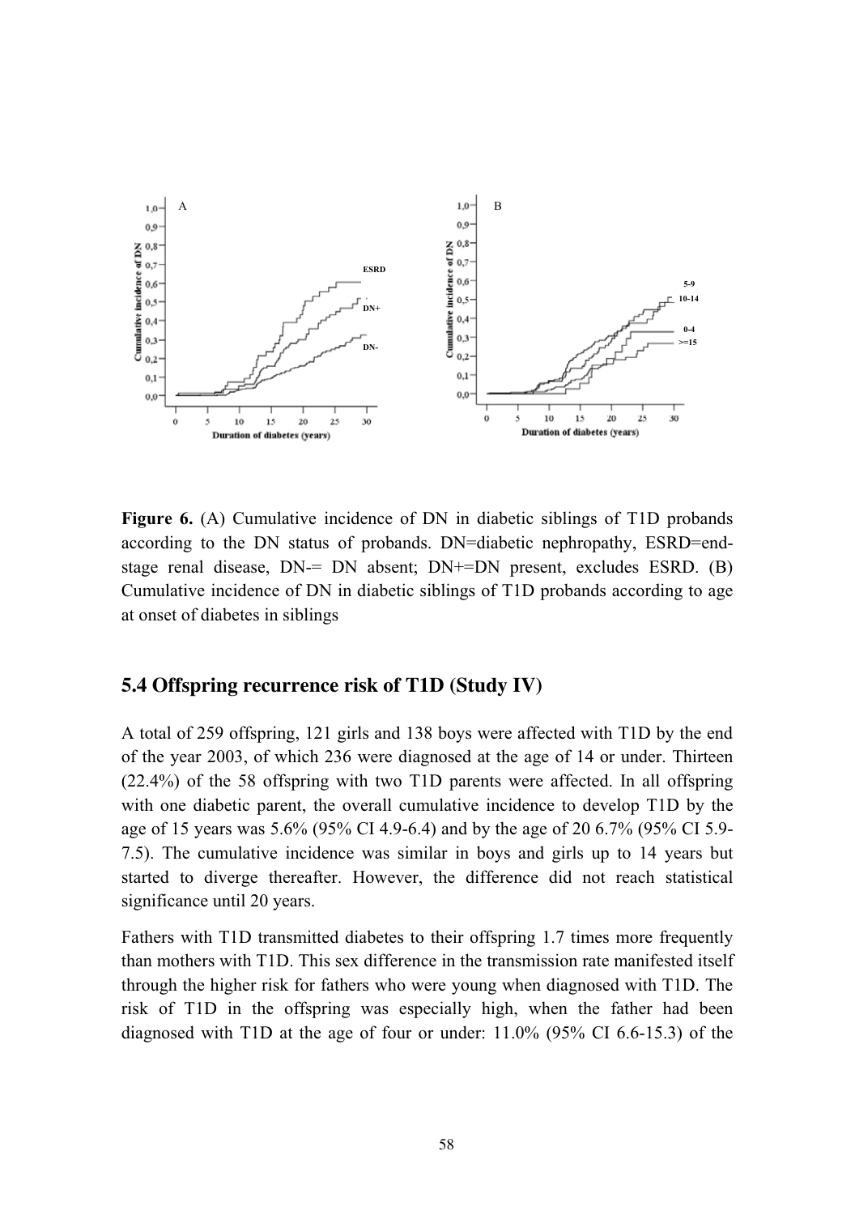**Figure 6.** (A) Cumulative incidence of DN in diabetic siblings of T1D probands according to the DN status of probands. DN=diabetic nephropathy, ESRD=end-stage renal disease, DN-= DN absent; DN+=DN present, excludes ESRD. (B) Cumulative incidence of DN in diabetic siblings of T1D probands according to age at onset of diabetes in siblings

## 5.4 Offspring recurrence risk of T1D (Study IV)

A total of 259 offspring, 121 girls and 138 boys were affected with T1D by the end of the year 2003, of which 236 were diagnosed at the age of 14 or under. Thirteen (22.4%) of the 58 offspring with two T1D parents were affected. In all offspring with one diabetic parent, the overall cumulative incidence to develop T1D by the age of 15 years was 5.6% (95% CI 4.9-6.4) and by the age of 20 6.7% (95% CI 5.9-7.5). The cumulative incidence was similar in boys and girls up to 14 years but started to diverge thereafter. However, the difference did not reach statistical significance until 20 years.

Fathers with T1D transmitted diabetes to their offspring 1.7 times more frequently than mothers with T1D. This sex difference in the transmission rate manifested itself through the higher risk for fathers who were young when diagnosed with T1D. The risk of T1D in the offspring was especially high, when the father had been diagnosed with T1D at the age of four or under: 11.0% (95% CI 6.6-15.3) of the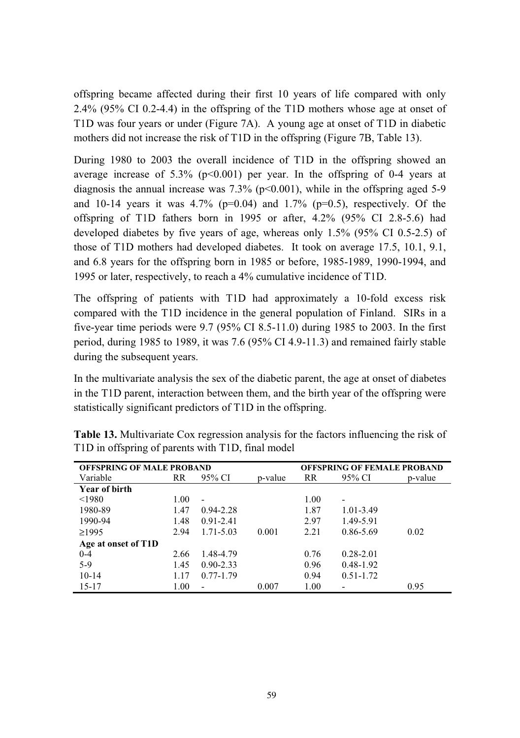offspring became affected during their first 10 years of life compared with only 2.4% (95% CI 0.2-4.4) in the offspring of the T1D mothers whose age at onset of T1D was four years or under (Figure 7A). A young age at onset of T1D in diabetic mothers did not increase the risk of T1D in the offspring (Figure 7B, Table 13).

During 1980 to 2003 the overall incidence of T1D in the offspring showed an average increase of 5.3% ($p<0.001$) per year. In the offspring of 0-4 years at diagnosis the annual increase was 7.3% ($p<0.001$), while in the offspring aged 5-9 and 10-14 years it was 4.7% ($p=0.04$) and 1.7% ($p=0.5$), respectively. Of the offspring of T1D fathers born in 1995 or after, 4.2% (95% CI 2.8-5.6) had developed diabetes by five years of age, whereas only 1.5% (95% CI 0.5-2.5) of those of T1D mothers had developed diabetes. It took on average 17.5, 10.1, 9.1, and 6.8 years for the offspring born in 1985 or before, 1985-1989, 1990-1994, and 1995 or later, respectively, to reach a 4% cumulative incidence of T1D.

The offspring of patients with T1D had approximately a 10-fold excess risk compared with the T1D incidence in the general population of Finland. SIRs in a five-year time periods were 9.7 (95% CI 8.5-11.0) during 1985 to 2003. In the first period, during 1985 to 1989, it was 7.6 (95% CI 4.9-11.3) and remained fairly stable during the subsequent years.

In the multivariate analysis the sex of the diabetic parent, the age at onset of diabetes in the T1D parent, interaction between them, and the birth year of the offspring were statistically significant predictors of T1D in the offspring.

**Table 13.** Multivariate Cox regression analysis for the factors influencing the risk of T1D in offspring of parents with T1D, final model

| OFFSPRING OF MALE PROBAND | | | | OFFSPRING OF FEMALE PROBAND | | |
|---|---|---|---|---|---|---|
| Variable | RR | 95% CI | p-value | RR | 95% CI | p-value |
| **Year of birth** | | | | | | |
| <1980 | 1.00 | - | | 1.00 | - | |
| 1980-89 | 1.47 | 0.94-2.28 | | 1.87 | 1.01-3.49 | |
| 1990-94 | 1.48 | 0.91-2.41 | | 2.97 | 1.49-5.91 | |
| ≥1995 | 2.94 | 1.71-5.03 | 0.001 | 2.21 | 0.86-5.69 | 0.02 |
| **Age at onset of T1D** | | | | | | |
| 0-4 | 2.66 | 1.48-4.79 | | 0.76 | 0.28-2.01 | |
| 5-9 | 1.45 | 0.90-2.33 | | 0.96 | 0.48-1.92 | |
| 10-14 | 1.17 | 0.77-1.79 | | 0.94 | 0.51-1.72 | |
| 15-17 | 1.00 | - | 0.007 | 1.00 | - | 0.95 |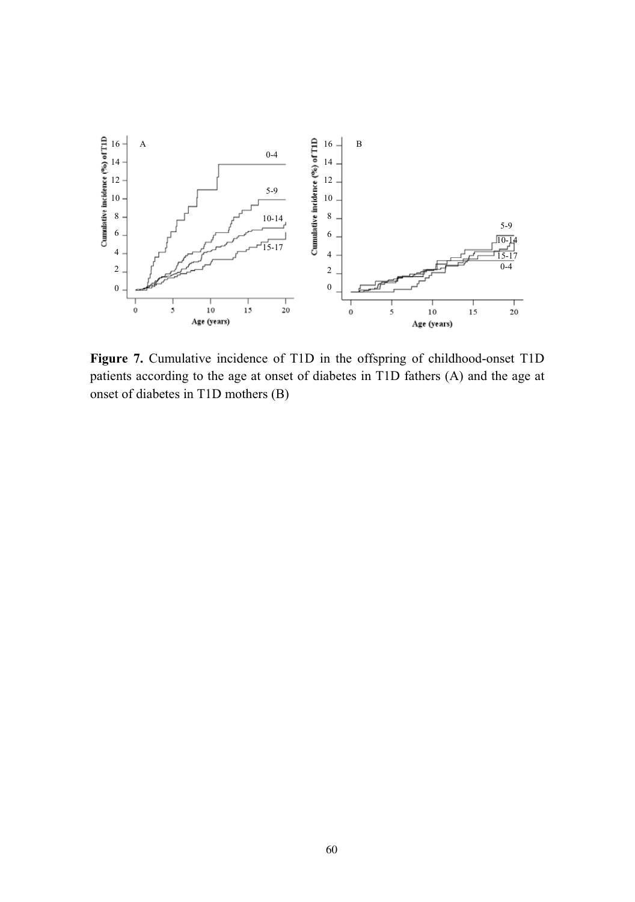**Figure 7.** Cumulative incidence of T1D in the offspring of childhood-onset T1D patients according to the age at onset of diabetes in T1D fathers (A) and the age at onset of diabetes in T1D mothers (B)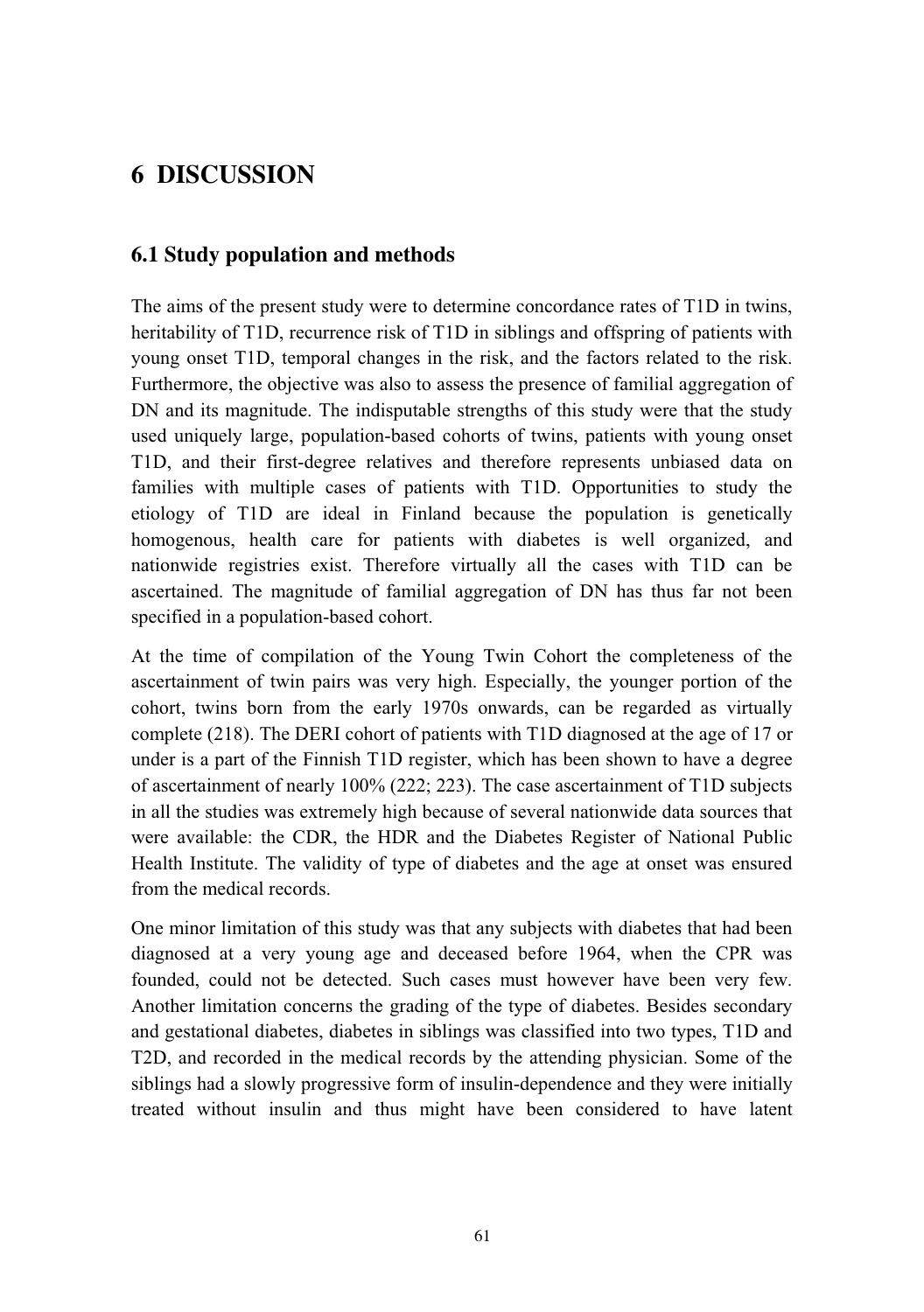# 6 DISCUSSION

## 6.1 Study population and methods

The aims of the present study were to determine concordance rates of T1D in twins, heritability of T1D, recurrence risk of T1D in siblings and offspring of patients with young onset T1D, temporal changes in the risk, and the factors related to the risk. Furthermore, the objective was also to assess the presence of familial aggregation of DN and its magnitude. The indisputable strengths of this study were that the study used uniquely large, population-based cohorts of twins, patients with young onset T1D, and their first-degree relatives and therefore represents unbiased data on families with multiple cases of patients with T1D. Opportunities to study the etiology of T1D are ideal in Finland because the population is genetically homogenous, health care for patients with diabetes is well organized, and nationwide registries exist. Therefore virtually all the cases with T1D can be ascertained. The magnitude of familial aggregation of DN has thus far not been specified in a population-based cohort.

At the time of compilation of the Young Twin Cohort the completeness of the ascertainment of twin pairs was very high. Especially, the younger portion of the cohort, twins born from the early 1970s onwards, can be regarded as virtually complete (218). The DERI cohort of patients with T1D diagnosed at the age of 17 or under is a part of the Finnish T1D register, which has been shown to have a degree of ascertainment of nearly 100% (222; 223). The case ascertainment of T1D subjects in all the studies was extremely high because of several nationwide data sources that were available: the CDR, the HDR and the Diabetes Register of National Public Health Institute. The validity of type of diabetes and the age at onset was ensured from the medical records.

One minor limitation of this study was that any subjects with diabetes that had been diagnosed at a very young age and deceased before 1964, when the CPR was founded, could not be detected. Such cases must however have been very few. Another limitation concerns the grading of the type of diabetes. Besides secondary and gestational diabetes, diabetes in siblings was classified into two types, T1D and T2D, and recorded in the medical records by the attending physician. Some of the siblings had a slowly progressive form of insulin-dependence and they were initially treated without insulin and thus might have been considered to have latent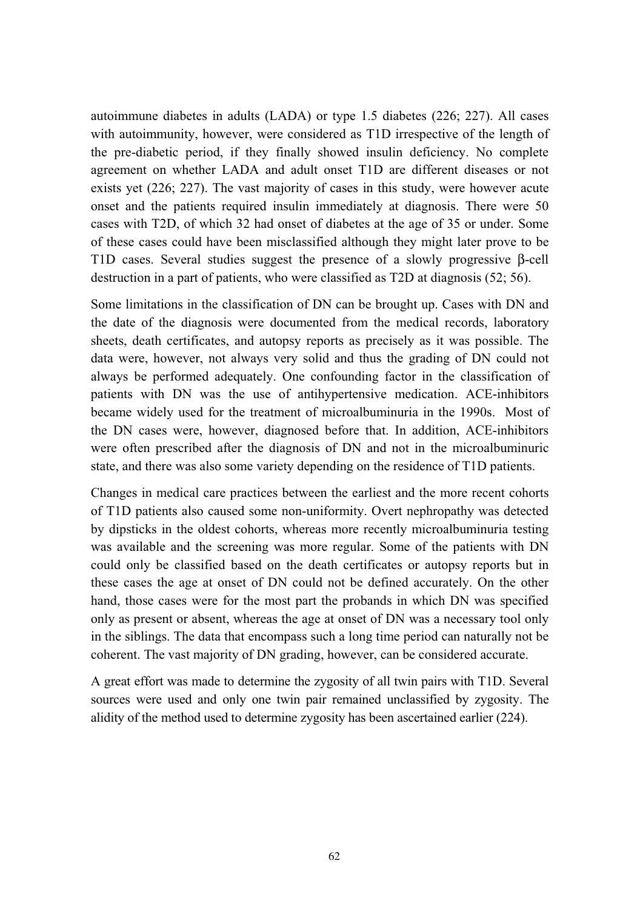autoimmune diabetes in adults (LADA) or type 1.5 diabetes (226; 227). All cases with autoimmunity, however, were considered as T1D irrespective of the length of the pre-diabetic period, if they finally showed insulin deficiency. No complete agreement on whether LADA and adult onset T1D are different diseases or not exists yet (226; 227). The vast majority of cases in this study, were however acute onset and the patients required insulin immediately at diagnosis. There were 50 cases with T2D, of which 32 had onset of diabetes at the age of 35 or under. Some of these cases could have been misclassified although they might later prove to be T1D cases. Several studies suggest the presence of a slowly progressive β-cell destruction in a part of patients, who were classified as T2D at diagnosis (52; 56).

Some limitations in the classification of DN can be brought up. Cases with DN and the date of the diagnosis were documented from the medical records, laboratory sheets, death certificates, and autopsy reports as precisely as it was possible. The data were, however, not always very solid and thus the grading of DN could not always be performed adequately. One confounding factor in the classification of patients with DN was the use of antihypertensive medication. ACE-inhibitors became widely used for the treatment of microalbuminuria in the 1990s. Most of the DN cases were, however, diagnosed before that. In addition, ACE-inhibitors were often prescribed after the diagnosis of DN and not in the microalbuminuric state, and there was also some variety depending on the residence of T1D patients.

Changes in medical care practices between the earliest and the more recent cohorts of T1D patients also caused some non-uniformity. Overt nephropathy was detected by dipsticks in the oldest cohorts, whereas more recently microalbuminuria testing was available and the screening was more regular. Some of the patients with DN could only be classified based on the death certificates or autopsy reports but in these cases the age at onset of DN could not be defined accurately. On the other hand, those cases were for the most part the probands in which DN was specified only as present or absent, whereas the age at onset of DN was a necessary tool only in the siblings. The data that encompass such a long time period can naturally not be coherent. The vast majority of DN grading, however, can be considered accurate.

A great effort was made to determine the zygosity of all twin pairs with T1D. Several sources were used and only one twin pair remained unclassified by zygosity. The alidity of the method used to determine zygosity has been ascertained earlier (224).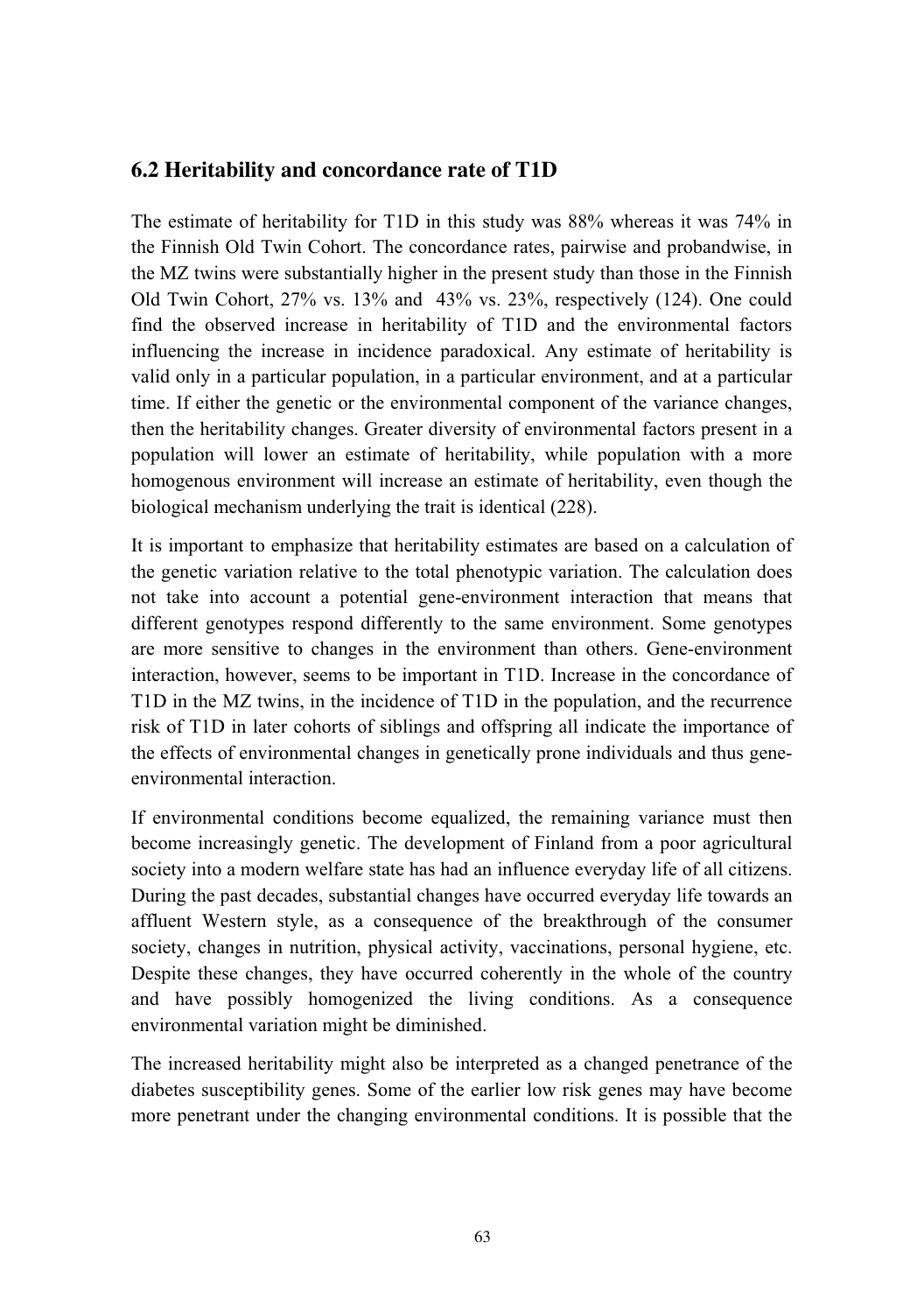## 6.2 Heritability and concordance rate of T1D

The estimate of heritability for T1D in this study was 88% whereas it was 74% in the Finnish Old Twin Cohort. The concordance rates, pairwise and probandwise, in the MZ twins were substantially higher in the present study than those in the Finnish Old Twin Cohort, 27% vs. 13% and 43% vs. 23%, respectively (124). One could find the observed increase in heritability of T1D and the environmental factors influencing the increase in incidence paradoxical. Any estimate of heritability is valid only in a particular population, in a particular environment, and at a particular time. If either the genetic or the environmental component of the variance changes, then the heritability changes. Greater diversity of environmental factors present in a population will lower an estimate of heritability, while population with a more homogenous environment will increase an estimate of heritability, even though the biological mechanism underlying the trait is identical (228).

It is important to emphasize that heritability estimates are based on a calculation of the genetic variation relative to the total phenotypic variation. The calculation does not take into account a potential gene-environment interaction that means that different genotypes respond differently to the same environment. Some genotypes are more sensitive to changes in the environment than others. Gene-environment interaction, however, seems to be important in T1D. Increase in the concordance of T1D in the MZ twins, in the incidence of T1D in the population, and the recurrence risk of T1D in later cohorts of siblings and offspring all indicate the importance of the effects of environmental changes in genetically prone individuals and thus gene-environmental interaction.

If environmental conditions become equalized, the remaining variance must then become increasingly genetic. The development of Finland from a poor agricultural society into a modern welfare state has had an influence everyday life of all citizens. During the past decades, substantial changes have occurred everyday life towards an affluent Western style, as a consequence of the breakthrough of the consumer society, changes in nutrition, physical activity, vaccinations, personal hygiene, etc. Despite these changes, they have occurred coherently in the whole of the country and have possibly homogenized the living conditions. As a consequence environmental variation might be diminished.

The increased heritability might also be interpreted as a changed penetrance of the diabetes susceptibility genes. Some of the earlier low risk genes may have become more penetrant under the changing environmental conditions. It is possible that the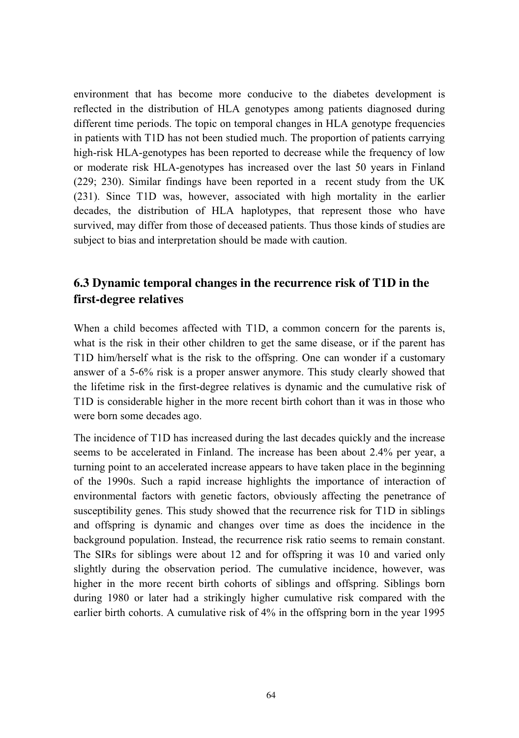environment that has become more conducive to the diabetes development is reflected in the distribution of HLA genotypes among patients diagnosed during different time periods. The topic on temporal changes in HLA genotype frequencies in patients with T1D has not been studied much. The proportion of patients carrying high-risk HLA-genotypes has been reported to decrease while the frequency of low or moderate risk HLA-genotypes has increased over the last 50 years in Finland (229; 230). Similar findings have been reported in a recent study from the UK (231). Since T1D was, however, associated with high mortality in the earlier decades, the distribution of HLA haplotypes, that represent those who have survived, may differ from those of deceased patients. Thus those kinds of studies are subject to bias and interpretation should be made with caution.

## 6.3 Dynamic temporal changes in the recurrence risk of T1D in the first-degree relatives

When a child becomes affected with T1D, a common concern for the parents is, what is the risk in their other children to get the same disease, or if the parent has T1D him/herself what is the risk to the offspring. One can wonder if a customary answer of a 5-6% risk is a proper answer anymore. This study clearly showed that the lifetime risk in the first-degree relatives is dynamic and the cumulative risk of T1D is considerable higher in the more recent birth cohort than it was in those who were born some decades ago.

The incidence of T1D has increased during the last decades quickly and the increase seems to be accelerated in Finland. The increase has been about 2.4% per year, a turning point to an accelerated increase appears to have taken place in the beginning of the 1990s. Such a rapid increase highlights the importance of interaction of environmental factors with genetic factors, obviously affecting the penetrance of susceptibility genes. This study showed that the recurrence risk for T1D in siblings and offspring is dynamic and changes over time as does the incidence in the background population. Instead, the recurrence risk ratio seems to remain constant. The SIRs for siblings were about 12 and for offspring it was 10 and varied only slightly during the observation period. The cumulative incidence, however, was higher in the more recent birth cohorts of siblings and offspring. Siblings born during 1980 or later had a strikingly higher cumulative risk compared with the earlier birth cohorts. A cumulative risk of 4% in the offspring born in the year 1995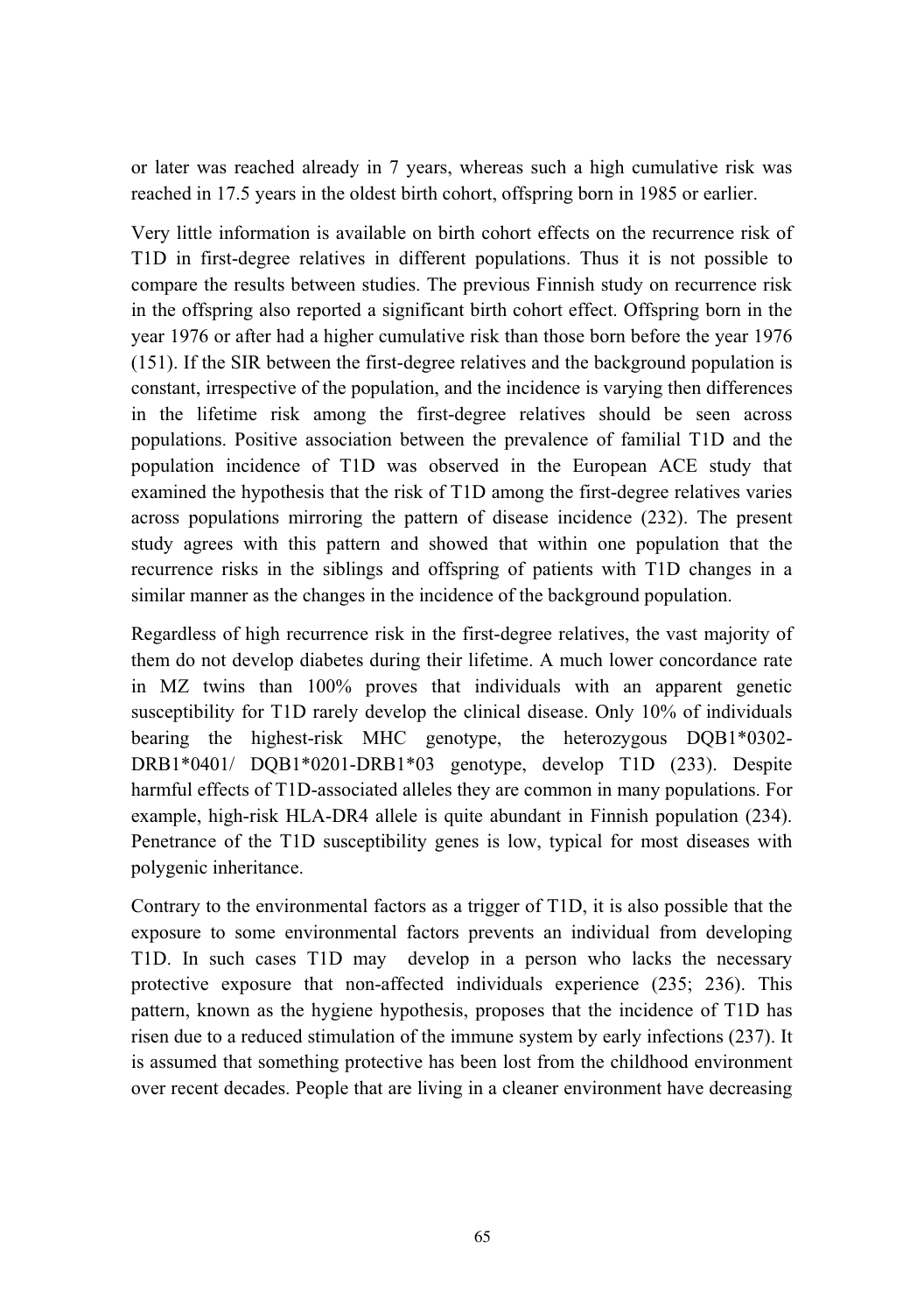or later was reached already in 7 years, whereas such a high cumulative risk was reached in 17.5 years in the oldest birth cohort, offspring born in 1985 or earlier.

Very little information is available on birth cohort effects on the recurrence risk of T1D in first-degree relatives in different populations. Thus it is not possible to compare the results between studies. The previous Finnish study on recurrence risk in the offspring also reported a significant birth cohort effect. Offspring born in the year 1976 or after had a higher cumulative risk than those born before the year 1976 (151). If the SIR between the first-degree relatives and the background population is constant, irrespective of the population, and the incidence is varying then differences in the lifetime risk among the first-degree relatives should be seen across populations. Positive association between the prevalence of familial T1D and the population incidence of T1D was observed in the European ACE study that examined the hypothesis that the risk of T1D among the first-degree relatives varies across populations mirroring the pattern of disease incidence (232). The present study agrees with this pattern and showed that within one population that the recurrence risks in the siblings and offspring of patients with T1D changes in a similar manner as the changes in the incidence of the background population.

Regardless of high recurrence risk in the first-degree relatives, the vast majority of them do not develop diabetes during their lifetime. A much lower concordance rate in MZ twins than 100% proves that individuals with an apparent genetic susceptibility for T1D rarely develop the clinical disease. Only 10% of individuals bearing the highest-risk MHC genotype, the heterozygous DQB1*0302-DRB1*0401/ DQB1*0201-DRB1*03 genotype, develop T1D (233). Despite harmful effects of T1D-associated alleles they are common in many populations. For example, high-risk HLA-DR4 allele is quite abundant in Finnish population (234). Penetrance of the T1D susceptibility genes is low, typical for most diseases with polygenic inheritance.

Contrary to the environmental factors as a trigger of T1D, it is also possible that the exposure to some environmental factors prevents an individual from developing T1D. In such cases T1D may develop in a person who lacks the necessary protective exposure that non-affected individuals experience (235; 236). This pattern, known as the hygiene hypothesis, proposes that the incidence of T1D has risen due to a reduced stimulation of the immune system by early infections (237). It is assumed that something protective has been lost from the childhood environment over recent decades. People that are living in a cleaner environment have decreasing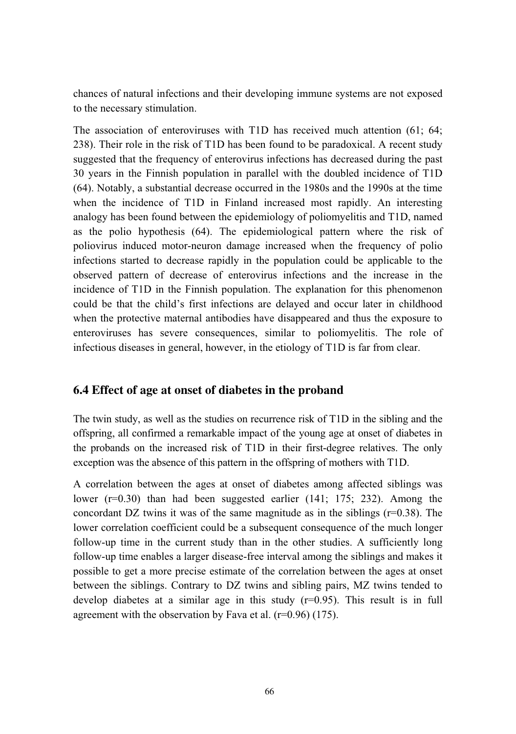chances of natural infections and their developing immune systems are not exposed to the necessary stimulation.

The association of enteroviruses with T1D has received much attention (61; 64; 238). Their role in the risk of T1D has been found to be paradoxical. A recent study suggested that the frequency of enterovirus infections has decreased during the past 30 years in the Finnish population in parallel with the doubled incidence of T1D (64). Notably, a substantial decrease occurred in the 1980s and the 1990s at the time when the incidence of T1D in Finland increased most rapidly. An interesting analogy has been found between the epidemiology of poliomyelitis and T1D, named as the polio hypothesis (64). The epidemiological pattern where the risk of poliovirus induced motor-neuron damage increased when the frequency of polio infections started to decrease rapidly in the population could be applicable to the observed pattern of decrease of enterovirus infections and the increase in the incidence of T1D in the Finnish population. The explanation for this phenomenon could be that the child's first infections are delayed and occur later in childhood when the protective maternal antibodies have disappeared and thus the exposure to enteroviruses has severe consequences, similar to poliomyelitis. The role of infectious diseases in general, however, in the etiology of T1D is far from clear.

## 6.4 Effect of age at onset of diabetes in the proband

The twin study, as well as the studies on recurrence risk of T1D in the sibling and the offspring, all confirmed a remarkable impact of the young age at onset of diabetes in the probands on the increased risk of T1D in their first-degree relatives. The only exception was the absence of this pattern in the offspring of mothers with T1D.

A correlation between the ages at onset of diabetes among affected siblings was lower ($r=0.30$) than had been suggested earlier (141; 175; 232). Among the concordant DZ twins it was of the same magnitude as in the siblings ($r=0.38$). The lower correlation coefficient could be a subsequent consequence of the much longer follow-up time in the current study than in the other studies. A sufficiently long follow-up time enables a larger disease-free interval among the siblings and makes it possible to get a more precise estimate of the correlation between the ages at onset between the siblings. Contrary to DZ twins and sibling pairs, MZ twins tended to develop diabetes at a similar age in this study ($r=0.95$). This result is in full agreement with the observation by Fava et al. ($r=0.96$) (175).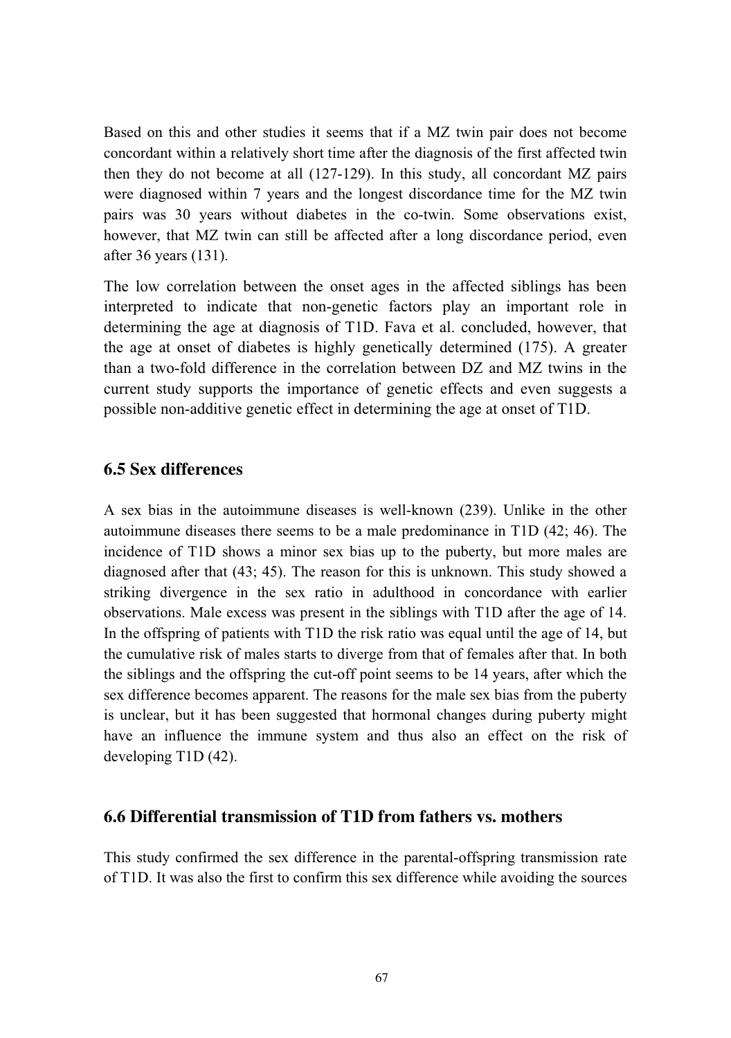Based on this and other studies it seems that if a MZ twin pair does not become concordant within a relatively short time after the diagnosis of the first affected twin then they do not become at all (127-129). In this study, all concordant MZ pairs were diagnosed within 7 years and the longest discordance time for the MZ twin pairs was 30 years without diabetes in the co-twin. Some observations exist, however, that MZ twin can still be affected after a long discordance period, even after 36 years (131).

The low correlation between the onset ages in the affected siblings has been interpreted to indicate that non-genetic factors play an important role in determining the age at diagnosis of T1D. Fava et al. concluded, however, that the age at onset of diabetes is highly genetically determined (175). A greater than a two-fold difference in the correlation between DZ and MZ twins in the current study supports the importance of genetic effects and even suggests a possible non-additive genetic effect in determining the age at onset of T1D.

## 6.5 Sex differences

A sex bias in the autoimmune diseases is well-known (239). Unlike in the other autoimmune diseases there seems to be a male predominance in T1D (42; 46). The incidence of T1D shows a minor sex bias up to the puberty, but more males are diagnosed after that (43; 45). The reason for this is unknown. This study showed a striking divergence in the sex ratio in adulthood in concordance with earlier observations. Male excess was present in the siblings with T1D after the age of 14. In the offspring of patients with T1D the risk ratio was equal until the age of 14, but the cumulative risk of males starts to diverge from that of females after that. In both the siblings and the offspring the cut-off point seems to be 14 years, after which the sex difference becomes apparent. The reasons for the male sex bias from the puberty is unclear, but it has been suggested that hormonal changes during puberty might have an influence the immune system and thus also an effect on the risk of developing T1D (42).

## 6.6 Differential transmission of T1D from fathers vs. mothers

This study confirmed the sex difference in the parental-offspring transmission rate of T1D. It was also the first to confirm this sex difference while avoiding the sources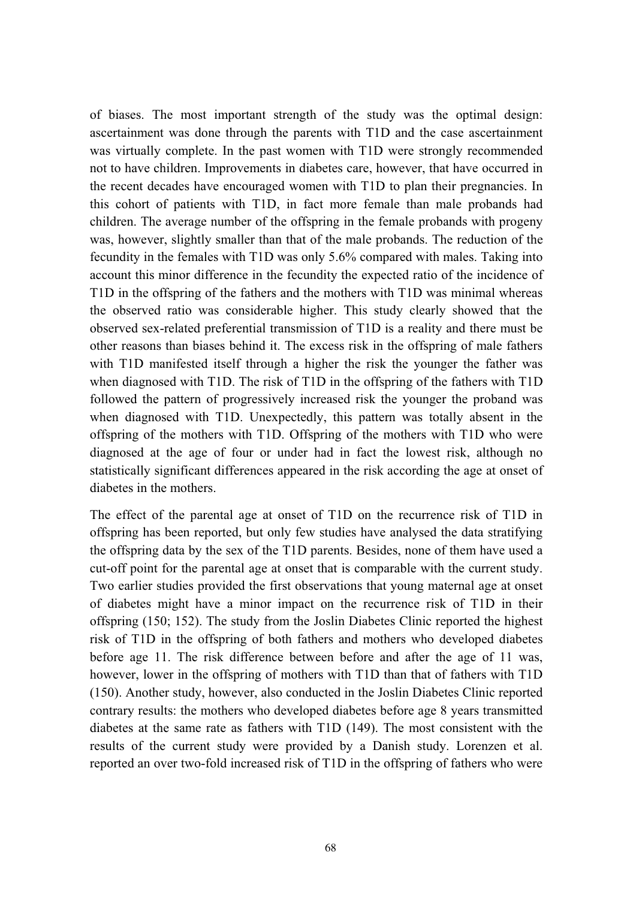of biases. The most important strength of the study was the optimal design: ascertainment was done through the parents with T1D and the case ascertainment was virtually complete. In the past women with T1D were strongly recommended not to have children. Improvements in diabetes care, however, that have occurred in the recent decades have encouraged women with T1D to plan their pregnancies. In this cohort of patients with T1D, in fact more female than male probands had children. The average number of the offspring in the female probands with progeny was, however, slightly smaller than that of the male probands. The reduction of the fecundity in the females with T1D was only 5.6% compared with males. Taking into account this minor difference in the fecundity the expected ratio of the incidence of T1D in the offspring of the fathers and the mothers with T1D was minimal whereas the observed ratio was considerable higher. This study clearly showed that the observed sex-related preferential transmission of T1D is a reality and there must be other reasons than biases behind it. The excess risk in the offspring of male fathers with T1D manifested itself through a higher the risk the younger the father was when diagnosed with T1D. The risk of T1D in the offspring of the fathers with T1D followed the pattern of progressively increased risk the younger the proband was when diagnosed with T1D. Unexpectedly, this pattern was totally absent in the offspring of the mothers with T1D. Offspring of the mothers with T1D who were diagnosed at the age of four or under had in fact the lowest risk, although no statistically significant differences appeared in the risk according the age at onset of diabetes in the mothers.

The effect of the parental age at onset of T1D on the recurrence risk of T1D in offspring has been reported, but only few studies have analysed the data stratifying the offspring data by the sex of the T1D parents. Besides, none of them have used a cut-off point for the parental age at onset that is comparable with the current study. Two earlier studies provided the first observations that young maternal age at onset of diabetes might have a minor impact on the recurrence risk of T1D in their offspring (150; 152). The study from the Joslin Diabetes Clinic reported the highest risk of T1D in the offspring of both fathers and mothers who developed diabetes before age 11. The risk difference between before and after the age of 11 was, however, lower in the offspring of mothers with T1D than that of fathers with T1D (150). Another study, however, also conducted in the Joslin Diabetes Clinic reported contrary results: the mothers who developed diabetes before age 8 years transmitted diabetes at the same rate as fathers with T1D (149). The most consistent with the results of the current study were provided by a Danish study. Lorenzen et al. reported an over two-fold increased risk of T1D in the offspring of fathers who were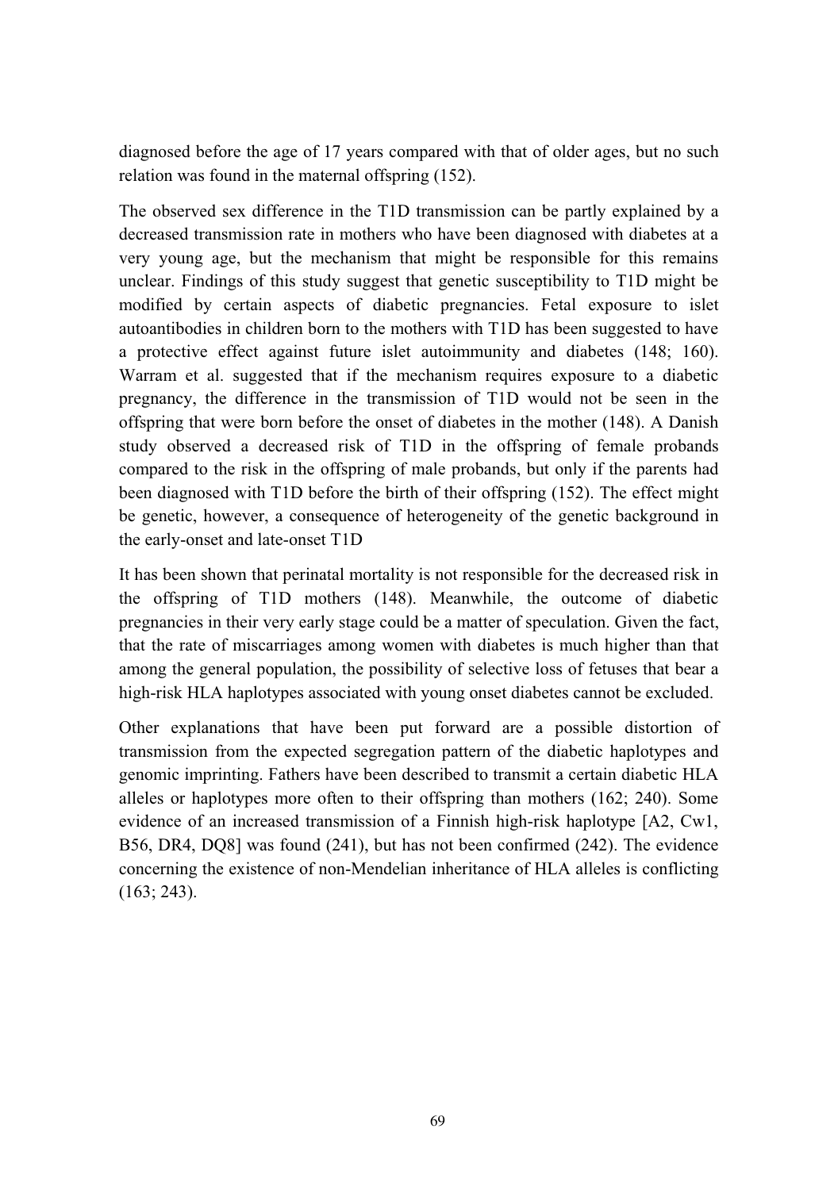diagnosed before the age of 17 years compared with that of older ages, but no such relation was found in the maternal offspring (152).

The observed sex difference in the T1D transmission can be partly explained by a decreased transmission rate in mothers who have been diagnosed with diabetes at a very young age, but the mechanism that might be responsible for this remains unclear. Findings of this study suggest that genetic susceptibility to T1D might be modified by certain aspects of diabetic pregnancies. Fetal exposure to islet autoantibodies in children born to the mothers with T1D has been suggested to have a protective effect against future islet autoimmunity and diabetes (148; 160). Warram et al. suggested that if the mechanism requires exposure to a diabetic pregnancy, the difference in the transmission of T1D would not be seen in the offspring that were born before the onset of diabetes in the mother (148). A Danish study observed a decreased risk of T1D in the offspring of female probands compared to the risk in the offspring of male probands, but only if the parents had been diagnosed with T1D before the birth of their offspring (152). The effect might be genetic, however, a consequence of heterogeneity of the genetic background in the early-onset and late-onset T1D

It has been shown that perinatal mortality is not responsible for the decreased risk in the offspring of T1D mothers (148). Meanwhile, the outcome of diabetic pregnancies in their very early stage could be a matter of speculation. Given the fact, that the rate of miscarriages among women with diabetes is much higher than that among the general population, the possibility of selective loss of fetuses that bear a high-risk HLA haplotypes associated with young onset diabetes cannot be excluded.

Other explanations that have been put forward are a possible distortion of transmission from the expected segregation pattern of the diabetic haplotypes and genomic imprinting. Fathers have been described to transmit a certain diabetic HLA alleles or haplotypes more often to their offspring than mothers (162; 240). Some evidence of an increased transmission of a Finnish high-risk haplotype [A2, Cw1, B56, DR4, DQ8] was found (241), but has not been confirmed (242). The evidence concerning the existence of non-Mendelian inheritance of HLA alleles is conflicting (163; 243).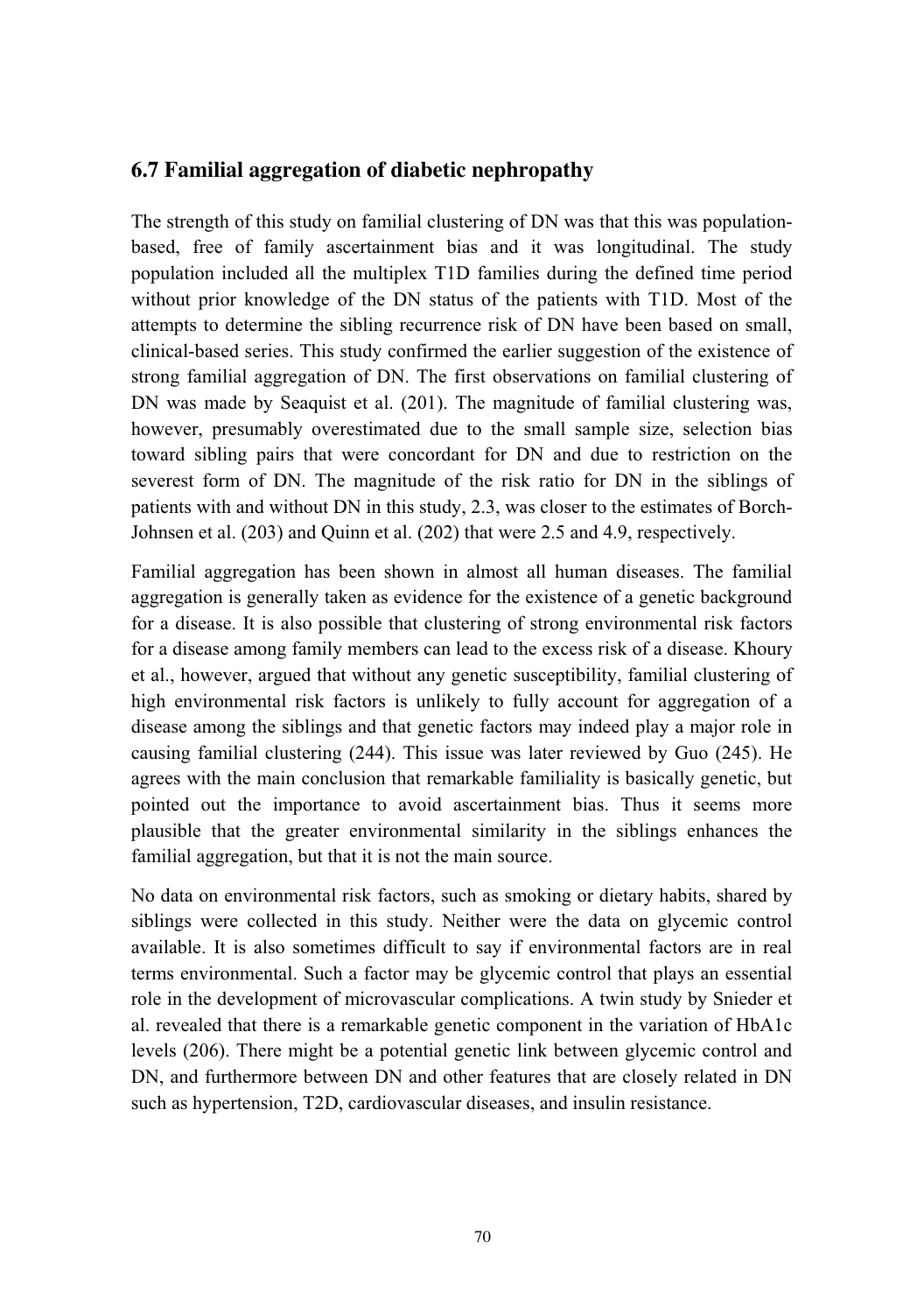## 6.7 Familial aggregation of diabetic nephropathy

The strength of this study on familial clustering of DN was that this was population-based, free of family ascertainment bias and it was longitudinal. The study population included all the multiplex T1D families during the defined time period without prior knowledge of the DN status of the patients with T1D. Most of the attempts to determine the sibling recurrence risk of DN have been based on small, clinical-based series. This study confirmed the earlier suggestion of the existence of strong familial aggregation of DN. The first observations on familial clustering of DN was made by Seaquist et al. (201). The magnitude of familial clustering was, however, presumably overestimated due to the small sample size, selection bias toward sibling pairs that were concordant for DN and due to restriction on the severest form of DN. The magnitude of the risk ratio for DN in the siblings of patients with and without DN in this study, 2.3, was closer to the estimates of Borch-Johnsen et al. (203) and Quinn et al. (202) that were 2.5 and 4.9, respectively.

Familial aggregation has been shown in almost all human diseases. The familial aggregation is generally taken as evidence for the existence of a genetic background for a disease. It is also possible that clustering of strong environmental risk factors for a disease among family members can lead to the excess risk of a disease. Khoury et al., however, argued that without any genetic susceptibility, familial clustering of high environmental risk factors is unlikely to fully account for aggregation of a disease among the siblings and that genetic factors may indeed play a major role in causing familial clustering (244). This issue was later reviewed by Guo (245). He agrees with the main conclusion that remarkable familiality is basically genetic, but pointed out the importance to avoid ascertainment bias. Thus it seems more plausible that the greater environmental similarity in the siblings enhances the familial aggregation, but that it is not the main source.

No data on environmental risk factors, such as smoking or dietary habits, shared by siblings were collected in this study. Neither were the data on glycemic control available. It is also sometimes difficult to say if environmental factors are in real terms environmental. Such a factor may be glycemic control that plays an essential role in the development of microvascular complications. A twin study by Snieder et al. revealed that there is a remarkable genetic component in the variation of HbA1c levels (206). There might be a potential genetic link between glycemic control and DN, and furthermore between DN and other features that are closely related in DN such as hypertension, T2D, cardiovascular diseases, and insulin resistance.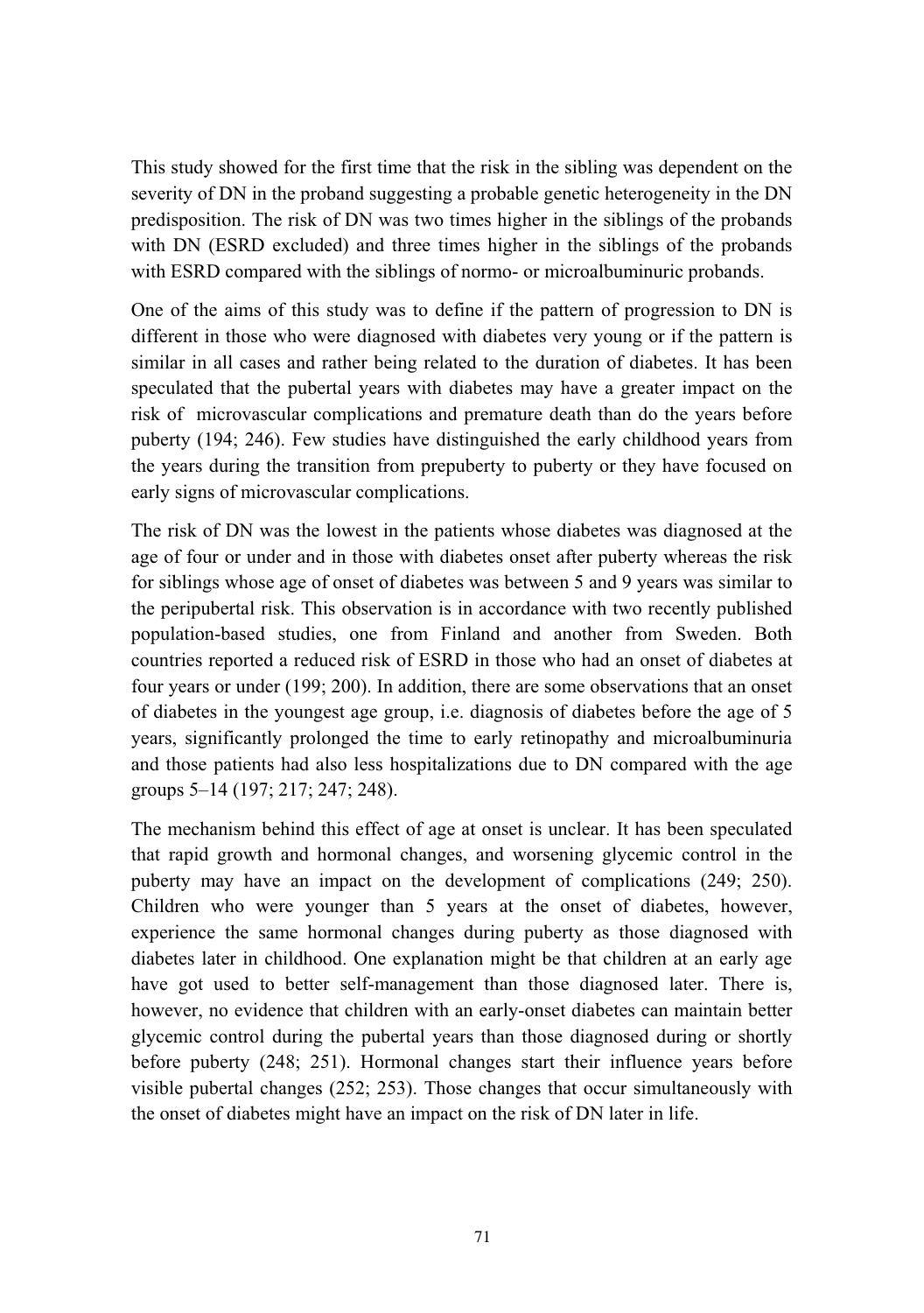This study showed for the first time that the risk in the sibling was dependent on the severity of DN in the proband suggesting a probable genetic heterogeneity in the DN predisposition. The risk of DN was two times higher in the siblings of the probands with DN (ESRD excluded) and three times higher in the siblings of the probands with ESRD compared with the siblings of normo- or microalbuminuric probands.

One of the aims of this study was to define if the pattern of progression to DN is different in those who were diagnosed with diabetes very young or if the pattern is similar in all cases and rather being related to the duration of diabetes. It has been speculated that the pubertal years with diabetes may have a greater impact on the risk of microvascular complications and premature death than do the years before puberty (194; 246). Few studies have distinguished the early childhood years from the years during the transition from prepuberty to puberty or they have focused on early signs of microvascular complications.

The risk of DN was the lowest in the patients whose diabetes was diagnosed at the age of four or under and in those with diabetes onset after puberty whereas the risk for siblings whose age of onset of diabetes was between 5 and 9 years was similar to the peripubertal risk. This observation is in accordance with two recently published population-based studies, one from Finland and another from Sweden. Both countries reported a reduced risk of ESRD in those who had an onset of diabetes at four years or under (199; 200). In addition, there are some observations that an onset of diabetes in the youngest age group, i.e. diagnosis of diabetes before the age of 5 years, significantly prolonged the time to early retinopathy and microalbuminuria and those patients had also less hospitalizations due to DN compared with the age groups 5–14 (197; 217; 247; 248).

The mechanism behind this effect of age at onset is unclear. It has been speculated that rapid growth and hormonal changes, and worsening glycemic control in the puberty may have an impact on the development of complications (249; 250). Children who were younger than 5 years at the onset of diabetes, however, experience the same hormonal changes during puberty as those diagnosed with diabetes later in childhood. One explanation might be that children at an early age have got used to better self-management than those diagnosed later. There is, however, no evidence that children with an early-onset diabetes can maintain better glycemic control during the pubertal years than those diagnosed during or shortly before puberty (248; 251). Hormonal changes start their influence years before visible pubertal changes (252; 253). Those changes that occur simultaneously with the onset of diabetes might have an impact on the risk of DN later in life.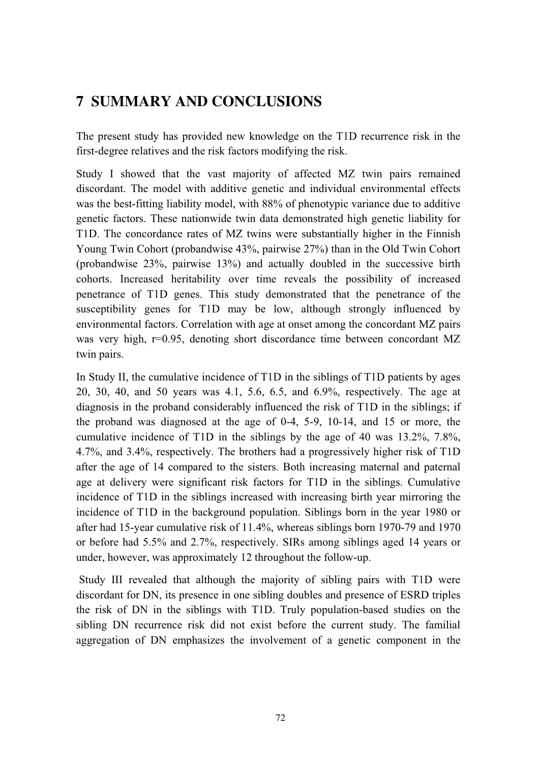# 7 SUMMARY AND CONCLUSIONS

The present study has provided new knowledge on the T1D recurrence risk in the first-degree relatives and the risk factors modifying the risk.

Study I showed that the vast majority of affected MZ twin pairs remained discordant. The model with additive genetic and individual environmental effects was the best-fitting liability model, with 88% of phenotypic variance due to additive genetic factors. These nationwide twin data demonstrated high genetic liability for T1D. The concordance rates of MZ twins were substantially higher in the Finnish Young Twin Cohort (probandwise 43%, pairwise 27%) than in the Old Twin Cohort (probandwise 23%, pairwise 13%) and actually doubled in the successive birth cohorts. Increased heritability over time reveals the possibility of increased penetrance of T1D genes. This study demonstrated that the penetrance of the susceptibility genes for T1D may be low, although strongly influenced by environmental factors. Correlation with age at onset among the concordant MZ pairs was very high, r=0.95, denoting short discordance time between concordant MZ twin pairs.

In Study II, the cumulative incidence of T1D in the siblings of T1D patients by ages 20, 30, 40, and 50 years was 4.1, 5.6, 6.5, and 6.9%, respectively. The age at diagnosis in the proband considerably influenced the risk of T1D in the siblings; if the proband was diagnosed at the age of 0-4, 5-9, 10-14, and 15 or more, the cumulative incidence of T1D in the siblings by the age of 40 was 13.2%, 7.8%, 4.7%, and 3.4%, respectively. The brothers had a progressively higher risk of T1D after the age of 14 compared to the sisters. Both increasing maternal and paternal age at delivery were significant risk factors for T1D in the siblings. Cumulative incidence of T1D in the siblings increased with increasing birth year mirroring the incidence of T1D in the background population. Siblings born in the year 1980 or after had 15-year cumulative risk of 11.4%, whereas siblings born 1970-79 and 1970 or before had 5.5% and 2.7%, respectively. SIRs among siblings aged 14 years or under, however, was approximately 12 throughout the follow-up.

Study III revealed that although the majority of sibling pairs with T1D were discordant for DN, its presence in one sibling doubles and presence of ESRD triples the risk of DN in the siblings with T1D. Truly population-based studies on the sibling DN recurrence risk did not exist before the current study. The familial aggregation of DN emphasizes the involvement of a genetic component in the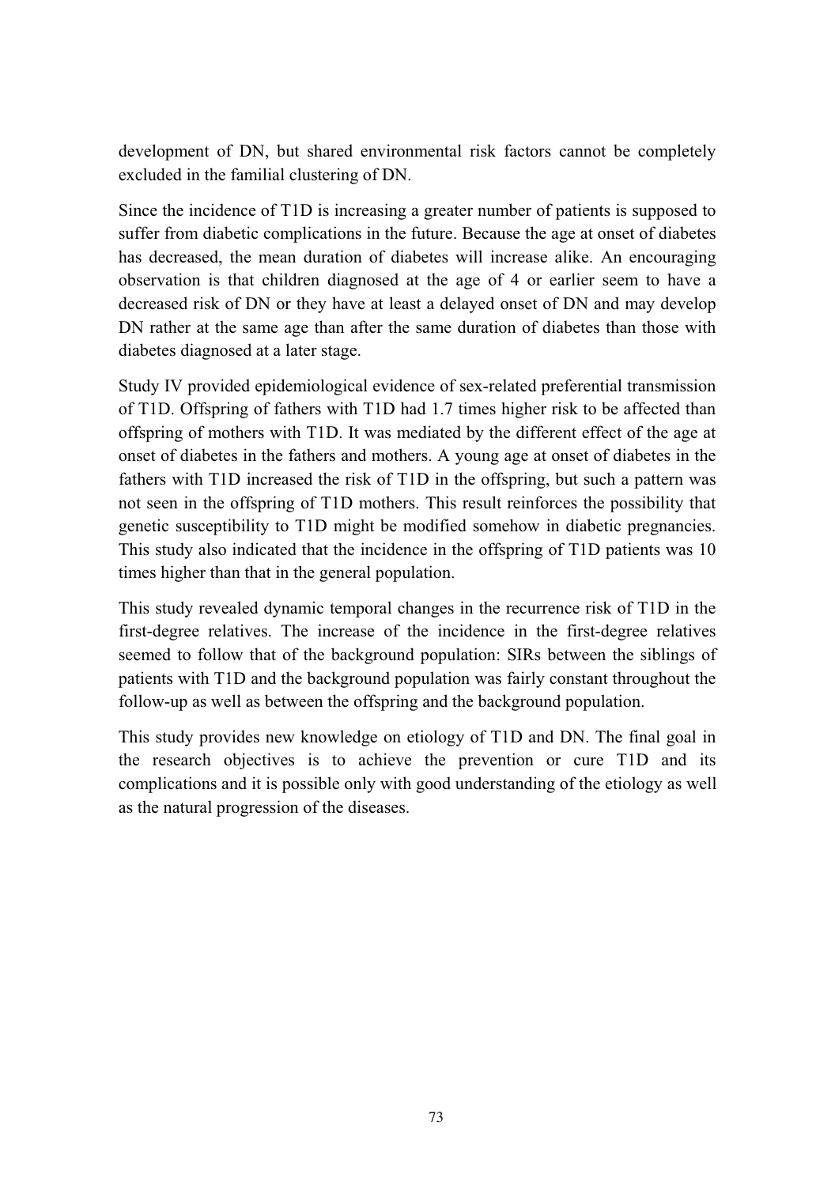development of DN, but shared environmental risk factors cannot be completely excluded in the familial clustering of DN.

Since the incidence of T1D is increasing a greater number of patients is supposed to suffer from diabetic complications in the future. Because the age at onset of diabetes has decreased, the mean duration of diabetes will increase alike. An encouraging observation is that children diagnosed at the age of 4 or earlier seem to have a decreased risk of DN or they have at least a delayed onset of DN and may develop DN rather at the same age than after the same duration of diabetes than those with diabetes diagnosed at a later stage.

Study IV provided epidemiological evidence of sex-related preferential transmission of T1D. Offspring of fathers with T1D had 1.7 times higher risk to be affected than offspring of mothers with T1D. It was mediated by the different effect of the age at onset of diabetes in the fathers and mothers. A young age at onset of diabetes in the fathers with T1D increased the risk of T1D in the offspring, but such a pattern was not seen in the offspring of T1D mothers. This result reinforces the possibility that genetic susceptibility to T1D might be modified somehow in diabetic pregnancies. This study also indicated that the incidence in the offspring of T1D patients was 10 times higher than that in the general population.

This study revealed dynamic temporal changes in the recurrence risk of T1D in the first-degree relatives. The increase of the incidence in the first-degree relatives seemed to follow that of the background population: SIRs between the siblings of patients with T1D and the background population was fairly constant throughout the follow-up as well as between the offspring and the background population.

This study provides new knowledge on etiology of T1D and DN. The final goal in the research objectives is to achieve the prevention or cure T1D and its complications and it is possible only with good understanding of the etiology as well as the natural progression of the diseases.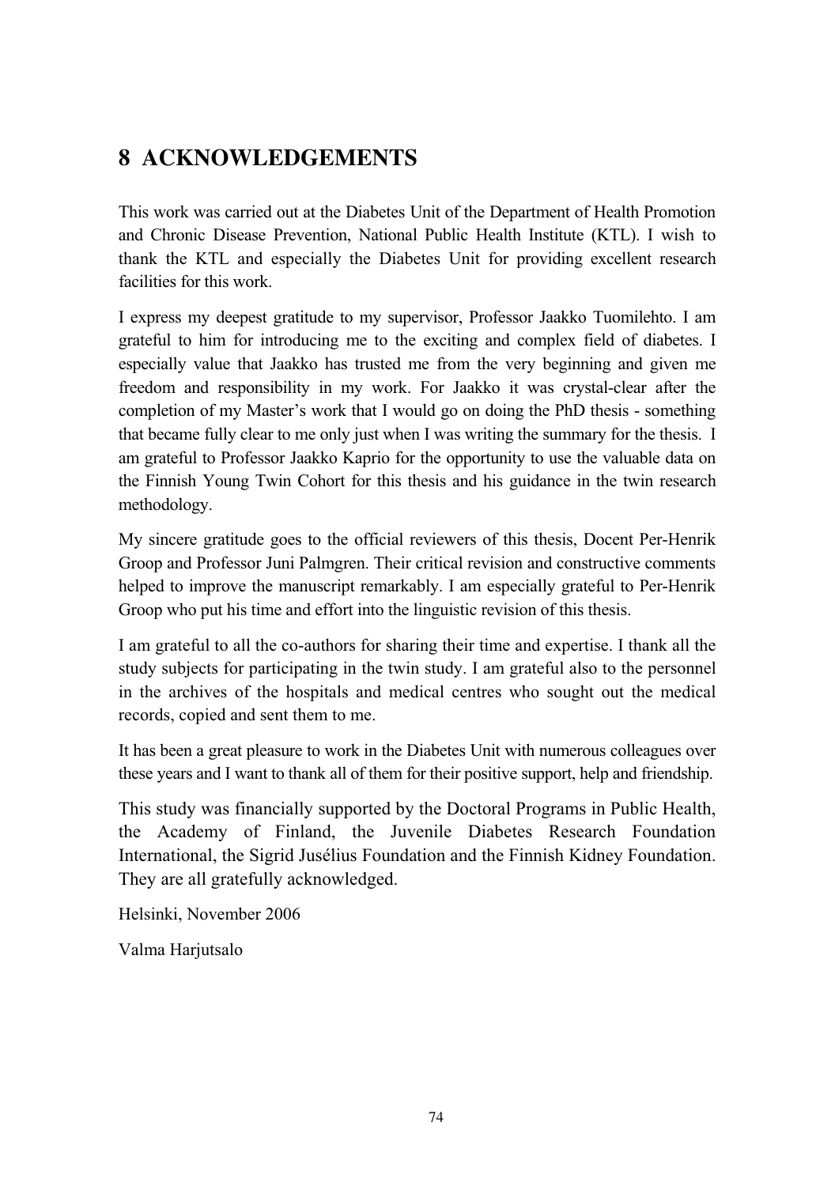# 8 ACKNOWLEDGEMENTS

This work was carried out at the Diabetes Unit of the Department of Health Promotion and Chronic Disease Prevention, National Public Health Institute (KTL). I wish to thank the KTL and especially the Diabetes Unit for providing excellent research facilities for this work.

I express my deepest gratitude to my supervisor, Professor Jaakko Tuomilehto. I am grateful to him for introducing me to the exciting and complex field of diabetes. I especially value that Jaakko has trusted me from the very beginning and given me freedom and responsibility in my work. For Jaakko it was crystal-clear after the completion of my Master's work that I would go on doing the PhD thesis - something that became fully clear to me only just when I was writing the summary for the thesis. I am grateful to Professor Jaakko Kaprio for the opportunity to use the valuable data on the Finnish Young Twin Cohort for this thesis and his guidance in the twin research methodology.

My sincere gratitude goes to the official reviewers of this thesis, Docent Per-Henrik Groop and Professor Juni Palmgren. Their critical revision and constructive comments helped to improve the manuscript remarkably. I am especially grateful to Per-Henrik Groop who put his time and effort into the linguistic revision of this thesis.

I am grateful to all the co-authors for sharing their time and expertise. I thank all the study subjects for participating in the twin study. I am grateful also to the personnel in the archives of the hospitals and medical centres who sought out the medical records, copied and sent them to me.

It has been a great pleasure to work in the Diabetes Unit with numerous colleagues over these years and I want to thank all of them for their positive support, help and friendship.

This study was financially supported by the Doctoral Programs in Public Health, the Academy of Finland, the Juvenile Diabetes Research Foundation International, the Sigrid Jusélius Foundation and the Finnish Kidney Foundation. They are all gratefully acknowledged.

Helsinki, November 2006

Valma Harjutsalo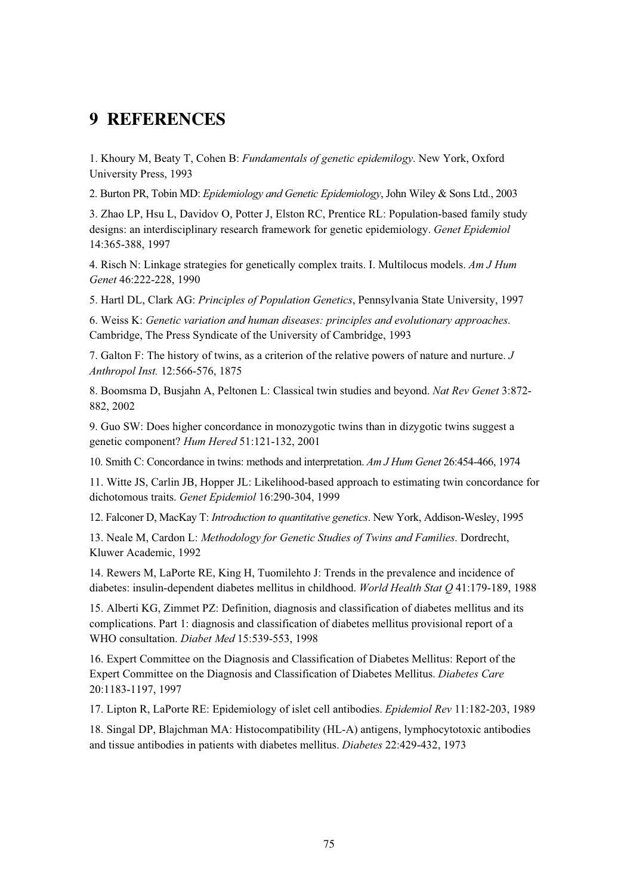# 9 REFERENCES

1. Khoury M, Beaty T, Cohen B: *Fundamentals of genetic epidemilogy*. New York, Oxford University Press, 1993

2. Burton PR, Tobin MD: *Epidemiology and Genetic Epidemiology*, John Wiley & Sons Ltd., 2003

3. Zhao LP, Hsu L, Davidov O, Potter J, Elston RC, Prentice RL: Population-based family study designs: an interdisciplinary research framework for genetic epidemiology. *Genet Epidemiol* 14:365-388, 1997

4. Risch N: Linkage strategies for genetically complex traits. I. Multilocus models. *Am J Hum Genet* 46:222-228, 1990

5. Hartl DL, Clark AG: *Principles of Population Genetics*, Pennsylvania State University, 1997

6. Weiss K: *Genetic variation and human diseases: principles and evolutionary approaches*. Cambridge, The Press Syndicate of the University of Cambridge, 1993

7. Galton F: The history of twins, as a criterion of the relative powers of nature and nurture. *J Anthropol Inst.* 12:566-576, 1875

8. Boomsma D, Busjahn A, Peltonen L: Classical twin studies and beyond. *Nat Rev Genet* 3:872-882, 2002

9. Guo SW: Does higher concordance in monozygotic twins than in dizygotic twins suggest a genetic component? *Hum Hered* 51:121-132, 2001

10. Smith C: Concordance in twins: methods and interpretation. *Am J Hum Genet* 26:454-466, 1974

11. Witte JS, Carlin JB, Hopper JL: Likelihood-based approach to estimating twin concordance for dichotomous traits. *Genet Epidemiol* 16:290-304, 1999

12. Falconer D, MacKay T: *Introduction to quantitative genetics*. New York, Addison-Wesley, 1995

13. Neale M, Cardon L: *Methodology for Genetic Studies of Twins and Families*. Dordrecht, Kluwer Academic, 1992

14. Rewers M, LaPorte RE, King H, Tuomilehto J: Trends in the prevalence and incidence of diabetes: insulin-dependent diabetes mellitus in childhood. *World Health Stat Q* 41:179-189, 1988

15. Alberti KG, Zimmet PZ: Definition, diagnosis and classification of diabetes mellitus and its complications. Part 1: diagnosis and classification of diabetes mellitus provisional report of a WHO consultation. *Diabet Med* 15:539-553, 1998

16. Expert Committee on the Diagnosis and Classification of Diabetes Mellitus: Report of the Expert Committee on the Diagnosis and Classification of Diabetes Mellitus. *Diabetes Care* 20:1183-1197, 1997

17. Lipton R, LaPorte RE: Epidemiology of islet cell antibodies. *Epidemiol Rev* 11:182-203, 1989

18. Singal DP, Blajchman MA: Histocompatibility (HL-A) antigens, lymphocytotoxic antibodies and tissue antibodies in patients with diabetes mellitus. *Diabetes* 22:429-432, 1973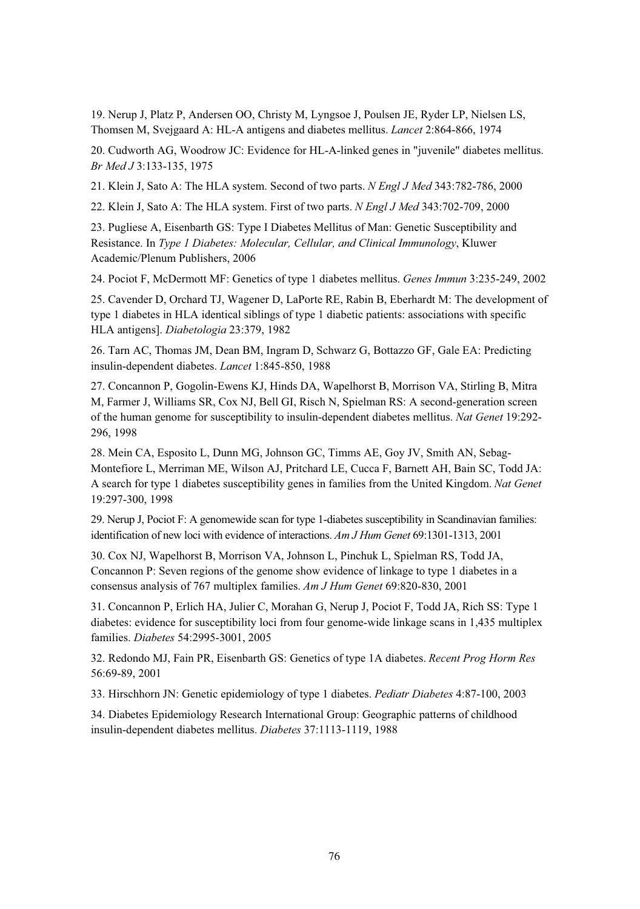19. Nerup J, Platz P, Andersen OO, Christy M, Lyngsoe J, Poulsen JE, Ryder LP, Nielsen LS, Thomsen M, Svejgaard A: HL-A antigens and diabetes mellitus. *Lancet* 2:864-866, 1974

20. Cudworth AG, Woodrow JC: Evidence for HL-A-linked genes in "juvenile" diabetes mellitus. *Br Med J* 3:133-135, 1975

21. Klein J, Sato A: The HLA system. Second of two parts. *N Engl J Med* 343:782-786, 2000

22. Klein J, Sato A: The HLA system. First of two parts. *N Engl J Med* 343:702-709, 2000

23. Pugliese A, Eisenbarth GS: Type I Diabetes Mellitus of Man: Genetic Susceptibility and Resistance. In *Type 1 Diabetes: Molecular, Cellular, and Clinical Immunology*, Kluwer Academic/Plenum Publishers, 2006

24. Pociot F, McDermott MF: Genetics of type 1 diabetes mellitus. *Genes Immun* 3:235-249, 2002

25. Cavender D, Orchard TJ, Wagener D, LaPorte RE, Rabin B, Eberhardt M: The development of type 1 diabetes in HLA identical siblings of type 1 diabetic patients: associations with specific HLA antigens]. *Diabetologia* 23:379, 1982

26. Tarn AC, Thomas JM, Dean BM, Ingram D, Schwarz G, Bottazzo GF, Gale EA: Predicting insulin-dependent diabetes. *Lancet* 1:845-850, 1988

27. Concannon P, Gogolin-Ewens KJ, Hinds DA, Wapelhorst B, Morrison VA, Stirling B, Mitra M, Farmer J, Williams SR, Cox NJ, Bell GI, Risch N, Spielman RS: A second-generation screen of the human genome for susceptibility to insulin-dependent diabetes mellitus. *Nat Genet* 19:292-296, 1998

28. Mein CA, Esposito L, Dunn MG, Johnson GC, Timms AE, Goy JV, Smith AN, Sebag-Montefiore L, Merriman ME, Wilson AJ, Pritchard LE, Cucca F, Barnett AH, Bain SC, Todd JA: A search for type 1 diabetes susceptibility genes in families from the United Kingdom. *Nat Genet* 19:297-300, 1998

29. Nerup J, Pociot F: A genomewide scan for type 1-diabetes susceptibility in Scandinavian families: identification of new loci with evidence of interactions. *Am J Hum Genet* 69:1301-1313, 2001

30. Cox NJ, Wapelhorst B, Morrison VA, Johnson L, Pinchuk L, Spielman RS, Todd JA, Concannon P: Seven regions of the genome show evidence of linkage to type 1 diabetes in a consensus analysis of 767 multiplex families. *Am J Hum Genet* 69:820-830, 2001

31. Concannon P, Erlich HA, Julier C, Morahan G, Nerup J, Pociot F, Todd JA, Rich SS: Type 1 diabetes: evidence for susceptibility loci from four genome-wide linkage scans in 1,435 multiplex families. *Diabetes* 54:2995-3001, 2005

32. Redondo MJ, Fain PR, Eisenbarth GS: Genetics of type 1A diabetes. *Recent Prog Horm Res* 56:69-89, 2001

33. Hirschhorn JN: Genetic epidemiology of type 1 diabetes. *Pediatr Diabetes* 4:87-100, 2003

34. Diabetes Epidemiology Research International Group: Geographic patterns of childhood insulin-dependent diabetes mellitus. *Diabetes* 37:1113-1119, 1988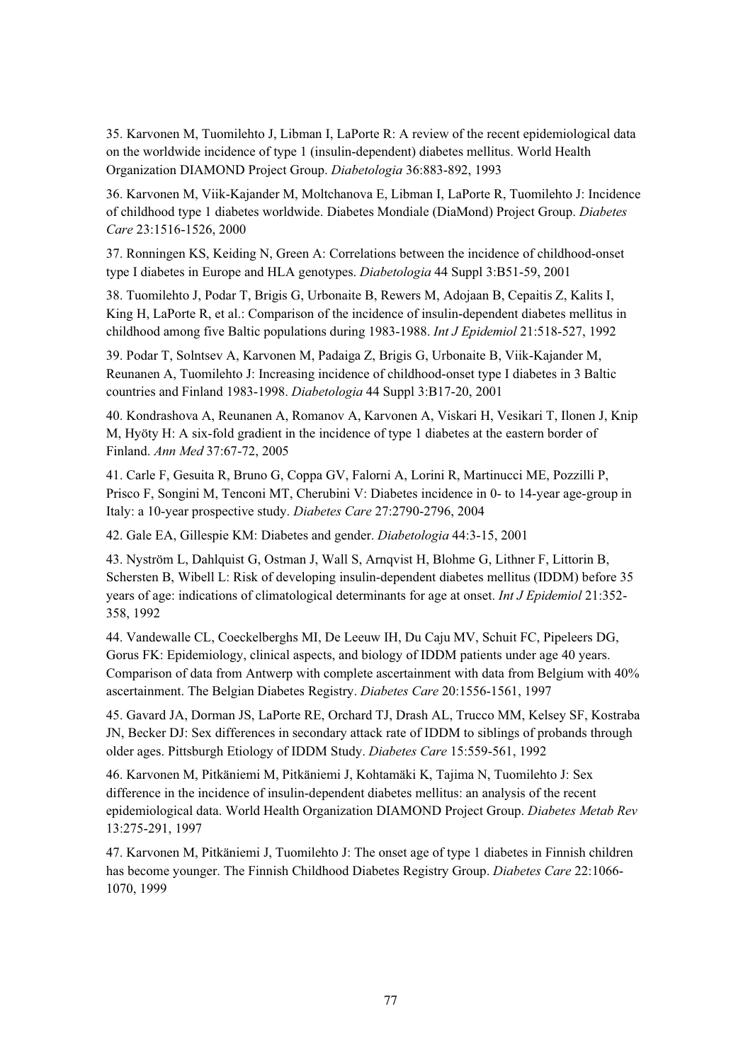35. Karvonen M, Tuomilehto J, Libman I, LaPorte R: A review of the recent epidemiological data on the worldwide incidence of type 1 (insulin-dependent) diabetes mellitus. World Health Organization DIAMOND Project Group. *Diabetologia* 36:883-892, 1993

36. Karvonen M, Viik-Kajander M, Moltchanova E, Libman I, LaPorte R, Tuomilehto J: Incidence of childhood type 1 diabetes worldwide. Diabetes Mondiale (DiaMond) Project Group. *Diabetes Care* 23:1516-1526, 2000

37. Ronningen KS, Keiding N, Green A: Correlations between the incidence of childhood-onset type I diabetes in Europe and HLA genotypes. *Diabetologia* 44 Suppl 3:B51-59, 2001

38. Tuomilehto J, Podar T, Brigis G, Urbonaite B, Rewers M, Adojaan B, Cepaitis Z, Kalits I, King H, LaPorte R, et al.: Comparison of the incidence of insulin-dependent diabetes mellitus in childhood among five Baltic populations during 1983-1988. *Int J Epidemiol* 21:518-527, 1992

39. Podar T, Solntsev A, Karvonen M, Padaiga Z, Brigis G, Urbonaite B, Viik-Kajander M, Reunanen A, Tuomilehto J: Increasing incidence of childhood-onset type I diabetes in 3 Baltic countries and Finland 1983-1998. *Diabetologia* 44 Suppl 3:B17-20, 2001

40. Kondrashova A, Reunanen A, Romanov A, Karvonen A, Viskari H, Vesikari T, Ilonen J, Knip M, Hyöty H: A six-fold gradient in the incidence of type 1 diabetes at the eastern border of Finland. *Ann Med* 37:67-72, 2005

41. Carle F, Gesuita R, Bruno G, Coppa GV, Falorni A, Lorini R, Martinucci ME, Pozzilli P, Prisco F, Songini M, Tenconi MT, Cherubini V: Diabetes incidence in 0- to 14-year age-group in Italy: a 10-year prospective study. *Diabetes Care* 27:2790-2796, 2004

42. Gale EA, Gillespie KM: Diabetes and gender. *Diabetologia* 44:3-15, 2001

43. Nyström L, Dahlquist G, Ostman J, Wall S, Arnqvist H, Blohme G, Lithner F, Littorin B, Schersten B, Wibell L: Risk of developing insulin-dependent diabetes mellitus (IDDM) before 35 years of age: indications of climatological determinants for age at onset. *Int J Epidemiol* 21:352-358, 1992

44. Vandewalle CL, Coeckelberghs MI, De Leeuw IH, Du Caju MV, Schuit FC, Pipeleers DG, Gorus FK: Epidemiology, clinical aspects, and biology of IDDM patients under age 40 years. Comparison of data from Antwerp with complete ascertainment with data from Belgium with 40% ascertainment. The Belgian Diabetes Registry. *Diabetes Care* 20:1556-1561, 1997

45. Gavard JA, Dorman JS, LaPorte RE, Orchard TJ, Drash AL, Trucco MM, Kelsey SF, Kostraba JN, Becker DJ: Sex differences in secondary attack rate of IDDM to siblings of probands through older ages. Pittsburgh Etiology of IDDM Study. *Diabetes Care* 15:559-561, 1992

46. Karvonen M, Pitkäniemi M, Pitkäniemi J, Kohtamäki K, Tajima N, Tuomilehto J: Sex difference in the incidence of insulin-dependent diabetes mellitus: an analysis of the recent epidemiological data. World Health Organization DIAMOND Project Group. *Diabetes Metab Rev* 13:275-291, 1997

47. Karvonen M, Pitkäniemi J, Tuomilehto J: The onset age of type 1 diabetes in Finnish children has become younger. The Finnish Childhood Diabetes Registry Group. *Diabetes Care* 22:1066-1070, 1999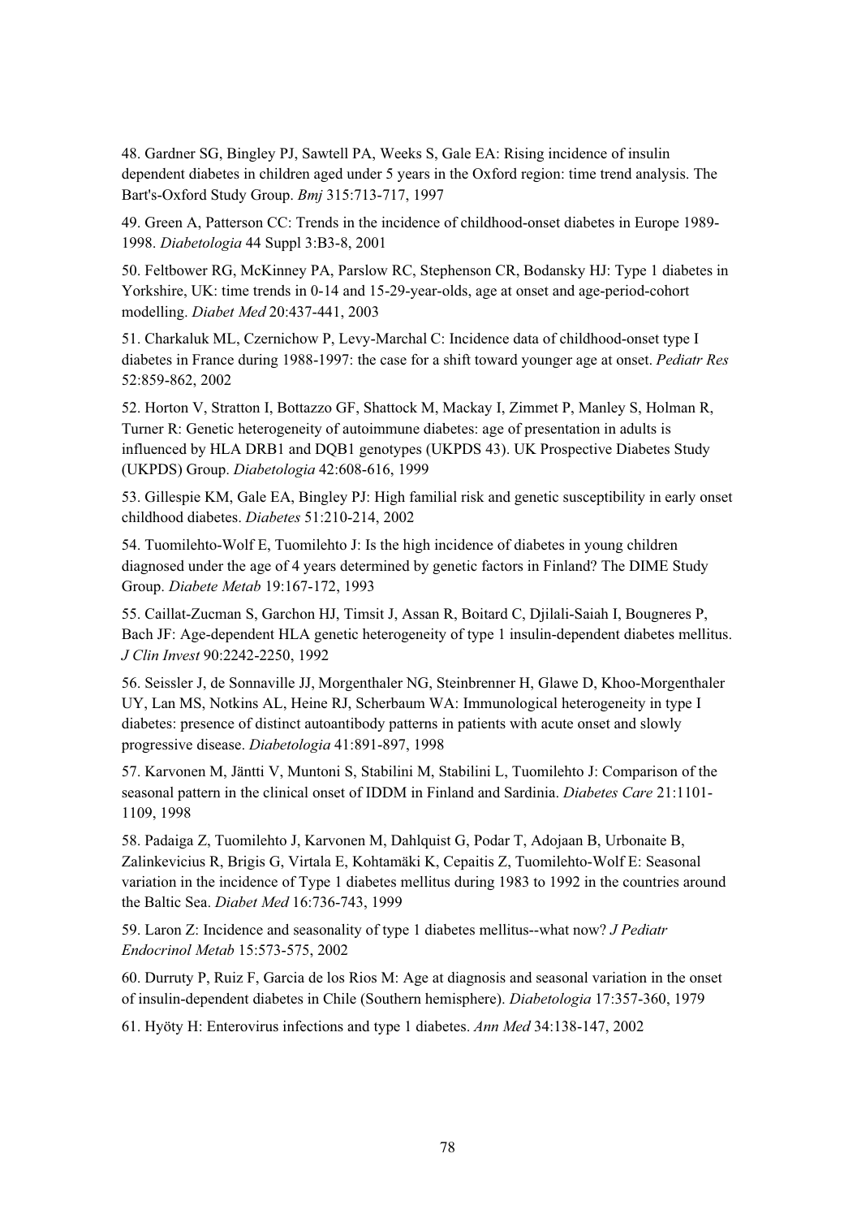48. Gardner SG, Bingley PJ, Sawtell PA, Weeks S, Gale EA: Rising incidence of insulin dependent diabetes in children aged under 5 years in the Oxford region: time trend analysis. The Bart's-Oxford Study Group. *Bmj* 315:713-717, 1997

49. Green A, Patterson CC: Trends in the incidence of childhood-onset diabetes in Europe 1989-1998. *Diabetologia* 44 Suppl 3:B3-8, 2001

50. Feltbower RG, McKinney PA, Parslow RC, Stephenson CR, Bodansky HJ: Type 1 diabetes in Yorkshire, UK: time trends in 0-14 and 15-29-year-olds, age at onset and age-period-cohort modelling. *Diabet Med* 20:437-441, 2003

51. Charkaluk ML, Czernichow P, Levy-Marchal C: Incidence data of childhood-onset type I diabetes in France during 1988-1997: the case for a shift toward younger age at onset. *Pediatr Res* 52:859-862, 2002

52. Horton V, Stratton I, Bottazzo GF, Shattock M, Mackay I, Zimmet P, Manley S, Holman R, Turner R: Genetic heterogeneity of autoimmune diabetes: age of presentation in adults is influenced by HLA DRB1 and DQB1 genotypes (UKPDS 43). UK Prospective Diabetes Study (UKPDS) Group. *Diabetologia* 42:608-616, 1999

53. Gillespie KM, Gale EA, Bingley PJ: High familial risk and genetic susceptibility in early onset childhood diabetes. *Diabetes* 51:210-214, 2002

54. Tuomilehto-Wolf E, Tuomilehto J: Is the high incidence of diabetes in young children diagnosed under the age of 4 years determined by genetic factors in Finland? The DIME Study Group. *Diabete Metab* 19:167-172, 1993

55. Caillat-Zucman S, Garchon HJ, Timsit J, Assan R, Boitard C, Djilali-Saiah I, Bougneres P, Bach JF: Age-dependent HLA genetic heterogeneity of type 1 insulin-dependent diabetes mellitus. *J Clin Invest* 90:2242-2250, 1992

56. Seissler J, de Sonnaville JJ, Morgenthaler NG, Steinbrenner H, Glawe D, Khoo-Morgenthaler UY, Lan MS, Notkins AL, Heine RJ, Scherbaum WA: Immunological heterogeneity in type I diabetes: presence of distinct autoantibody patterns in patients with acute onset and slowly progressive disease. *Diabetologia* 41:891-897, 1998

57. Karvonen M, Jäntti V, Muntoni S, Stabilini M, Stabilini L, Tuomilehto J: Comparison of the seasonal pattern in the clinical onset of IDDM in Finland and Sardinia. *Diabetes Care* 21:1101-1109, 1998

58. Padaiga Z, Tuomilehto J, Karvonen M, Dahlquist G, Podar T, Adojaan B, Urbonaite B, Zalinkevicius R, Brigis G, Virtala E, Kohtamäki K, Cepaitis Z, Tuomilehto-Wolf E: Seasonal variation in the incidence of Type 1 diabetes mellitus during 1983 to 1992 in the countries around the Baltic Sea. *Diabet Med* 16:736-743, 1999

59. Laron Z: Incidence and seasonality of type 1 diabetes mellitus--what now? *J Pediatr Endocrinol Metab* 15:573-575, 2002

60. Durruty P, Ruiz F, Garcia de los Rios M: Age at diagnosis and seasonal variation in the onset of insulin-dependent diabetes in Chile (Southern hemisphere). *Diabetologia* 17:357-360, 1979

61. Hyöty H: Enterovirus infections and type 1 diabetes. *Ann Med* 34:138-147, 2002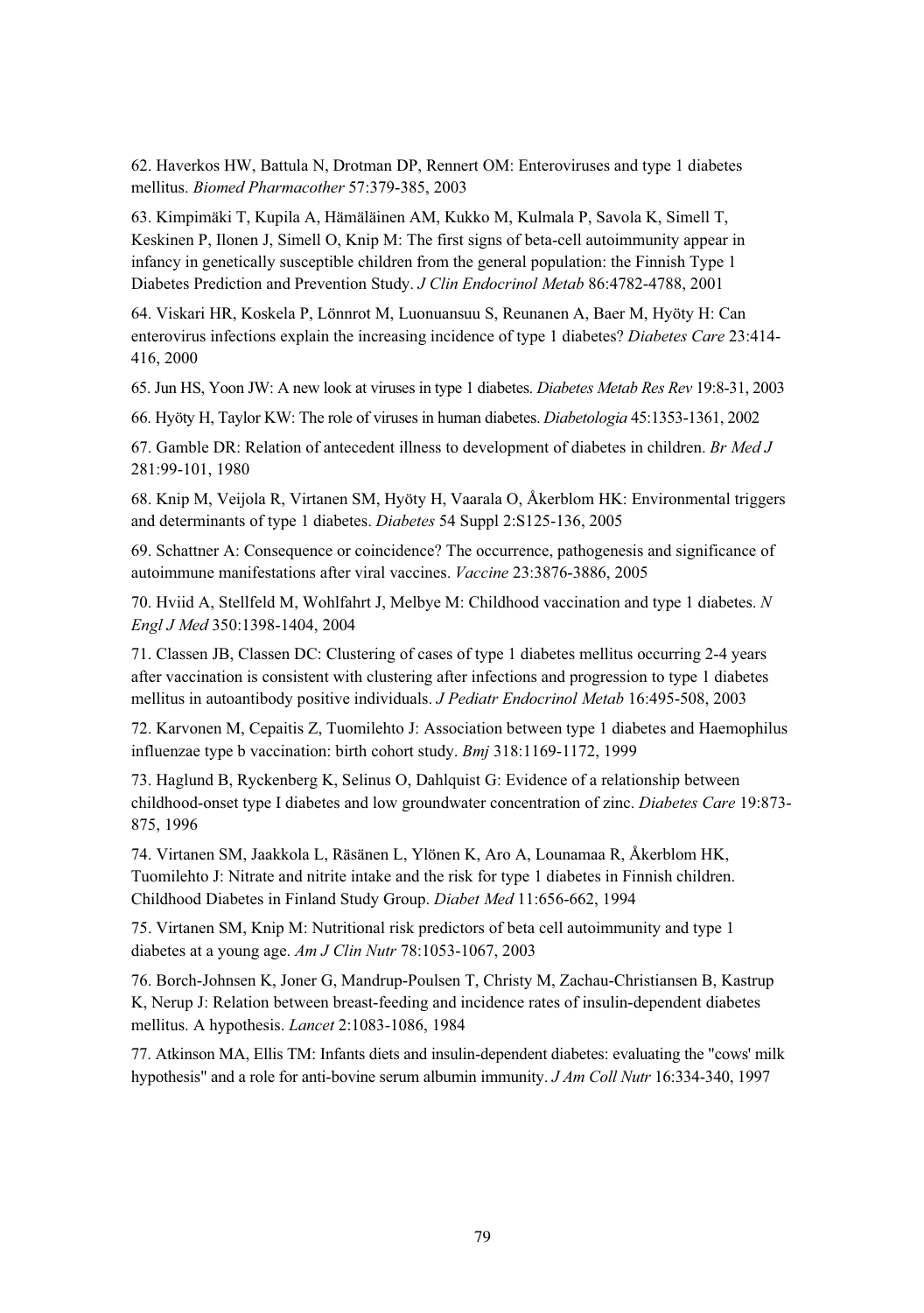62. Haverkos HW, Battula N, Drotman DP, Rennert OM: Enteroviruses and type 1 diabetes mellitus. *Biomed Pharmacother* 57:379-385, 2003

63. Kimpimäki T, Kupila A, Hämäläinen AM, Kukko M, Kulmala P, Savola K, Simell T, Keskinen P, Ilonen J, Simell O, Knip M: The first signs of beta-cell autoimmunity appear in infancy in genetically susceptible children from the general population: the Finnish Type 1 Diabetes Prediction and Prevention Study. *J Clin Endocrinol Metab* 86:4782-4788, 2001

64. Viskari HR, Koskela P, Lönnrot M, Luonuansuu S, Reunanen A, Baer M, Hyöty H: Can enterovirus infections explain the increasing incidence of type 1 diabetes? *Diabetes Care* 23:414-416, 2000

65. Jun HS, Yoon JW: A new look at viruses in type 1 diabetes. *Diabetes Metab Res Rev* 19:8-31, 2003

66. Hyöty H, Taylor KW: The role of viruses in human diabetes. *Diabetologia* 45:1353-1361, 2002

67. Gamble DR: Relation of antecedent illness to development of diabetes in children. *Br Med J* 281:99-101, 1980

68. Knip M, Veijola R, Virtanen SM, Hyöty H, Vaarala O, Åkerblom HK: Environmental triggers and determinants of type 1 diabetes. *Diabetes* 54 Suppl 2:S125-136, 2005

69. Schattner A: Consequence or coincidence? The occurrence, pathogenesis and significance of autoimmune manifestations after viral vaccines. *Vaccine* 23:3876-3886, 2005

70. Hviid A, Stellfeld M, Wohlfahrt J, Melbye M: Childhood vaccination and type 1 diabetes. *N Engl J Med* 350:1398-1404, 2004

71. Classen JB, Classen DC: Clustering of cases of type 1 diabetes mellitus occurring 2-4 years after vaccination is consistent with clustering after infections and progression to type 1 diabetes mellitus in autoantibody positive individuals. *J Pediatr Endocrinol Metab* 16:495-508, 2003

72. Karvonen M, Cepaitis Z, Tuomilehto J: Association between type 1 diabetes and Haemophilus influenzae type b vaccination: birth cohort study. *Bmj* 318:1169-1172, 1999

73. Haglund B, Ryckenberg K, Selinus O, Dahlquist G: Evidence of a relationship between childhood-onset type I diabetes and low groundwater concentration of zinc. *Diabetes Care* 19:873-875, 1996

74. Virtanen SM, Jaakkola L, Räsänen L, Ylönen K, Aro A, Lounamaa R, Åkerblom HK, Tuomilehto J: Nitrate and nitrite intake and the risk for type 1 diabetes in Finnish children. Childhood Diabetes in Finland Study Group. *Diabet Med* 11:656-662, 1994

75. Virtanen SM, Knip M: Nutritional risk predictors of beta cell autoimmunity and type 1 diabetes at a young age. *Am J Clin Nutr* 78:1053-1067, 2003

76. Borch-Johnsen K, Joner G, Mandrup-Poulsen T, Christy M, Zachau-Christiansen B, Kastrup K, Nerup J: Relation between breast-feeding and incidence rates of insulin-dependent diabetes mellitus. A hypothesis. *Lancet* 2:1083-1086, 1984

77. Atkinson MA, Ellis TM: Infants diets and insulin-dependent diabetes: evaluating the "cows' milk hypothesis" and a role for anti-bovine serum albumin immunity. *J Am Coll Nutr* 16:334-340, 1997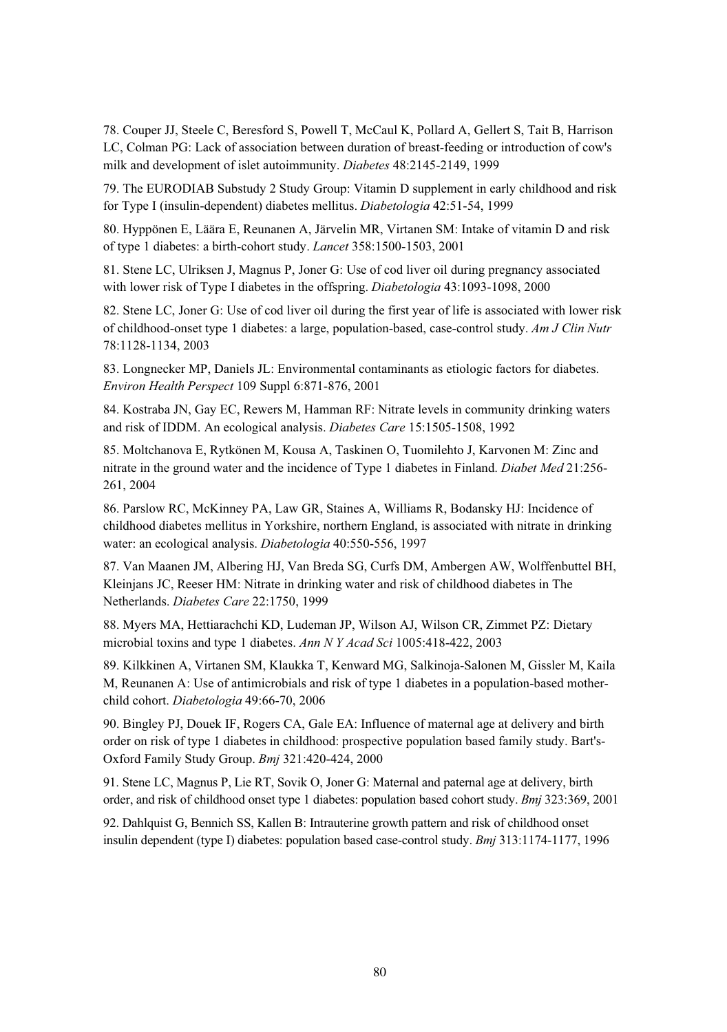78. Couper JJ, Steele C, Beresford S, Powell T, McCaul K, Pollard A, Gellert S, Tait B, Harrison LC, Colman PG: Lack of association between duration of breast-feeding or introduction of cow's milk and development of islet autoimmunity. *Diabetes* 48:2145-2149, 1999

79. The EURODIAB Substudy 2 Study Group: Vitamin D supplement in early childhood and risk for Type I (insulin-dependent) diabetes mellitus. *Diabetologia* 42:51-54, 1999

80. Hyppönen E, Läära E, Reunanen A, Järvelin MR, Virtanen SM: Intake of vitamin D and risk of type 1 diabetes: a birth-cohort study. *Lancet* 358:1500-1503, 2001

81. Stene LC, Ulriksen J, Magnus P, Joner G: Use of cod liver oil during pregnancy associated with lower risk of Type I diabetes in the offspring. *Diabetologia* 43:1093-1098, 2000

82. Stene LC, Joner G: Use of cod liver oil during the first year of life is associated with lower risk of childhood-onset type 1 diabetes: a large, population-based, case-control study. *Am J Clin Nutr* 78:1128-1134, 2003

83. Longnecker MP, Daniels JL: Environmental contaminants as etiologic factors for diabetes. *Environ Health Perspect* 109 Suppl 6:871-876, 2001

84. Kostraba JN, Gay EC, Rewers M, Hamman RF: Nitrate levels in community drinking waters and risk of IDDM. An ecological analysis. *Diabetes Care* 15:1505-1508, 1992

85. Moltchanova E, Rytkönen M, Kousa A, Taskinen O, Tuomilehto J, Karvonen M: Zinc and nitrate in the ground water and the incidence of Type 1 diabetes in Finland. *Diabet Med* 21:256-261, 2004

86. Parslow RC, McKinney PA, Law GR, Staines A, Williams R, Bodansky HJ: Incidence of childhood diabetes mellitus in Yorkshire, northern England, is associated with nitrate in drinking water: an ecological analysis. *Diabetologia* 40:550-556, 1997

87. Van Maanen JM, Albering HJ, Van Breda SG, Curfs DM, Ambergen AW, Wolffenbuttel BH, Kleinjans JC, Reeser HM: Nitrate in drinking water and risk of childhood diabetes in The Netherlands. *Diabetes Care* 22:1750, 1999

88. Myers MA, Hettiarachchi KD, Ludeman JP, Wilson AJ, Wilson CR, Zimmet PZ: Dietary microbial toxins and type 1 diabetes. *Ann N Y Acad Sci* 1005:418-422, 2003

89. Kilkkinen A, Virtanen SM, Klaukka T, Kenward MG, Salkinoja-Salonen M, Gissler M, Kaila M, Reunanen A: Use of antimicrobials and risk of type 1 diabetes in a population-based mother-child cohort. *Diabetologia* 49:66-70, 2006

90. Bingley PJ, Douek IF, Rogers CA, Gale EA: Influence of maternal age at delivery and birth order on risk of type 1 diabetes in childhood: prospective population based family study. Bart's-Oxford Family Study Group. *Bmj* 321:420-424, 2000

91. Stene LC, Magnus P, Lie RT, Sovik O, Joner G: Maternal and paternal age at delivery, birth order, and risk of childhood onset type 1 diabetes: population based cohort study. *Bmj* 323:369, 2001

92. Dahlquist G, Bennich SS, Kallen B: Intrauterine growth pattern and risk of childhood onset insulin dependent (type I) diabetes: population based case-control study. *Bmj* 313:1174-1177, 1996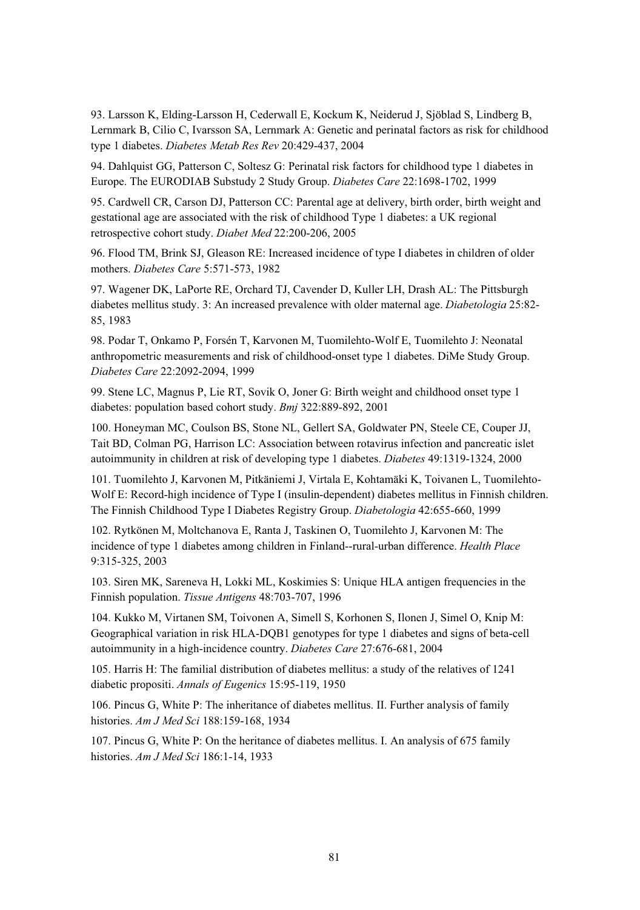93. Larsson K, Elding-Larsson H, Cederwall E, Kockum K, Neiderud J, Sjöblad S, Lindberg B, Lernmark B, Cilio C, Ivarsson SA, Lernmark A: Genetic and perinatal factors as risk for childhood type 1 diabetes. *Diabetes Metab Res Rev* 20:429-437, 2004

94. Dahlquist GG, Patterson C, Soltesz G: Perinatal risk factors for childhood type 1 diabetes in Europe. The EURODIAB Substudy 2 Study Group. *Diabetes Care* 22:1698-1702, 1999

95. Cardwell CR, Carson DJ, Patterson CC: Parental age at delivery, birth order, birth weight and gestational age are associated with the risk of childhood Type 1 diabetes: a UK regional retrospective cohort study. *Diabet Med* 22:200-206, 2005

96. Flood TM, Brink SJ, Gleason RE: Increased incidence of type I diabetes in children of older mothers. *Diabetes Care* 5:571-573, 1982

97. Wagener DK, LaPorte RE, Orchard TJ, Cavender D, Kuller LH, Drash AL: The Pittsburgh diabetes mellitus study. 3: An increased prevalence with older maternal age. *Diabetologia* 25:82-85, 1983

98. Podar T, Onkamo P, Forsén T, Karvonen M, Tuomilehto-Wolf E, Tuomilehto J: Neonatal anthropometric measurements and risk of childhood-onset type 1 diabetes. DiMe Study Group. *Diabetes Care* 22:2092-2094, 1999

99. Stene LC, Magnus P, Lie RT, Sovik O, Joner G: Birth weight and childhood onset type 1 diabetes: population based cohort study. *Bmj* 322:889-892, 2001

100. Honeyman MC, Coulson BS, Stone NL, Gellert SA, Goldwater PN, Steele CE, Couper JJ, Tait BD, Colman PG, Harrison LC: Association between rotavirus infection and pancreatic islet autoimmunity in children at risk of developing type 1 diabetes. *Diabetes* 49:1319-1324, 2000

101. Tuomilehto J, Karvonen M, Pitkäniemi J, Virtala E, Kohtamäki K, Toivanen L, Tuomilehto-Wolf E: Record-high incidence of Type I (insulin-dependent) diabetes mellitus in Finnish children. The Finnish Childhood Type I Diabetes Registry Group. *Diabetologia* 42:655-660, 1999

102. Rytkönen M, Moltchanova E, Ranta J, Taskinen O, Tuomilehto J, Karvonen M: The incidence of type 1 diabetes among children in Finland--rural-urban difference. *Health Place* 9:315-325, 2003

103. Siren MK, Sareneva H, Lokki ML, Koskimies S: Unique HLA antigen frequencies in the Finnish population. *Tissue Antigens* 48:703-707, 1996

104. Kukko M, Virtanen SM, Toivonen A, Simell S, Korhonen S, Ilonen J, Simel O, Knip M: Geographical variation in risk HLA-DQB1 genotypes for type 1 diabetes and signs of beta-cell autoimmunity in a high-incidence country. *Diabetes Care* 27:676-681, 2004

105. Harris H: The familial distribution of diabetes mellitus: a study of the relatives of 1241 diabetic propositi. *Annals of Eugenics* 15:95-119, 1950

106. Pincus G, White P: The inheritance of diabetes mellitus. II. Further analysis of family histories. *Am J Med Sci* 188:159-168, 1934

107. Pincus G, White P: On the heritance of diabetes mellitus. I. An analysis of 675 family histories. *Am J Med Sci* 186:1-14, 1933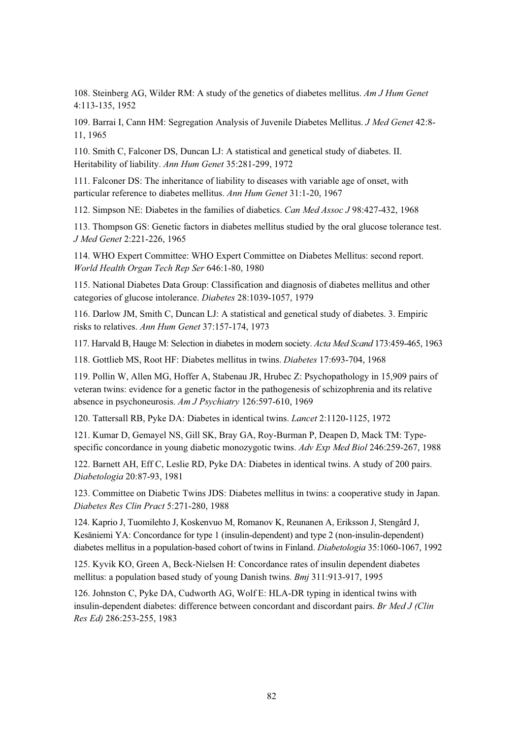108. Steinberg AG, Wilder RM: A study of the genetics of diabetes mellitus. *Am J Hum Genet* 4:113-135, 1952

109. Barrai I, Cann HM: Segregation Analysis of Juvenile Diabetes Mellitus. *J Med Genet* 42:8-11, 1965

110. Smith C, Falconer DS, Duncan LJ: A statistical and genetical study of diabetes. II. Heritability of liability. *Ann Hum Genet* 35:281-299, 1972

111. Falconer DS: The inheritance of liability to diseases with variable age of onset, with particular reference to diabetes mellitus. *Ann Hum Genet* 31:1-20, 1967

112. Simpson NE: Diabetes in the families of diabetics. *Can Med Assoc J* 98:427-432, 1968

113. Thompson GS: Genetic factors in diabetes mellitus studied by the oral glucose tolerance test. *J Med Genet* 2:221-226, 1965

114. WHO Expert Committee: WHO Expert Committee on Diabetes Mellitus: second report. *World Health Organ Tech Rep Ser* 646:1-80, 1980

115. National Diabetes Data Group: Classification and diagnosis of diabetes mellitus and other categories of glucose intolerance. *Diabetes* 28:1039-1057, 1979

116. Darlow JM, Smith C, Duncan LJ: A statistical and genetical study of diabetes. 3. Empiric risks to relatives. *Ann Hum Genet* 37:157-174, 1973

117. Harvald B, Hauge M: Selection in diabetes in modern society. *Acta Med Scand* 173:459-465, 1963

118. Gottlieb MS, Root HF: Diabetes mellitus in twins. *Diabetes* 17:693-704, 1968

119. Pollin W, Allen MG, Hoffer A, Stabenau JR, Hrubec Z: Psychopathology in 15,909 pairs of veteran twins: evidence for a genetic factor in the pathogenesis of schizophrenia and its relative absence in psychoneurosis. *Am J Psychiatry* 126:597-610, 1969

120. Tattersall RB, Pyke DA: Diabetes in identical twins. *Lancet* 2:1120-1125, 1972

121. Kumar D, Gemayel NS, Gill SK, Bray GA, Roy-Burman P, Deapen D, Mack TM: Type-specific concordance in young diabetic monozygotic twins. *Adv Exp Med Biol* 246:259-267, 1988

122. Barnett AH, Eff C, Leslie RD, Pyke DA: Diabetes in identical twins. A study of 200 pairs. *Diabetologia* 20:87-93, 1981

123. Committee on Diabetic Twins JDS: Diabetes mellitus in twins: a cooperative study in Japan. *Diabetes Res Clin Pract* 5:271-280, 1988

124. Kaprio J, Tuomilehto J, Koskenvuo M, Romanov K, Reunanen A, Eriksson J, Stengård J, Kesäniemi YA: Concordance for type 1 (insulin-dependent) and type 2 (non-insulin-dependent) diabetes mellitus in a population-based cohort of twins in Finland. *Diabetologia* 35:1060-1067, 1992

125. Kyvik KO, Green A, Beck-Nielsen H: Concordance rates of insulin dependent diabetes mellitus: a population based study of young Danish twins. *Bmj* 311:913-917, 1995

126. Johnston C, Pyke DA, Cudworth AG, Wolf E: HLA-DR typing in identical twins with insulin-dependent diabetes: difference between concordant and discordant pairs. *Br Med J (Clin Res Ed)* 286:253-255, 1983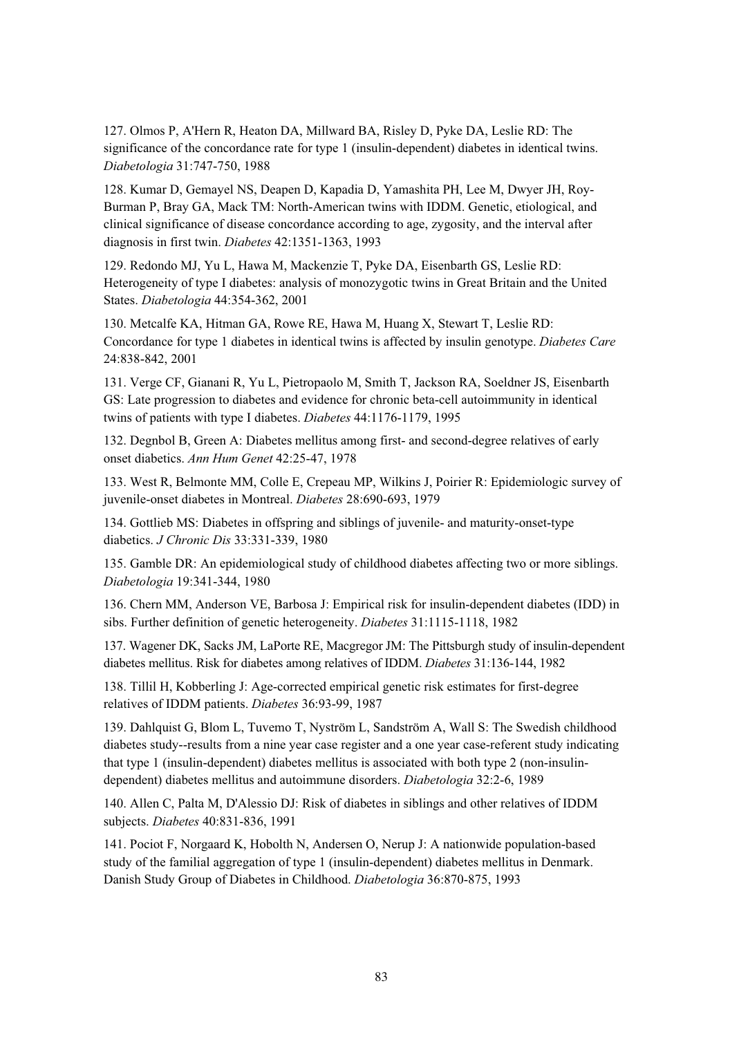127. Olmos P, A'Hern R, Heaton DA, Millward BA, Risley D, Pyke DA, Leslie RD: The significance of the concordance rate for type 1 (insulin-dependent) diabetes in identical twins. *Diabetologia* 31:747-750, 1988

128. Kumar D, Gemayel NS, Deapen D, Kapadia D, Yamashita PH, Lee M, Dwyer JH, Roy-Burman P, Bray GA, Mack TM: North-American twins with IDDM. Genetic, etiological, and clinical significance of disease concordance according to age, zygosity, and the interval after diagnosis in first twin. *Diabetes* 42:1351-1363, 1993

129. Redondo MJ, Yu L, Hawa M, Mackenzie T, Pyke DA, Eisenbarth GS, Leslie RD: Heterogeneity of type I diabetes: analysis of monozygotic twins in Great Britain and the United States. *Diabetologia* 44:354-362, 2001

130. Metcalfe KA, Hitman GA, Rowe RE, Hawa M, Huang X, Stewart T, Leslie RD: Concordance for type 1 diabetes in identical twins is affected by insulin genotype. *Diabetes Care* 24:838-842, 2001

131. Verge CF, Gianani R, Yu L, Pietropaolo M, Smith T, Jackson RA, Soeldner JS, Eisenbarth GS: Late progression to diabetes and evidence for chronic beta-cell autoimmunity in identical twins of patients with type I diabetes. *Diabetes* 44:1176-1179, 1995

132. Degnbol B, Green A: Diabetes mellitus among first- and second-degree relatives of early onset diabetics. *Ann Hum Genet* 42:25-47, 1978

133. West R, Belmonte MM, Colle E, Crepeau MP, Wilkins J, Poirier R: Epidemiologic survey of juvenile-onset diabetes in Montreal. *Diabetes* 28:690-693, 1979

134. Gottlieb MS: Diabetes in offspring and siblings of juvenile- and maturity-onset-type diabetics. *J Chronic Dis* 33:331-339, 1980

135. Gamble DR: An epidemiological study of childhood diabetes affecting two or more siblings. *Diabetologia* 19:341-344, 1980

136. Chern MM, Anderson VE, Barbosa J: Empirical risk for insulin-dependent diabetes (IDD) in sibs. Further definition of genetic heterogeneity. *Diabetes* 31:1115-1118, 1982

137. Wagener DK, Sacks JM, LaPorte RE, Macgregor JM: The Pittsburgh study of insulin-dependent diabetes mellitus. Risk for diabetes among relatives of IDDM. *Diabetes* 31:136-144, 1982

138. Tillil H, Kobberling J: Age-corrected empirical genetic risk estimates for first-degree relatives of IDDM patients. *Diabetes* 36:93-99, 1987

139. Dahlquist G, Blom L, Tuvemo T, Nyström L, Sandström A, Wall S: The Swedish childhood diabetes study--results from a nine year case register and a one year case-referent study indicating that type 1 (insulin-dependent) diabetes mellitus is associated with both type 2 (non-insulin-dependent) diabetes mellitus and autoimmune disorders. *Diabetologia* 32:2-6, 1989

140. Allen C, Palta M, D'Alessio DJ: Risk of diabetes in siblings and other relatives of IDDM subjects. *Diabetes* 40:831-836, 1991

141. Pociot F, Norgaard K, Hobolth N, Andersen O, Nerup J: A nationwide population-based study of the familial aggregation of type 1 (insulin-dependent) diabetes mellitus in Denmark. Danish Study Group of Diabetes in Childhood. *Diabetologia* 36:870-875, 1993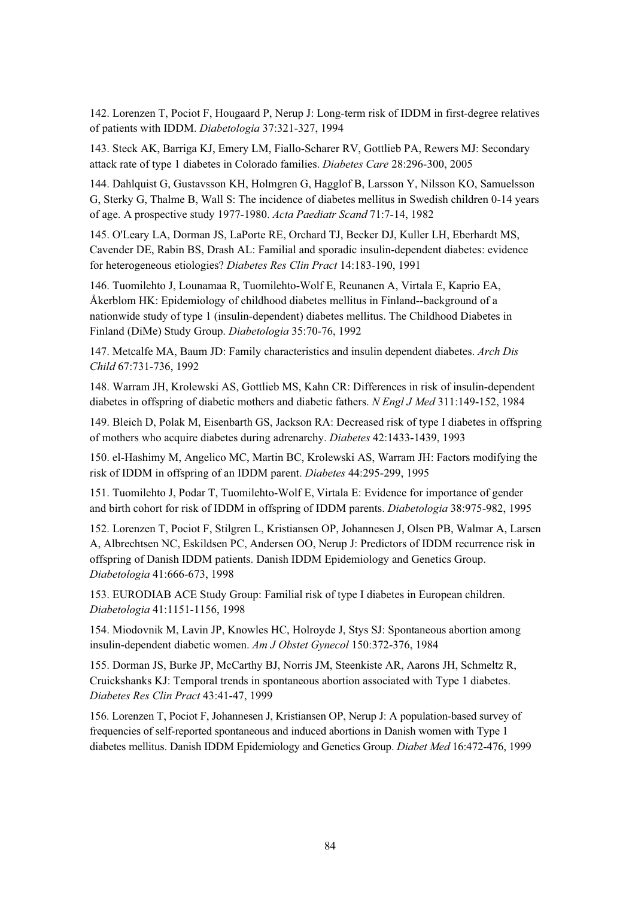142. Lorenzen T, Pociot F, Hougaard P, Nerup J: Long-term risk of IDDM in first-degree relatives of patients with IDDM. *Diabetologia* 37:321-327, 1994

143. Steck AK, Barriga KJ, Emery LM, Fiallo-Scharer RV, Gottlieb PA, Rewers MJ: Secondary attack rate of type 1 diabetes in Colorado families. *Diabetes Care* 28:296-300, 2005

144. Dahlquist G, Gustavsson KH, Holmgren G, Hagglof B, Larsson Y, Nilsson KO, Samuelsson G, Sterky G, Thalme B, Wall S: The incidence of diabetes mellitus in Swedish children 0-14 years of age. A prospective study 1977-1980. *Acta Paediatr Scand* 71:7-14, 1982

145. O'Leary LA, Dorman JS, LaPorte RE, Orchard TJ, Becker DJ, Kuller LH, Eberhardt MS, Cavender DE, Rabin BS, Drash AL: Familial and sporadic insulin-dependent diabetes: evidence for heterogeneous etiologies? *Diabetes Res Clin Pract* 14:183-190, 1991

146. Tuomilehto J, Lounamaa R, Tuomilehto-Wolf E, Reunanen A, Virtala E, Kaprio EA, Åkerblom HK: Epidemiology of childhood diabetes mellitus in Finland--background of a nationwide study of type 1 (insulin-dependent) diabetes mellitus. The Childhood Diabetes in Finland (DiMe) Study Group. *Diabetologia* 35:70-76, 1992

147. Metcalfe MA, Baum JD: Family characteristics and insulin dependent diabetes. *Arch Dis Child* 67:731-736, 1992

148. Warram JH, Krolewski AS, Gottlieb MS, Kahn CR: Differences in risk of insulin-dependent diabetes in offspring of diabetic mothers and diabetic fathers. *N Engl J Med* 311:149-152, 1984

149. Bleich D, Polak M, Eisenbarth GS, Jackson RA: Decreased risk of type I diabetes in offspring of mothers who acquire diabetes during adrenarchy. *Diabetes* 42:1433-1439, 1993

150. el-Hashimy M, Angelico MC, Martin BC, Krolewski AS, Warram JH: Factors modifying the risk of IDDM in offspring of an IDDM parent. *Diabetes* 44:295-299, 1995

151. Tuomilehto J, Podar T, Tuomilehto-Wolf E, Virtala E: Evidence for importance of gender and birth cohort for risk of IDDM in offspring of IDDM parents. *Diabetologia* 38:975-982, 1995

152. Lorenzen T, Pociot F, Stilgren L, Kristiansen OP, Johannesen J, Olsen PB, Walmar A, Larsen A, Albrechtsen NC, Eskildsen PC, Andersen OO, Nerup J: Predictors of IDDM recurrence risk in offspring of Danish IDDM patients. Danish IDDM Epidemiology and Genetics Group. *Diabetologia* 41:666-673, 1998

153. EURODIAB ACE Study Group: Familial risk of type I diabetes in European children. *Diabetologia* 41:1151-1156, 1998

154. Miodovnik M, Lavin JP, Knowles HC, Holroyde J, Stys SJ: Spontaneous abortion among insulin-dependent diabetic women. *Am J Obstet Gynecol* 150:372-376, 1984

155. Dorman JS, Burke JP, McCarthy BJ, Norris JM, Steenkiste AR, Aarons JH, Schmeltz R, Cruickshanks KJ: Temporal trends in spontaneous abortion associated with Type 1 diabetes. *Diabetes Res Clin Pract* 43:41-47, 1999

156. Lorenzen T, Pociot F, Johannesen J, Kristiansen OP, Nerup J: A population-based survey of frequencies of self-reported spontaneous and induced abortions in Danish women with Type 1 diabetes mellitus. Danish IDDM Epidemiology and Genetics Group. *Diabet Med* 16:472-476, 1999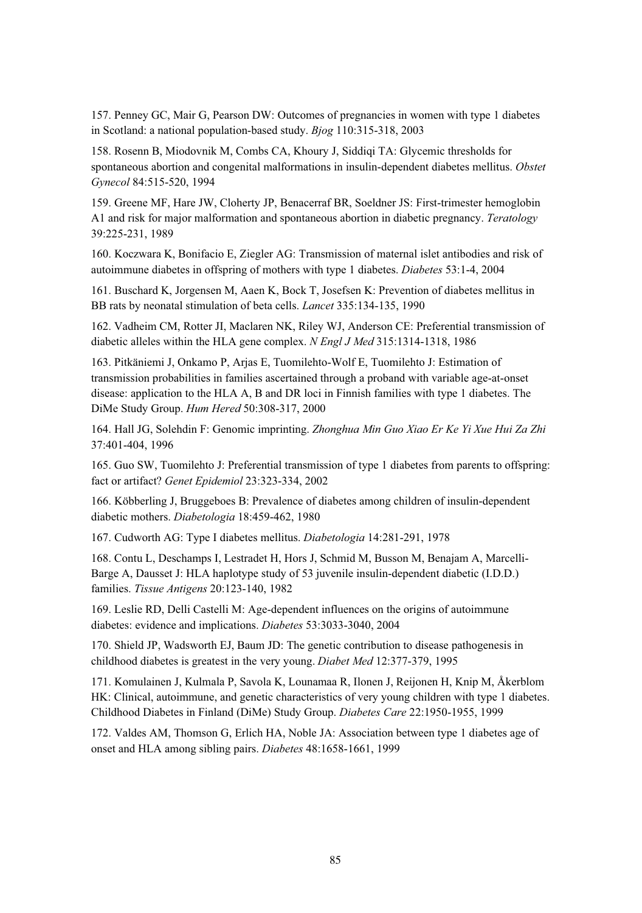157. Penney GC, Mair G, Pearson DW: Outcomes of pregnancies in women with type 1 diabetes in Scotland: a national population-based study. *Bjog* 110:315-318, 2003

158. Rosenn B, Miodovnik M, Combs CA, Khoury J, Siddiqi TA: Glycemic thresholds for spontaneous abortion and congenital malformations in insulin-dependent diabetes mellitus. *Obstet Gynecol* 84:515-520, 1994

159. Greene MF, Hare JW, Cloherty JP, Benacerraf BR, Soeldner JS: First-trimester hemoglobin A1 and risk for major malformation and spontaneous abortion in diabetic pregnancy. *Teratology* 39:225-231, 1989

160. Koczwara K, Bonifacio E, Ziegler AG: Transmission of maternal islet antibodies and risk of autoimmune diabetes in offspring of mothers with type 1 diabetes. *Diabetes* 53:1-4, 2004

161. Buschard K, Jorgensen M, Aaen K, Bock T, Josefsen K: Prevention of diabetes mellitus in BB rats by neonatal stimulation of beta cells. *Lancet* 335:134-135, 1990

162. Vadheim CM, Rotter JI, Maclaren NK, Riley WJ, Anderson CE: Preferential transmission of diabetic alleles within the HLA gene complex. *N Engl J Med* 315:1314-1318, 1986

163. Pitkäniemi J, Onkamo P, Arjas E, Tuomilehto-Wolf E, Tuomilehto J: Estimation of transmission probabilities in families ascertained through a proband with variable age-at-onset disease: application to the HLA A, B and DR loci in Finnish families with type 1 diabetes. The DiMe Study Group. *Hum Hered* 50:308-317, 2000

164. Hall JG, Solehdin F: Genomic imprinting. *Zhonghua Min Guo Xiao Er Ke Yi Xue Hui Za Zhi* 37:401-404, 1996

165. Guo SW, Tuomilehto J: Preferential transmission of type 1 diabetes from parents to offspring: fact or artifact? *Genet Epidemiol* 23:323-334, 2002

166. Köbberling J, Bruggeboes B: Prevalence of diabetes among children of insulin-dependent diabetic mothers. *Diabetologia* 18:459-462, 1980

167. Cudworth AG: Type I diabetes mellitus. *Diabetologia* 14:281-291, 1978

168. Contu L, Deschamps I, Lestradet H, Hors J, Schmid M, Busson M, Benajam A, Marcelli-Barge A, Dausset J: HLA haplotype study of 53 juvenile insulin-dependent diabetic (I.D.D.) families. *Tissue Antigens* 20:123-140, 1982

169. Leslie RD, Delli Castelli M: Age-dependent influences on the origins of autoimmune diabetes: evidence and implications. *Diabetes* 53:3033-3040, 2004

170. Shield JP, Wadsworth EJ, Baum JD: The genetic contribution to disease pathogenesis in childhood diabetes is greatest in the very young. *Diabet Med* 12:377-379, 1995

171. Komulainen J, Kulmala P, Savola K, Lounamaa R, Ilonen J, Reijonen H, Knip M, Åkerblom HK: Clinical, autoimmune, and genetic characteristics of very young children with type 1 diabetes. Childhood Diabetes in Finland (DiMe) Study Group. *Diabetes Care* 22:1950-1955, 1999

172. Valdes AM, Thomson G, Erlich HA, Noble JA: Association between type 1 diabetes age of onset and HLA among sibling pairs. *Diabetes* 48:1658-1661, 1999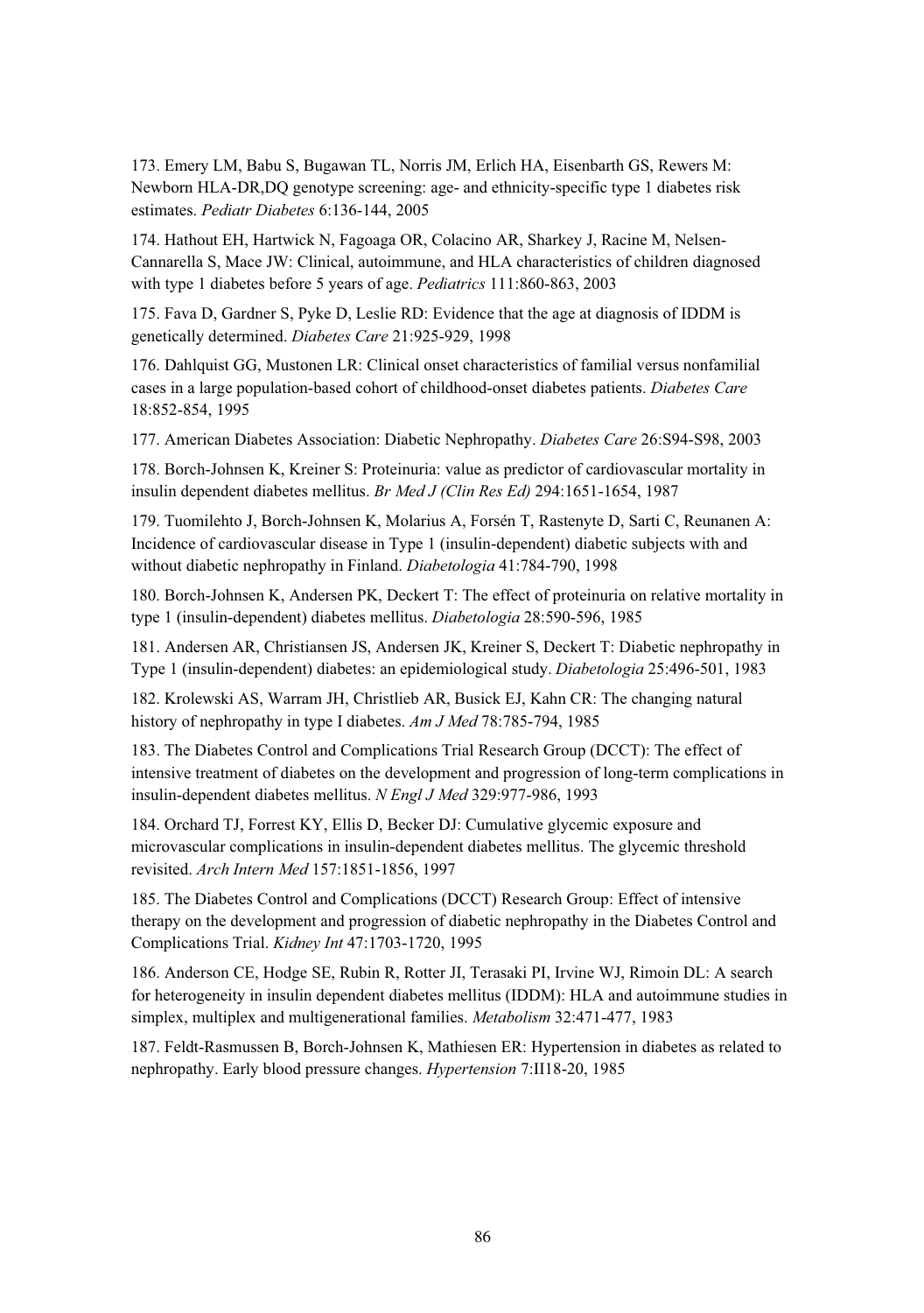173. Emery LM, Babu S, Bugawan TL, Norris JM, Erlich HA, Eisenbarth GS, Rewers M: Newborn HLA-DR,DQ genotype screening: age- and ethnicity-specific type 1 diabetes risk estimates. *Pediatr Diabetes* 6:136-144, 2005

174. Hathout EH, Hartwick N, Fagoaga OR, Colacino AR, Sharkey J, Racine M, Nelsen-Cannarella S, Mace JW: Clinical, autoimmune, and HLA characteristics of children diagnosed with type 1 diabetes before 5 years of age. *Pediatrics* 111:860-863, 2003

175. Fava D, Gardner S, Pyke D, Leslie RD: Evidence that the age at diagnosis of IDDM is genetically determined. *Diabetes Care* 21:925-929, 1998

176. Dahlquist GG, Mustonen LR: Clinical onset characteristics of familial versus nonfamilial cases in a large population-based cohort of childhood-onset diabetes patients. *Diabetes Care* 18:852-854, 1995

177. American Diabetes Association: Diabetic Nephropathy. *Diabetes Care* 26:S94-S98, 2003

178. Borch-Johnsen K, Kreiner S: Proteinuria: value as predictor of cardiovascular mortality in insulin dependent diabetes mellitus. *Br Med J (Clin Res Ed)* 294:1651-1654, 1987

179. Tuomilehto J, Borch-Johnsen K, Molarius A, Forsén T, Rastenyte D, Sarti C, Reunanen A: Incidence of cardiovascular disease in Type 1 (insulin-dependent) diabetic subjects with and without diabetic nephropathy in Finland. *Diabetologia* 41:784-790, 1998

180. Borch-Johnsen K, Andersen PK, Deckert T: The effect of proteinuria on relative mortality in type 1 (insulin-dependent) diabetes mellitus. *Diabetologia* 28:590-596, 1985

181. Andersen AR, Christiansen JS, Andersen JK, Kreiner S, Deckert T: Diabetic nephropathy in Type 1 (insulin-dependent) diabetes: an epidemiological study. *Diabetologia* 25:496-501, 1983

182. Krolewski AS, Warram JH, Christlieb AR, Busick EJ, Kahn CR: The changing natural history of nephropathy in type I diabetes. *Am J Med* 78:785-794, 1985

183. The Diabetes Control and Complications Trial Research Group (DCCT): The effect of intensive treatment of diabetes on the development and progression of long-term complications in insulin-dependent diabetes mellitus. *N Engl J Med* 329:977-986, 1993

184. Orchard TJ, Forrest KY, Ellis D, Becker DJ: Cumulative glycemic exposure and microvascular complications in insulin-dependent diabetes mellitus. The glycemic threshold revisited. *Arch Intern Med* 157:1851-1856, 1997

185. The Diabetes Control and Complications (DCCT) Research Group: Effect of intensive therapy on the development and progression of diabetic nephropathy in the Diabetes Control and Complications Trial. *Kidney Int* 47:1703-1720, 1995

186. Anderson CE, Hodge SE, Rubin R, Rotter JI, Terasaki PI, Irvine WJ, Rimoin DL: A search for heterogeneity in insulin dependent diabetes mellitus (IDDM): HLA and autoimmune studies in simplex, multiplex and multigenerational families. *Metabolism* 32:471-477, 1983

187. Feldt-Rasmussen B, Borch-Johnsen K, Mathiesen ER: Hypertension in diabetes as related to nephropathy. Early blood pressure changes. *Hypertension* 7:II18-20, 1985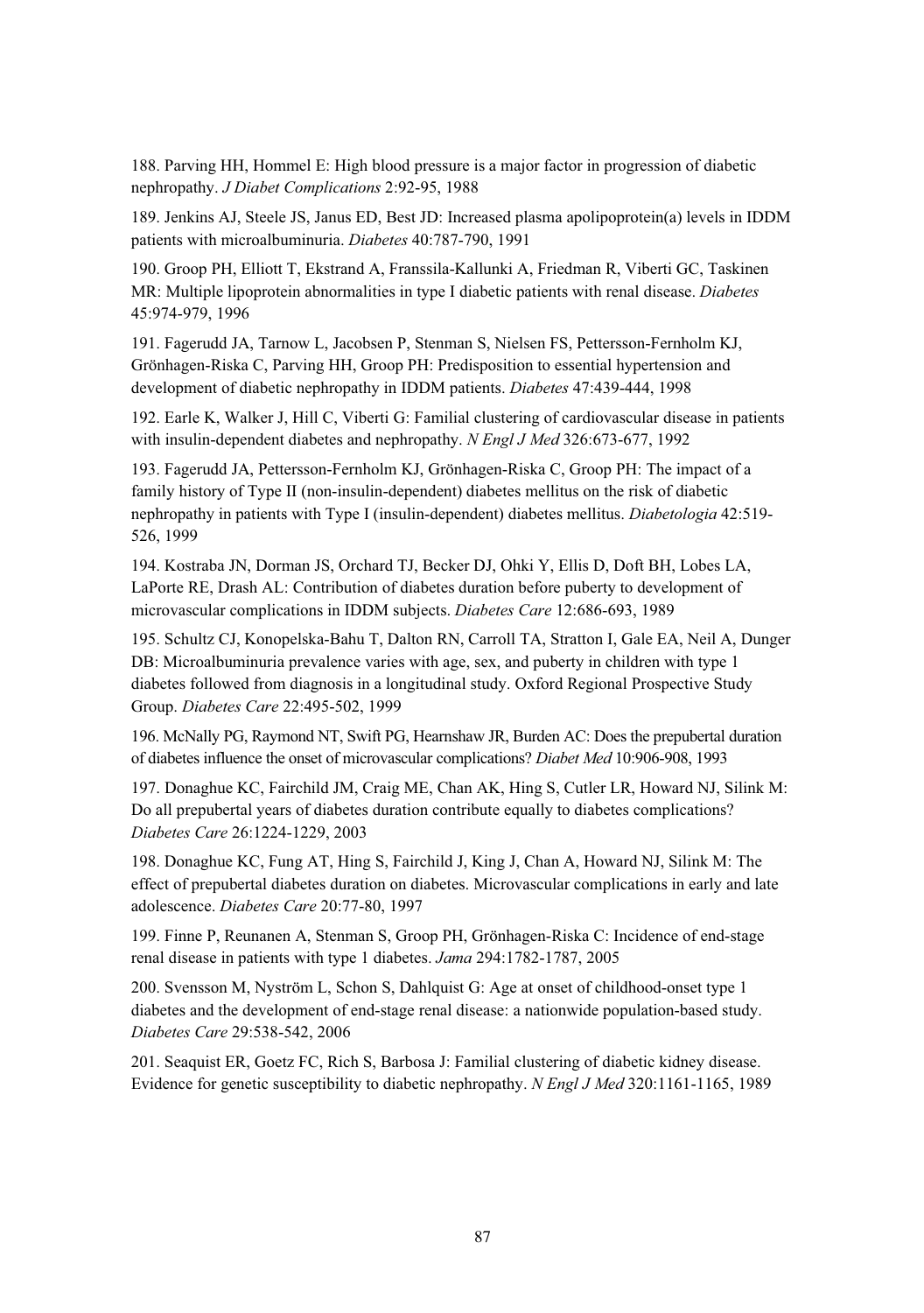188. Parving HH, Hommel E: High blood pressure is a major factor in progression of diabetic nephropathy. *J Diabet Complications* 2:92-95, 1988

189. Jenkins AJ, Steele JS, Janus ED, Best JD: Increased plasma apolipoprotein(a) levels in IDDM patients with microalbuminuria. *Diabetes* 40:787-790, 1991

190. Groop PH, Elliott T, Ekstrand A, Franssila-Kallunki A, Friedman R, Viberti GC, Taskinen MR: Multiple lipoprotein abnormalities in type I diabetic patients with renal disease. *Diabetes* 45:974-979, 1996

191. Fagerudd JA, Tarnow L, Jacobsen P, Stenman S, Nielsen FS, Pettersson-Fernholm KJ, Grönhagen-Riska C, Parving HH, Groop PH: Predisposition to essential hypertension and development of diabetic nephropathy in IDDM patients. *Diabetes* 47:439-444, 1998

192. Earle K, Walker J, Hill C, Viberti G: Familial clustering of cardiovascular disease in patients with insulin-dependent diabetes and nephropathy. *N Engl J Med* 326:673-677, 1992

193. Fagerudd JA, Pettersson-Fernholm KJ, Grönhagen-Riska C, Groop PH: The impact of a family history of Type II (non-insulin-dependent) diabetes mellitus on the risk of diabetic nephropathy in patients with Type I (insulin-dependent) diabetes mellitus. *Diabetologia* 42:519-526, 1999

194. Kostraba JN, Dorman JS, Orchard TJ, Becker DJ, Ohki Y, Ellis D, Doft BH, Lobes LA, LaPorte RE, Drash AL: Contribution of diabetes duration before puberty to development of microvascular complications in IDDM subjects. *Diabetes Care* 12:686-693, 1989

195. Schultz CJ, Konopelska-Bahu T, Dalton RN, Carroll TA, Stratton I, Gale EA, Neil A, Dunger DB: Microalbuminuria prevalence varies with age, sex, and puberty in children with type 1 diabetes followed from diagnosis in a longitudinal study. Oxford Regional Prospective Study Group. *Diabetes Care* 22:495-502, 1999

196. McNally PG, Raymond NT, Swift PG, Hearnshaw JR, Burden AC: Does the prepubertal duration of diabetes influence the onset of microvascular complications? *Diabet Med* 10:906-908, 1993

197. Donaghue KC, Fairchild JM, Craig ME, Chan AK, Hing S, Cutler LR, Howard NJ, Silink M: Do all prepubertal years of diabetes duration contribute equally to diabetes complications? *Diabetes Care* 26:1224-1229, 2003

198. Donaghue KC, Fung AT, Hing S, Fairchild J, King J, Chan A, Howard NJ, Silink M: The effect of prepubertal diabetes duration on diabetes. Microvascular complications in early and late adolescence. *Diabetes Care* 20:77-80, 1997

199. Finne P, Reunanen A, Stenman S, Groop PH, Grönhagen-Riska C: Incidence of end-stage renal disease in patients with type 1 diabetes. *Jama* 294:1782-1787, 2005

200. Svensson M, Nyström L, Schon S, Dahlquist G: Age at onset of childhood-onset type 1 diabetes and the development of end-stage renal disease: a nationwide population-based study. *Diabetes Care* 29:538-542, 2006

201. Seaquist ER, Goetz FC, Rich S, Barbosa J: Familial clustering of diabetic kidney disease. Evidence for genetic susceptibility to diabetic nephropathy. *N Engl J Med* 320:1161-1165, 1989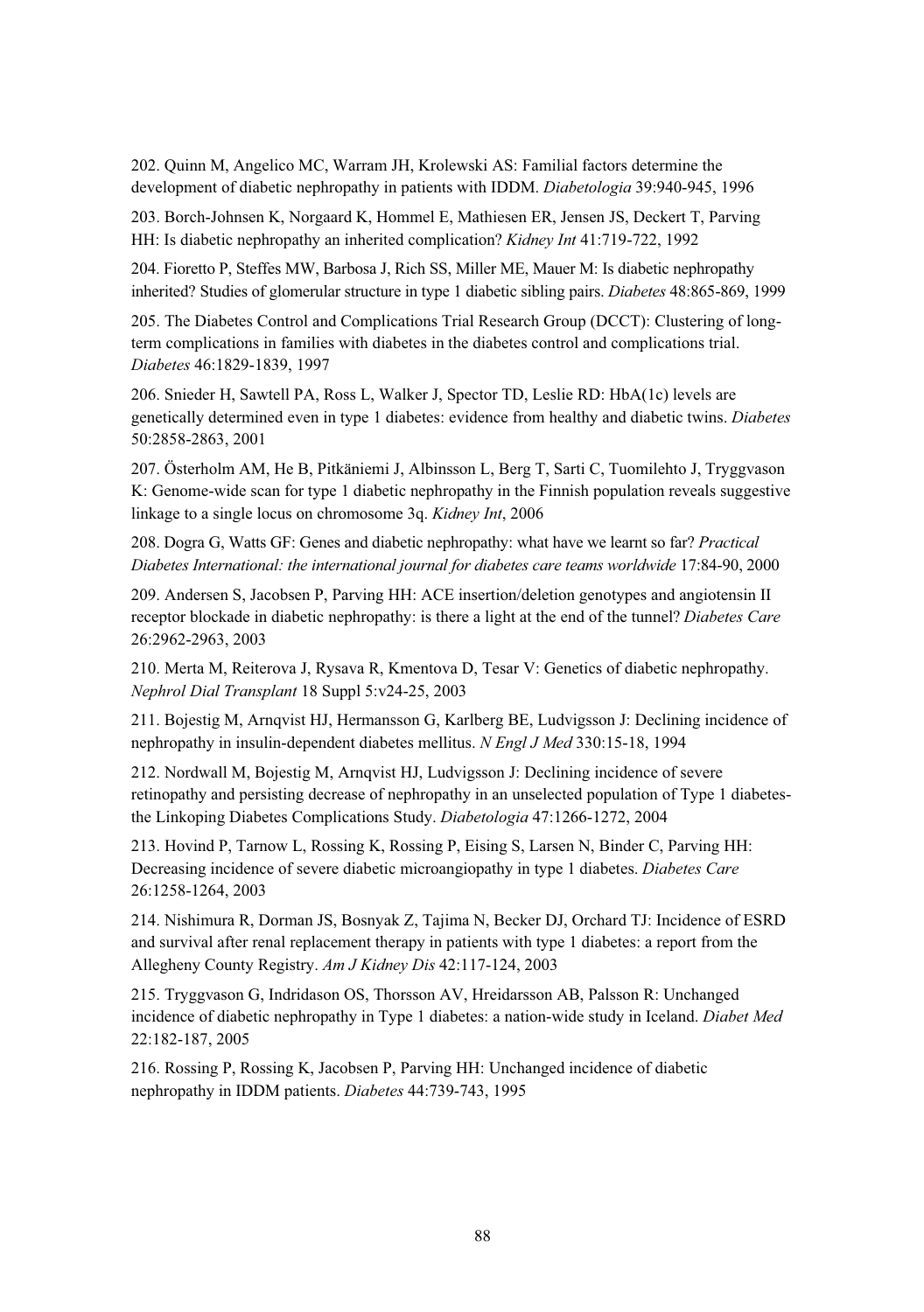202. Quinn M, Angelico MC, Warram JH, Krolewski AS: Familial factors determine the development of diabetic nephropathy in patients with IDDM. *Diabetologia* 39:940-945, 1996

203. Borch-Johnsen K, Norgaard K, Hommel E, Mathiesen ER, Jensen JS, Deckert T, Parving HH: Is diabetic nephropathy an inherited complication? *Kidney Int* 41:719-722, 1992

204. Fioretto P, Steffes MW, Barbosa J, Rich SS, Miller ME, Mauer M: Is diabetic nephropathy inherited? Studies of glomerular structure in type 1 diabetic sibling pairs. *Diabetes* 48:865-869, 1999

205. The Diabetes Control and Complications Trial Research Group (DCCT): Clustering of long-term complications in families with diabetes in the diabetes control and complications trial. *Diabetes* 46:1829-1839, 1997

206. Snieder H, Sawtell PA, Ross L, Walker J, Spector TD, Leslie RD: HbA(1c) levels are genetically determined even in type 1 diabetes: evidence from healthy and diabetic twins. *Diabetes* 50:2858-2863, 2001

207. Österholm AM, He B, Pitkäniemi J, Albinsson L, Berg T, Sarti C, Tuomilehto J, Tryggvason K: Genome-wide scan for type 1 diabetic nephropathy in the Finnish population reveals suggestive linkage to a single locus on chromosome 3q. *Kidney Int*, 2006

208. Dogra G, Watts GF: Genes and diabetic nephropathy: what have we learnt so far? *Practical Diabetes International: the international journal for diabetes care teams worldwide* 17:84-90, 2000

209. Andersen S, Jacobsen P, Parving HH: ACE insertion/deletion genotypes and angiotensin II receptor blockade in diabetic nephropathy: is there a light at the end of the tunnel? *Diabetes Care* 26:2962-2963, 2003

210. Merta M, Reiterova J, Rysava R, Kmentova D, Tesar V: Genetics of diabetic nephropathy. *Nephrol Dial Transplant* 18 Suppl 5:v24-25, 2003

211. Bojestig M, Arnqvist HJ, Hermansson G, Karlberg BE, Ludvigsson J: Declining incidence of nephropathy in insulin-dependent diabetes mellitus. *N Engl J Med* 330:15-18, 1994

212. Nordwall M, Bojestig M, Arnqvist HJ, Ludvigsson J: Declining incidence of severe retinopathy and persisting decrease of nephropathy in an unselected population of Type 1 diabetes-the Linkoping Diabetes Complications Study. *Diabetologia* 47:1266-1272, 2004

213. Hovind P, Tarnow L, Rossing K, Rossing P, Eising S, Larsen N, Binder C, Parving HH: Decreasing incidence of severe diabetic microangiopathy in type 1 diabetes. *Diabetes Care* 26:1258-1264, 2003

214. Nishimura R, Dorman JS, Bosnyak Z, Tajima N, Becker DJ, Orchard TJ: Incidence of ESRD and survival after renal replacement therapy in patients with type 1 diabetes: a report from the Allegheny County Registry. *Am J Kidney Dis* 42:117-124, 2003

215. Tryggvason G, Indridason OS, Thorsson AV, Hreidarsson AB, Palsson R: Unchanged incidence of diabetic nephropathy in Type 1 diabetes: a nation-wide study in Iceland. *Diabet Med* 22:182-187, 2005

216. Rossing P, Rossing K, Jacobsen P, Parving HH: Unchanged incidence of diabetic nephropathy in IDDM patients. *Diabetes* 44:739-743, 1995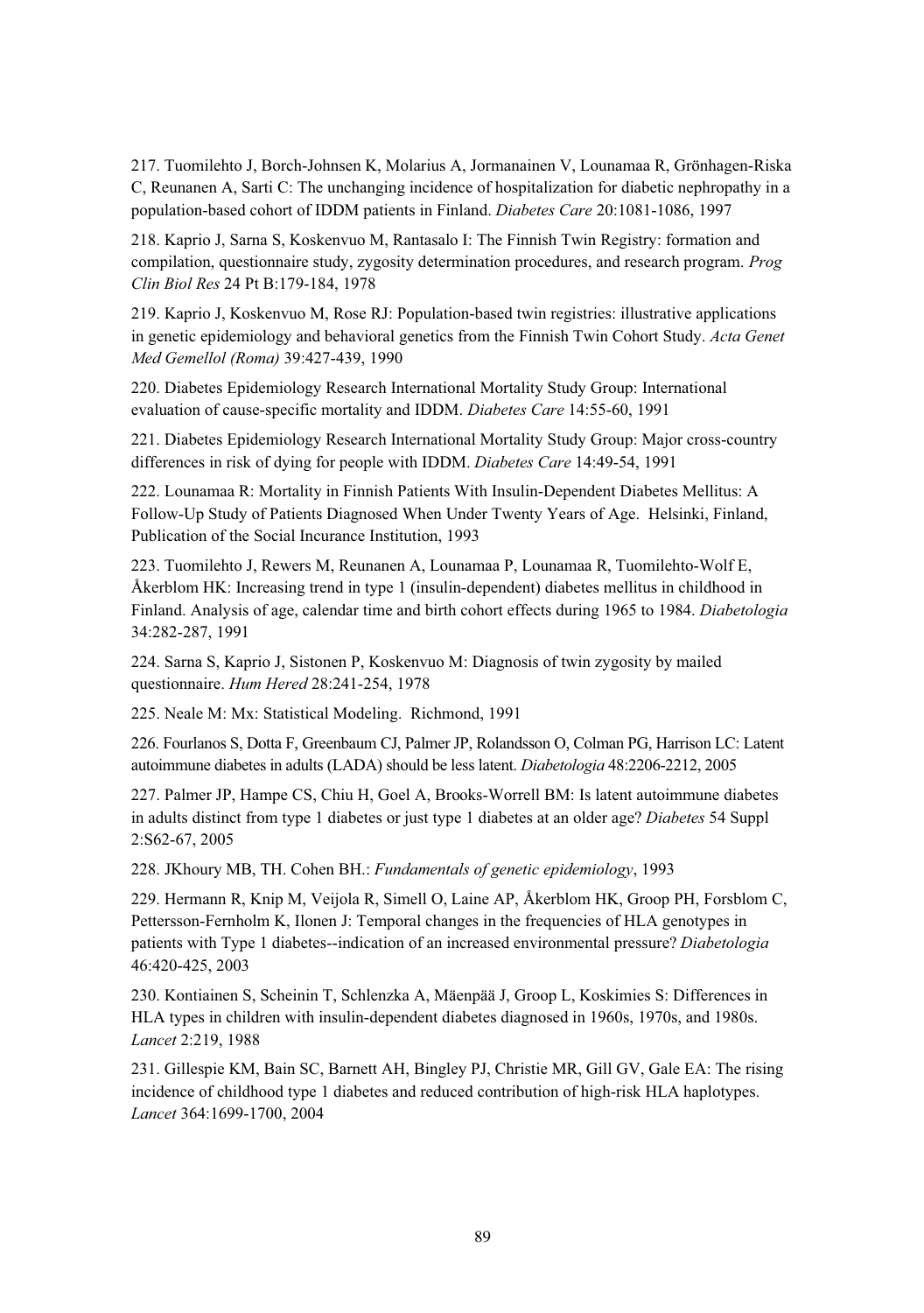217. Tuomilehto J, Borch-Johnsen K, Molarius A, Jormanainen V, Lounamaa R, Grönhagen-Riska C, Reunanen A, Sarti C: The unchanging incidence of hospitalization for diabetic nephropathy in a population-based cohort of IDDM patients in Finland. *Diabetes Care* 20:1081-1086, 1997

218. Kaprio J, Sarna S, Koskenvuo M, Rantasalo I: The Finnish Twin Registry: formation and compilation, questionnaire study, zygosity determination procedures, and research program. *Prog Clin Biol Res* 24 Pt B:179-184, 1978

219. Kaprio J, Koskenvuo M, Rose RJ: Population-based twin registries: illustrative applications in genetic epidemiology and behavioral genetics from the Finnish Twin Cohort Study. *Acta Genet Med Gemellol (Roma)* 39:427-439, 1990

220. Diabetes Epidemiology Research International Mortality Study Group: International evaluation of cause-specific mortality and IDDM. *Diabetes Care* 14:55-60, 1991

221. Diabetes Epidemiology Research International Mortality Study Group: Major cross-country differences in risk of dying for people with IDDM. *Diabetes Care* 14:49-54, 1991

222. Lounamaa R: Mortality in Finnish Patients With Insulin-Dependent Diabetes Mellitus: A Follow-Up Study of Patients Diagnosed When Under Twenty Years of Age. Helsinki, Finland, Publication of the Social Incurance Institution, 1993

223. Tuomilehto J, Rewers M, Reunanen A, Lounamaa P, Lounamaa R, Tuomilehto-Wolf E, Åkerblom HK: Increasing trend in type 1 (insulin-dependent) diabetes mellitus in childhood in Finland. Analysis of age, calendar time and birth cohort effects during 1965 to 1984. *Diabetologia* 34:282-287, 1991

224. Sarna S, Kaprio J, Sistonen P, Koskenvuo M: Diagnosis of twin zygosity by mailed questionnaire. *Hum Hered* 28:241-254, 1978

225. Neale M: Mx: Statistical Modeling. Richmond, 1991

226. Fourlanos S, Dotta F, Greenbaum CJ, Palmer JP, Rolandsson O, Colman PG, Harrison LC: Latent autoimmune diabetes in adults (LADA) should be less latent. *Diabetologia* 48:2206-2212, 2005

227. Palmer JP, Hampe CS, Chiu H, Goel A, Brooks-Worrell BM: Is latent autoimmune diabetes in adults distinct from type 1 diabetes or just type 1 diabetes at an older age? *Diabetes* 54 Suppl 2:S62-67, 2005

228. JKhoury MB, TH. Cohen BH.: *Fundamentals of genetic epidemiology*, 1993

229. Hermann R, Knip M, Veijola R, Simell O, Laine AP, Åkerblom HK, Groop PH, Forsblom C, Pettersson-Fernholm K, Ilonen J: Temporal changes in the frequencies of HLA genotypes in patients with Type 1 diabetes--indication of an increased environmental pressure? *Diabetologia* 46:420-425, 2003

230. Kontiainen S, Scheinin T, Schlenzka A, Mäenpää J, Groop L, Koskimies S: Differences in HLA types in children with insulin-dependent diabetes diagnosed in 1960s, 1970s, and 1980s. *Lancet* 2:219, 1988

231. Gillespie KM, Bain SC, Barnett AH, Bingley PJ, Christie MR, Gill GV, Gale EA: The rising incidence of childhood type 1 diabetes and reduced contribution of high-risk HLA haplotypes. *Lancet* 364:1699-1700, 2004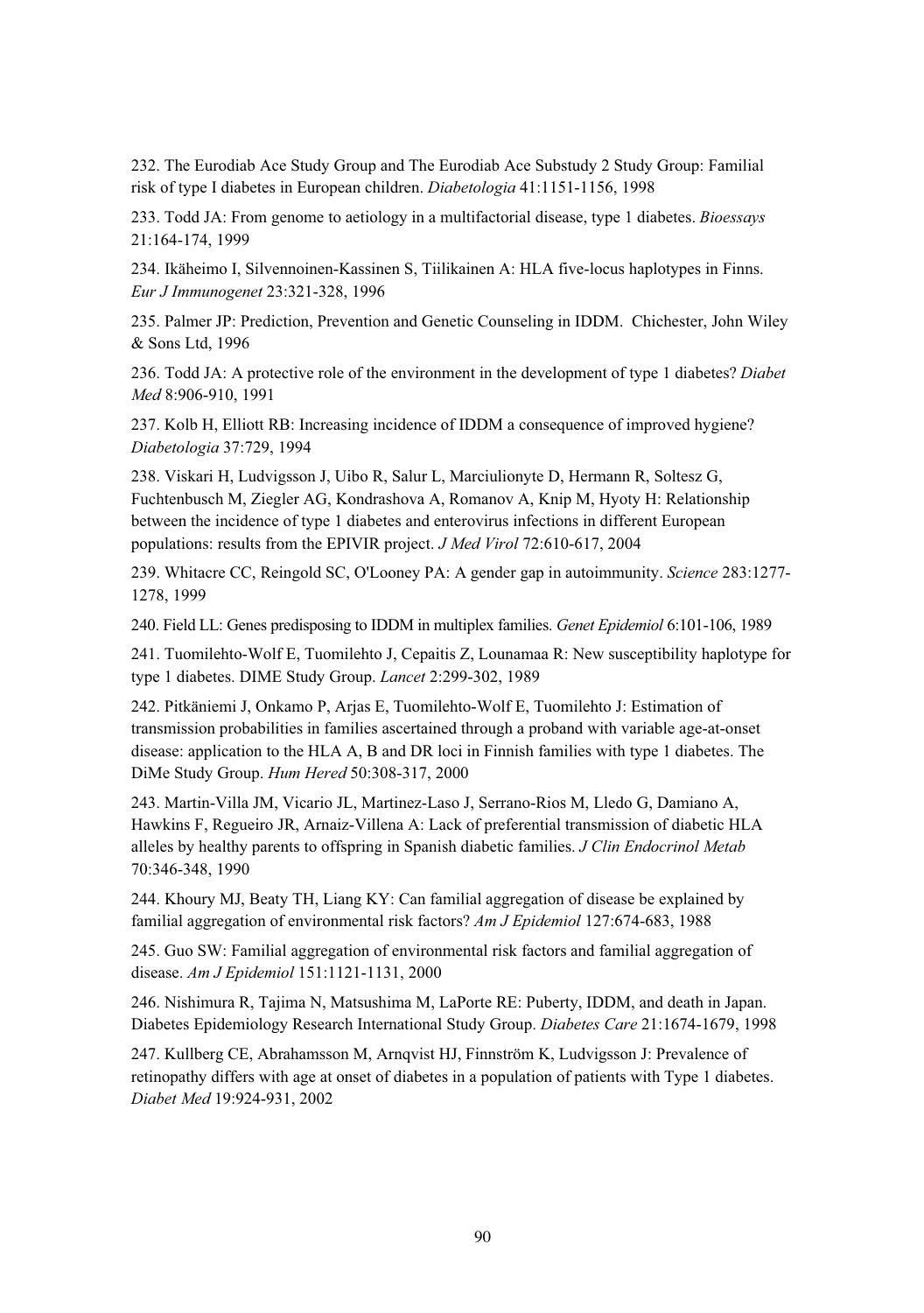232. The Eurodiab Ace Study Group and The Eurodiab Ace Substudy 2 Study Group: Familial risk of type I diabetes in European children. *Diabetologia* 41:1151-1156, 1998

233. Todd JA: From genome to aetiology in a multifactorial disease, type 1 diabetes. *Bioessays* 21:164-174, 1999

234. Ikäheimo I, Silvennoinen-Kassinen S, Tiilikainen A: HLA five-locus haplotypes in Finns. *Eur J Immunogenet* 23:321-328, 1996

235. Palmer JP: Prediction, Prevention and Genetic Counseling in IDDM. Chichester, John Wiley & Sons Ltd, 1996

236. Todd JA: A protective role of the environment in the development of type 1 diabetes? *Diabet Med* 8:906-910, 1991

237. Kolb H, Elliott RB: Increasing incidence of IDDM a consequence of improved hygiene? *Diabetologia* 37:729, 1994

238. Viskari H, Ludvigsson J, Uibo R, Salur L, Marciulionyte D, Hermann R, Soltesz G, Fuchtenbusch M, Ziegler AG, Kondrashova A, Romanov A, Knip M, Hyoty H: Relationship between the incidence of type 1 diabetes and enterovirus infections in different European populations: results from the EPIVIR project. *J Med Virol* 72:610-617, 2004

239. Whitacre CC, Reingold SC, O'Looney PA: A gender gap in autoimmunity. *Science* 283:1277-1278, 1999

240. Field LL: Genes predisposing to IDDM in multiplex families. *Genet Epidemiol* 6:101-106, 1989

241. Tuomilehto-Wolf E, Tuomilehto J, Cepaitis Z, Lounamaa R: New susceptibility haplotype for type 1 diabetes. DIME Study Group. *Lancet* 2:299-302, 1989

242. Pitkäniemi J, Onkamo P, Arjas E, Tuomilehto-Wolf E, Tuomilehto J: Estimation of transmission probabilities in families ascertained through a proband with variable age-at-onset disease: application to the HLA A, B and DR loci in Finnish families with type 1 diabetes. The DiMe Study Group. *Hum Hered* 50:308-317, 2000

243. Martin-Villa JM, Vicario JL, Martinez-Laso J, Serrano-Rios M, Lledo G, Damiano A, Hawkins F, Regueiro JR, Arnaiz-Villena A: Lack of preferential transmission of diabetic HLA alleles by healthy parents to offspring in Spanish diabetic families. *J Clin Endocrinol Metab* 70:346-348, 1990

244. Khoury MJ, Beaty TH, Liang KY: Can familial aggregation of disease be explained by familial aggregation of environmental risk factors? *Am J Epidemiol* 127:674-683, 1988

245. Guo SW: Familial aggregation of environmental risk factors and familial aggregation of disease. *Am J Epidemiol* 151:1121-1131, 2000

246. Nishimura R, Tajima N, Matsushima M, LaPorte RE: Puberty, IDDM, and death in Japan. Diabetes Epidemiology Research International Study Group. *Diabetes Care* 21:1674-1679, 1998

247. Kullberg CE, Abrahamsson M, Arnqvist HJ, Finnström K, Ludvigsson J: Prevalence of retinopathy differs with age at onset of diabetes in a population of patients with Type 1 diabetes. *Diabet Med* 19:924-931, 2002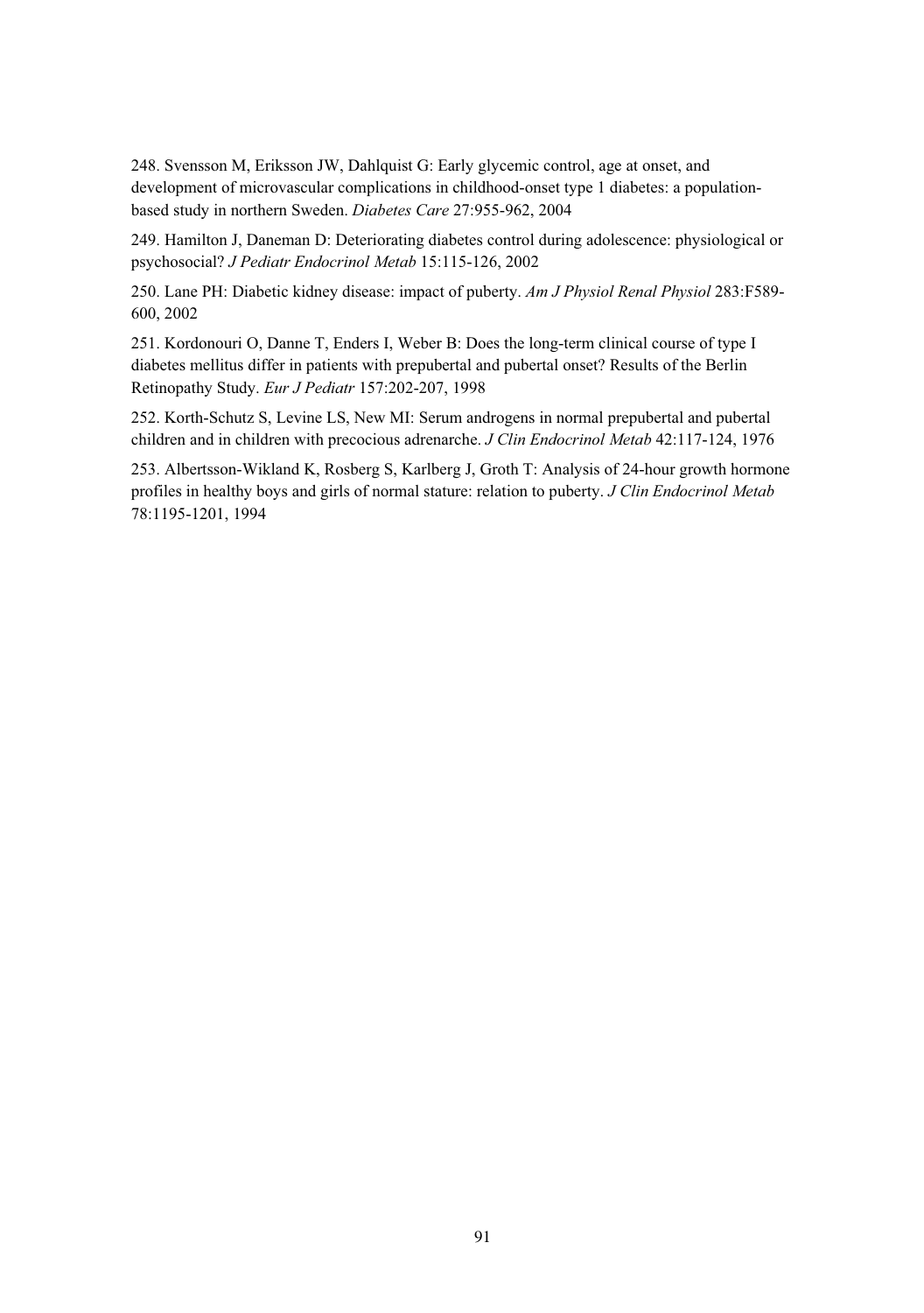248. Svensson M, Eriksson JW, Dahlquist G: Early glycemic control, age at onset, and development of microvascular complications in childhood-onset type 1 diabetes: a population-based study in northern Sweden. *Diabetes Care* 27:955-962, 2004

249. Hamilton J, Daneman D: Deteriorating diabetes control during adolescence: physiological or psychosocial? *J Pediatr Endocrinol Metab* 15:115-126, 2002

250. Lane PH: Diabetic kidney disease: impact of puberty. *Am J Physiol Renal Physiol* 283:F589-600, 2002

251. Kordonouri O, Danne T, Enders I, Weber B: Does the long-term clinical course of type I diabetes mellitus differ in patients with prepubertal and pubertal onset? Results of the Berlin Retinopathy Study. *Eur J Pediatr* 157:202-207, 1998

252. Korth-Schutz S, Levine LS, New MI: Serum androgens in normal prepubertal and pubertal children and in children with precocious adrenarche. *J Clin Endocrinol Metab* 42:117-124, 1976

253. Albertsson-Wikland K, Rosberg S, Karlberg J, Groth T: Analysis of 24-hour growth hormone profiles in healthy boys and girls of normal stature: relation to puberty. *J Clin Endocrinol Metab* 78:1195-1201, 1994